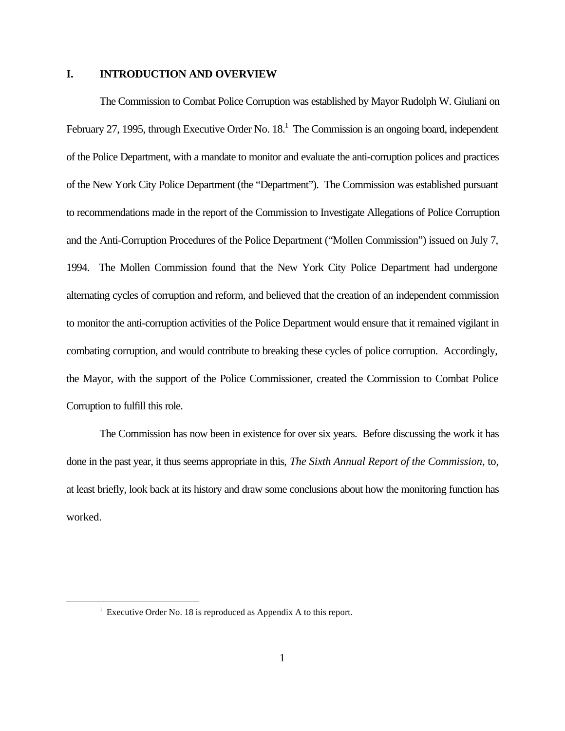## I. INTRODUCTION AND OVERVIEW

The Commission to Combat Police Corruption was established by Mayor Rudolph W. Giuliani on February 27, 1995, through Executive Order No. 18.[1] The Commission is an ongoing board, independent of the Police Department, with a mandate to monitor and evaluate the anti-corruption polices and practices of the New York City Police Department (the "Department"). The Commission was established pursuant to recommendations made in the report of the Commission to Investigate Allegations of Police Corruption and the Anti-Corruption Procedures of the Police Department ("Mollen Commission") issued on July 7, 1994. The Mollen Commission found that the New York City Police Department had undergone alternating cycles of corruption and reform, and believed that the creation of an independent commission to monitor the anti-corruption activities of the Police Department would ensure that it remained vigilant in combating corruption, and would contribute to breaking these cycles of police corruption. Accordingly, the Mayor, with the support of the Police Commissioner, created the Commission to Combat Police Corruption to fulfill this role.

The Commission has now been in existence for over six years. Before discussing the work it has done in the past year, it thus seems appropriate in this, *The Sixth Annual Report of the Commission*, to, at least briefly, look back at its history and draw some conclusions about how the monitoring function has worked.

[1] Executive Order No. 18 is reproduced as Appendix A to this report.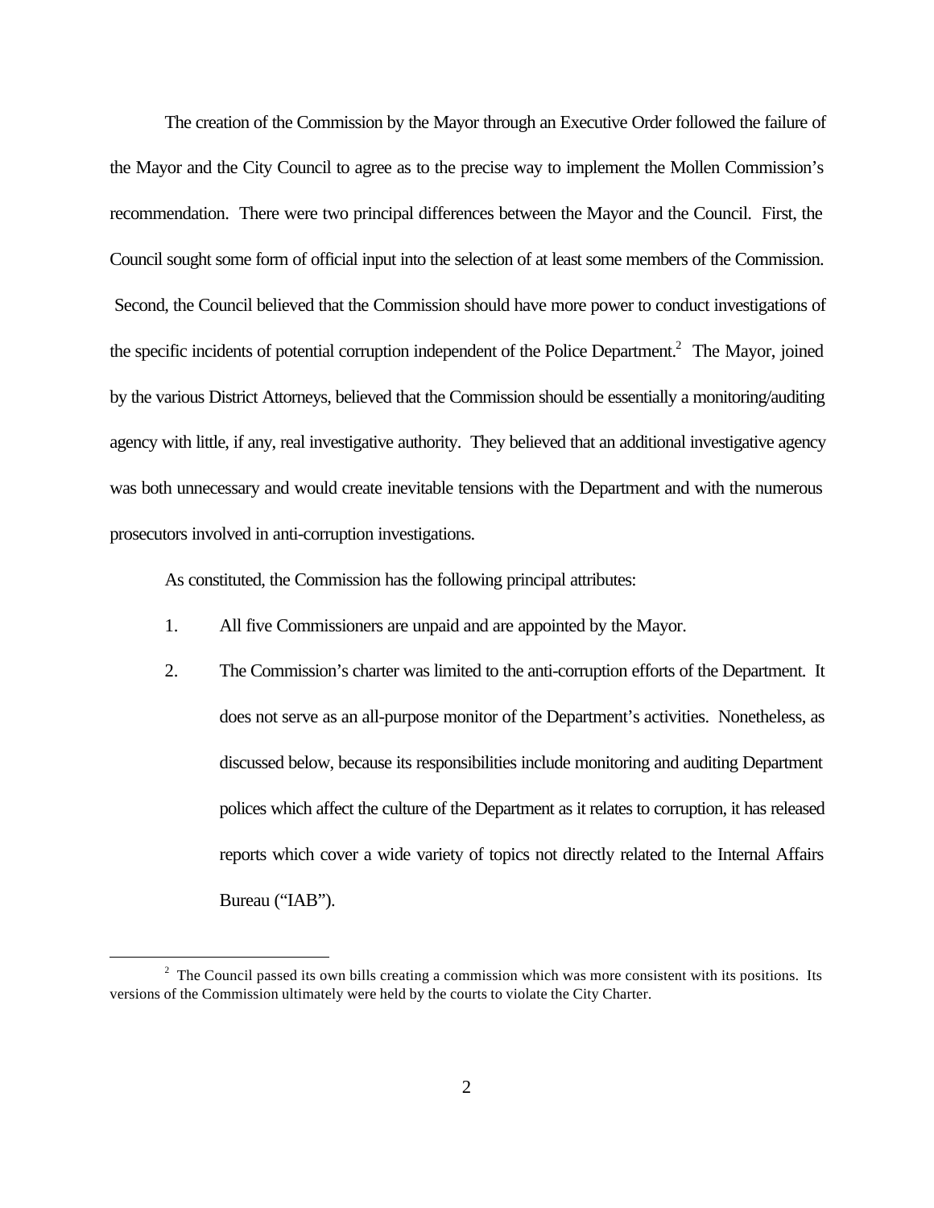The creation of the Commission by the Mayor through an Executive Order followed the failure of the Mayor and the City Council to agree as to the precise way to implement the Mollen Commission's recommendation. There were two principal differences between the Mayor and the Council. First, the Council sought some form of official input into the selection of at least some members of the Commission. Second, the Council believed that the Commission should have more power to conduct investigations of the specific incidents of potential corruption independent of the Police Department.[2] The Mayor, joined by the various District Attorneys, believed that the Commission should be essentially a monitoring/auditing agency with little, if any, real investigative authority. They believed that an additional investigative agency was both unnecessary and would create inevitable tensions with the Department and with the numerous prosecutors involved in anti-corruption investigations.

As constituted, the Commission has the following principal attributes:

1. All five Commissioners are unpaid and are appointed by the Mayor.
2. The Commission's charter was limited to the anti-corruption efforts of the Department. It does not serve as an all-purpose monitor of the Department's activities. Nonetheless, as discussed below, because its responsibilities include monitoring and auditing Department polices which affect the culture of the Department as it relates to corruption, it has released reports which cover a wide variety of topics not directly related to the Internal Affairs Bureau ("IAB").

---

[2] The Council passed its own bills creating a commission which was more consistent with its positions. Its versions of the Commission ultimately were held by the courts to violate the City Charter.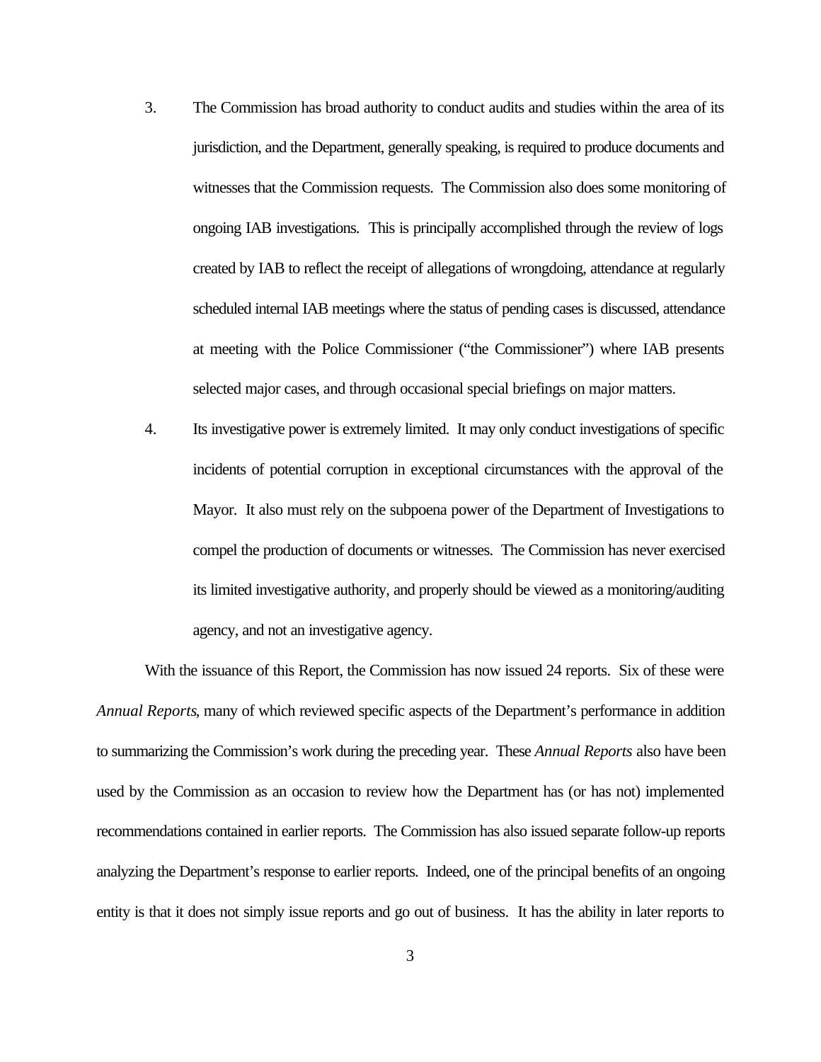3. The Commission has broad authority to conduct audits and studies within the area of its jurisdiction, and the Department, generally speaking, is required to produce documents and witnesses that the Commission requests. The Commission also does some monitoring of ongoing IAB investigations. This is principally accomplished through the review of logs created by IAB to reflect the receipt of allegations of wrongdoing, attendance at regularly scheduled internal IAB meetings where the status of pending cases is discussed, attendance at meeting with the Police Commissioner ("the Commissioner") where IAB presents selected major cases, and through occasional special briefings on major matters.

4. Its investigative power is extremely limited. It may only conduct investigations of specific incidents of potential corruption in exceptional circumstances with the approval of the Mayor. It also must rely on the subpoena power of the Department of Investigations to compel the production of documents or witnesses. The Commission has never exercised its limited investigative authority, and properly should be viewed as a monitoring/auditing agency, and not an investigative agency.

With the issuance of this Report, the Commission has now issued 24 reports. Six of these were *Annual Reports*, many of which reviewed specific aspects of the Department's performance in addition to summarizing the Commission's work during the preceding year. These *Annual Reports* also have been used by the Commission as an occasion to review how the Department has (or has not) implemented recommendations contained in earlier reports. The Commission has also issued separate follow-up reports analyzing the Department's response to earlier reports. Indeed, one of the principal benefits of an ongoing entity is that it does not simply issue reports and go out of business. It has the ability in later reports to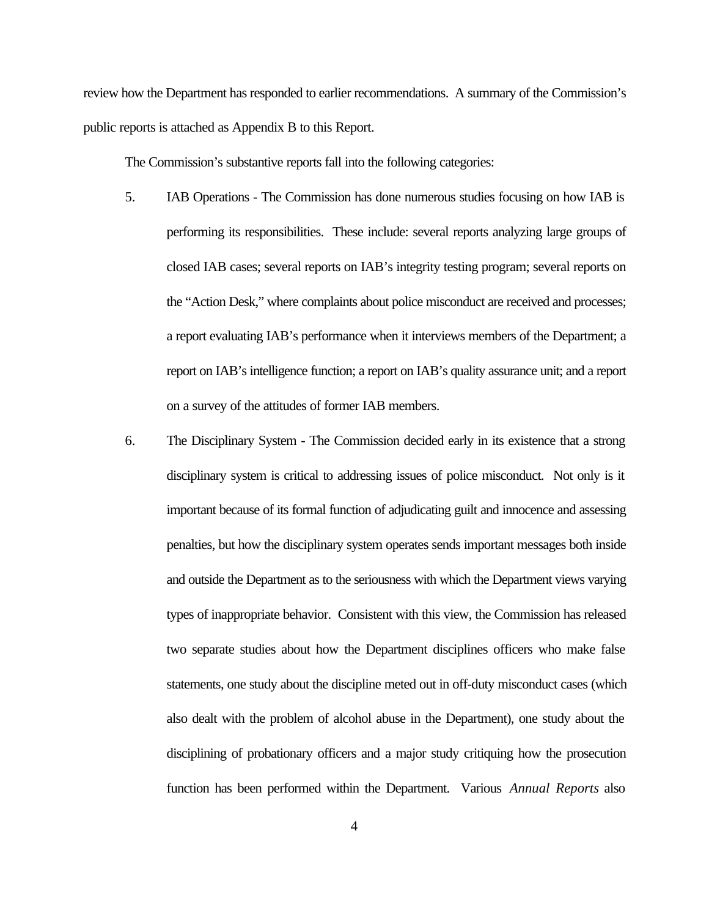review how the Department has responded to earlier recommendations. A summary of the Commission's public reports is attached as Appendix B to this Report.

The Commission's substantive reports fall into the following categories:

5. IAB Operations - The Commission has done numerous studies focusing on how IAB is performing its responsibilities. These include: several reports analyzing large groups of closed IAB cases; several reports on IAB's integrity testing program; several reports on the "Action Desk," where complaints about police misconduct are received and processes; a report evaluating IAB's performance when it interviews members of the Department; a report on IAB's intelligence function; a report on IAB's quality assurance unit; and a report on a survey of the attitudes of former IAB members.

6. The Disciplinary System - The Commission decided early in its existence that a strong disciplinary system is critical to addressing issues of police misconduct. Not only is it important because of its formal function of adjudicating guilt and innocence and assessing penalties, but how the disciplinary system operates sends important messages both inside and outside the Department as to the seriousness with which the Department views varying types of inappropriate behavior. Consistent with this view, the Commission has released two separate studies about how the Department disciplines officers who make false statements, one study about the discipline meted out in off-duty misconduct cases (which also dealt with the problem of alcohol abuse in the Department), one study about the disciplining of probationary officers and a major study critiquing how the prosecution function has been performed within the Department. Various *Annual Reports* also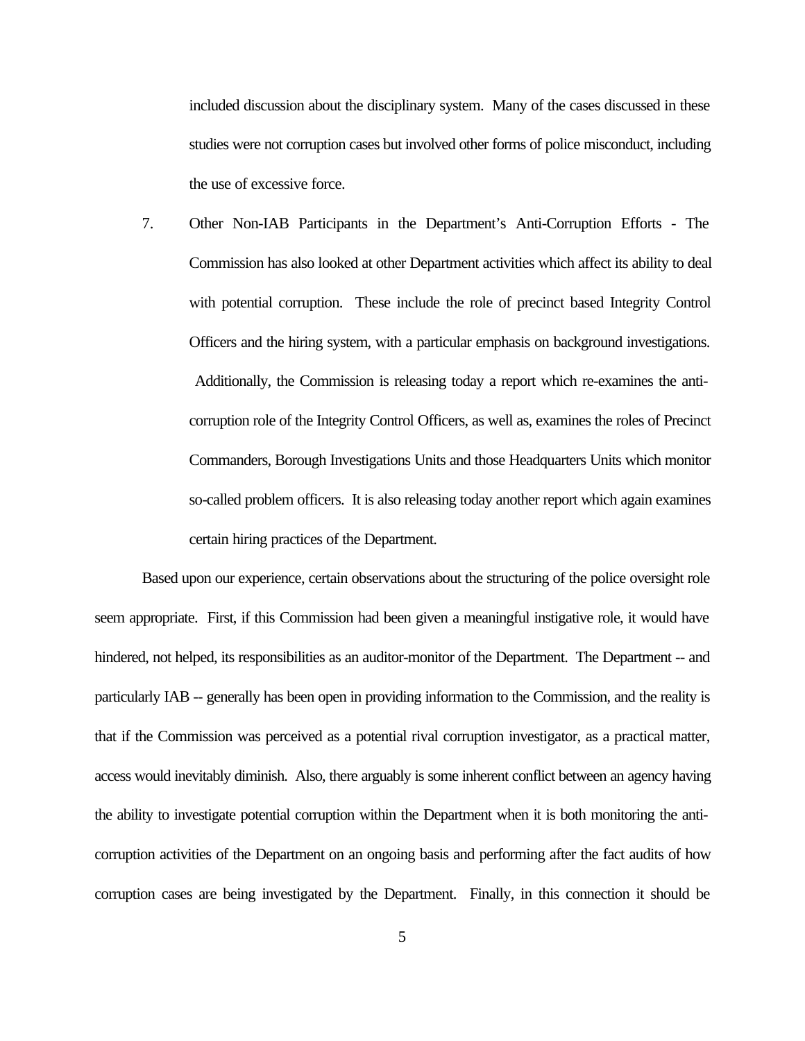included discussion about the disciplinary system. Many of the cases discussed in these studies were not corruption cases but involved other forms of police misconduct, including the use of excessive force.

7. Other Non-IAB Participants in the Department's Anti-Corruption Efforts - The Commission has also looked at other Department activities which affect its ability to deal with potential corruption. These include the role of precinct based Integrity Control Officers and the hiring system, with a particular emphasis on background investigations. Additionally, the Commission is releasing today a report which re-examines the anti-corruption role of the Integrity Control Officers, as well as, examines the roles of Precinct Commanders, Borough Investigations Units and those Headquarters Units which monitor so-called problem officers. It is also releasing today another report which again examines certain hiring practices of the Department.

Based upon our experience, certain observations about the structuring of the police oversight role seem appropriate. First, if this Commission had been given a meaningful instigative role, it would have hindered, not helped, its responsibilities as an auditor-monitor of the Department. The Department -- and particularly IAB -- generally has been open in providing information to the Commission, and the reality is that if the Commission was perceived as a potential rival corruption investigator, as a practical matter, access would inevitably diminish. Also, there arguably is some inherent conflict between an agency having the ability to investigate potential corruption within the Department when it is both monitoring the anti-corruption activities of the Department on an ongoing basis and performing after the fact audits of how corruption cases are being investigated by the Department. Finally, in this connection it should be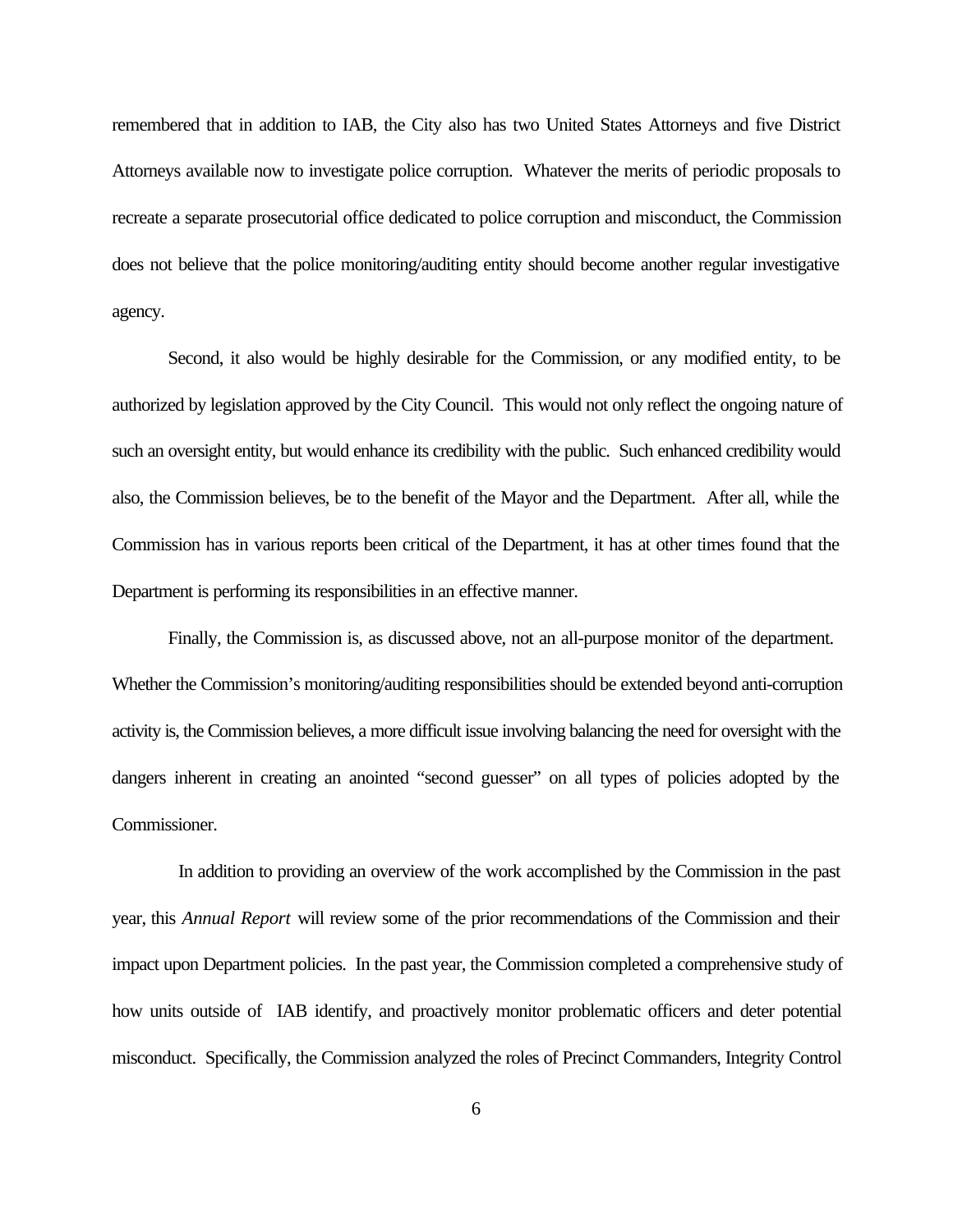remembered that in addition to IAB, the City also has two United States Attorneys and five District Attorneys available now to investigate police corruption. Whatever the merits of periodic proposals to recreate a separate prosecutorial office dedicated to police corruption and misconduct, the Commission does not believe that the police monitoring/auditing entity should become another regular investigative agency.

Second, it also would be highly desirable for the Commission, or any modified entity, to be authorized by legislation approved by the City Council. This would not only reflect the ongoing nature of such an oversight entity, but would enhance its credibility with the public. Such enhanced credibility would also, the Commission believes, be to the benefit of the Mayor and the Department. After all, while the Commission has in various reports been critical of the Department, it has at other times found that the Department is performing its responsibilities in an effective manner.

Finally, the Commission is, as discussed above, not an all-purpose monitor of the department. Whether the Commission's monitoring/auditing responsibilities should be extended beyond anti-corruption activity is, the Commission believes, a more difficult issue involving balancing the need for oversight with the dangers inherent in creating an anointed "second guesser" on all types of policies adopted by the Commissioner.

In addition to providing an overview of the work accomplished by the Commission in the past year, this *Annual Report* will review some of the prior recommendations of the Commission and their impact upon Department policies. In the past year, the Commission completed a comprehensive study of how units outside of IAB identify, and proactively monitor problematic officers and deter potential misconduct. Specifically, the Commission analyzed the roles of Precinct Commanders, Integrity Control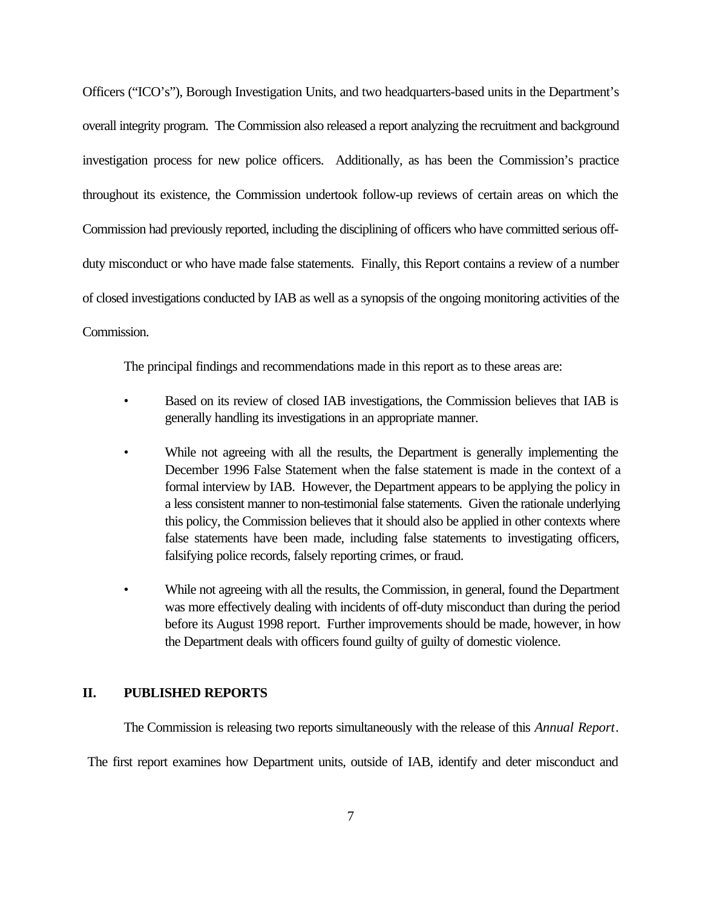Officers ("ICO's"), Borough Investigation Units, and two headquarters-based units in the Department's overall integrity program. The Commission also released a report analyzing the recruitment and background investigation process for new police officers. Additionally, as has been the Commission's practice throughout its existence, the Commission undertook follow-up reviews of certain areas on which the Commission had previously reported, including the disciplining of officers who have committed serious off-duty misconduct or who have made false statements. Finally, this Report contains a review of a number of closed investigations conducted by IAB as well as a synopsis of the ongoing monitoring activities of the Commission.

The principal findings and recommendations made in this report as to these areas are:

- Based on its review of closed IAB investigations, the Commission believes that IAB is generally handling its investigations in an appropriate manner.
- While not agreeing with all the results, the Department is generally implementing the December 1996 False Statement when the false statement is made in the context of a formal interview by IAB. However, the Department appears to be applying the policy in a less consistent manner to non-testimonial false statements. Given the rationale underlying this policy, the Commission believes that it should also be applied in other contexts where false statements have been made, including false statements to investigating officers, falsifying police records, falsely reporting crimes, or fraud.
- While not agreeing with all the results, the Commission, in general, found the Department was more effectively dealing with incidents of off-duty misconduct than during the period before its August 1998 report. Further improvements should be made, however, in how the Department deals with officers found guilty of guilty of domestic violence.

## II. PUBLISHED REPORTS

The Commission is releasing two reports simultaneously with the release of this *Annual Report*. The first report examines how Department units, outside of IAB, identify and deter misconduct and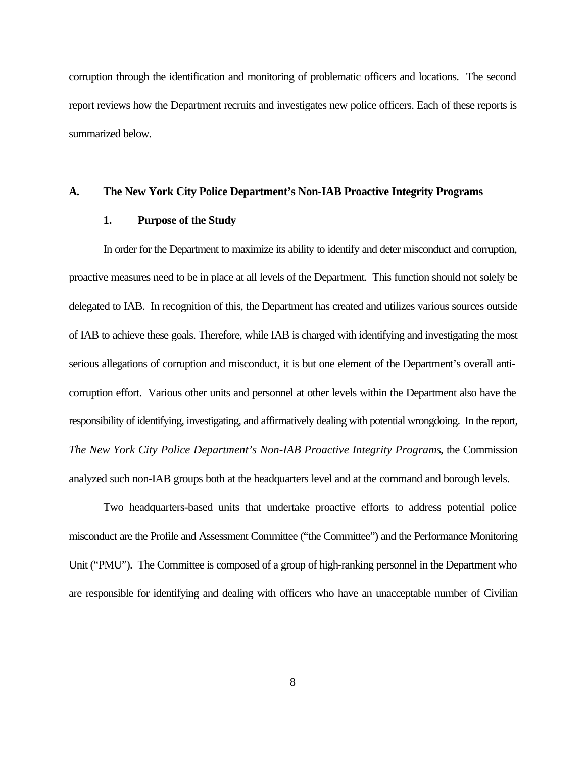corruption through the identification and monitoring of problematic officers and locations. The second report reviews how the Department recruits and investigates new police officers. Each of these reports is summarized below.

## A. The New York City Police Department's Non-IAB Proactive Integrity Programs

### 1. Purpose of the Study

In order for the Department to maximize its ability to identify and deter misconduct and corruption, proactive measures need to be in place at all levels of the Department. This function should not solely be delegated to IAB. In recognition of this, the Department has created and utilizes various sources outside of IAB to achieve these goals. Therefore, while IAB is charged with identifying and investigating the most serious allegations of corruption and misconduct, it is but one element of the Department's overall anti-corruption effort. Various other units and personnel at other levels within the Department also have the responsibility of identifying, investigating, and affirmatively dealing with potential wrongdoing. In the report, *The New York City Police Department's Non-IAB Proactive Integrity Programs*, the Commission analyzed such non-IAB groups both at the headquarters level and at the command and borough levels.

Two headquarters-based units that undertake proactive efforts to address potential police misconduct are the Profile and Assessment Committee ("the Committee") and the Performance Monitoring Unit ("PMU"). The Committee is composed of a group of high-ranking personnel in the Department who are responsible for identifying and dealing with officers who have an unacceptable number of Civilian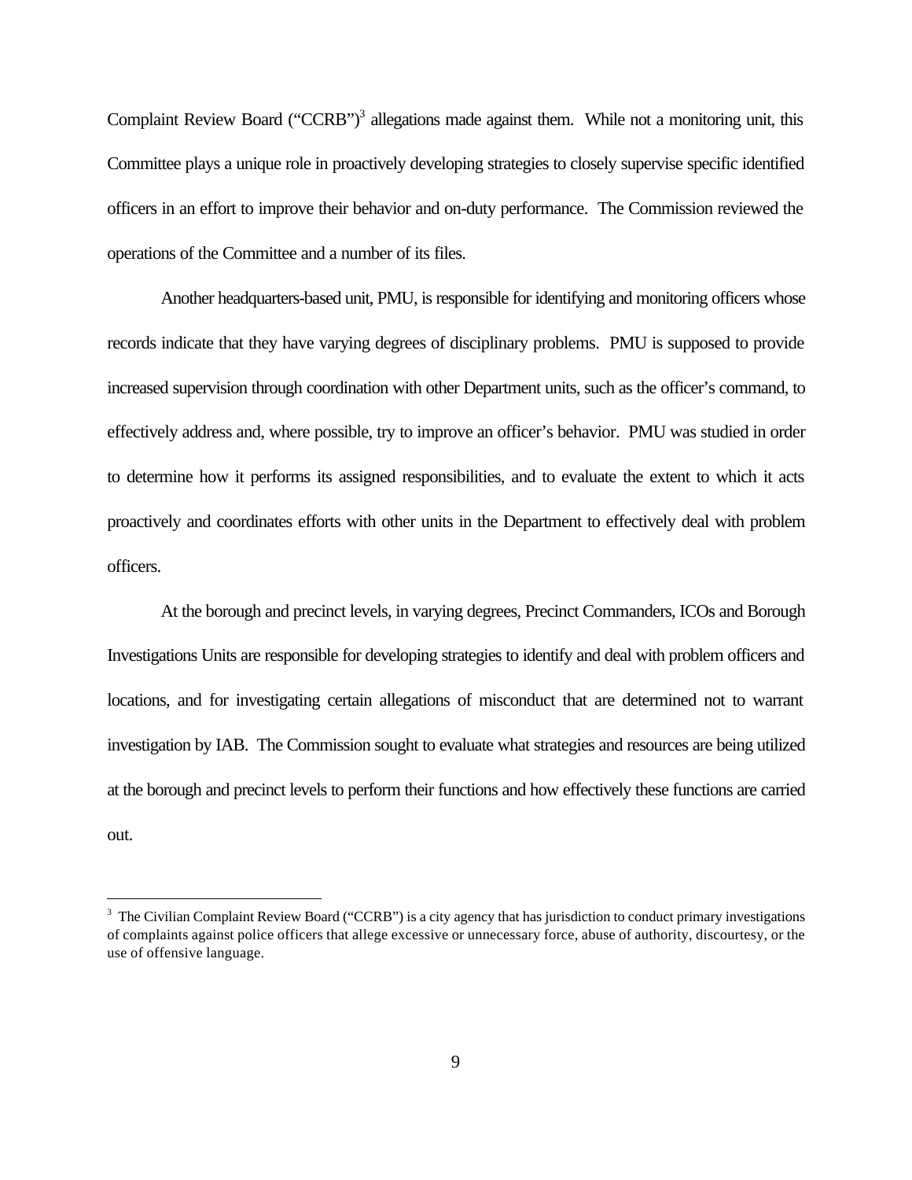Complaint Review Board ("CCRB")[3] allegations made against them. While not a monitoring unit, this Committee plays a unique role in proactively developing strategies to closely supervise specific identified officers in an effort to improve their behavior and on-duty performance. The Commission reviewed the operations of the Committee and a number of its files.

Another headquarters-based unit, PMU, is responsible for identifying and monitoring officers whose records indicate that they have varying degrees of disciplinary problems. PMU is supposed to provide increased supervision through coordination with other Department units, such as the officer's command, to effectively address and, where possible, try to improve an officer's behavior. PMU was studied in order to determine how it performs its assigned responsibilities, and to evaluate the extent to which it acts proactively and coordinates efforts with other units in the Department to effectively deal with problem officers.

At the borough and precinct levels, in varying degrees, Precinct Commanders, ICOs and Borough Investigations Units are responsible for developing strategies to identify and deal with problem officers and locations, and for investigating certain allegations of misconduct that are determined not to warrant investigation by IAB. The Commission sought to evaluate what strategies and resources are being utilized at the borough and precinct levels to perform their functions and how effectively these functions are carried out.

---

[3] The Civilian Complaint Review Board ("CCRB") is a city agency that has jurisdiction to conduct primary investigations of complaints against police officers that allege excessive or unnecessary force, abuse of authority, discourtesy, or the use of offensive language.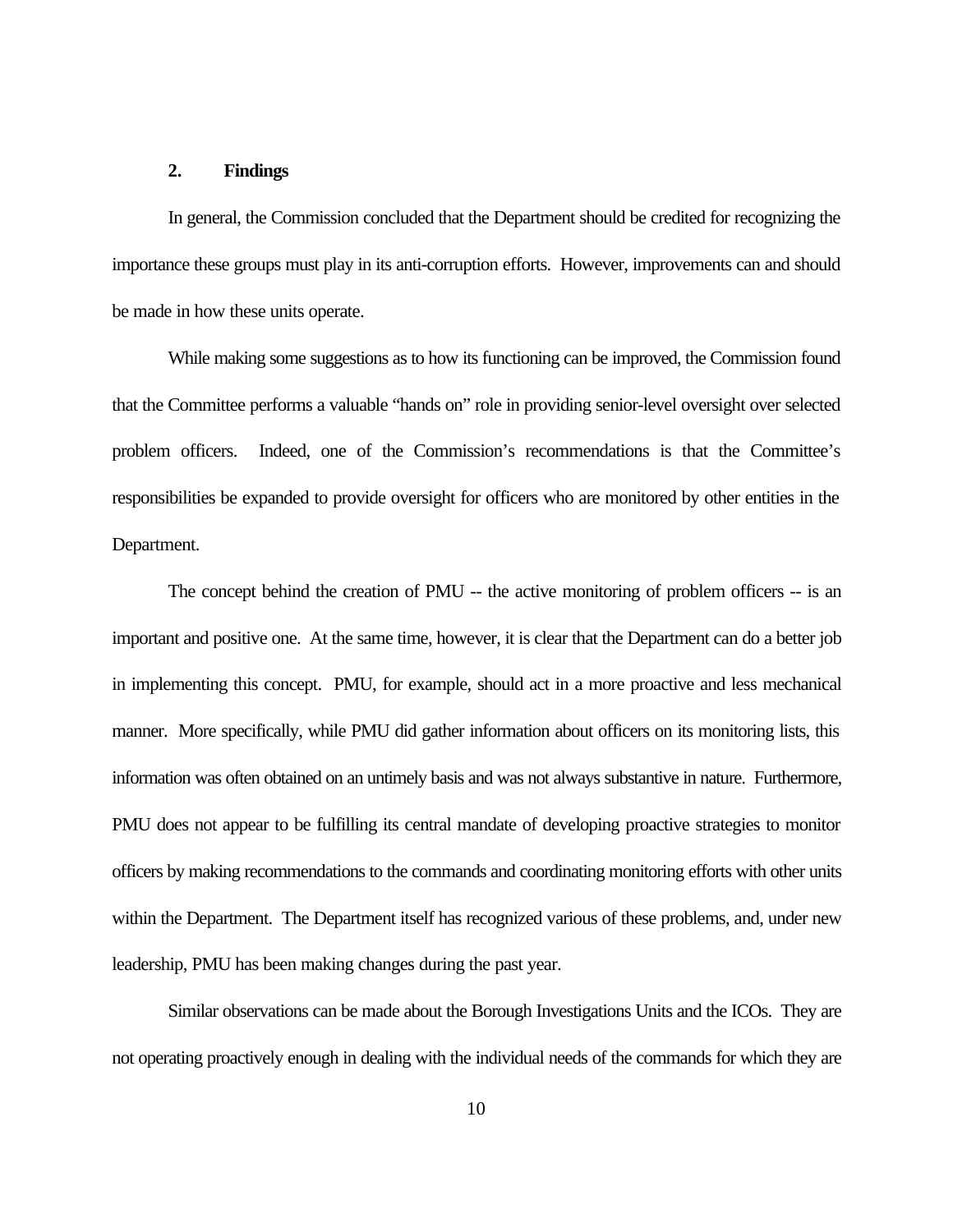### 2. Findings

In general, the Commission concluded that the Department should be credited for recognizing the importance these groups must play in its anti-corruption efforts. However, improvements can and should be made in how these units operate.

While making some suggestions as to how its functioning can be improved, the Commission found that the Committee performs a valuable "hands on" role in providing senior-level oversight over selected problem officers. Indeed, one of the Commission's recommendations is that the Committee's responsibilities be expanded to provide oversight for officers who are monitored by other entities in the Department.

The concept behind the creation of PMU -- the active monitoring of problem officers -- is an important and positive one. At the same time, however, it is clear that the Department can do a better job in implementing this concept. PMU, for example, should act in a more proactive and less mechanical manner. More specifically, while PMU did gather information about officers on its monitoring lists, this information was often obtained on an untimely basis and was not always substantive in nature. Furthermore, PMU does not appear to be fulfilling its central mandate of developing proactive strategies to monitor officers by making recommendations to the commands and coordinating monitoring efforts with other units within the Department. The Department itself has recognized various of these problems, and, under new leadership, PMU has been making changes during the past year.

Similar observations can be made about the Borough Investigations Units and the ICOs. They are not operating proactively enough in dealing with the individual needs of the commands for which they are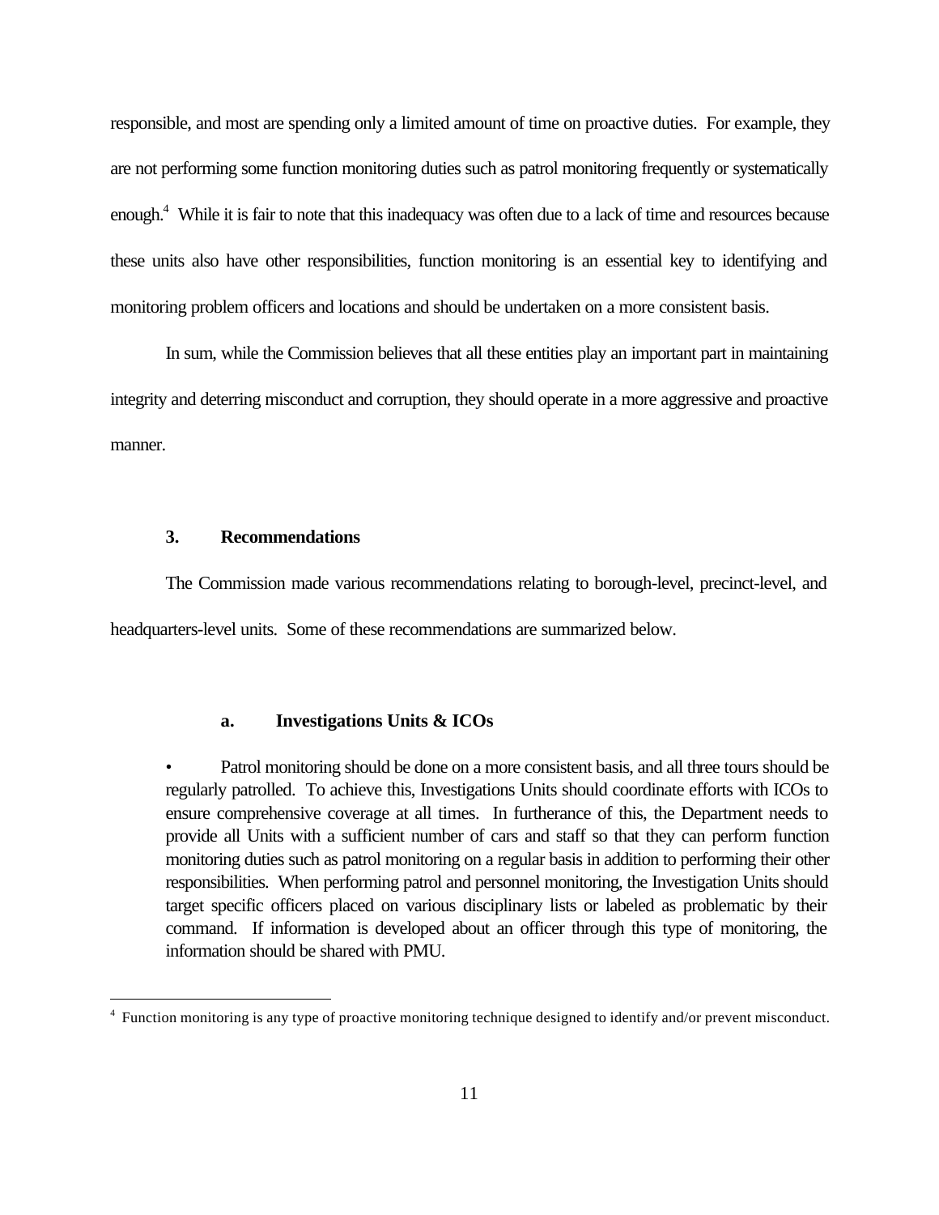responsible, and most are spending only a limited amount of time on proactive duties. For example, they are not performing some function monitoring duties such as patrol monitoring frequently or systematically enough.[4] While it is fair to note that this inadequacy was often due to a lack of time and resources because these units also have other responsibilities, function monitoring is an essential key to identifying and monitoring problem officers and locations and should be undertaken on a more consistent basis.

In sum, while the Commission believes that all these entities play an important part in maintaining integrity and deterring misconduct and corruption, they should operate in a more aggressive and proactive manner.

### 3. Recommendations

The Commission made various recommendations relating to borough-level, precinct-level, and headquarters-level units. Some of these recommendations are summarized below.

#### a. Investigations Units & ICOs

- Patrol monitoring should be done on a more consistent basis, and all three tours should be regularly patrolled. To achieve this, Investigations Units should coordinate efforts with ICOs to ensure comprehensive coverage at all times. In furtherance of this, the Department needs to provide all Units with a sufficient number of cars and staff so that they can perform function monitoring duties such as patrol monitoring on a regular basis in addition to performing their other responsibilities. When performing patrol and personnel monitoring, the Investigation Units should target specific officers placed on various disciplinary lists or labeled as problematic by their command. If information is developed about an officer through this type of monitoring, the information should be shared with PMU.

---

[4] Function monitoring is any type of proactive monitoring technique designed to identify and/or prevent misconduct.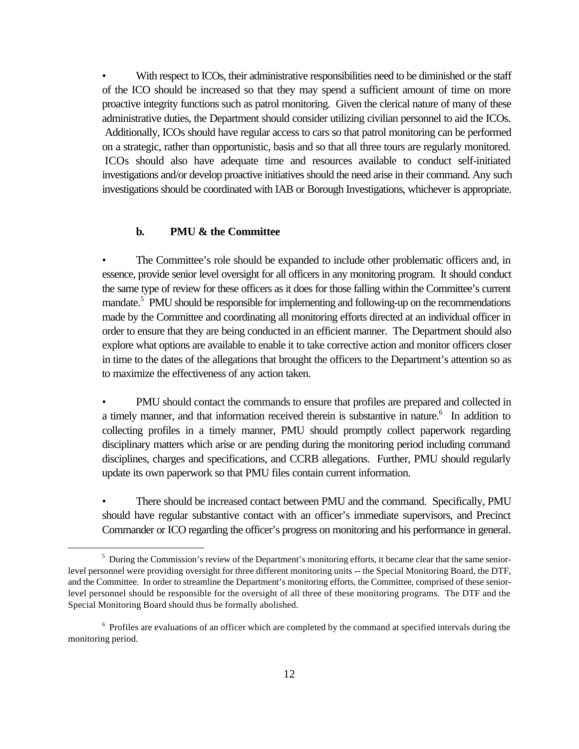- With respect to ICOs, their administrative responsibilities need to be diminished or the staff of the ICO should be increased so that they may spend a sufficient amount of time on more proactive integrity functions such as patrol monitoring. Given the clerical nature of many of these administrative duties, the Department should consider utilizing civilian personnel to aid the ICOs. Additionally, ICOs should have regular access to cars so that patrol monitoring can be performed on a strategic, rather than opportunistic, basis and so that all three tours are regularly monitored. ICOs should also have adequate time and resources available to conduct self-initiated investigations and/or develop proactive initiatives should the need arise in their command. Any such investigations should be coordinated with IAB or Borough Investigations, whichever is appropriate.

#### b. PMU & the Committee

- The Committee's role should be expanded to include other problematic officers and, in essence, provide senior level oversight for all officers in any monitoring program. It should conduct the same type of review for these officers as it does for those falling within the Committee's current mandate.[5] PMU should be responsible for implementing and following-up on the recommendations made by the Committee and coordinating all monitoring efforts directed at an individual officer in order to ensure that they are being conducted in an efficient manner. The Department should also explore what options are available to enable it to take corrective action and monitor officers closer in time to the dates of the allegations that brought the officers to the Department's attention so as to maximize the effectiveness of any action taken.

- PMU should contact the commands to ensure that profiles are prepared and collected in a timely manner, and that information received therein is substantive in nature.[6] In addition to collecting profiles in a timely manner, PMU should promptly collect paperwork regarding disciplinary matters which arise or are pending during the monitoring period including command disciplines, charges and specifications, and CCRB allegations. Further, PMU should regularly update its own paperwork so that PMU files contain current information.

- There should be increased contact between PMU and the command. Specifically, PMU should have regular substantive contact with an officer's immediate supervisors, and Precinct Commander or ICO regarding the officer's progress on monitoring and his performance in general.

---

[5] During the Commission's review of the Department's monitoring efforts, it became clear that the same senior-level personnel were providing oversight for three different monitoring units -- the Special Monitoring Board, the DTF, and the Committee. In order to streamline the Department's monitoring efforts, the Committee, comprised of these senior-level personnel should be responsible for the oversight of all three of these monitoring programs. The DTF and the Special Monitoring Board should thus be formally abolished.

[6] Profiles are evaluations of an officer which are completed by the command at specified intervals during the monitoring period.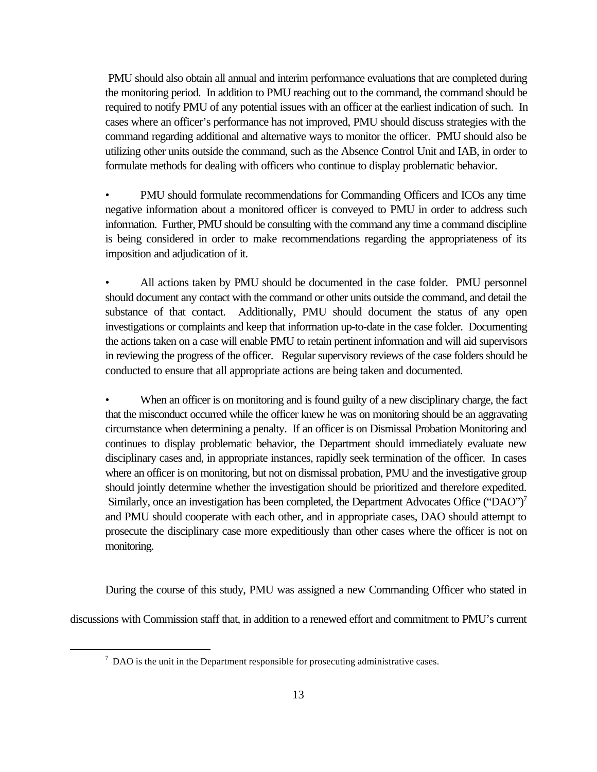PMU should also obtain all annual and interim performance evaluations that are completed during the monitoring period. In addition to PMU reaching out to the command, the command should be required to notify PMU of any potential issues with an officer at the earliest indication of such. In cases where an officer's performance has not improved, PMU should discuss strategies with the command regarding additional and alternative ways to monitor the officer. PMU should also be utilizing other units outside the command, such as the Absence Control Unit and IAB, in order to formulate methods for dealing with officers who continue to display problematic behavior.

- PMU should formulate recommendations for Commanding Officers and ICOs any time negative information about a monitored officer is conveyed to PMU in order to address such information. Further, PMU should be consulting with the command any time a command discipline is being considered in order to make recommendations regarding the appropriateness of its imposition and adjudication of it.

- All actions taken by PMU should be documented in the case folder. PMU personnel should document any contact with the command or other units outside the command, and detail the substance of that contact. Additionally, PMU should document the status of any open investigations or complaints and keep that information up-to-date in the case folder. Documenting the actions taken on a case will enable PMU to retain pertinent information and will aid supervisors in reviewing the progress of the officer. Regular supervisory reviews of the case folders should be conducted to ensure that all appropriate actions are being taken and documented.

- When an officer is on monitoring and is found guilty of a new disciplinary charge, the fact that the misconduct occurred while the officer knew he was on monitoring should be an aggravating circumstance when determining a penalty. If an officer is on Dismissal Probation Monitoring and continues to display problematic behavior, the Department should immediately evaluate new disciplinary cases and, in appropriate instances, rapidly seek termination of the officer. In cases where an officer is on monitoring, but not on dismissal probation, PMU and the investigative group should jointly determine whether the investigation should be prioritized and therefore expedited. Similarly, once an investigation has been completed, the Department Advocates Office ("DAO")[7] and PMU should cooperate with each other, and in appropriate cases, DAO should attempt to prosecute the disciplinary case more expeditiously than other cases where the officer is not on monitoring.

During the course of this study, PMU was assigned a new Commanding Officer who stated in discussions with Commission staff that, in addition to a renewed effort and commitment to PMU's current

[7] DAO is the unit in the Department responsible for prosecuting administrative cases.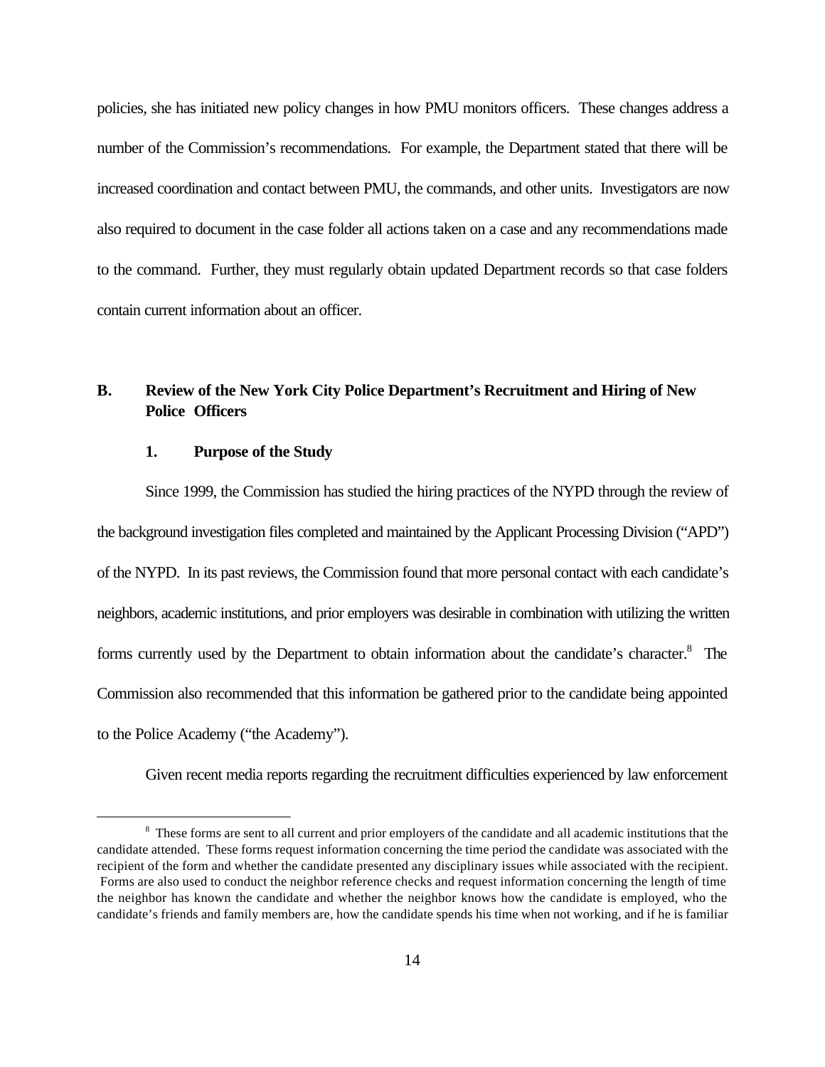policies, she has initiated new policy changes in how PMU monitors officers. These changes address a number of the Commission's recommendations. For example, the Department stated that there will be increased coordination and contact between PMU, the commands, and other units. Investigators are now also required to document in the case folder all actions taken on a case and any recommendations made to the command. Further, they must regularly obtain updated Department records so that case folders contain current information about an officer.

## B. Review of the New York City Police Department's Recruitment and Hiring of New Police Officers

### 1. Purpose of the Study

Since 1999, the Commission has studied the hiring practices of the NYPD through the review of the background investigation files completed and maintained by the Applicant Processing Division ("APD") of the NYPD. In its past reviews, the Commission found that more personal contact with each candidate's neighbors, academic institutions, and prior employers was desirable in combination with utilizing the written forms currently used by the Department to obtain information about the candidate's character.[8] The Commission also recommended that this information be gathered prior to the candidate being appointed to the Police Academy ("the Academy").

Given recent media reports regarding the recruitment difficulties experienced by law enforcement

[8] These forms are sent to all current and prior employers of the candidate and all academic institutions that the candidate attended. These forms request information concerning the time period the candidate was associated with the recipient of the form and whether the candidate presented any disciplinary issues while associated with the recipient. Forms are also used to conduct the neighbor reference checks and request information concerning the length of time the neighbor has known the candidate and whether the neighbor knows how the candidate is employed, who the candidate's friends and family members are, how the candidate spends his time when not working, and if he is familiar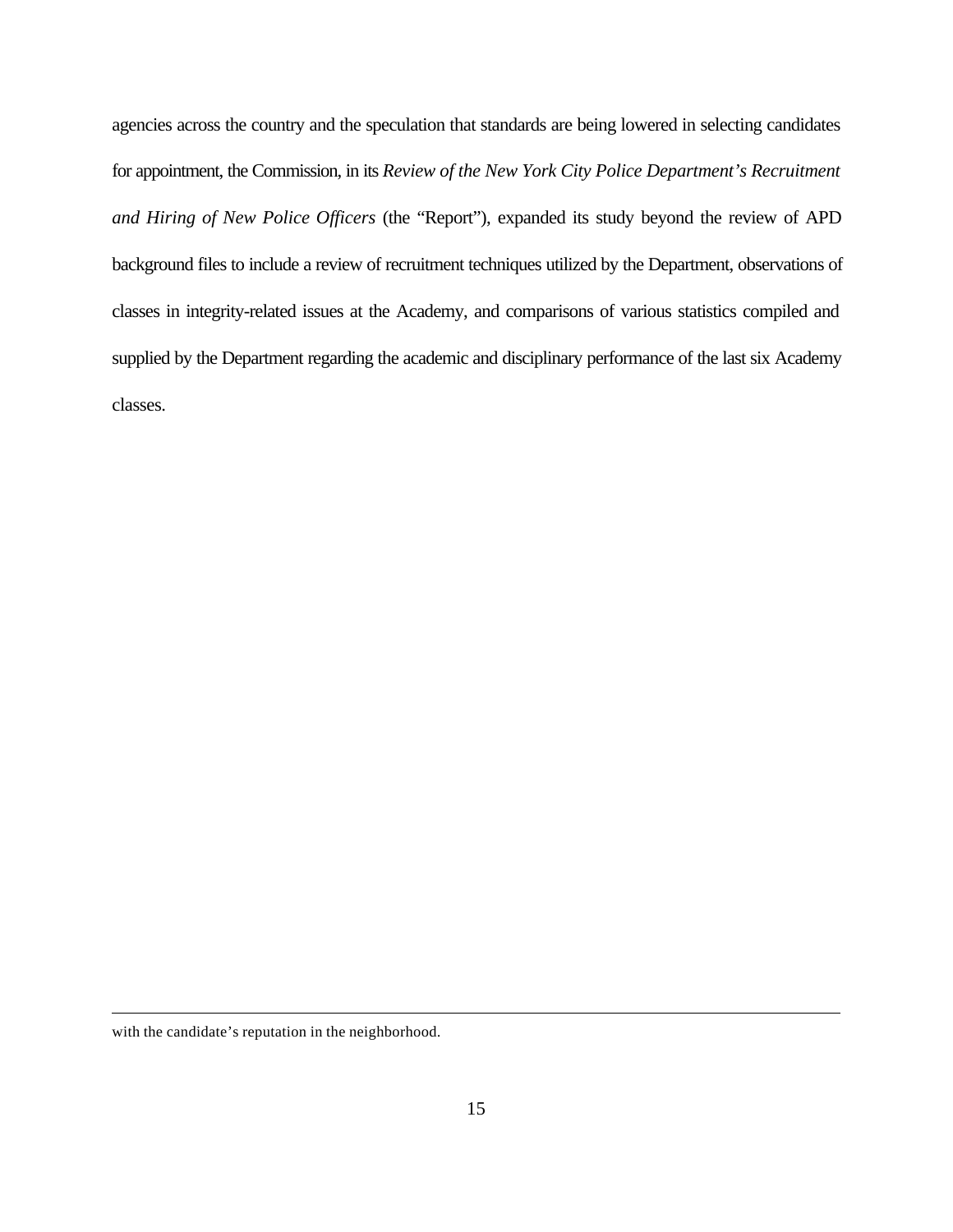agencies across the country and the speculation that standards are being lowered in selecting candidates for appointment, the Commission, in its *Review of the New York City Police Department's Recruitment and Hiring of New Police Officers* (the "Report"), expanded its study beyond the review of APD background files to include a review of recruitment techniques utilized by the Department, observations of classes in integrity-related issues at the Academy, and comparisons of various statistics compiled and supplied by the Department regarding the academic and disciplinary performance of the last six Academy classes.

---

with the candidate's reputation in the neighborhood.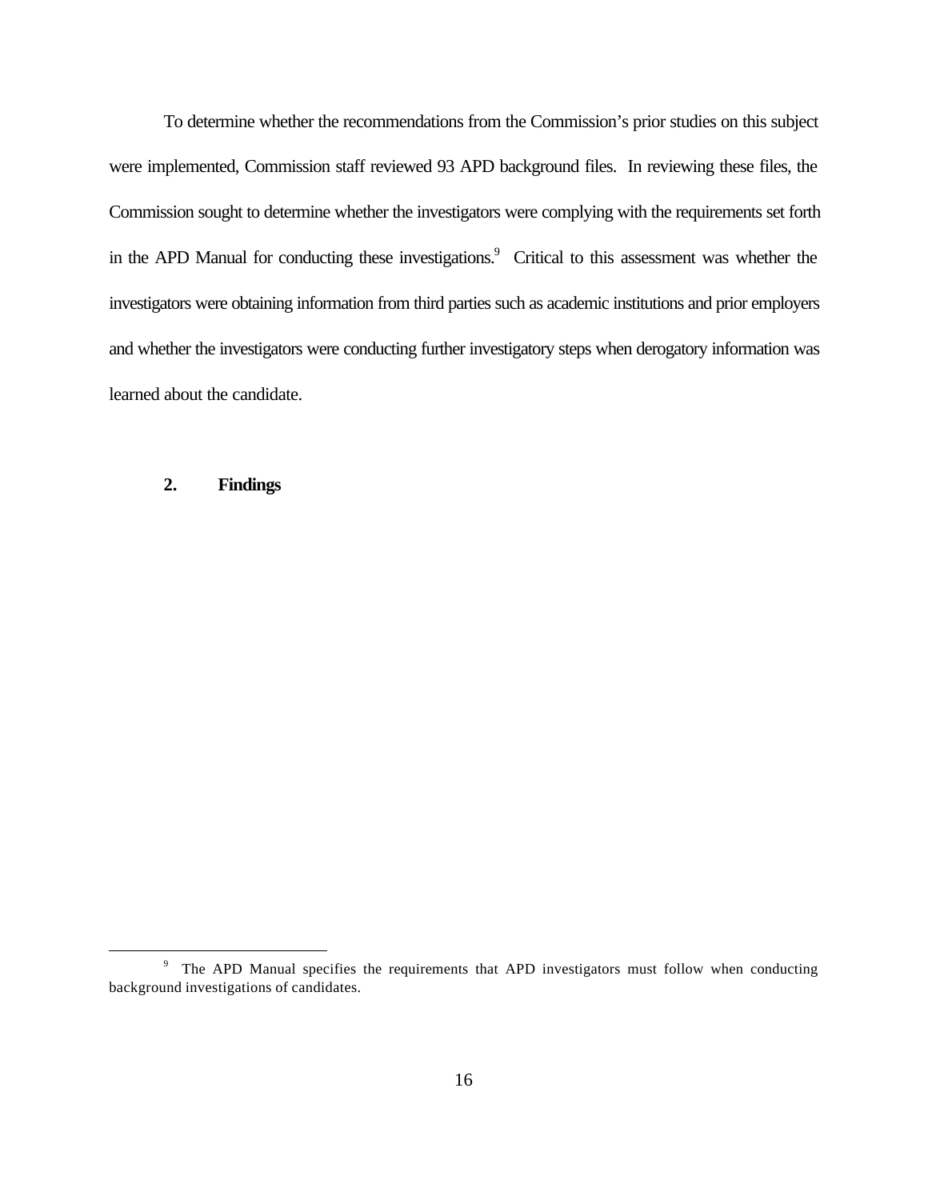To determine whether the recommendations from the Commission's prior studies on this subject were implemented, Commission staff reviewed 93 APD background files. In reviewing these files, the Commission sought to determine whether the investigators were complying with the requirements set forth in the APD Manual for conducting these investigations.[9] Critical to this assessment was whether the investigators were obtaining information from third parties such as academic institutions and prior employers and whether the investigators were conducting further investigatory steps when derogatory information was learned about the candidate.

#### 2. Findings

---

[9] The APD Manual specifies the requirements that APD investigators must follow when conducting background investigations of candidates.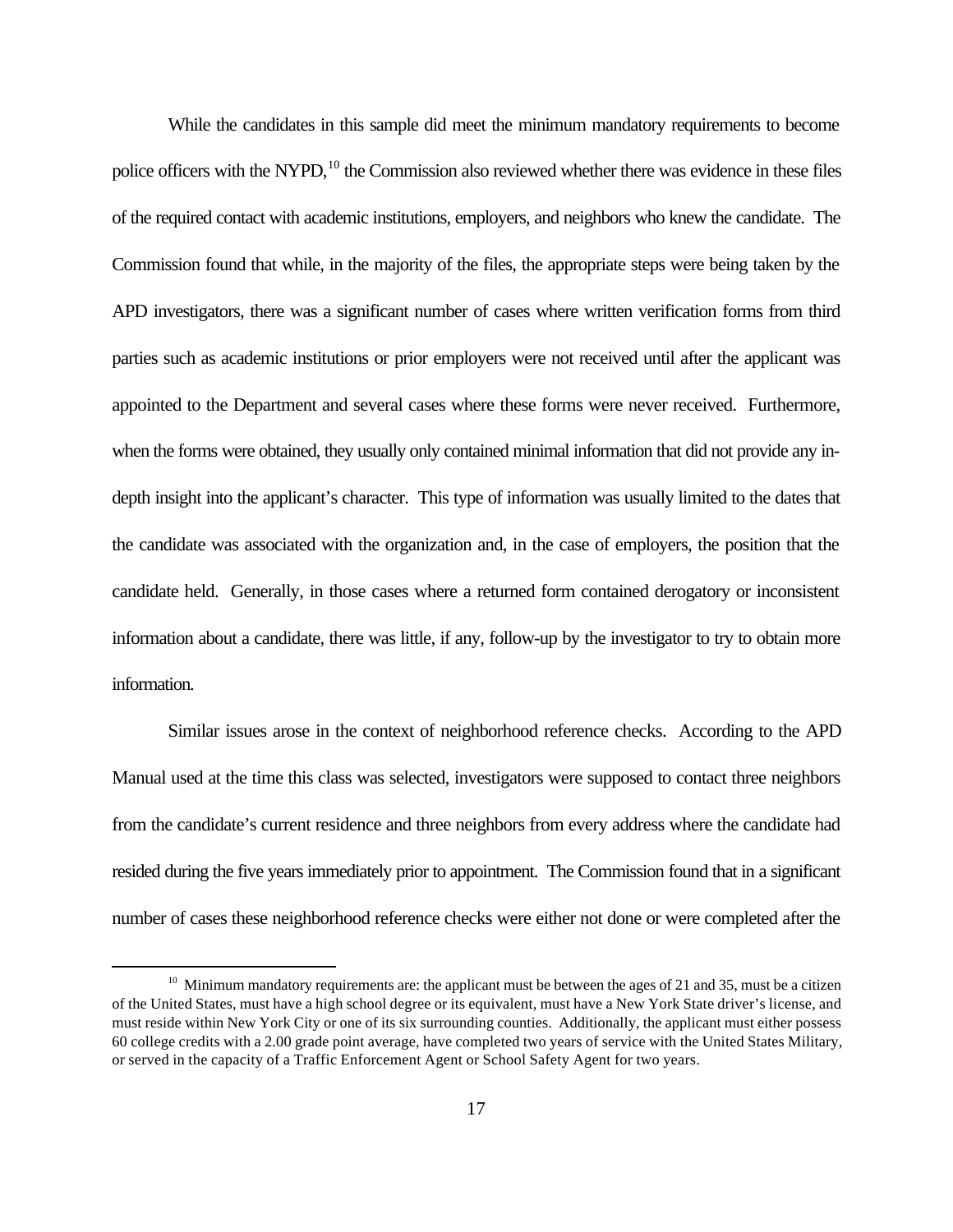While the candidates in this sample did meet the minimum mandatory requirements to become police officers with the NYPD,[10] the Commission also reviewed whether there was evidence in these files of the required contact with academic institutions, employers, and neighbors who knew the candidate. The Commission found that while, in the majority of the files, the appropriate steps were being taken by the APD investigators, there was a significant number of cases where written verification forms from third parties such as academic institutions or prior employers were not received until after the applicant was appointed to the Department and several cases where these forms were never received. Furthermore, when the forms were obtained, they usually only contained minimal information that did not provide any in-depth insight into the applicant's character. This type of information was usually limited to the dates that the candidate was associated with the organization and, in the case of employers, the position that the candidate held. Generally, in those cases where a returned form contained derogatory or inconsistent information about a candidate, there was little, if any, follow-up by the investigator to try to obtain more information.

Similar issues arose in the context of neighborhood reference checks. According to the APD Manual used at the time this class was selected, investigators were supposed to contact three neighbors from the candidate's current residence and three neighbors from every address where the candidate had resided during the five years immediately prior to appointment. The Commission found that in a significant number of cases these neighborhood reference checks were either not done or were completed after the

---

[10] Minimum mandatory requirements are: the applicant must be between the ages of 21 and 35, must be a citizen of the United States, must have a high school degree or its equivalent, must have a New York State driver's license, and must reside within New York City or one of its six surrounding counties. Additionally, the applicant must either possess 60 college credits with a 2.00 grade point average, have completed two years of service with the United States Military, or served in the capacity of a Traffic Enforcement Agent or School Safety Agent for two years.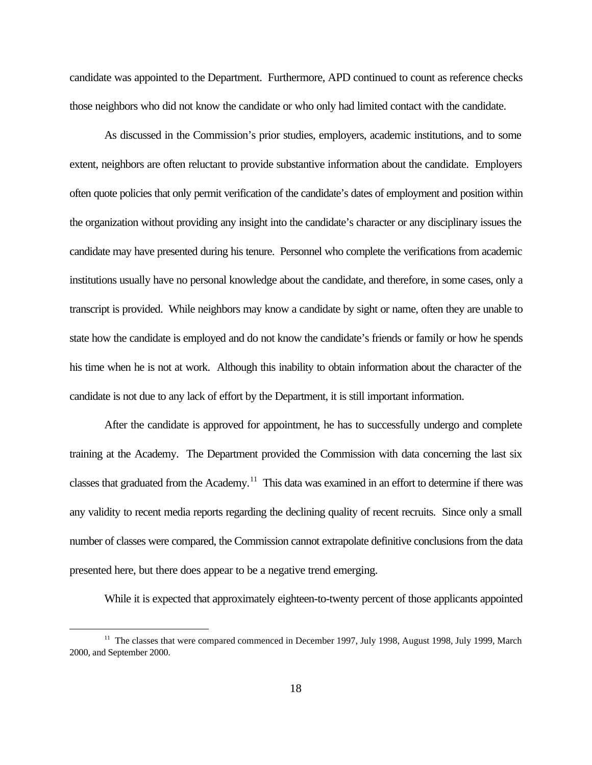candidate was appointed to the Department. Furthermore, APD continued to count as reference checks those neighbors who did not know the candidate or who only had limited contact with the candidate.

As discussed in the Commission's prior studies, employers, academic institutions, and to some extent, neighbors are often reluctant to provide substantive information about the candidate. Employers often quote policies that only permit verification of the candidate's dates of employment and position within the organization without providing any insight into the candidate's character or any disciplinary issues the candidate may have presented during his tenure. Personnel who complete the verifications from academic institutions usually have no personal knowledge about the candidate, and therefore, in some cases, only a transcript is provided. While neighbors may know a candidate by sight or name, often they are unable to state how the candidate is employed and do not know the candidate's friends or family or how he spends his time when he is not at work. Although this inability to obtain information about the character of the candidate is not due to any lack of effort by the Department, it is still important information.

After the candidate is approved for appointment, he has to successfully undergo and complete training at the Academy. The Department provided the Commission with data concerning the last six classes that graduated from the Academy.[11] This data was examined in an effort to determine if there was any validity to recent media reports regarding the declining quality of recent recruits. Since only a small number of classes were compared, the Commission cannot extrapolate definitive conclusions from the data presented here, but there does appear to be a negative trend emerging.

While it is expected that approximately eighteen-to-twenty percent of those applicants appointed

[11] The classes that were compared commenced in December 1997, July 1998, August 1998, July 1999, March 2000, and September 2000.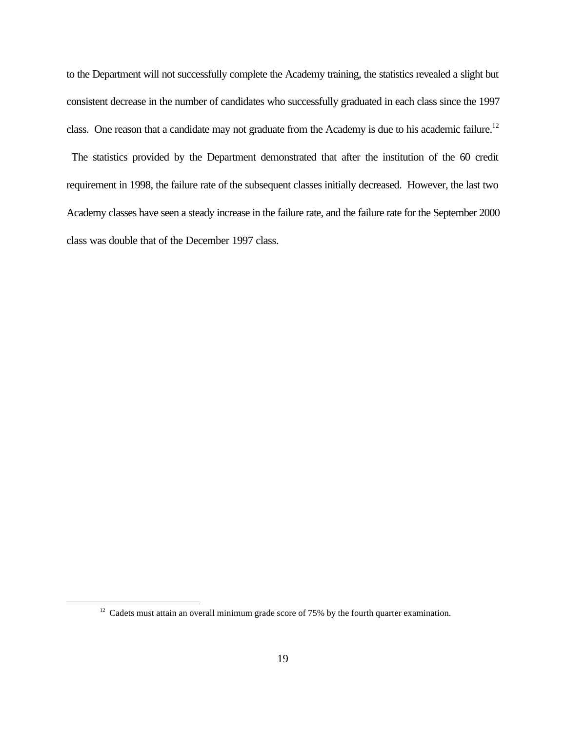to the Department will not successfully complete the Academy training, the statistics revealed a slight but consistent decrease in the number of candidates who successfully graduated in each class since the 1997 class. One reason that a candidate may not graduate from the Academy is due to his academic failure.[12] The statistics provided by the Department demonstrated that after the institution of the 60 credit requirement in 1998, the failure rate of the subsequent classes initially decreased. However, the last two Academy classes have seen a steady increase in the failure rate, and the failure rate for the September 2000 class was double that of the December 1997 class.

[12] Cadets must attain an overall minimum grade score of 75% by the fourth quarter examination.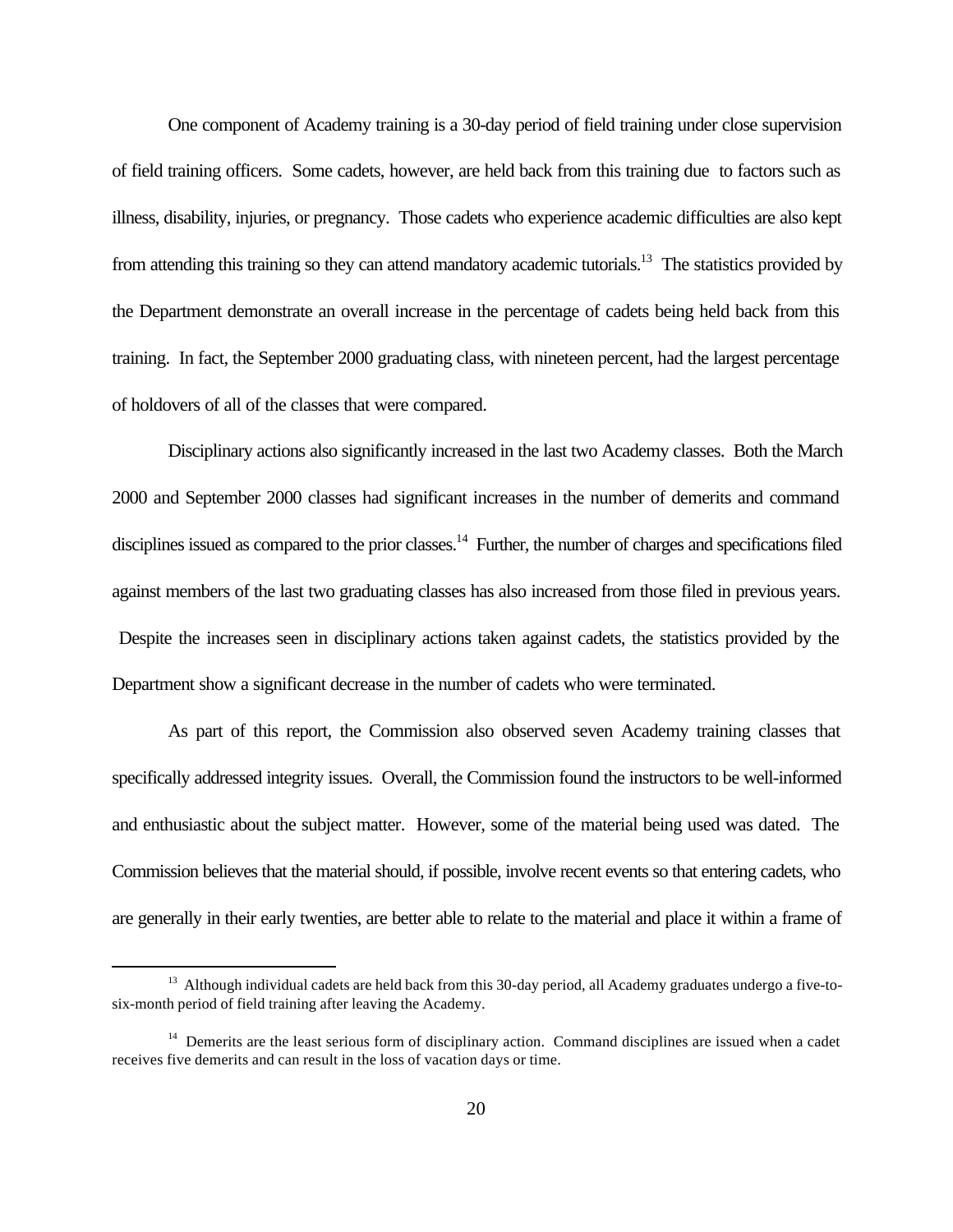One component of Academy training is a 30-day period of field training under close supervision of field training officers. Some cadets, however, are held back from this training due to factors such as illness, disability, injuries, or pregnancy. Those cadets who experience academic difficulties are also kept from attending this training so they can attend mandatory academic tutorials.[13] The statistics provided by the Department demonstrate an overall increase in the percentage of cadets being held back from this training. In fact, the September 2000 graduating class, with nineteen percent, had the largest percentage of holdovers of all of the classes that were compared.

Disciplinary actions also significantly increased in the last two Academy classes. Both the March 2000 and September 2000 classes had significant increases in the number of demerits and command disciplines issued as compared to the prior classes.[14] Further, the number of charges and specifications filed against members of the last two graduating classes has also increased from those filed in previous years. Despite the increases seen in disciplinary actions taken against cadets, the statistics provided by the Department show a significant decrease in the number of cadets who were terminated.

As part of this report, the Commission also observed seven Academy training classes that specifically addressed integrity issues. Overall, the Commission found the instructors to be well-informed and enthusiastic about the subject matter. However, some of the material being used was dated. The Commission believes that the material should, if possible, involve recent events so that entering cadets, who are generally in their early twenties, are better able to relate to the material and place it within a frame of

---

[13] Although individual cadets are held back from this 30-day period, all Academy graduates undergo a five-to-six-month period of field training after leaving the Academy.

[14] Demerits are the least serious form of disciplinary action. Command disciplines are issued when a cadet receives five demerits and can result in the loss of vacation days or time.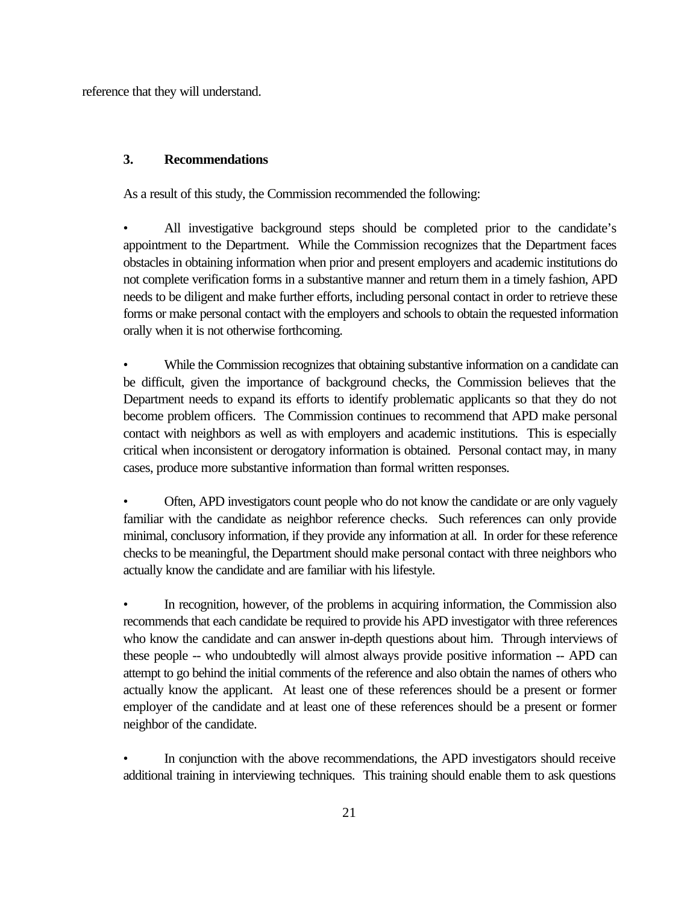reference that they will understand.

### 3. Recommendations

As a result of this study, the Commission recommended the following:

- All investigative background steps should be completed prior to the candidate's appointment to the Department. While the Commission recognizes that the Department faces obstacles in obtaining information when prior and present employers and academic institutions do not complete verification forms in a substantive manner and return them in a timely fashion, APD needs to be diligent and make further efforts, including personal contact in order to retrieve these forms or make personal contact with the employers and schools to obtain the requested information orally when it is not otherwise forthcoming.

- While the Commission recognizes that obtaining substantive information on a candidate can be difficult, given the importance of background checks, the Commission believes that the Department needs to expand its efforts to identify problematic applicants so that they do not become problem officers. The Commission continues to recommend that APD make personal contact with neighbors as well as with employers and academic institutions. This is especially critical when inconsistent or derogatory information is obtained. Personal contact may, in many cases, produce more substantive information than formal written responses.

- Often, APD investigators count people who do not know the candidate or are only vaguely familiar with the candidate as neighbor reference checks. Such references can only provide minimal, conclusory information, if they provide any information at all. In order for these reference checks to be meaningful, the Department should make personal contact with three neighbors who actually know the candidate and are familiar with his lifestyle.

- In recognition, however, of the problems in acquiring information, the Commission also recommends that each candidate be required to provide his APD investigator with three references who know the candidate and can answer in-depth questions about him. Through interviews of these people -- who undoubtedly will almost always provide positive information -- APD can attempt to go behind the initial comments of the reference and also obtain the names of others who actually know the applicant. At least one of these references should be a present or former employer of the candidate and at least one of these references should be a present or former neighbor of the candidate.

- In conjunction with the above recommendations, the APD investigators should receive additional training in interviewing techniques. This training should enable them to ask questions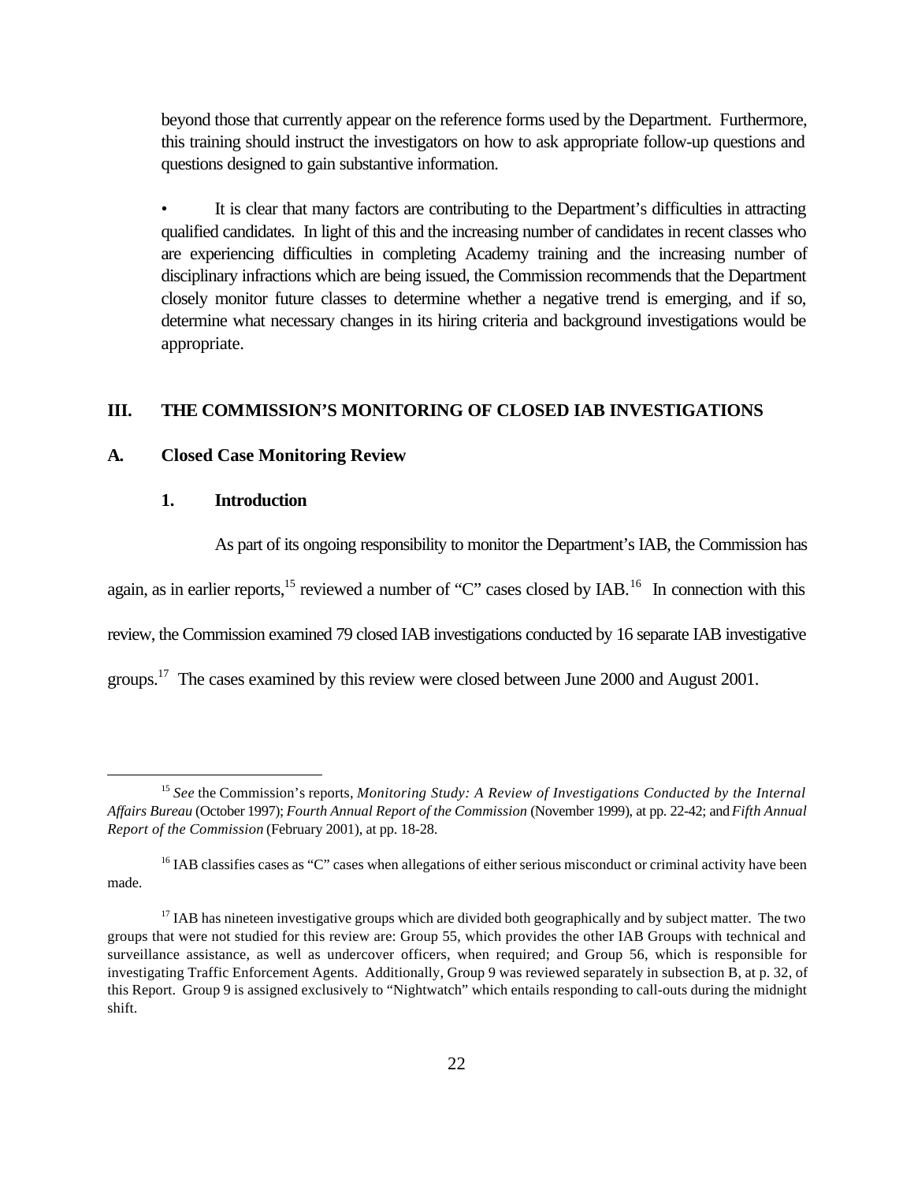beyond those that currently appear on the reference forms used by the Department. Furthermore, this training should instruct the investigators on how to ask appropriate follow-up questions and questions designed to gain substantive information.

- It is clear that many factors are contributing to the Department's difficulties in attracting qualified candidates. In light of this and the increasing number of candidates in recent classes who are experiencing difficulties in completing Academy training and the increasing number of disciplinary infractions which are being issued, the Commission recommends that the Department closely monitor future classes to determine whether a negative trend is emerging, and if so, determine what necessary changes in its hiring criteria and background investigations would be appropriate.

## III. THE COMMISSION'S MONITORING OF CLOSED IAB INVESTIGATIONS

### A. Closed Case Monitoring Review

#### 1. Introduction

As part of its ongoing responsibility to monitor the Department's IAB, the Commission has again, as in earlier reports,[15] reviewed a number of "C" cases closed by IAB.[16] In connection with this review, the Commission examined 79 closed IAB investigations conducted by 16 separate IAB investigative groups.[17] The cases examined by this review were closed between June 2000 and August 2001.

---

[15] *See* the Commission's reports, *Monitoring Study: A Review of Investigations Conducted by the Internal Affairs Bureau* (October 1997); *Fourth Annual Report of the Commission* (November 1999), at pp. 22-42; and *Fifth Annual Report of the Commission* (February 2001), at pp. 18-28.

[16] IAB classifies cases as "C" cases when allegations of either serious misconduct or criminal activity have been made.

[17] IAB has nineteen investigative groups which are divided both geographically and by subject matter. The two groups that were not studied for this review are: Group 55, which provides the other IAB Groups with technical and surveillance assistance, as well as undercover officers, when required; and Group 56, which is responsible for investigating Traffic Enforcement Agents. Additionally, Group 9 was reviewed separately in subsection B, at p. 32, of this Report. Group 9 is assigned exclusively to "Nightwatch" which entails responding to call-outs during the midnight shift.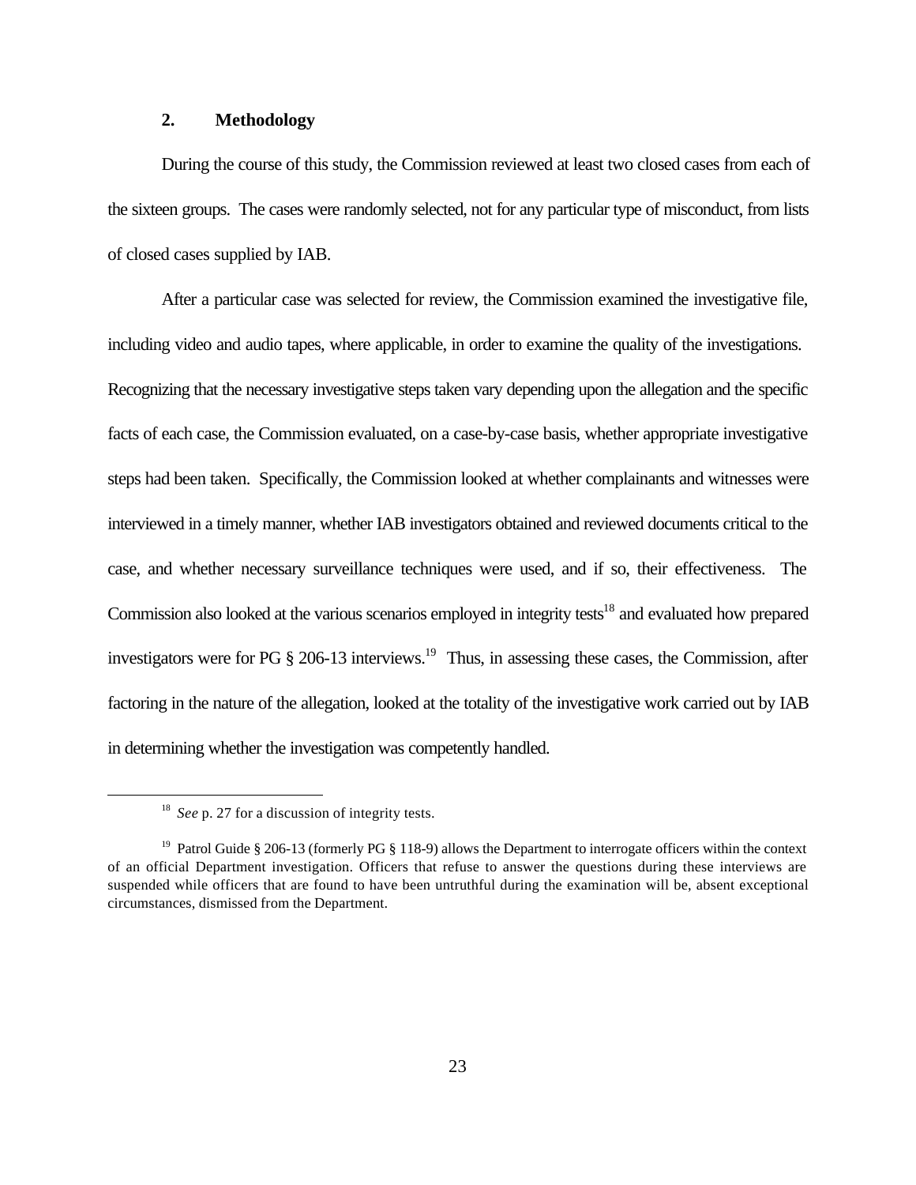### 2. Methodology

During the course of this study, the Commission reviewed at least two closed cases from each of the sixteen groups. The cases were randomly selected, not for any particular type of misconduct, from lists of closed cases supplied by IAB.

After a particular case was selected for review, the Commission examined the investigative file, including video and audio tapes, where applicable, in order to examine the quality of the investigations. Recognizing that the necessary investigative steps taken vary depending upon the allegation and the specific facts of each case, the Commission evaluated, on a case-by-case basis, whether appropriate investigative steps had been taken. Specifically, the Commission looked at whether complainants and witnesses were interviewed in a timely manner, whether IAB investigators obtained and reviewed documents critical to the case, and whether necessary surveillance techniques were used, and if so, their effectiveness. The Commission also looked at the various scenarios employed in integrity tests[18] and evaluated how prepared investigators were for PG § 206-13 interviews.[19] Thus, in assessing these cases, the Commission, after factoring in the nature of the allegation, looked at the totality of the investigative work carried out by IAB in determining whether the investigation was competently handled.

---

[18] *See* p. 27 for a discussion of integrity tests.

[19] Patrol Guide § 206-13 (formerly PG § 118-9) allows the Department to interrogate officers within the context of an official Department investigation. Officers that refuse to answer the questions during these interviews are suspended while officers that are found to have been untruthful during the examination will be, absent exceptional circumstances, dismissed from the Department.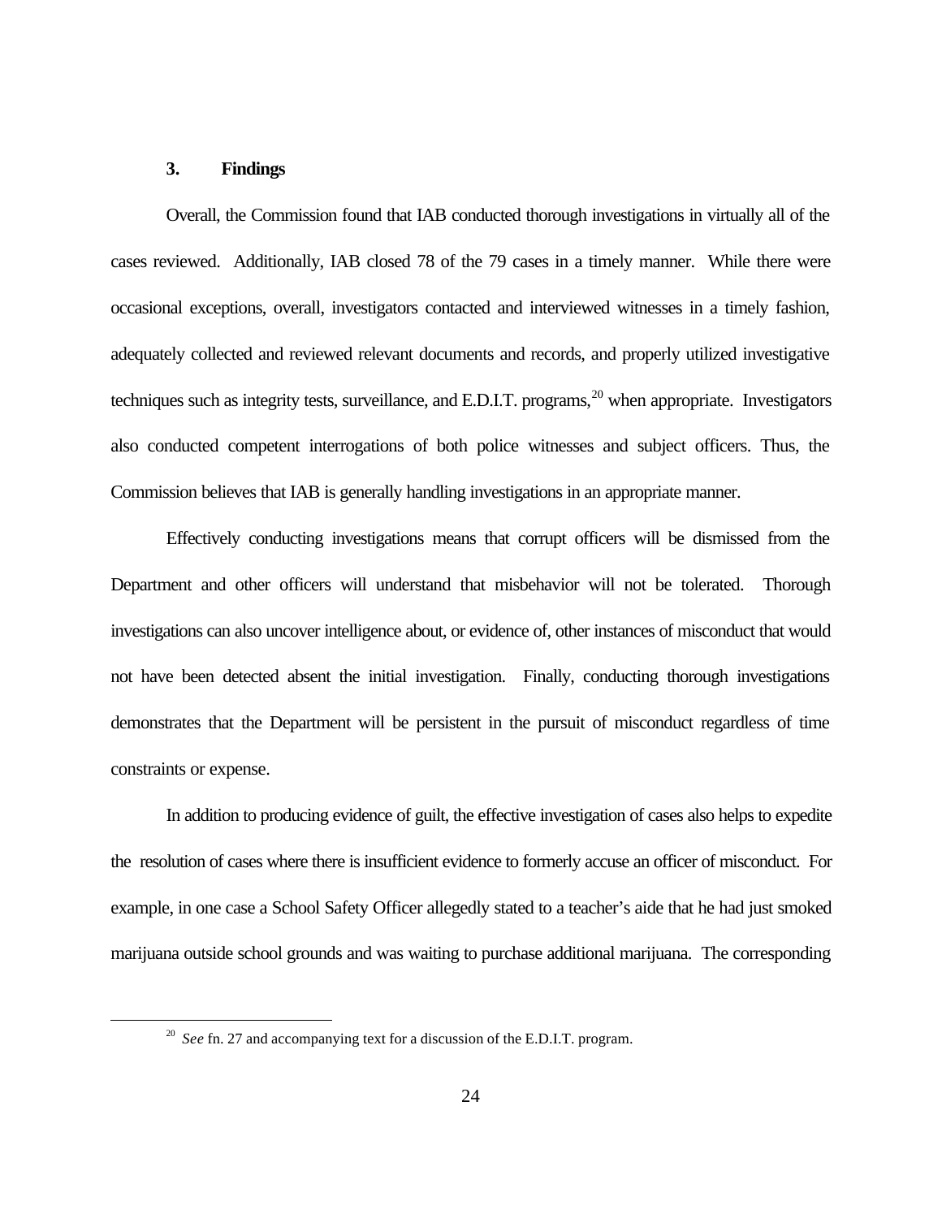### 3. Findings

Overall, the Commission found that IAB conducted thorough investigations in virtually all of the cases reviewed. Additionally, IAB closed 78 of the 79 cases in a timely manner. While there were occasional exceptions, overall, investigators contacted and interviewed witnesses in a timely fashion, adequately collected and reviewed relevant documents and records, and properly utilized investigative techniques such as integrity tests, surveillance, and E.D.I.T. programs,[20] when appropriate. Investigators also conducted competent interrogations of both police witnesses and subject officers. Thus, the Commission believes that IAB is generally handling investigations in an appropriate manner.

Effectively conducting investigations means that corrupt officers will be dismissed from the Department and other officers will understand that misbehavior will not be tolerated. Thorough investigations can also uncover intelligence about, or evidence of, other instances of misconduct that would not have been detected absent the initial investigation. Finally, conducting thorough investigations demonstrates that the Department will be persistent in the pursuit of misconduct regardless of time constraints or expense.

In addition to producing evidence of guilt, the effective investigation of cases also helps to expedite the resolution of cases where there is insufficient evidence to formerly accuse an officer of misconduct. For example, in one case a School Safety Officer allegedly stated to a teacher's aide that he had just smoked marijuana outside school grounds and was waiting to purchase additional marijuana. The corresponding

[20] *See* fn. 27 and accompanying text for a discussion of the E.D.I.T. program.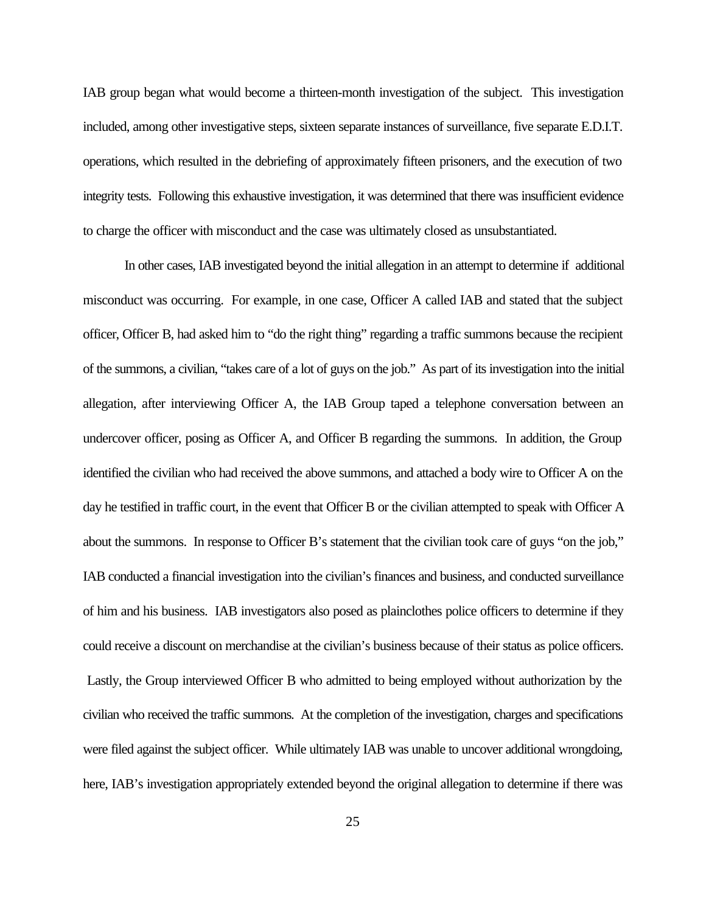IAB group began what would become a thirteen-month investigation of the subject. This investigation included, among other investigative steps, sixteen separate instances of surveillance, five separate E.D.I.T. operations, which resulted in the debriefing of approximately fifteen prisoners, and the execution of two integrity tests. Following this exhaustive investigation, it was determined that there was insufficient evidence to charge the officer with misconduct and the case was ultimately closed as unsubstantiated.

In other cases, IAB investigated beyond the initial allegation in an attempt to determine if additional misconduct was occurring. For example, in one case, Officer A called IAB and stated that the subject officer, Officer B, had asked him to "do the right thing" regarding a traffic summons because the recipient of the summons, a civilian, "takes care of a lot of guys on the job." As part of its investigation into the initial allegation, after interviewing Officer A, the IAB Group taped a telephone conversation between an undercover officer, posing as Officer A, and Officer B regarding the summons. In addition, the Group identified the civilian who had received the above summons, and attached a body wire to Officer A on the day he testified in traffic court, in the event that Officer B or the civilian attempted to speak with Officer A about the summons. In response to Officer B's statement that the civilian took care of guys "on the job," IAB conducted a financial investigation into the civilian's finances and business, and conducted surveillance of him and his business. IAB investigators also posed as plainclothes police officers to determine if they could receive a discount on merchandise at the civilian's business because of their status as police officers. Lastly, the Group interviewed Officer B who admitted to being employed without authorization by the civilian who received the traffic summons. At the completion of the investigation, charges and specifications were filed against the subject officer. While ultimately IAB was unable to uncover additional wrongdoing, here, IAB's investigation appropriately extended beyond the original allegation to determine if there was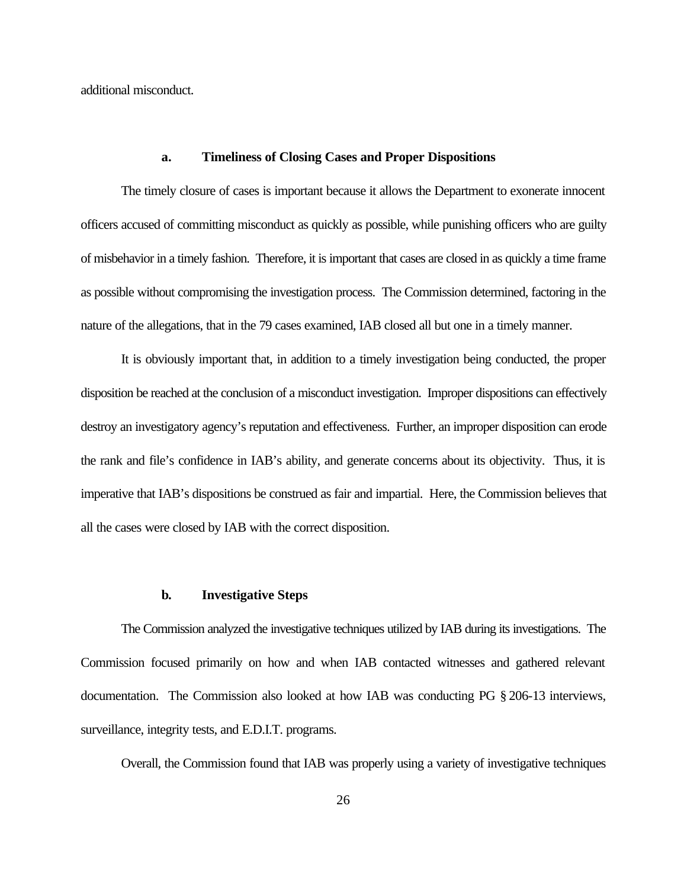additional misconduct.

### a. Timeliness of Closing Cases and Proper Dispositions

The timely closure of cases is important because it allows the Department to exonerate innocent officers accused of committing misconduct as quickly as possible, while punishing officers who are guilty of misbehavior in a timely fashion. Therefore, it is important that cases are closed in as quickly a time frame as possible without compromising the investigation process. The Commission determined, factoring in the nature of the allegations, that in the 79 cases examined, IAB closed all but one in a timely manner.

It is obviously important that, in addition to a timely investigation being conducted, the proper disposition be reached at the conclusion of a misconduct investigation. Improper dispositions can effectively destroy an investigatory agency's reputation and effectiveness. Further, an improper disposition can erode the rank and file's confidence in IAB's ability, and generate concerns about its objectivity. Thus, it is imperative that IAB's dispositions be construed as fair and impartial. Here, the Commission believes that all the cases were closed by IAB with the correct disposition.

### b. Investigative Steps

The Commission analyzed the investigative techniques utilized by IAB during its investigations. The Commission focused primarily on how and when IAB contacted witnesses and gathered relevant documentation. The Commission also looked at how IAB was conducting PG § 206-13 interviews, surveillance, integrity tests, and E.D.I.T. programs.

Overall, the Commission found that IAB was properly using a variety of investigative techniques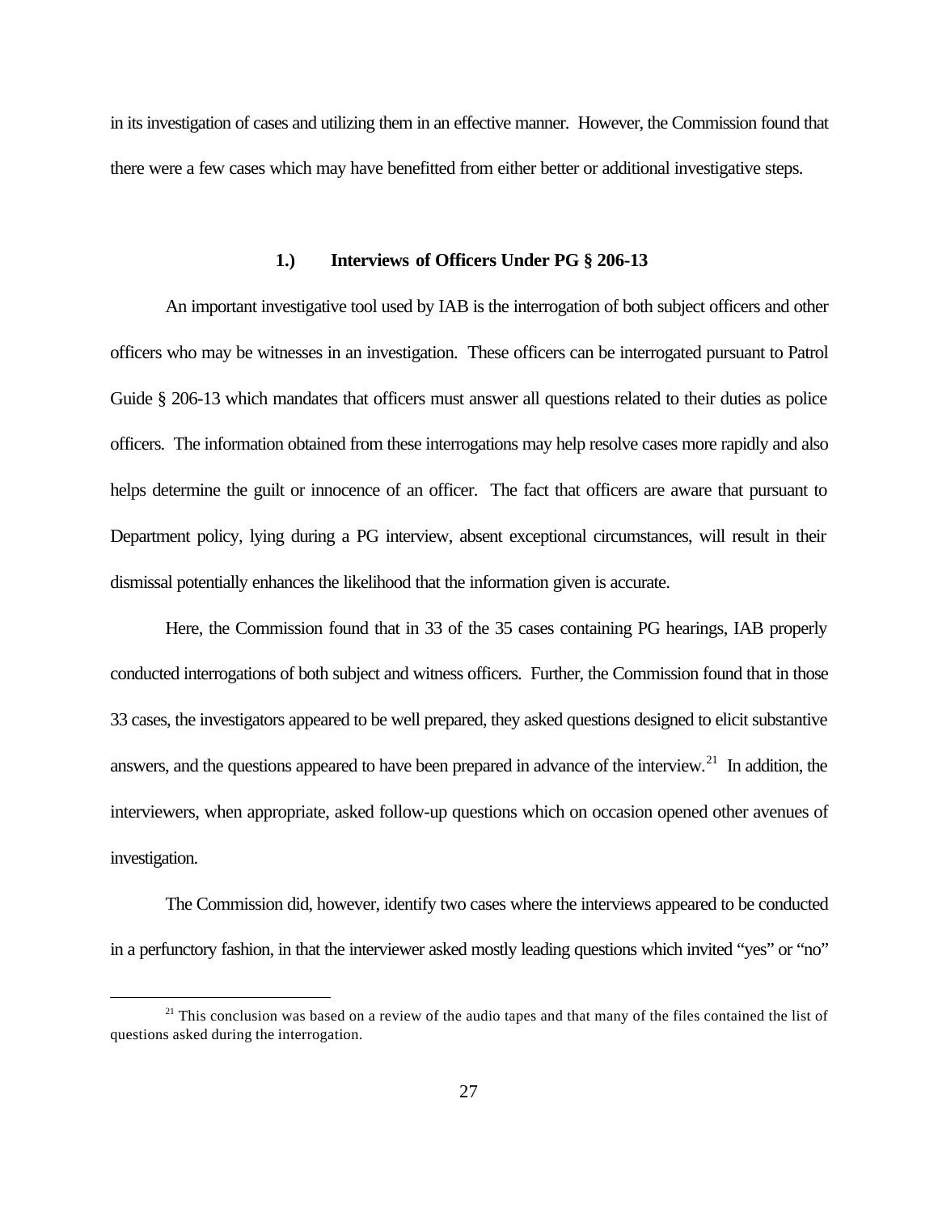in its investigation of cases and utilizing them in an effective manner. However, the Commission found that there were a few cases which may have benefitted from either better or additional investigative steps.

### 1.) Interviews of Officers Under PG § 206-13

An important investigative tool used by IAB is the interrogation of both subject officers and other officers who may be witnesses in an investigation. These officers can be interrogated pursuant to Patrol Guide § 206-13 which mandates that officers must answer all questions related to their duties as police officers. The information obtained from these interrogations may help resolve cases more rapidly and also helps determine the guilt or innocence of an officer. The fact that officers are aware that pursuant to Department policy, lying during a PG interview, absent exceptional circumstances, will result in their dismissal potentially enhances the likelihood that the information given is accurate.

Here, the Commission found that in 33 of the 35 cases containing PG hearings, IAB properly conducted interrogations of both subject and witness officers. Further, the Commission found that in those 33 cases, the investigators appeared to be well prepared, they asked questions designed to elicit substantive answers, and the questions appeared to have been prepared in advance of the interview.[21] In addition, the interviewers, when appropriate, asked follow-up questions which on occasion opened other avenues of investigation.

The Commission did, however, identify two cases where the interviews appeared to be conducted in a perfunctory fashion, in that the interviewer asked mostly leading questions which invited "yes" or "no"

[21] This conclusion was based on a review of the audio tapes and that many of the files contained the list of questions asked during the interrogation.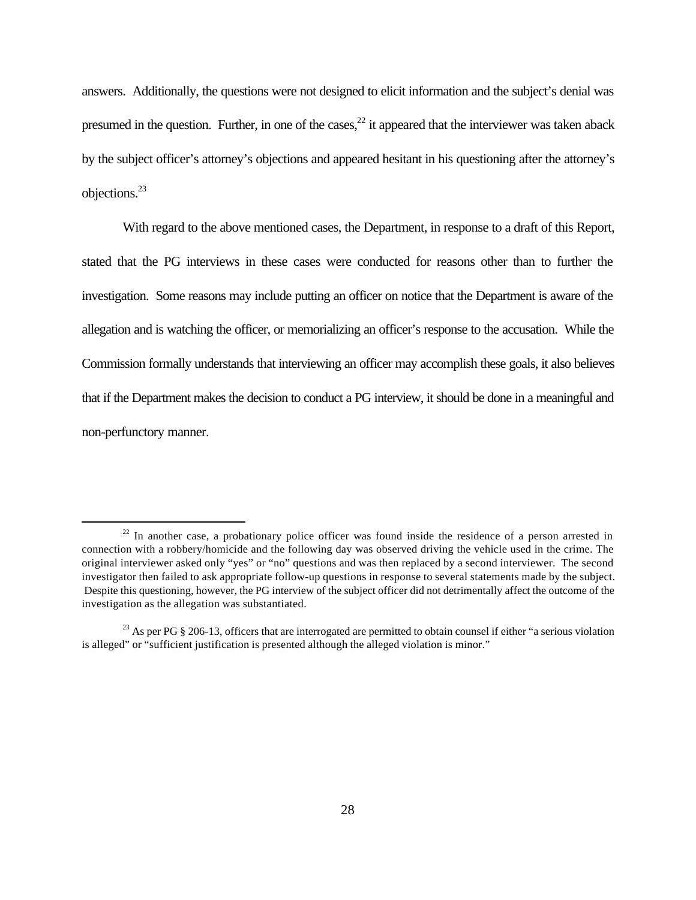answers. Additionally, the questions were not designed to elicit information and the subject's denial was presumed in the question. Further, in one of the cases,[22] it appeared that the interviewer was taken aback by the subject officer's attorney's objections and appeared hesitant in his questioning after the attorney's objections.[23]

With regard to the above mentioned cases, the Department, in response to a draft of this Report, stated that the PG interviews in these cases were conducted for reasons other than to further the investigation. Some reasons may include putting an officer on notice that the Department is aware of the allegation and is watching the officer, or memorializing an officer's response to the accusation. While the Commission formally understands that interviewing an officer may accomplish these goals, it also believes that if the Department makes the decision to conduct a PG interview, it should be done in a meaningful and non-perfunctory manner.

---

[22] In another case, a probationary police officer was found inside the residence of a person arrested in connection with a robbery/homicide and the following day was observed driving the vehicle used in the crime. The original interviewer asked only "yes" or "no" questions and was then replaced by a second interviewer. The second investigator then failed to ask appropriate follow-up questions in response to several statements made by the subject. Despite this questioning, however, the PG interview of the subject officer did not detrimentally affect the outcome of the investigation as the allegation was substantiated.

[23] As per PG § 206-13, officers that are interrogated are permitted to obtain counsel if either "a serious violation is alleged" or "sufficient justification is presented although the alleged violation is minor."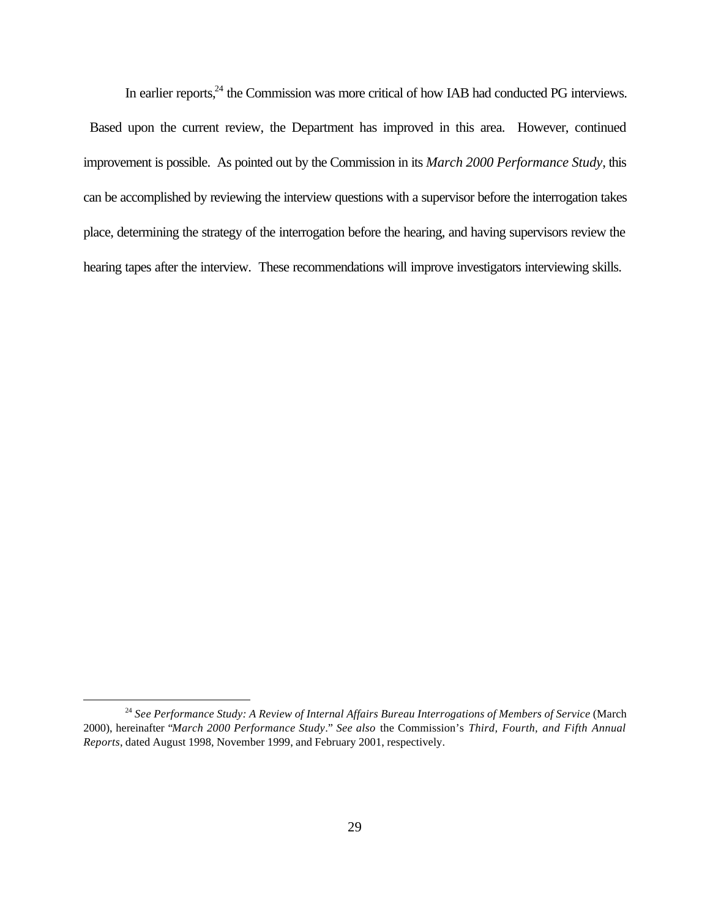In earlier reports,[24] the Commission was more critical of how IAB had conducted PG interviews. Based upon the current review, the Department has improved in this area. However, continued improvement is possible. As pointed out by the Commission in its *March 2000 Performance Study*, this can be accomplished by reviewing the interview questions with a supervisor before the interrogation takes place, determining the strategy of the interrogation before the hearing, and having supervisors review the hearing tapes after the interview. These recommendations will improve investigators interviewing skills.

---

[24] *See Performance Study: A Review of Internal Affairs Bureau Interrogations of Members of Service* (March 2000), hereinafter "*March 2000 Performance Study*." *See also* the Commission's *Third, Fourth, and Fifth Annual Reports*, dated August 1998, November 1999, and February 2001, respectively.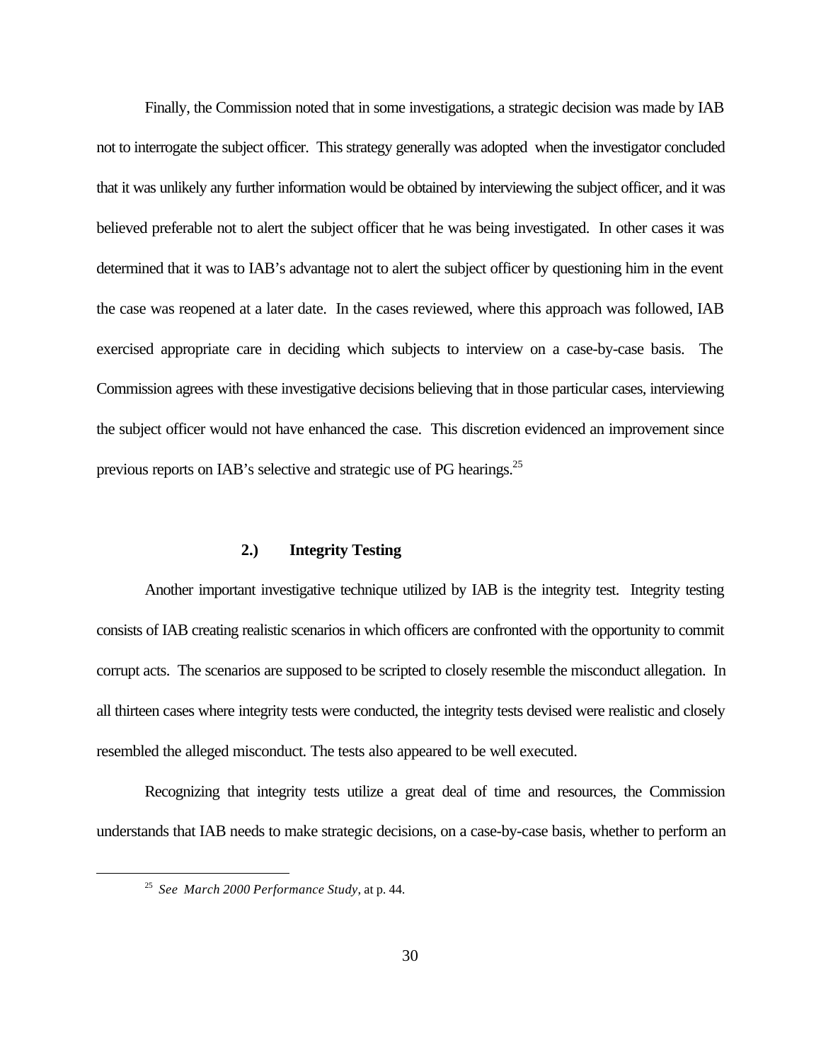Finally, the Commission noted that in some investigations, a strategic decision was made by IAB not to interrogate the subject officer. This strategy generally was adopted when the investigator concluded that it was unlikely any further information would be obtained by interviewing the subject officer, and it was believed preferable not to alert the subject officer that he was being investigated. In other cases it was determined that it was to IAB's advantage not to alert the subject officer by questioning him in the event the case was reopened at a later date. In the cases reviewed, where this approach was followed, IAB exercised appropriate care in deciding which subjects to interview on a case-by-case basis. The Commission agrees with these investigative decisions believing that in those particular cases, interviewing the subject officer would not have enhanced the case. This discretion evidenced an improvement since previous reports on IAB's selective and strategic use of PG hearings.[25]

### 2.) Integrity Testing

Another important investigative technique utilized by IAB is the integrity test. Integrity testing consists of IAB creating realistic scenarios in which officers are confronted with the opportunity to commit corrupt acts. The scenarios are supposed to be scripted to closely resemble the misconduct allegation. In all thirteen cases where integrity tests were conducted, the integrity tests devised were realistic and closely resembled the alleged misconduct. The tests also appeared to be well executed.

Recognizing that integrity tests utilize a great deal of time and resources, the Commission understands that IAB needs to make strategic decisions, on a case-by-case basis, whether to perform an

---

[25] *See March 2000 Performance Study*, at p. 44.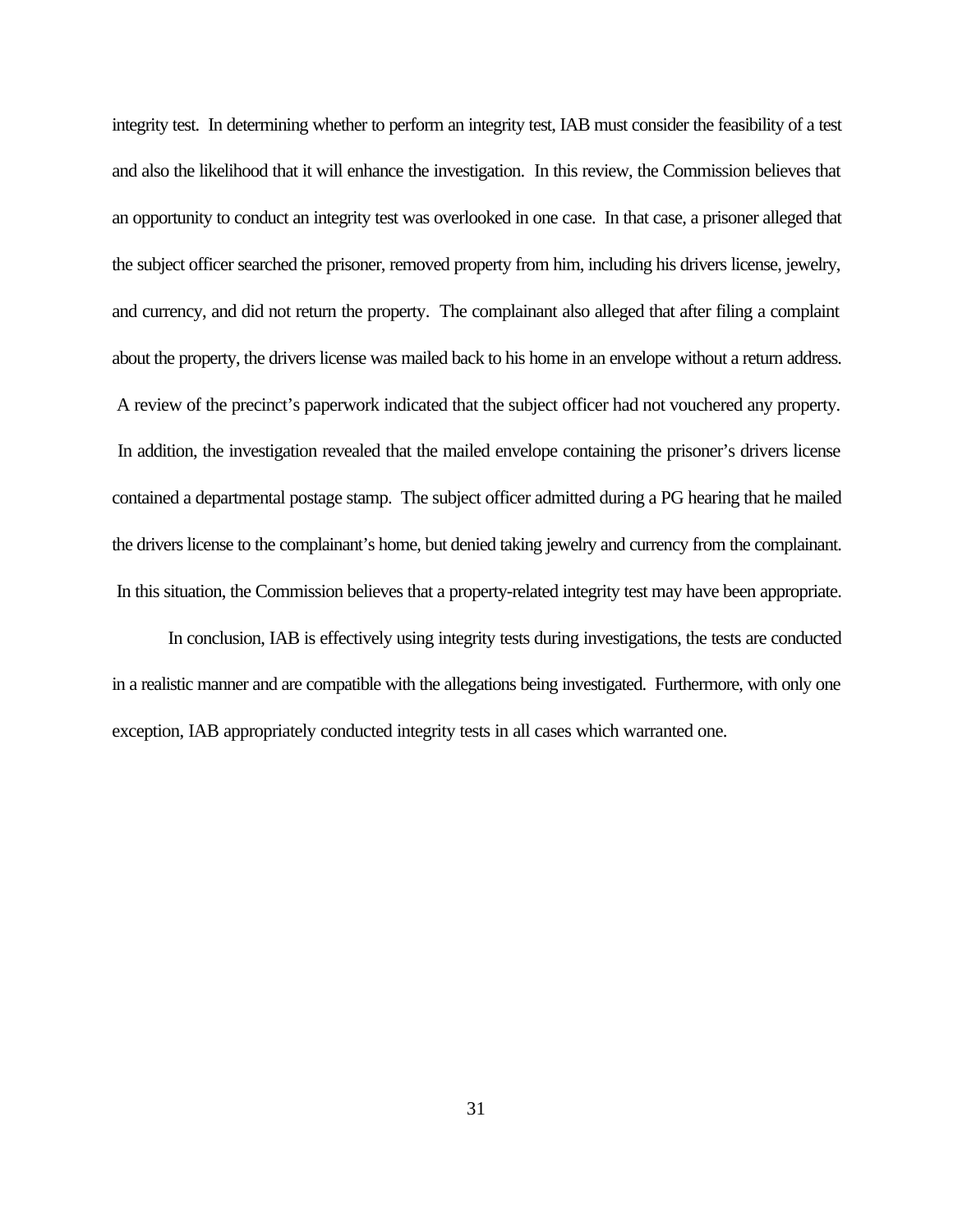integrity test. In determining whether to perform an integrity test, IAB must consider the feasibility of a test and also the likelihood that it will enhance the investigation. In this review, the Commission believes that an opportunity to conduct an integrity test was overlooked in one case. In that case, a prisoner alleged that the subject officer searched the prisoner, removed property from him, including his drivers license, jewelry, and currency, and did not return the property. The complainant also alleged that after filing a complaint about the property, the drivers license was mailed back to his home in an envelope without a return address. A review of the precinct's paperwork indicated that the subject officer had not vouchered any property. In addition, the investigation revealed that the mailed envelope containing the prisoner's drivers license contained a departmental postage stamp. The subject officer admitted during a PG hearing that he mailed the drivers license to the complainant's home, but denied taking jewelry and currency from the complainant. In this situation, the Commission believes that a property-related integrity test may have been appropriate.

In conclusion, IAB is effectively using integrity tests during investigations, the tests are conducted in a realistic manner and are compatible with the allegations being investigated. Furthermore, with only one exception, IAB appropriately conducted integrity tests in all cases which warranted one.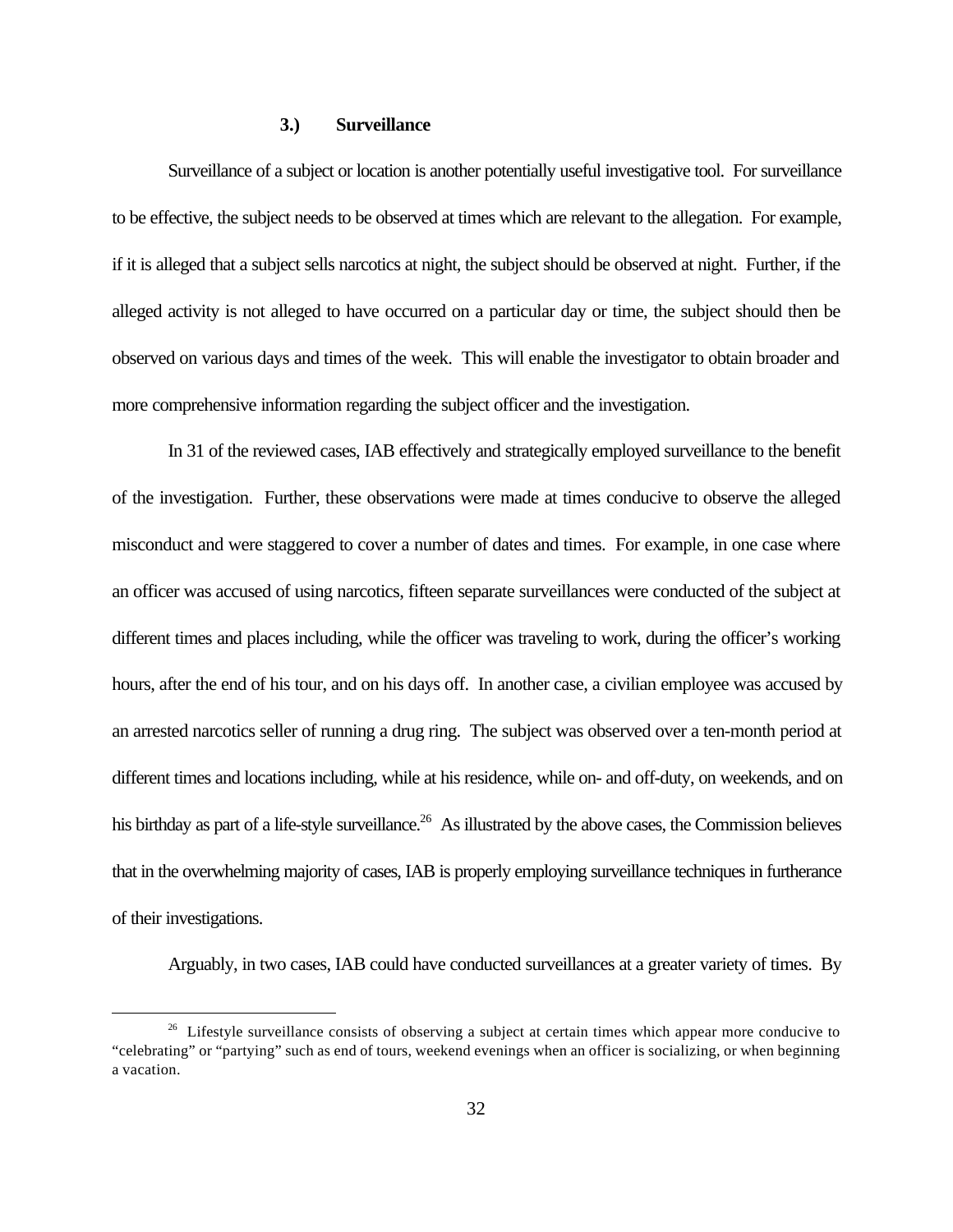### 3.) Surveillance

Surveillance of a subject or location is another potentially useful investigative tool. For surveillance to be effective, the subject needs to be observed at times which are relevant to the allegation. For example, if it is alleged that a subject sells narcotics at night, the subject should be observed at night. Further, if the alleged activity is not alleged to have occurred on a particular day or time, the subject should then be observed on various days and times of the week. This will enable the investigator to obtain broader and more comprehensive information regarding the subject officer and the investigation.

In 31 of the reviewed cases, IAB effectively and strategically employed surveillance to the benefit of the investigation. Further, these observations were made at times conducive to observe the alleged misconduct and were staggered to cover a number of dates and times. For example, in one case where an officer was accused of using narcotics, fifteen separate surveillances were conducted of the subject at different times and places including, while the officer was traveling to work, during the officer's working hours, after the end of his tour, and on his days off. In another case, a civilian employee was accused by an arrested narcotics seller of running a drug ring. The subject was observed over a ten-month period at different times and locations including, while at his residence, while on- and off-duty, on weekends, and on his birthday as part of a life-style surveillance.[26] As illustrated by the above cases, the Commission believes that in the overwhelming majority of cases, IAB is properly employing surveillance techniques in furtherance of their investigations.

Arguably, in two cases, IAB could have conducted surveillances at a greater variety of times. By

[26] Lifestyle surveillance consists of observing a subject at certain times which appear more conducive to "celebrating" or "partying" such as end of tours, weekend evenings when an officer is socializing, or when beginning a vacation.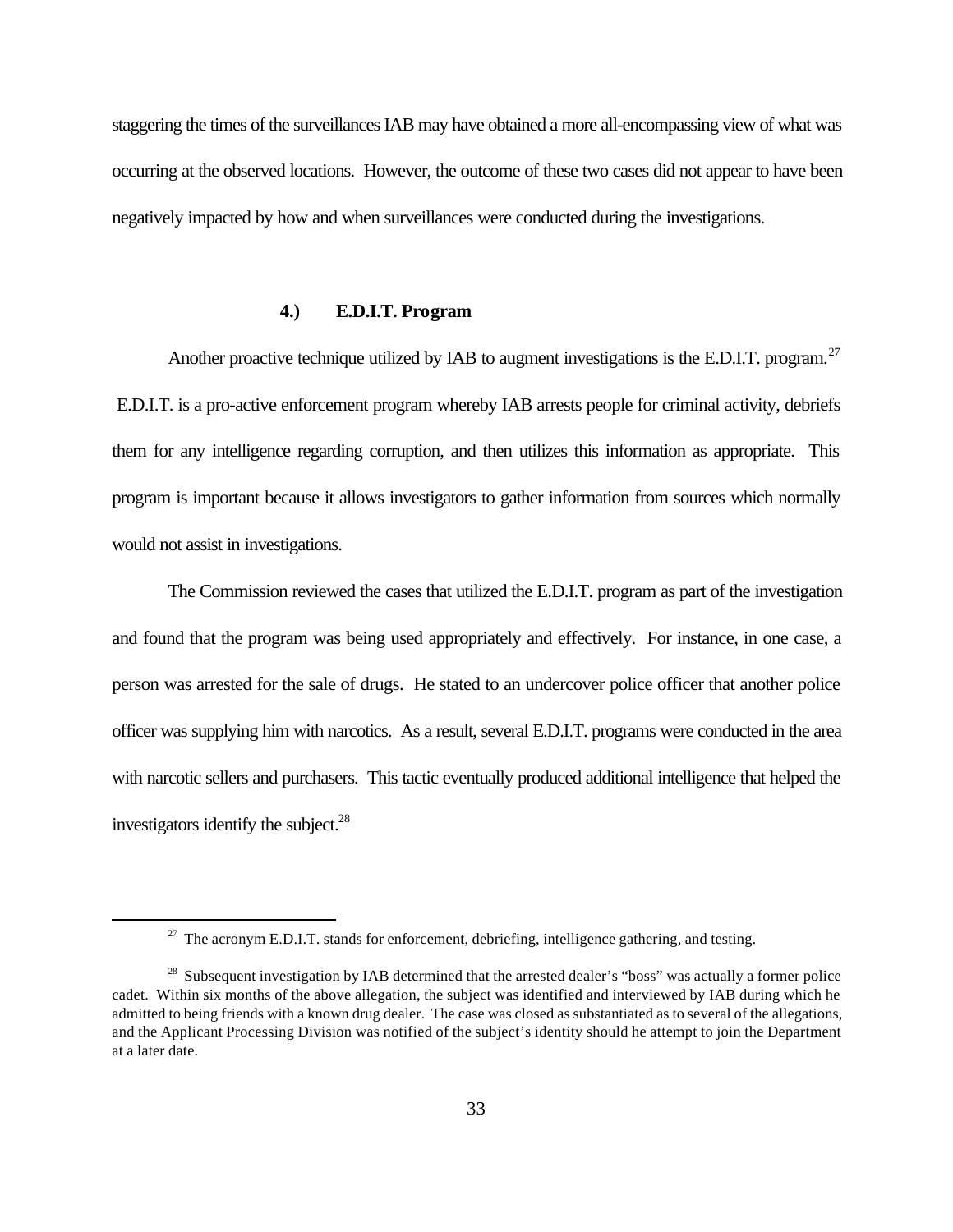staggering the times of the surveillances IAB may have obtained a more all-encompassing view of what was occurring at the observed locations. However, the outcome of these two cases did not appear to have been negatively impacted by how and when surveillances were conducted during the investigations.

### 4.) E.D.I.T. Program

Another proactive technique utilized by IAB to augment investigations is the E.D.I.T. program.[27] E.D.I.T. is a pro-active enforcement program whereby IAB arrests people for criminal activity, debriefs them for any intelligence regarding corruption, and then utilizes this information as appropriate. This program is important because it allows investigators to gather information from sources which normally would not assist in investigations.

The Commission reviewed the cases that utilized the E.D.I.T. program as part of the investigation and found that the program was being used appropriately and effectively. For instance, in one case, a person was arrested for the sale of drugs. He stated to an undercover police officer that another police officer was supplying him with narcotics. As a result, several E.D.I.T. programs were conducted in the area with narcotic sellers and purchasers. This tactic eventually produced additional intelligence that helped the investigators identify the subject.[28]

---

[27] The acronym E.D.I.T. stands for enforcement, debriefing, intelligence gathering, and testing.

[28] Subsequent investigation by IAB determined that the arrested dealer's "boss" was actually a former police cadet. Within six months of the above allegation, the subject was identified and interviewed by IAB during which he admitted to being friends with a known drug dealer. The case was closed as substantiated as to several of the allegations, and the Applicant Processing Division was notified of the subject's identity should he attempt to join the Department at a later date.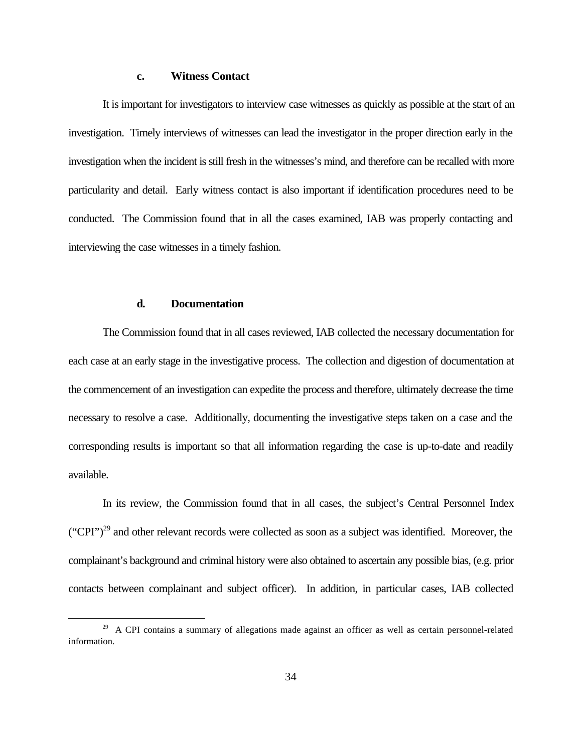### c. Witness Contact

It is important for investigators to interview case witnesses as quickly as possible at the start of an investigation. Timely interviews of witnesses can lead the investigator in the proper direction early in the investigation when the incident is still fresh in the witnesses's mind, and therefore can be recalled with more particularity and detail. Early witness contact is also important if identification procedures need to be conducted. The Commission found that in all the cases examined, IAB was properly contacting and interviewing the case witnesses in a timely fashion.

### d. Documentation

The Commission found that in all cases reviewed, IAB collected the necessary documentation for each case at an early stage in the investigative process. The collection and digestion of documentation at the commencement of an investigation can expedite the process and therefore, ultimately decrease the time necessary to resolve a case. Additionally, documenting the investigative steps taken on a case and the corresponding results is important so that all information regarding the case is up-to-date and readily available.

In its review, the Commission found that in all cases, the subject's Central Personnel Index ("CPI")[29] and other relevant records were collected as soon as a subject was identified. Moreover, the complainant's background and criminal history were also obtained to ascertain any possible bias, (e.g. prior contacts between complainant and subject officer). In addition, in particular cases, IAB collected

---

[29] A CPI contains a summary of allegations made against an officer as well as certain personnel-related information.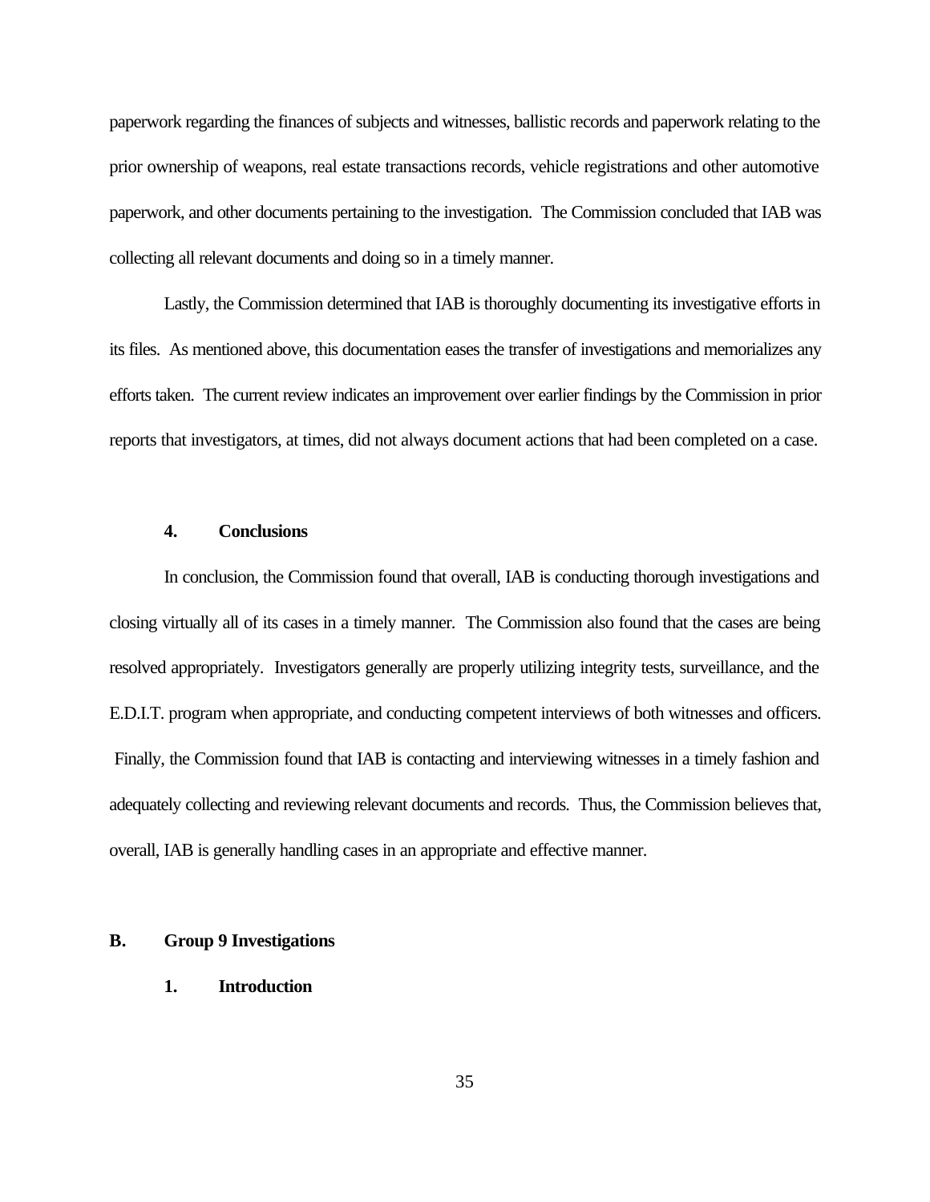paperwork regarding the finances of subjects and witnesses, ballistic records and paperwork relating to the prior ownership of weapons, real estate transactions records, vehicle registrations and other automotive paperwork, and other documents pertaining to the investigation. The Commission concluded that IAB was collecting all relevant documents and doing so in a timely manner.

Lastly, the Commission determined that IAB is thoroughly documenting its investigative efforts in its files. As mentioned above, this documentation eases the transfer of investigations and memorializes any efforts taken. The current review indicates an improvement over earlier findings by the Commission in prior reports that investigators, at times, did not always document actions that had been completed on a case.

### 4. Conclusions

In conclusion, the Commission found that overall, IAB is conducting thorough investigations and closing virtually all of its cases in a timely manner. The Commission also found that the cases are being resolved appropriately. Investigators generally are properly utilizing integrity tests, surveillance, and the E.D.I.T. program when appropriate, and conducting competent interviews of both witnesses and officers. Finally, the Commission found that IAB is contacting and interviewing witnesses in a timely fashion and adequately collecting and reviewing relevant documents and records. Thus, the Commission believes that, overall, IAB is generally handling cases in an appropriate and effective manner.

## B. Group 9 Investigations

### 1. Introduction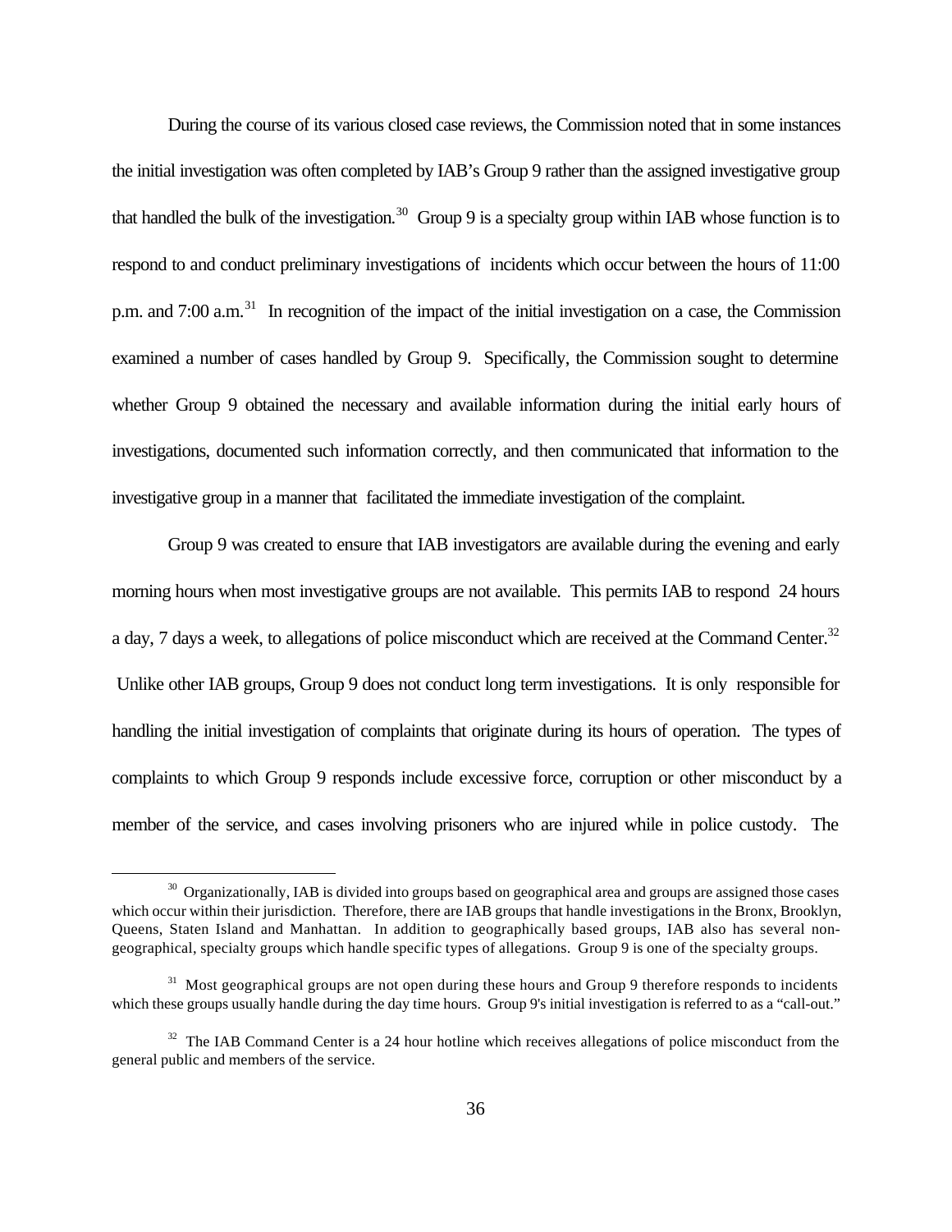During the course of its various closed case reviews, the Commission noted that in some instances the initial investigation was often completed by IAB's Group 9 rather than the assigned investigative group that handled the bulk of the investigation.[30] Group 9 is a specialty group within IAB whose function is to respond to and conduct preliminary investigations of incidents which occur between the hours of 11:00 p.m. and 7:00 a.m.[31] In recognition of the impact of the initial investigation on a case, the Commission examined a number of cases handled by Group 9. Specifically, the Commission sought to determine whether Group 9 obtained the necessary and available information during the initial early hours of investigations, documented such information correctly, and then communicated that information to the investigative group in a manner that facilitated the immediate investigation of the complaint.

Group 9 was created to ensure that IAB investigators are available during the evening and early morning hours when most investigative groups are not available. This permits IAB to respond 24 hours a day, 7 days a week, to allegations of police misconduct which are received at the Command Center.[32] Unlike other IAB groups, Group 9 does not conduct long term investigations. It is only responsible for handling the initial investigation of complaints that originate during its hours of operation. The types of complaints to which Group 9 responds include excessive force, corruption or other misconduct by a member of the service, and cases involving prisoners who are injured while in police custody. The

---

[30] Organizationally, IAB is divided into groups based on geographical area and groups are assigned those cases which occur within their jurisdiction. Therefore, there are IAB groups that handle investigations in the Bronx, Brooklyn, Queens, Staten Island and Manhattan. In addition to geographically based groups, IAB also has several non-geographical, specialty groups which handle specific types of allegations. Group 9 is one of the specialty groups.

[31] Most geographical groups are not open during these hours and Group 9 therefore responds to incidents which these groups usually handle during the day time hours. Group 9's initial investigation is referred to as a "call-out."

[32] The IAB Command Center is a 24 hour hotline which receives allegations of police misconduct from the general public and members of the service.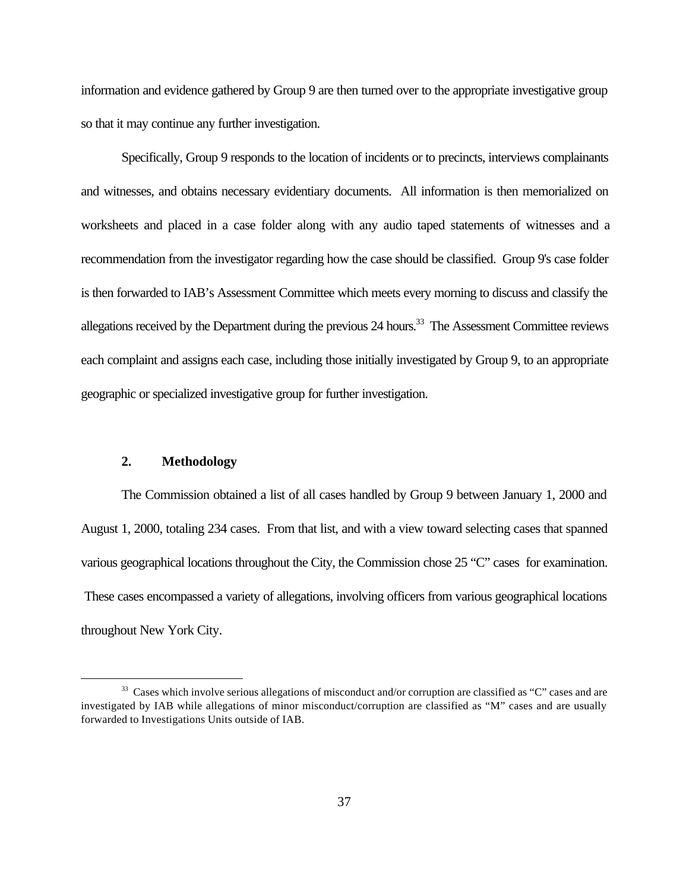information and evidence gathered by Group 9 are then turned over to the appropriate investigative group so that it may continue any further investigation.

Specifically, Group 9 responds to the location of incidents or to precincts, interviews complainants and witnesses, and obtains necessary evidentiary documents. All information is then memorialized on worksheets and placed in a case folder along with any audio taped statements of witnesses and a recommendation from the investigator regarding how the case should be classified. Group 9's case folder is then forwarded to IAB's Assessment Committee which meets every morning to discuss and classify the allegations received by the Department during the previous 24 hours.[33] The Assessment Committee reviews each complaint and assigns each case, including those initially investigated by Group 9, to an appropriate geographic or specialized investigative group for further investigation.

### 2. Methodology

The Commission obtained a list of all cases handled by Group 9 between January 1, 2000 and August 1, 2000, totaling 234 cases. From that list, and with a view toward selecting cases that spanned various geographical locations throughout the City, the Commission chose 25 "C" cases for examination. These cases encompassed a variety of allegations, involving officers from various geographical locations throughout New York City.

[33] Cases which involve serious allegations of misconduct and/or corruption are classified as "C" cases and are investigated by IAB while allegations of minor misconduct/corruption are classified as "M" cases and are usually forwarded to Investigations Units outside of IAB.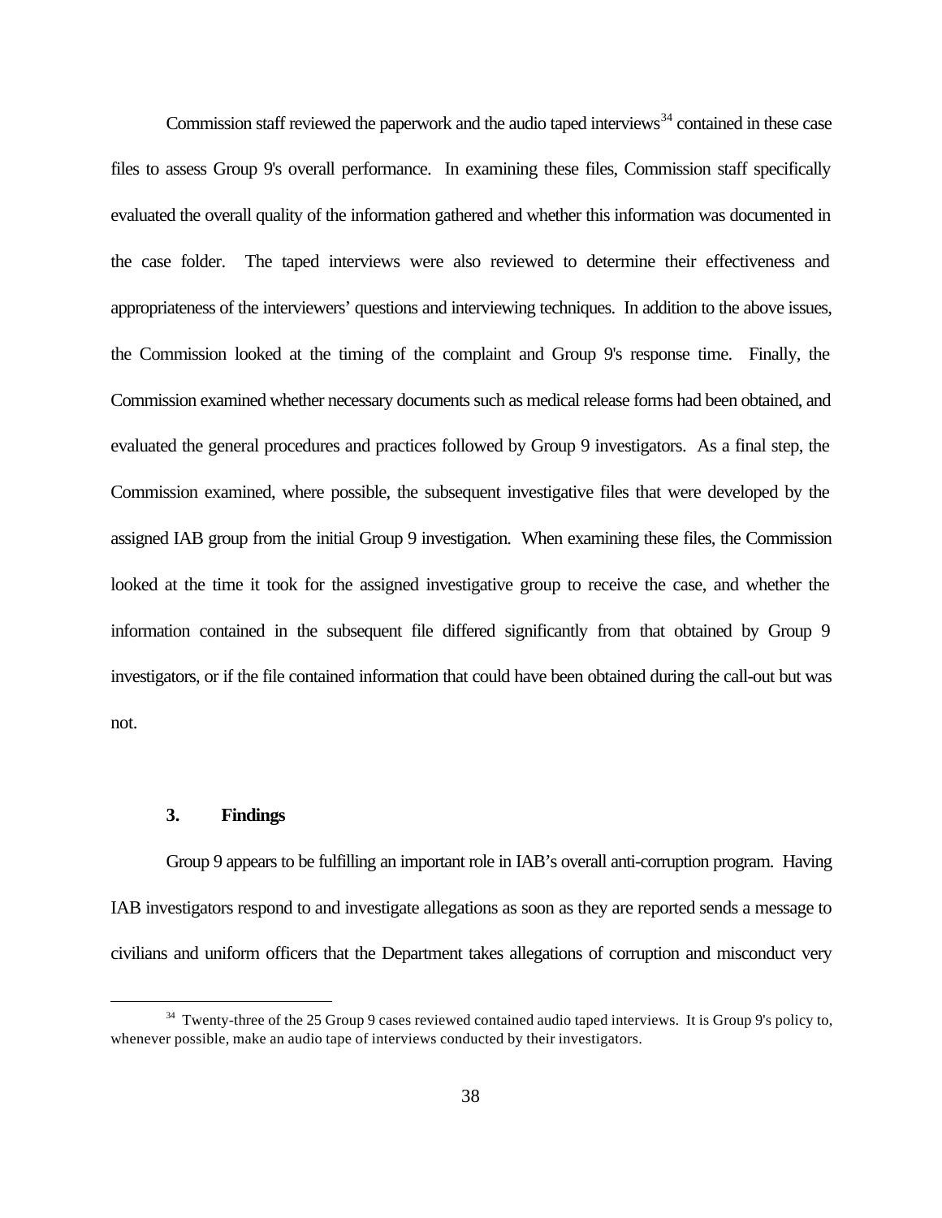Commission staff reviewed the paperwork and the audio taped interviews[34] contained in these case files to assess Group 9's overall performance. In examining these files, Commission staff specifically evaluated the overall quality of the information gathered and whether this information was documented in the case folder. The taped interviews were also reviewed to determine their effectiveness and appropriateness of the interviewers' questions and interviewing techniques. In addition to the above issues, the Commission looked at the timing of the complaint and Group 9's response time. Finally, the Commission examined whether necessary documents such as medical release forms had been obtained, and evaluated the general procedures and practices followed by Group 9 investigators. As a final step, the Commission examined, where possible, the subsequent investigative files that were developed by the assigned IAB group from the initial Group 9 investigation. When examining these files, the Commission looked at the time it took for the assigned investigative group to receive the case, and whether the information contained in the subsequent file differed significantly from that obtained by Group 9 investigators, or if the file contained information that could have been obtained during the call-out but was not.

### 3. Findings

Group 9 appears to be fulfilling an important role in IAB's overall anti-corruption program. Having IAB investigators respond to and investigate allegations as soon as they are reported sends a message to civilians and uniform officers that the Department takes allegations of corruption and misconduct very

[34] Twenty-three of the 25 Group 9 cases reviewed contained audio taped interviews. It is Group 9's policy to, whenever possible, make an audio tape of interviews conducted by their investigators.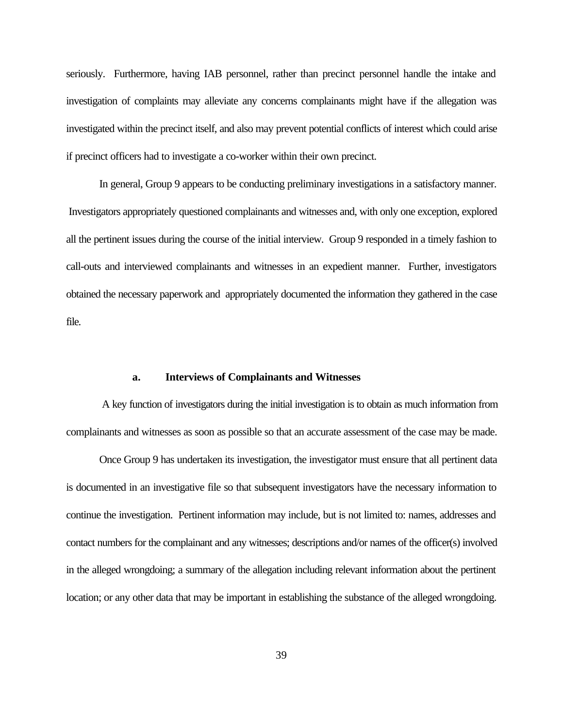seriously. Furthermore, having IAB personnel, rather than precinct personnel handle the intake and investigation of complaints may alleviate any concerns complainants might have if the allegation was investigated within the precinct itself, and also may prevent potential conflicts of interest which could arise if precinct officers had to investigate a co-worker within their own precinct.

In general, Group 9 appears to be conducting preliminary investigations in a satisfactory manner. Investigators appropriately questioned complainants and witnesses and, with only one exception, explored all the pertinent issues during the course of the initial interview. Group 9 responded in a timely fashion to call-outs and interviewed complainants and witnesses in an expedient manner. Further, investigators obtained the necessary paperwork and appropriately documented the information they gathered in the case file.

### a. Interviews of Complainants and Witnesses

A key function of investigators during the initial investigation is to obtain as much information from complainants and witnesses as soon as possible so that an accurate assessment of the case may be made.

Once Group 9 has undertaken its investigation, the investigator must ensure that all pertinent data is documented in an investigative file so that subsequent investigators have the necessary information to continue the investigation. Pertinent information may include, but is not limited to: names, addresses and contact numbers for the complainant and any witnesses; descriptions and/or names of the officer(s) involved in the alleged wrongdoing; a summary of the allegation including relevant information about the pertinent location; or any other data that may be important in establishing the substance of the alleged wrongdoing.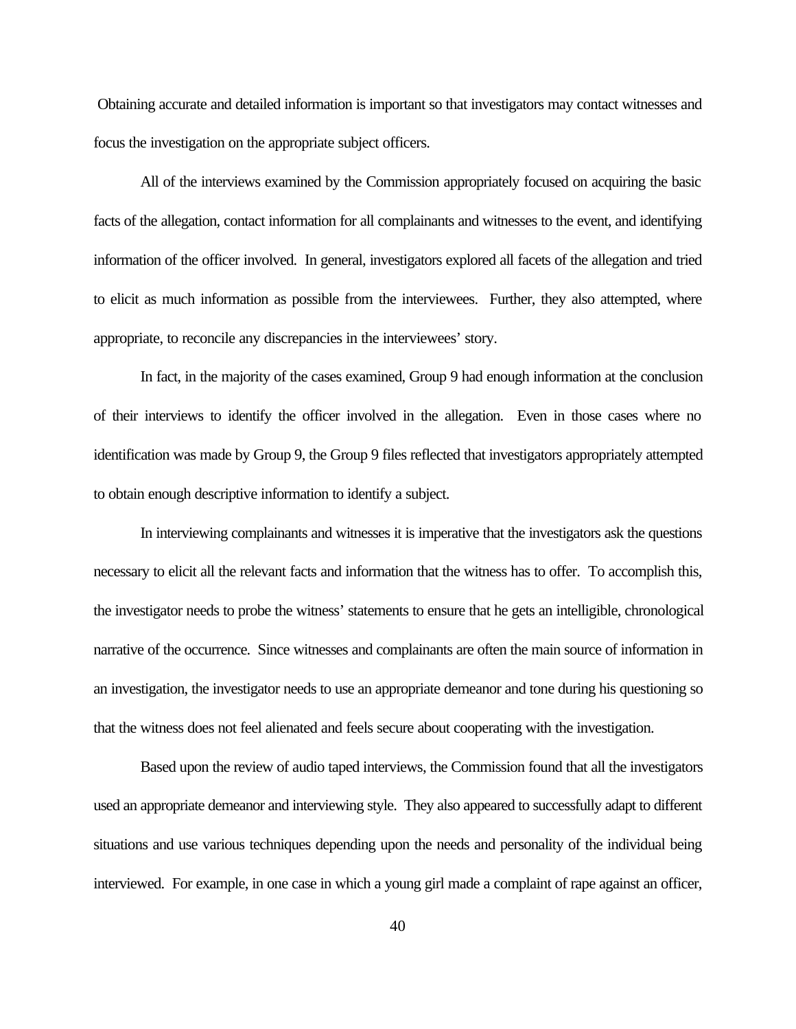Obtaining accurate and detailed information is important so that investigators may contact witnesses and focus the investigation on the appropriate subject officers.

All of the interviews examined by the Commission appropriately focused on acquiring the basic facts of the allegation, contact information for all complainants and witnesses to the event, and identifying information of the officer involved. In general, investigators explored all facets of the allegation and tried to elicit as much information as possible from the interviewees. Further, they also attempted, where appropriate, to reconcile any discrepancies in the interviewees' story.

In fact, in the majority of the cases examined, Group 9 had enough information at the conclusion of their interviews to identify the officer involved in the allegation. Even in those cases where no identification was made by Group 9, the Group 9 files reflected that investigators appropriately attempted to obtain enough descriptive information to identify a subject.

In interviewing complainants and witnesses it is imperative that the investigators ask the questions necessary to elicit all the relevant facts and information that the witness has to offer. To accomplish this, the investigator needs to probe the witness' statements to ensure that he gets an intelligible, chronological narrative of the occurrence. Since witnesses and complainants are often the main source of information in an investigation, the investigator needs to use an appropriate demeanor and tone during his questioning so that the witness does not feel alienated and feels secure about cooperating with the investigation.

Based upon the review of audio taped interviews, the Commission found that all the investigators used an appropriate demeanor and interviewing style. They also appeared to successfully adapt to different situations and use various techniques depending upon the needs and personality of the individual being interviewed. For example, in one case in which a young girl made a complaint of rape against an officer,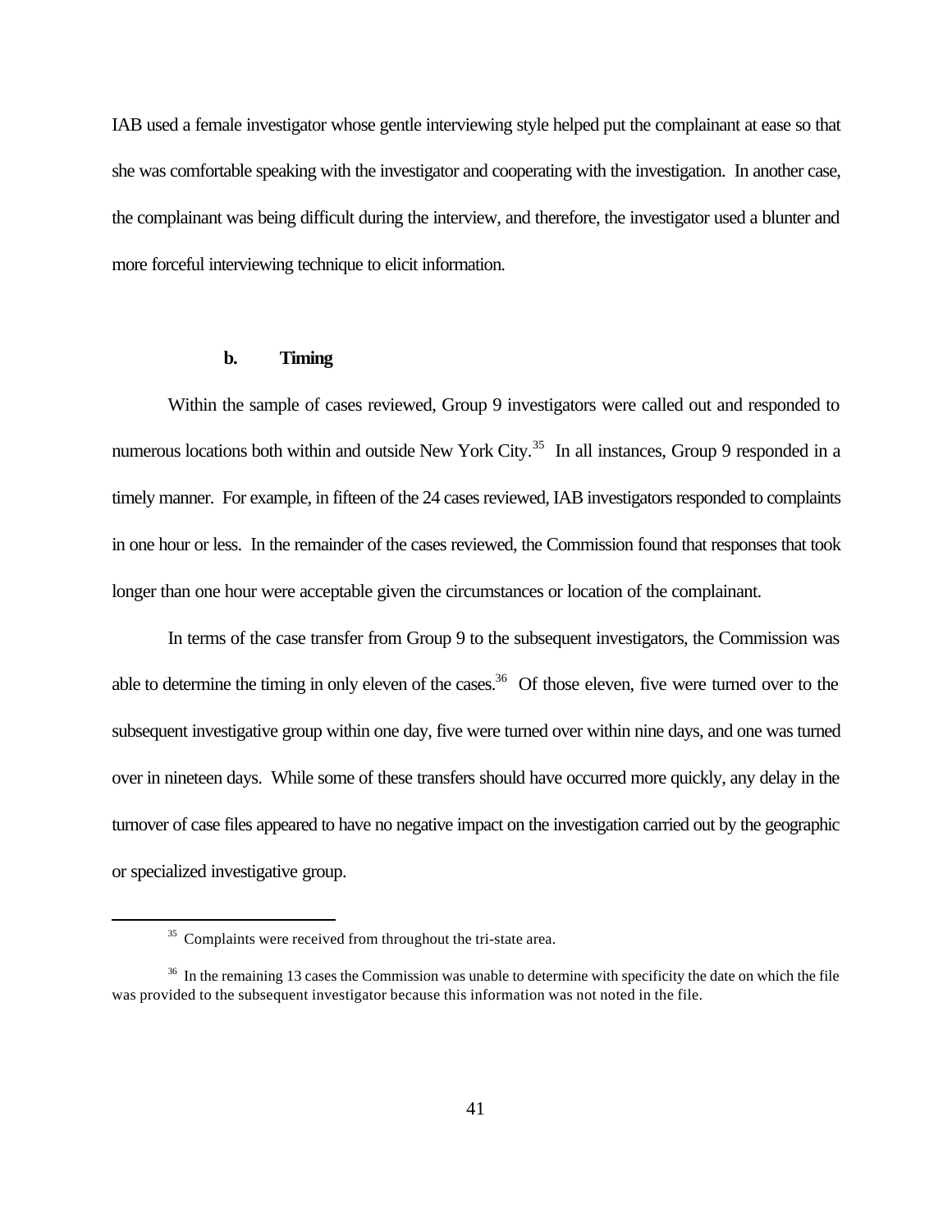IAB used a female investigator whose gentle interviewing style helped put the complainant at ease so that she was comfortable speaking with the investigator and cooperating with the investigation. In another case, the complainant was being difficult during the interview, and therefore, the investigator used a blunter and more forceful interviewing technique to elicit information.

#### b. Timing

Within the sample of cases reviewed, Group 9 investigators were called out and responded to numerous locations both within and outside New York City.[35] In all instances, Group 9 responded in a timely manner. For example, in fifteen of the 24 cases reviewed, IAB investigators responded to complaints in one hour or less. In the remainder of the cases reviewed, the Commission found that responses that took longer than one hour were acceptable given the circumstances or location of the complainant.

In terms of the case transfer from Group 9 to the subsequent investigators, the Commission was able to determine the timing in only eleven of the cases.[36] Of those eleven, five were turned over to the subsequent investigative group within one day, five were turned over within nine days, and one was turned over in nineteen days. While some of these transfers should have occurred more quickly, any delay in the turnover of case files appeared to have no negative impact on the investigation carried out by the geographic or specialized investigative group.

---

[35] Complaints were received from throughout the tri-state area.

[36] In the remaining 13 cases the Commission was unable to determine with specificity the date on which the file was provided to the subsequent investigator because this information was not noted in the file.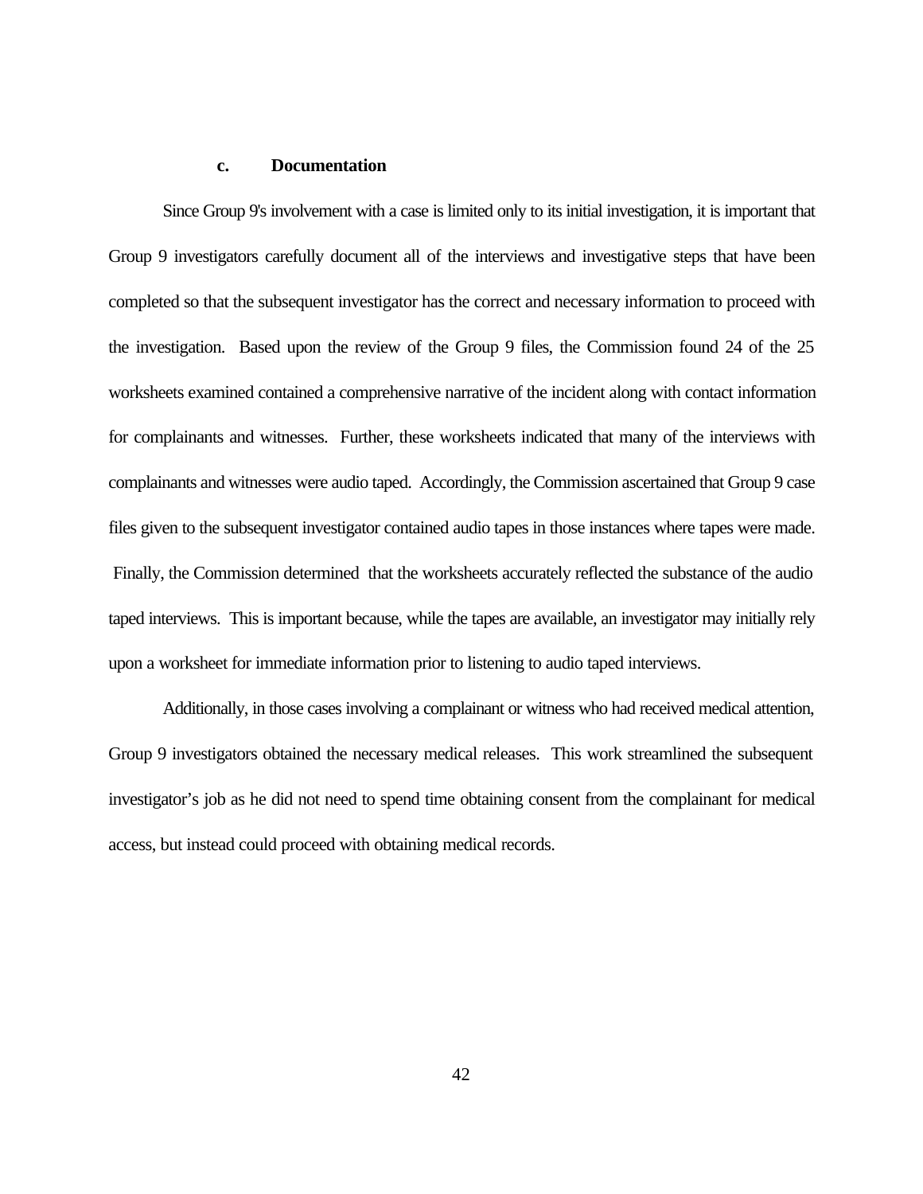### c. Documentation

Since Group 9's involvement with a case is limited only to its initial investigation, it is important that Group 9 investigators carefully document all of the interviews and investigative steps that have been completed so that the subsequent investigator has the correct and necessary information to proceed with the investigation. Based upon the review of the Group 9 files, the Commission found 24 of the 25 worksheets examined contained a comprehensive narrative of the incident along with contact information for complainants and witnesses. Further, these worksheets indicated that many of the interviews with complainants and witnesses were audio taped. Accordingly, the Commission ascertained that Group 9 case files given to the subsequent investigator contained audio tapes in those instances where tapes were made. Finally, the Commission determined that the worksheets accurately reflected the substance of the audio taped interviews. This is important because, while the tapes are available, an investigator may initially rely upon a worksheet for immediate information prior to listening to audio taped interviews.

Additionally, in those cases involving a complainant or witness who had received medical attention, Group 9 investigators obtained the necessary medical releases. This work streamlined the subsequent investigator's job as he did not need to spend time obtaining consent from the complainant for medical access, but instead could proceed with obtaining medical records.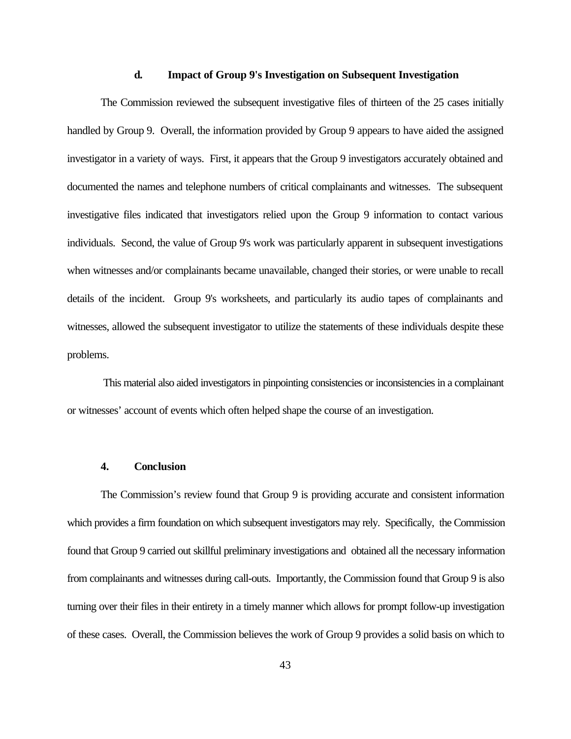#### d. Impact of Group 9's Investigation on Subsequent Investigation

The Commission reviewed the subsequent investigative files of thirteen of the 25 cases initially handled by Group 9. Overall, the information provided by Group 9 appears to have aided the assigned investigator in a variety of ways. First, it appears that the Group 9 investigators accurately obtained and documented the names and telephone numbers of critical complainants and witnesses. The subsequent investigative files indicated that investigators relied upon the Group 9 information to contact various individuals. Second, the value of Group 9's work was particularly apparent in subsequent investigations when witnesses and/or complainants became unavailable, changed their stories, or were unable to recall details of the incident. Group 9's worksheets, and particularly its audio tapes of complainants and witnesses, allowed the subsequent investigator to utilize the statements of these individuals despite these problems.

This material also aided investigators in pinpointing consistencies or inconsistencies in a complainant or witnesses' account of events which often helped shape the course of an investigation.

### 4. Conclusion

The Commission's review found that Group 9 is providing accurate and consistent information which provides a firm foundation on which subsequent investigators may rely. Specifically, the Commission found that Group 9 carried out skillful preliminary investigations and obtained all the necessary information from complainants and witnesses during call-outs. Importantly, the Commission found that Group 9 is also turning over their files in their entirety in a timely manner which allows for prompt follow-up investigation of these cases. Overall, the Commission believes the work of Group 9 provides a solid basis on which to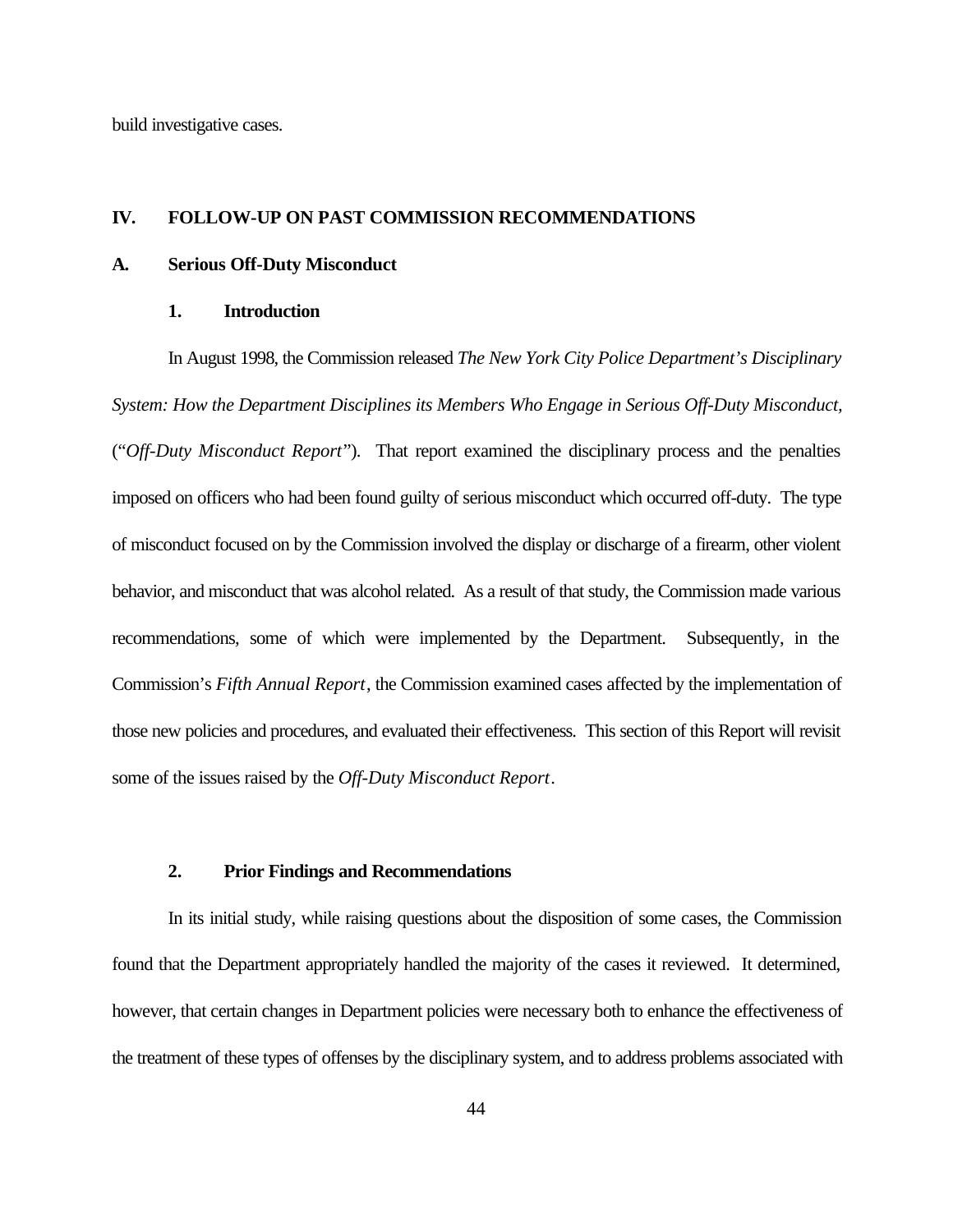build investigative cases.

## IV. FOLLOW-UP ON PAST COMMISSION RECOMMENDATIONS

### A. Serious Off-Duty Misconduct

#### 1. Introduction

In August 1998, the Commission released *The New York City Police Department's Disciplinary System: How the Department Disciplines its Members Who Engage in Serious Off-Duty Misconduct,* ("*Off-Duty Misconduct Report*"). That report examined the disciplinary process and the penalties imposed on officers who had been found guilty of serious misconduct which occurred off-duty. The type of misconduct focused on by the Commission involved the display or discharge of a firearm, other violent behavior, and misconduct that was alcohol related. As a result of that study, the Commission made various recommendations, some of which were implemented by the Department. Subsequently, in the Commission's *Fifth Annual Report*, the Commission examined cases affected by the implementation of those new policies and procedures, and evaluated their effectiveness. This section of this Report will revisit some of the issues raised by the *Off-Duty Misconduct Report*.

#### 2. Prior Findings and Recommendations

In its initial study, while raising questions about the disposition of some cases, the Commission found that the Department appropriately handled the majority of the cases it reviewed. It determined, however, that certain changes in Department policies were necessary both to enhance the effectiveness of the treatment of these types of offenses by the disciplinary system, and to address problems associated with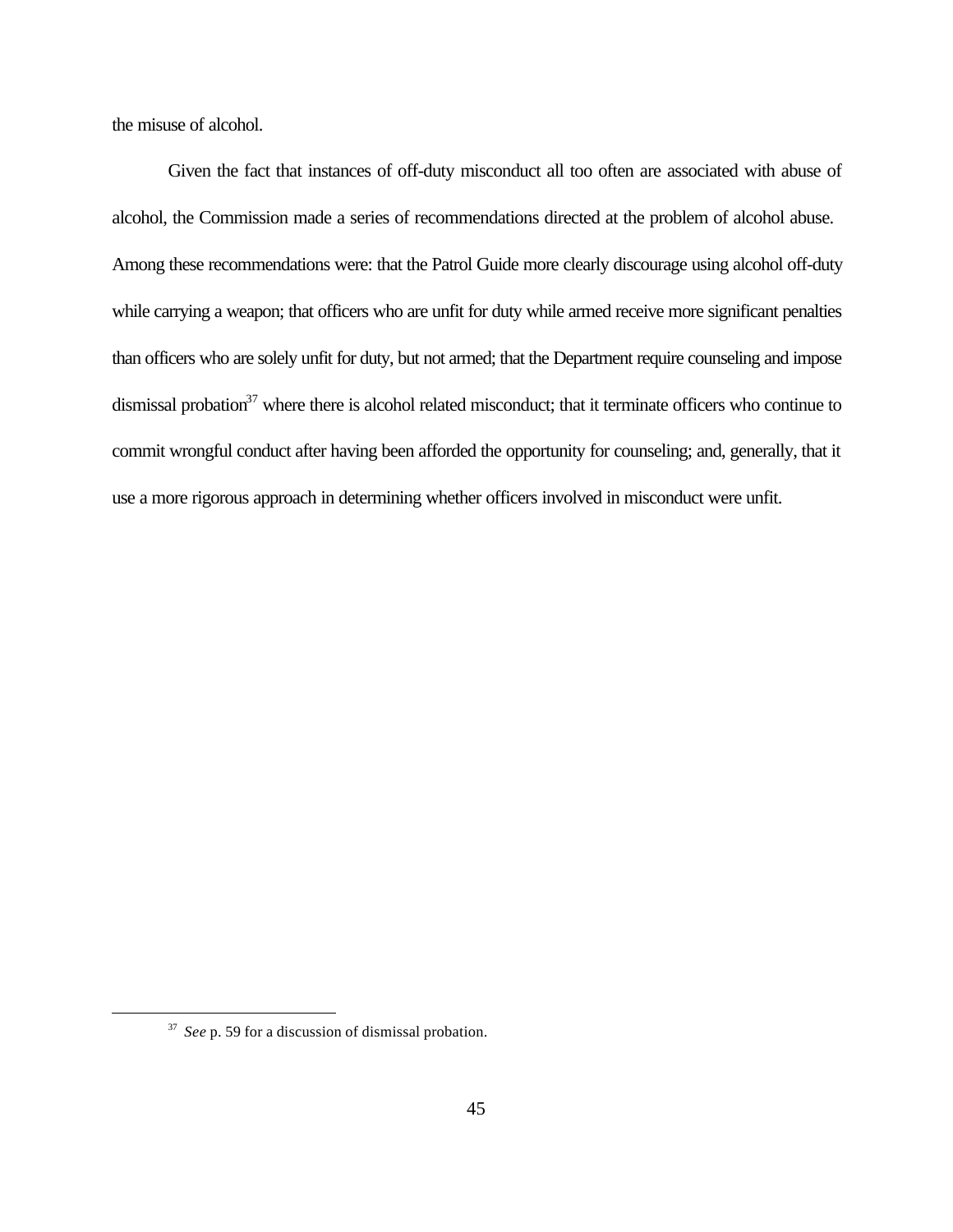the misuse of alcohol.

Given the fact that instances of off-duty misconduct all too often are associated with abuse of alcohol, the Commission made a series of recommendations directed at the problem of alcohol abuse. Among these recommendations were: that the Patrol Guide more clearly discourage using alcohol off-duty while carrying a weapon; that officers who are unfit for duty while armed receive more significant penalties than officers who are solely unfit for duty, but not armed; that the Department require counseling and impose dismissal probation[37] where there is alcohol related misconduct; that it terminate officers who continue to commit wrongful conduct after having been afforded the opportunity for counseling; and, generally, that it use a more rigorous approach in determining whether officers involved in misconduct were unfit.

---

[37] *See* p. 59 for a discussion of dismissal probation.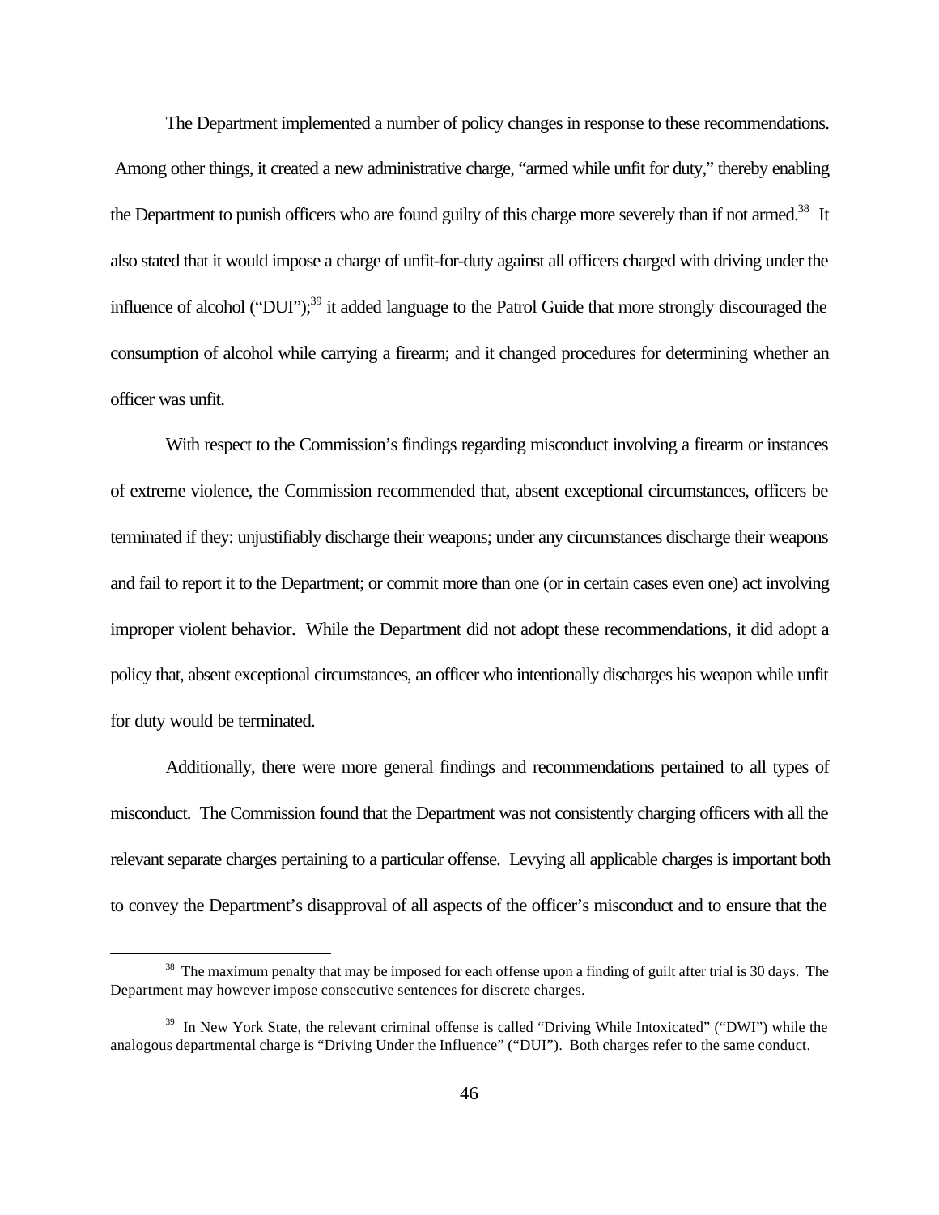The Department implemented a number of policy changes in response to these recommendations. Among other things, it created a new administrative charge, "armed while unfit for duty," thereby enabling the Department to punish officers who are found guilty of this charge more severely than if not armed.[38] It also stated that it would impose a charge of unfit-for-duty against all officers charged with driving under the influence of alcohol ("DUI");[39] it added language to the Patrol Guide that more strongly discouraged the consumption of alcohol while carrying a firearm; and it changed procedures for determining whether an officer was unfit.

With respect to the Commission's findings regarding misconduct involving a firearm or instances of extreme violence, the Commission recommended that, absent exceptional circumstances, officers be terminated if they: unjustifiably discharge their weapons; under any circumstances discharge their weapons and fail to report it to the Department; or commit more than one (or in certain cases even one) act involving improper violent behavior. While the Department did not adopt these recommendations, it did adopt a policy that, absent exceptional circumstances, an officer who intentionally discharges his weapon while unfit for duty would be terminated.

Additionally, there were more general findings and recommendations pertained to all types of misconduct. The Commission found that the Department was not consistently charging officers with all the relevant separate charges pertaining to a particular offense. Levying all applicable charges is important both to convey the Department's disapproval of all aspects of the officer's misconduct and to ensure that the

---

[38] The maximum penalty that may be imposed for each offense upon a finding of guilt after trial is 30 days. The Department may however impose consecutive sentences for discrete charges.

[39] In New York State, the relevant criminal offense is called "Driving While Intoxicated" ("DWI") while the analogous departmental charge is "Driving Under the Influence" ("DUI"). Both charges refer to the same conduct.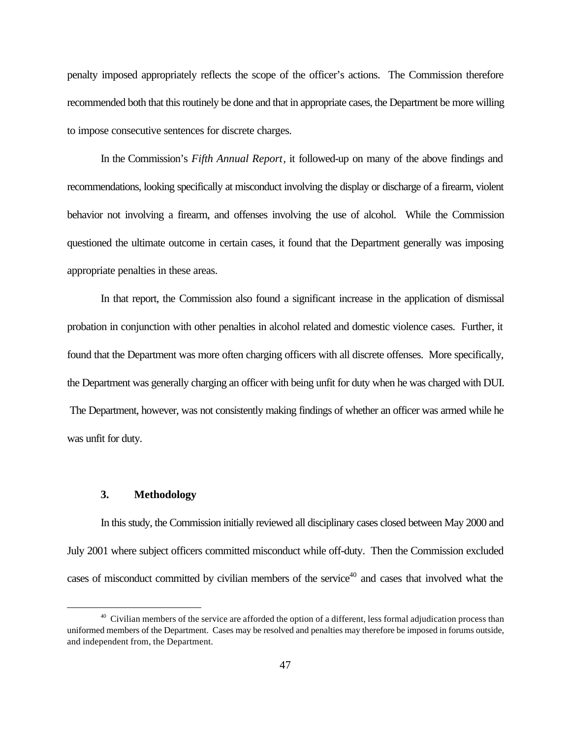penalty imposed appropriately reflects the scope of the officer's actions. The Commission therefore recommended both that this routinely be done and that in appropriate cases, the Department be more willing to impose consecutive sentences for discrete charges.

In the Commission's *Fifth Annual Report*, it followed-up on many of the above findings and recommendations, looking specifically at misconduct involving the display or discharge of a firearm, violent behavior not involving a firearm, and offenses involving the use of alcohol. While the Commission questioned the ultimate outcome in certain cases, it found that the Department generally was imposing appropriate penalties in these areas.

In that report, the Commission also found a significant increase in the application of dismissal probation in conjunction with other penalties in alcohol related and domestic violence cases. Further, it found that the Department was more often charging officers with all discrete offenses. More specifically, the Department was generally charging an officer with being unfit for duty when he was charged with DUI. The Department, however, was not consistently making findings of whether an officer was armed while he was unfit for duty.

### 3. Methodology

In this study, the Commission initially reviewed all disciplinary cases closed between May 2000 and July 2001 where subject officers committed misconduct while off-duty. Then the Commission excluded cases of misconduct committed by civilian members of the service[40] and cases that involved what the

[40] Civilian members of the service are afforded the option of a different, less formal adjudication process than uniformed members of the Department. Cases may be resolved and penalties may therefore be imposed in forums outside, and independent from, the Department.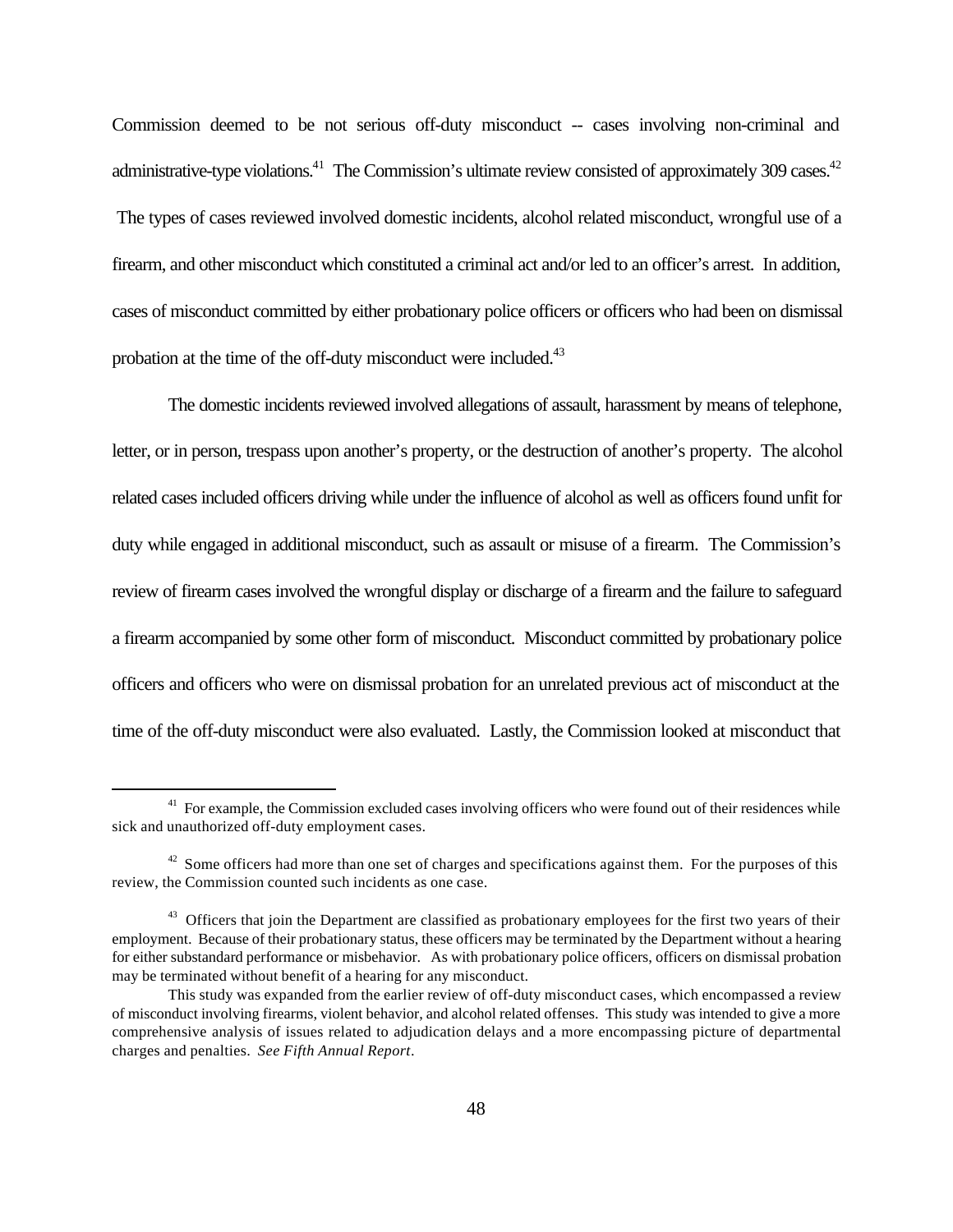Commission deemed to be not serious off-duty misconduct -- cases involving non-criminal and administrative-type violations.[41] The Commission's ultimate review consisted of approximately 309 cases.[42] The types of cases reviewed involved domestic incidents, alcohol related misconduct, wrongful use of a firearm, and other misconduct which constituted a criminal act and/or led to an officer's arrest. In addition, cases of misconduct committed by either probationary police officers or officers who had been on dismissal probation at the time of the off-duty misconduct were included.[43]

The domestic incidents reviewed involved allegations of assault, harassment by means of telephone, letter, or in person, trespass upon another's property, or the destruction of another's property. The alcohol related cases included officers driving while under the influence of alcohol as well as officers found unfit for duty while engaged in additional misconduct, such as assault or misuse of a firearm. The Commission's review of firearm cases involved the wrongful display or discharge of a firearm and the failure to safeguard a firearm accompanied by some other form of misconduct. Misconduct committed by probationary police officers and officers who were on dismissal probation for an unrelated previous act of misconduct at the time of the off-duty misconduct were also evaluated. Lastly, the Commission looked at misconduct that

---

[41] For example, the Commission excluded cases involving officers who were found out of their residences while sick and unauthorized off-duty employment cases.

[42] Some officers had more than one set of charges and specifications against them. For the purposes of this review, the Commission counted such incidents as one case.

[43] Officers that join the Department are classified as probationary employees for the first two years of their employment. Because of their probationary status, these officers may be terminated by the Department without a hearing for either substandard performance or misbehavior. As with probationary police officers, officers on dismissal probation may be terminated without benefit of a hearing for any misconduct.

This study was expanded from the earlier review of off-duty misconduct cases, which encompassed a review of misconduct involving firearms, violent behavior, and alcohol related offenses. This study was intended to give a more comprehensive analysis of issues related to adjudication delays and a more encompassing picture of departmental charges and penalties. *See Fifth Annual Report*.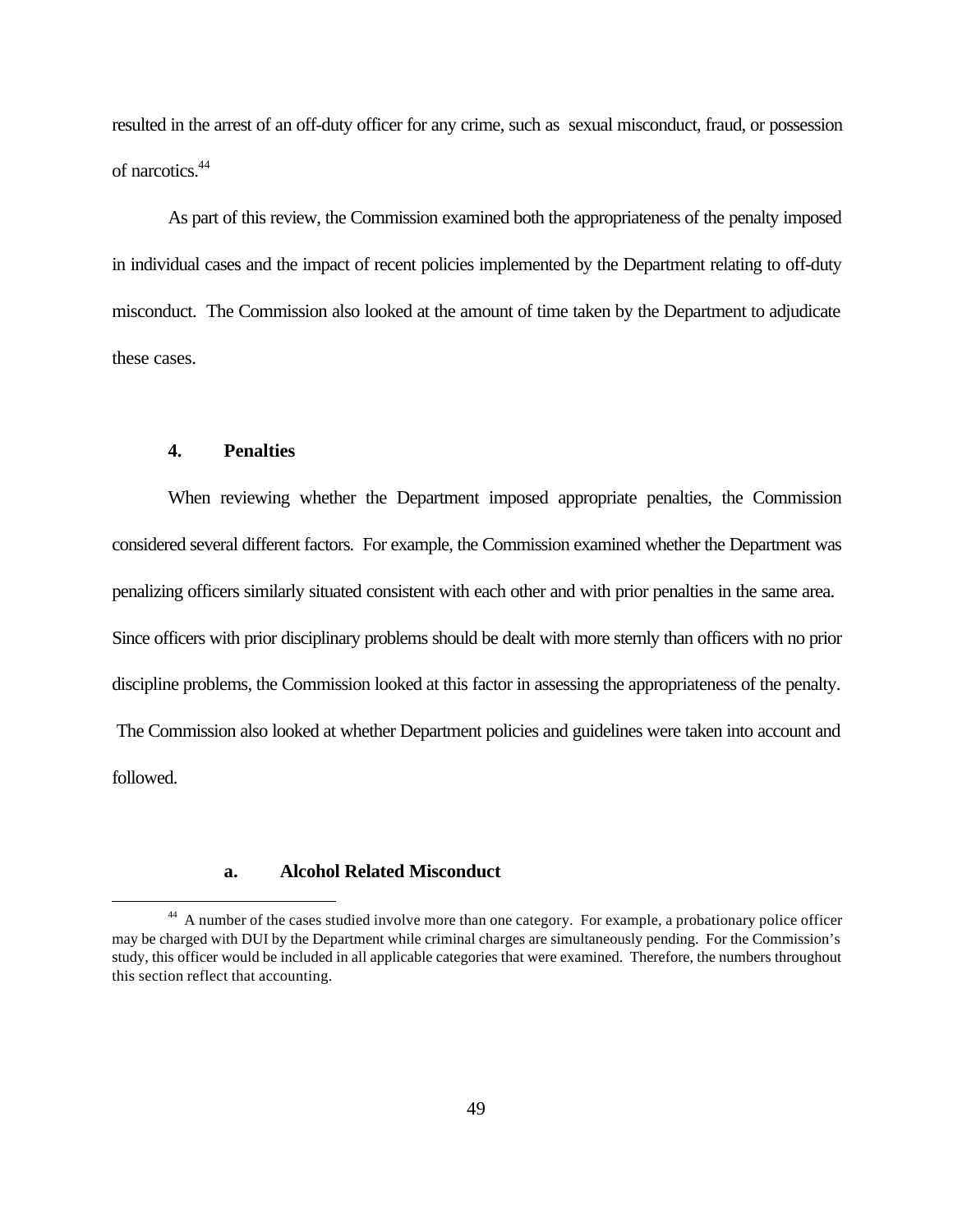resulted in the arrest of an off-duty officer for any crime, such as sexual misconduct, fraud, or possession of narcotics.[44]

As part of this review, the Commission examined both the appropriateness of the penalty imposed in individual cases and the impact of recent policies implemented by the Department relating to off-duty misconduct. The Commission also looked at the amount of time taken by the Department to adjudicate these cases.

#### 4. Penalties

When reviewing whether the Department imposed appropriate penalties, the Commission considered several different factors. For example, the Commission examined whether the Department was penalizing officers similarly situated consistent with each other and with prior penalties in the same area. Since officers with prior disciplinary problems should be dealt with more sternly than officers with no prior discipline problems, the Commission looked at this factor in assessing the appropriateness of the penalty. The Commission also looked at whether Department policies and guidelines were taken into account and followed.

##### a. Alcohol Related Misconduct

[44] A number of the cases studied involve more than one category. For example, a probationary police officer may be charged with DUI by the Department while criminal charges are simultaneously pending. For the Commission's study, this officer would be included in all applicable categories that were examined. Therefore, the numbers throughout this section reflect that accounting.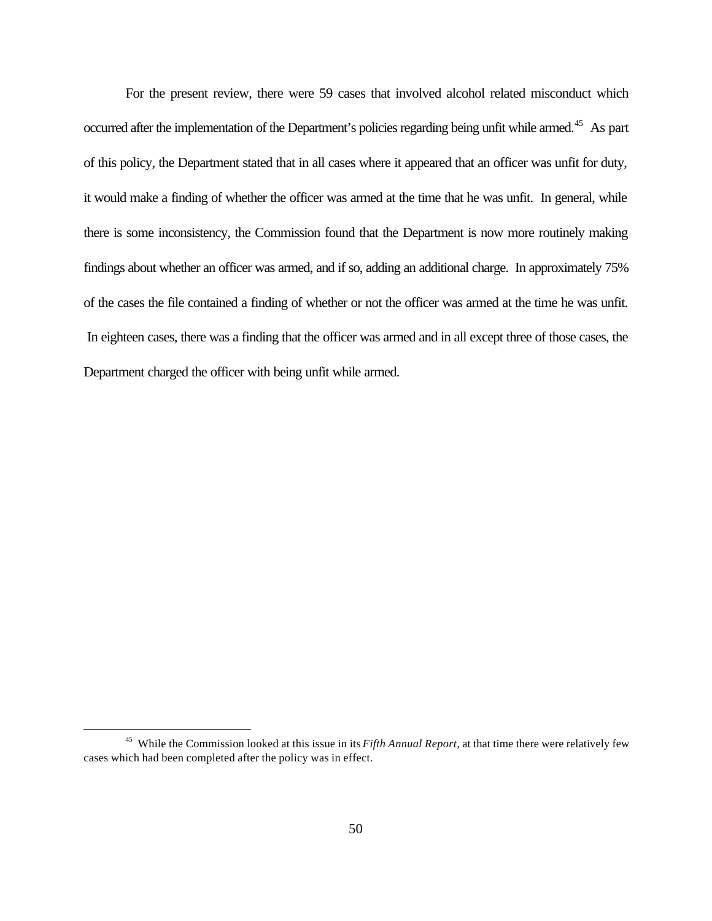For the present review, there were 59 cases that involved alcohol related misconduct which occurred after the implementation of the Department's policies regarding being unfit while armed.[45] As part of this policy, the Department stated that in all cases where it appeared that an officer was unfit for duty, it would make a finding of whether the officer was armed at the time that he was unfit. In general, while there is some inconsistency, the Commission found that the Department is now more routinely making findings about whether an officer was armed, and if so, adding an additional charge. In approximately 75% of the cases the file contained a finding of whether or not the officer was armed at the time he was unfit. In eighteen cases, there was a finding that the officer was armed and in all except three of those cases, the Department charged the officer with being unfit while armed.

---

[45] While the Commission looked at this issue in its *Fifth Annual Report*, at that time there were relatively few cases which had been completed after the policy was in effect.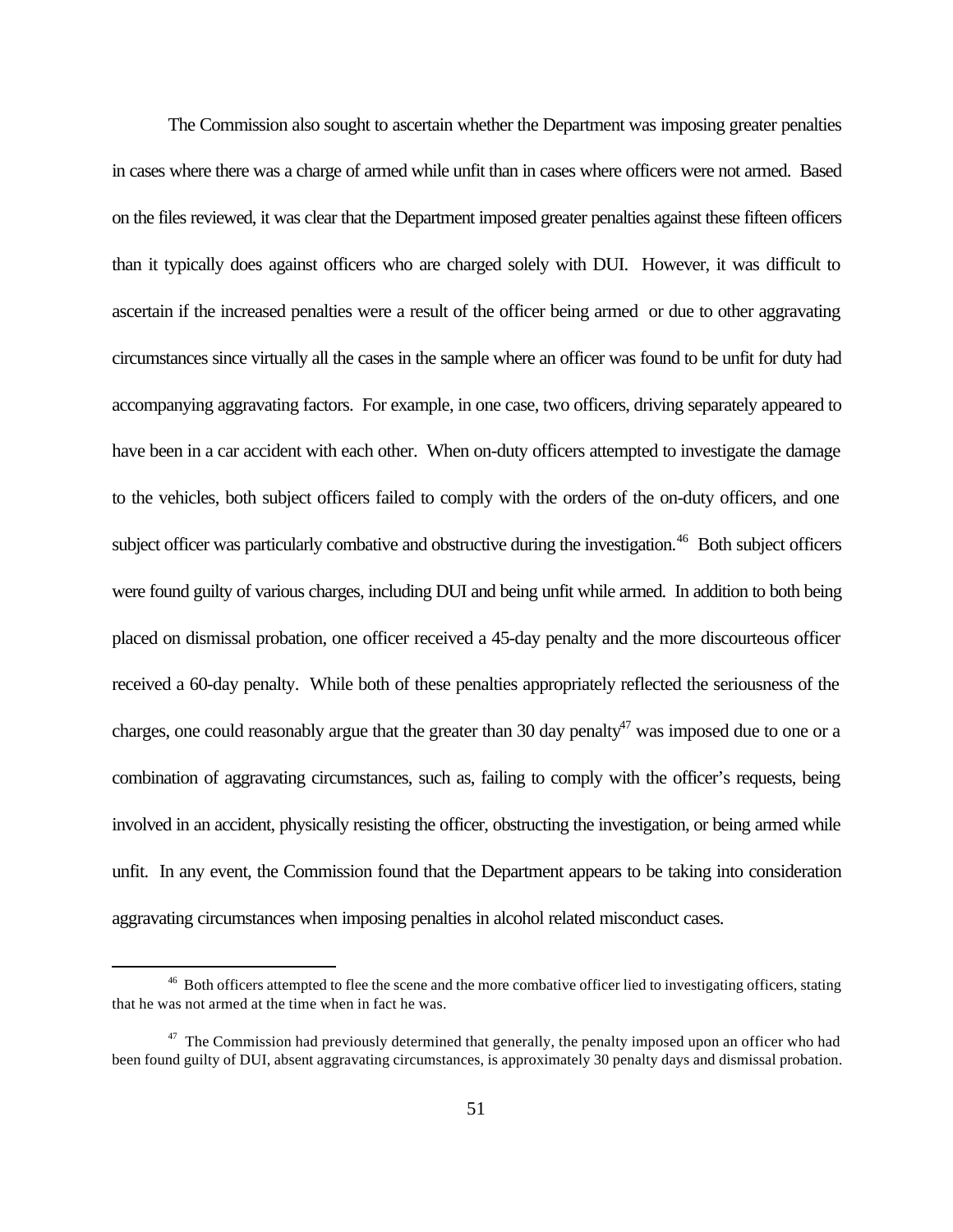The Commission also sought to ascertain whether the Department was imposing greater penalties in cases where there was a charge of armed while unfit than in cases where officers were not armed. Based on the files reviewed, it was clear that the Department imposed greater penalties against these fifteen officers than it typically does against officers who are charged solely with DUI. However, it was difficult to ascertain if the increased penalties were a result of the officer being armed or due to other aggravating circumstances since virtually all the cases in the sample where an officer was found to be unfit for duty had accompanying aggravating factors. For example, in one case, two officers, driving separately appeared to have been in a car accident with each other. When on-duty officers attempted to investigate the damage to the vehicles, both subject officers failed to comply with the orders of the on-duty officers, and one subject officer was particularly combative and obstructive during the investigation.[46] Both subject officers were found guilty of various charges, including DUI and being unfit while armed. In addition to both being placed on dismissal probation, one officer received a 45-day penalty and the more discourteous officer received a 60-day penalty. While both of these penalties appropriately reflected the seriousness of the charges, one could reasonably argue that the greater than 30 day penalty[47] was imposed due to one or a combination of aggravating circumstances, such as, failing to comply with the officer's requests, being involved in an accident, physically resisting the officer, obstructing the investigation, or being armed while unfit. In any event, the Commission found that the Department appears to be taking into consideration aggravating circumstances when imposing penalties in alcohol related misconduct cases.

---

[46] Both officers attempted to flee the scene and the more combative officer lied to investigating officers, stating that he was not armed at the time when in fact he was.

[47] The Commission had previously determined that generally, the penalty imposed upon an officer who had been found guilty of DUI, absent aggravating circumstances, is approximately 30 penalty days and dismissal probation.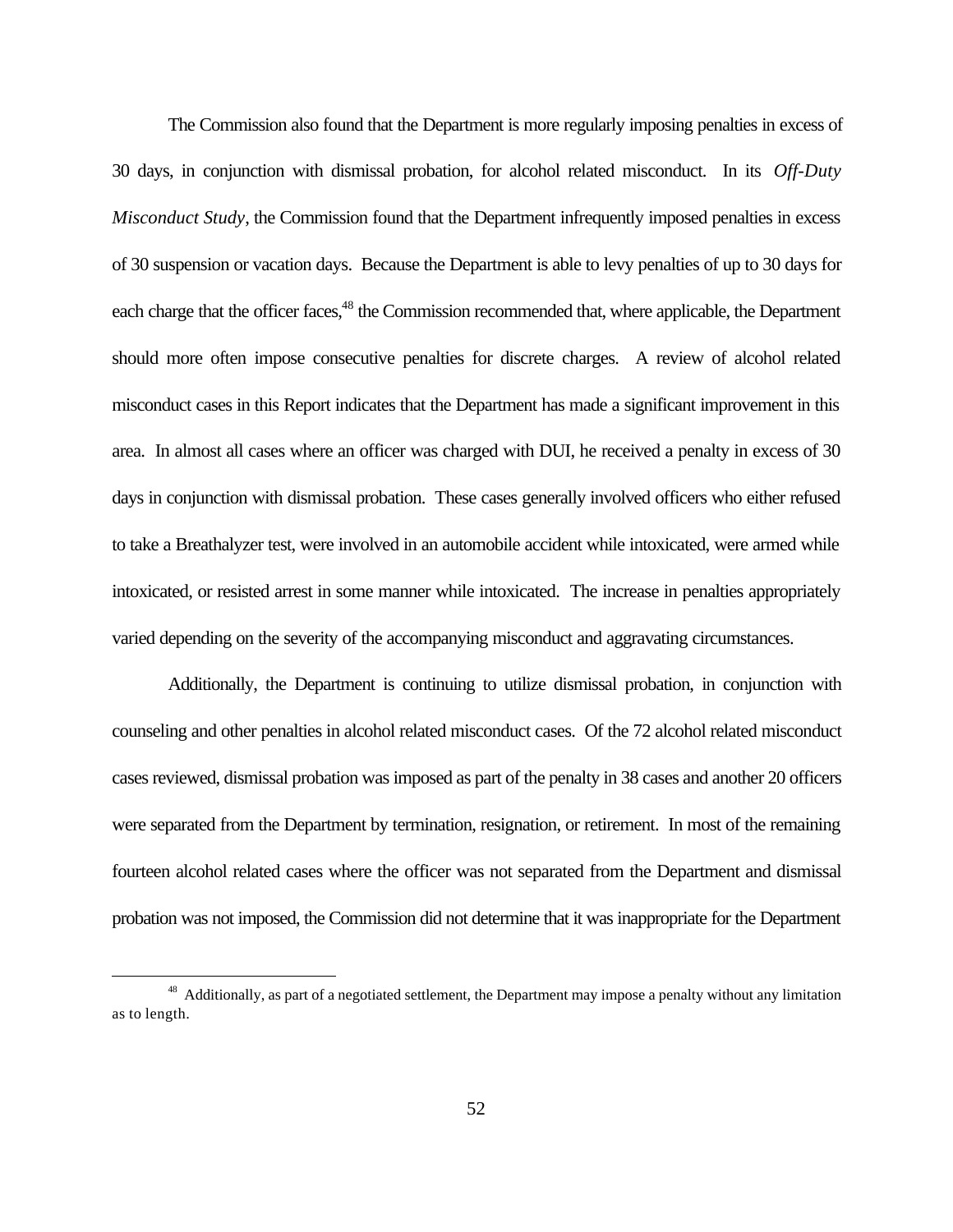The Commission also found that the Department is more regularly imposing penalties in excess of 30 days, in conjunction with dismissal probation, for alcohol related misconduct. In its *Off-Duty Misconduct Study*, the Commission found that the Department infrequently imposed penalties in excess of 30 suspension or vacation days. Because the Department is able to levy penalties of up to 30 days for each charge that the officer faces,[48] the Commission recommended that, where applicable, the Department should more often impose consecutive penalties for discrete charges. A review of alcohol related misconduct cases in this Report indicates that the Department has made a significant improvement in this area. In almost all cases where an officer was charged with DUI, he received a penalty in excess of 30 days in conjunction with dismissal probation. These cases generally involved officers who either refused to take a Breathalyzer test, were involved in an automobile accident while intoxicated, were armed while intoxicated, or resisted arrest in some manner while intoxicated. The increase in penalties appropriately varied depending on the severity of the accompanying misconduct and aggravating circumstances.

Additionally, the Department is continuing to utilize dismissal probation, in conjunction with counseling and other penalties in alcohol related misconduct cases. Of the 72 alcohol related misconduct cases reviewed, dismissal probation was imposed as part of the penalty in 38 cases and another 20 officers were separated from the Department by termination, resignation, or retirement. In most of the remaining fourteen alcohol related cases where the officer was not separated from the Department and dismissal probation was not imposed, the Commission did not determine that it was inappropriate for the Department

[48] Additionally, as part of a negotiated settlement, the Department may impose a penalty without any limitation as to length.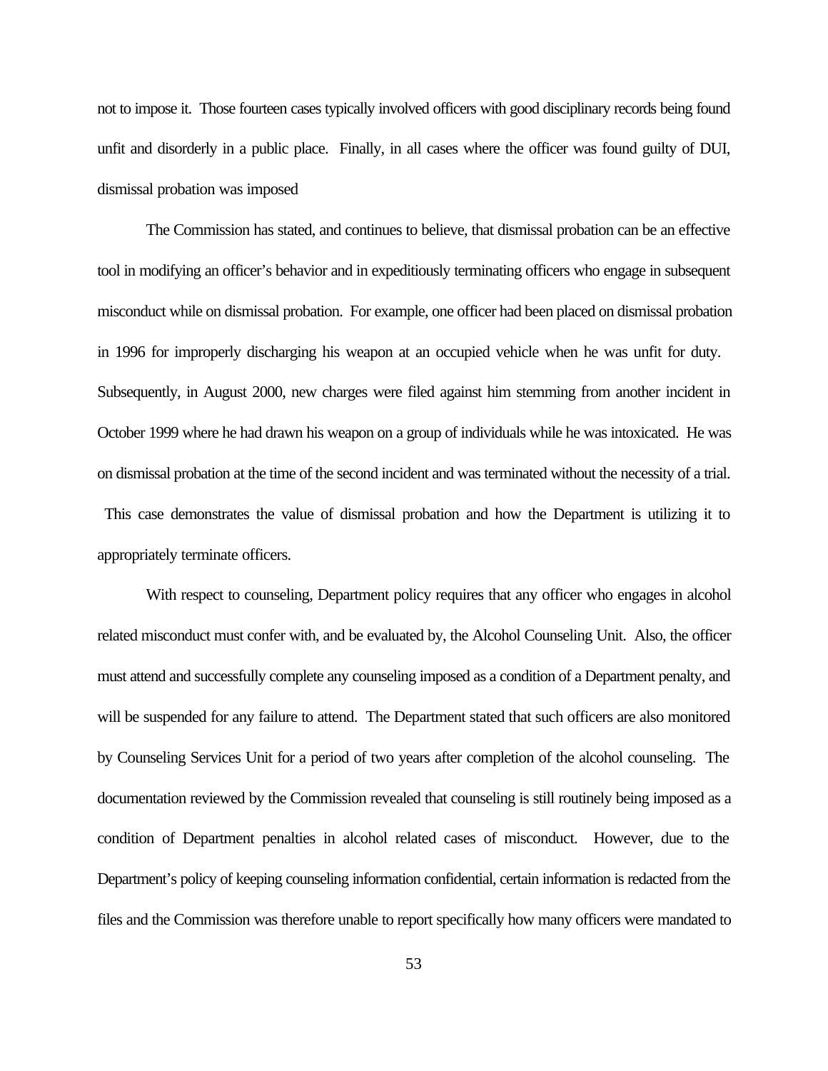not to impose it. Those fourteen cases typically involved officers with good disciplinary records being found unfit and disorderly in a public place. Finally, in all cases where the officer was found guilty of DUI, dismissal probation was imposed

The Commission has stated, and continues to believe, that dismissal probation can be an effective tool in modifying an officer's behavior and in expeditiously terminating officers who engage in subsequent misconduct while on dismissal probation. For example, one officer had been placed on dismissal probation in 1996 for improperly discharging his weapon at an occupied vehicle when he was unfit for duty. Subsequently, in August 2000, new charges were filed against him stemming from another incident in October 1999 where he had drawn his weapon on a group of individuals while he was intoxicated. He was on dismissal probation at the time of the second incident and was terminated without the necessity of a trial. This case demonstrates the value of dismissal probation and how the Department is utilizing it to appropriately terminate officers.

With respect to counseling, Department policy requires that any officer who engages in alcohol related misconduct must confer with, and be evaluated by, the Alcohol Counseling Unit. Also, the officer must attend and successfully complete any counseling imposed as a condition of a Department penalty, and will be suspended for any failure to attend. The Department stated that such officers are also monitored by Counseling Services Unit for a period of two years after completion of the alcohol counseling. The documentation reviewed by the Commission revealed that counseling is still routinely being imposed as a condition of Department penalties in alcohol related cases of misconduct. However, due to the Department's policy of keeping counseling information confidential, certain information is redacted from the files and the Commission was therefore unable to report specifically how many officers were mandated to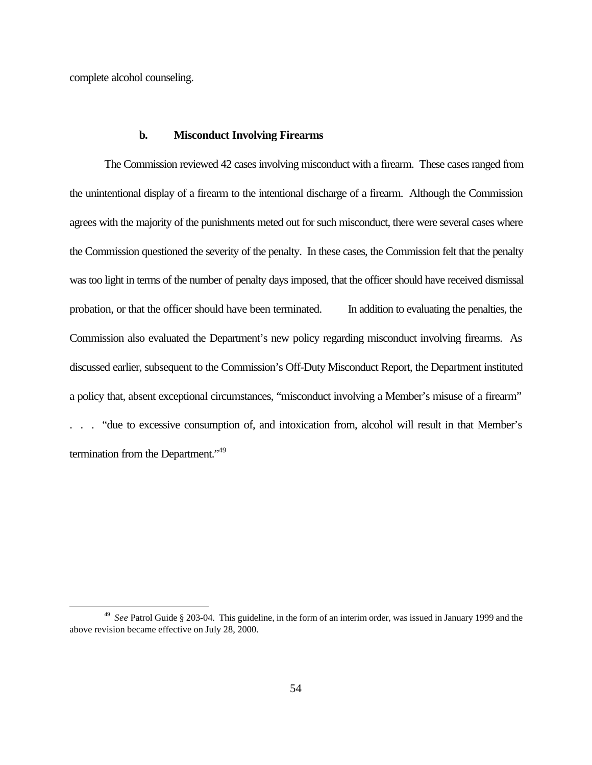complete alcohol counseling.

### b. Misconduct Involving Firearms

The Commission reviewed 42 cases involving misconduct with a firearm. These cases ranged from the unintentional display of a firearm to the intentional discharge of a firearm. Although the Commission agrees with the majority of the punishments meted out for such misconduct, there were several cases where the Commission questioned the severity of the penalty. In these cases, the Commission felt that the penalty was too light in terms of the number of penalty days imposed, that the officer should have received dismissal probation, or that the officer should have been terminated. In addition to evaluating the penalties, the Commission also evaluated the Department's new policy regarding misconduct involving firearms. As discussed earlier, subsequent to the Commission's Off-Duty Misconduct Report, the Department instituted a policy that, absent exceptional circumstances, "misconduct involving a Member's misuse of a firearm" . . . "due to excessive consumption of, and intoxication from, alcohol will result in that Member's termination from the Department."[49]

---

[49] *See* Patrol Guide § 203-04. This guideline, in the form of an interim order, was issued in January 1999 and the above revision became effective on July 28, 2000.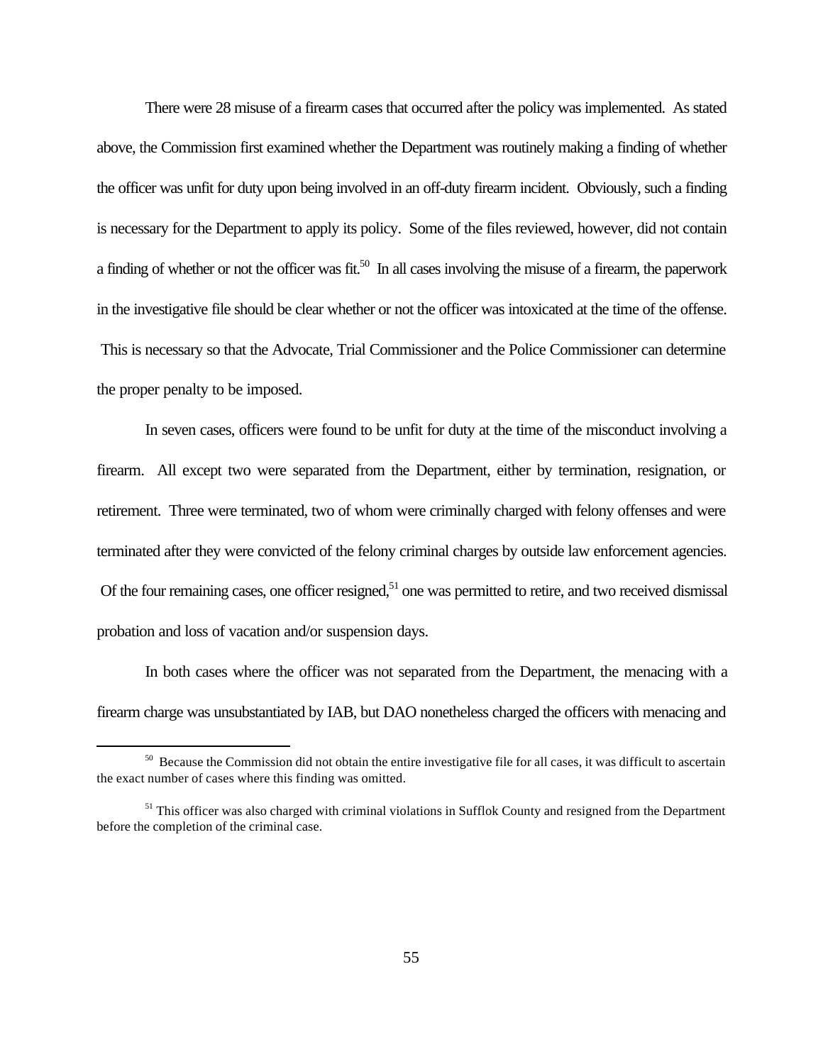There were 28 misuse of a firearm cases that occurred after the policy was implemented. As stated above, the Commission first examined whether the Department was routinely making a finding of whether the officer was unfit for duty upon being involved in an off-duty firearm incident. Obviously, such a finding is necessary for the Department to apply its policy. Some of the files reviewed, however, did not contain a finding of whether or not the officer was fit.[50] In all cases involving the misuse of a firearm, the paperwork in the investigative file should be clear whether or not the officer was intoxicated at the time of the offense. This is necessary so that the Advocate, Trial Commissioner and the Police Commissioner can determine the proper penalty to be imposed.

In seven cases, officers were found to be unfit for duty at the time of the misconduct involving a firearm. All except two were separated from the Department, either by termination, resignation, or retirement. Three were terminated, two of whom were criminally charged with felony offenses and were terminated after they were convicted of the felony criminal charges by outside law enforcement agencies. Of the four remaining cases, one officer resigned,[51] one was permitted to retire, and two received dismissal probation and loss of vacation and/or suspension days.

In both cases where the officer was not separated from the Department, the menacing with a firearm charge was unsubstantiated by IAB, but DAO nonetheless charged the officers with menacing and

---

[50] Because the Commission did not obtain the entire investigative file for all cases, it was difficult to ascertain the exact number of cases where this finding was omitted.

[51] This officer was also charged with criminal violations in Sufflok County and resigned from the Department before the completion of the criminal case.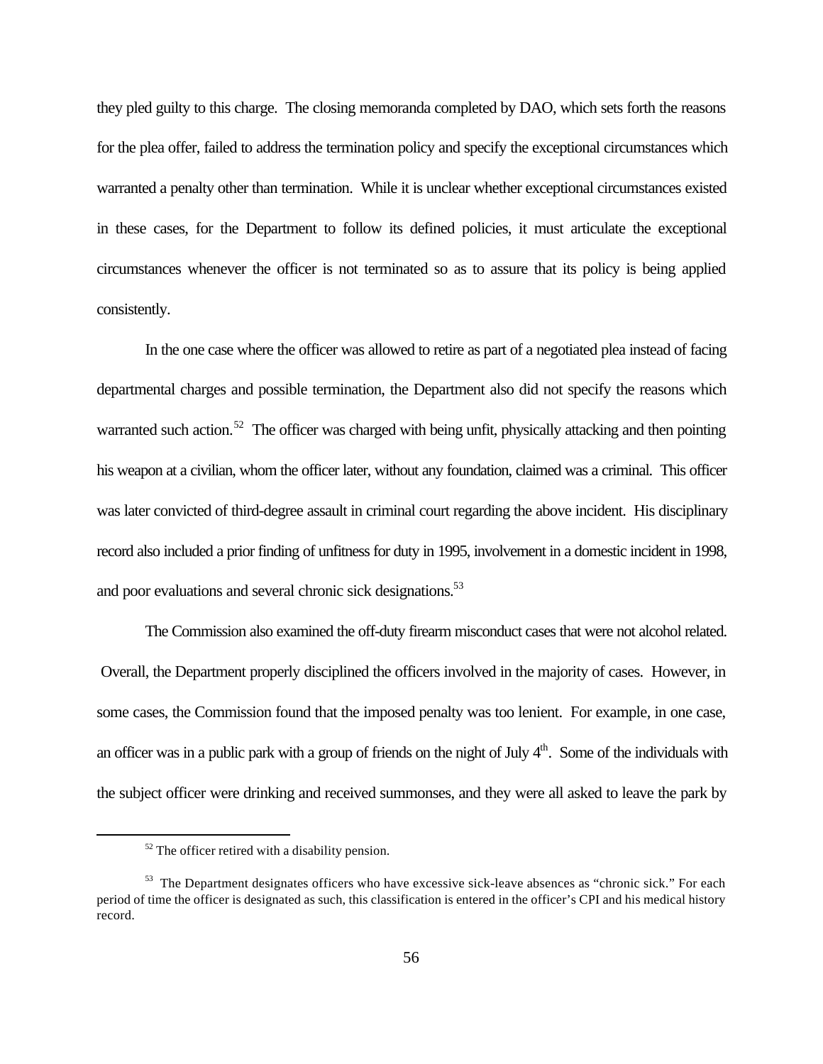they pled guilty to this charge. The closing memoranda completed by DAO, which sets forth the reasons for the plea offer, failed to address the termination policy and specify the exceptional circumstances which warranted a penalty other than termination. While it is unclear whether exceptional circumstances existed in these cases, for the Department to follow its defined policies, it must articulate the exceptional circumstances whenever the officer is not terminated so as to assure that its policy is being applied consistently.

In the one case where the officer was allowed to retire as part of a negotiated plea instead of facing departmental charges and possible termination, the Department also did not specify the reasons which warranted such action.[52] The officer was charged with being unfit, physically attacking and then pointing his weapon at a civilian, whom the officer later, without any foundation, claimed was a criminal. This officer was later convicted of third-degree assault in criminal court regarding the above incident. His disciplinary record also included a prior finding of unfitness for duty in 1995, involvement in a domestic incident in 1998, and poor evaluations and several chronic sick designations.[53]

The Commission also examined the off-duty firearm misconduct cases that were not alcohol related. Overall, the Department properly disciplined the officers involved in the majority of cases. However, in some cases, the Commission found that the imposed penalty was too lenient. For example, in one case, an officer was in a public park with a group of friends on the night of July 4th. Some of the individuals with the subject officer were drinking and received summonses, and they were all asked to leave the park by

---

[52] The officer retired with a disability pension.

[53] The Department designates officers who have excessive sick-leave absences as "chronic sick." For each period of time the officer is designated as such, this classification is entered in the officer's CPI and his medical history record.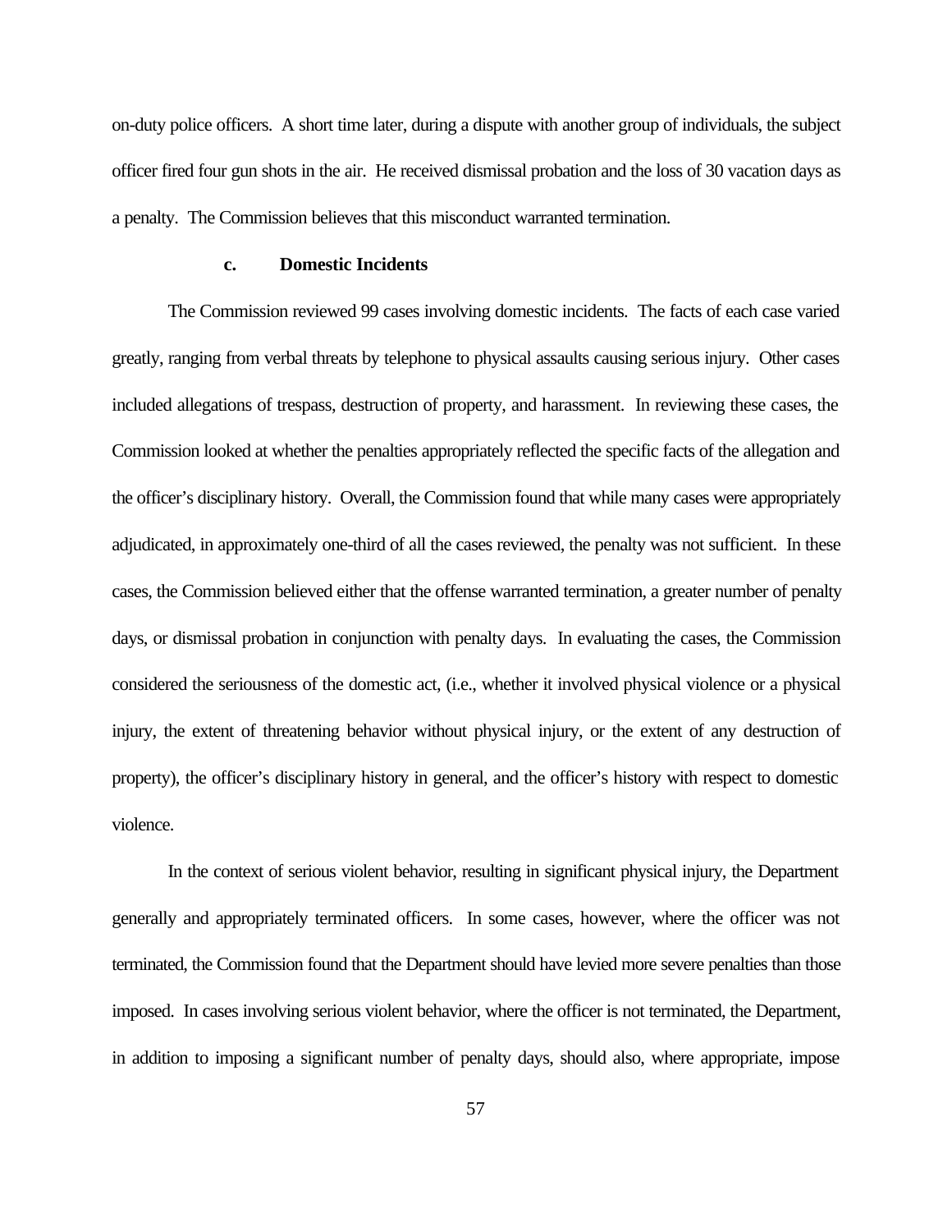on-duty police officers. A short time later, during a dispute with another group of individuals, the subject officer fired four gun shots in the air. He received dismissal probation and the loss of 30 vacation days as a penalty. The Commission believes that this misconduct warranted termination.

#### c. Domestic Incidents

The Commission reviewed 99 cases involving domestic incidents. The facts of each case varied greatly, ranging from verbal threats by telephone to physical assaults causing serious injury. Other cases included allegations of trespass, destruction of property, and harassment. In reviewing these cases, the Commission looked at whether the penalties appropriately reflected the specific facts of the allegation and the officer's disciplinary history. Overall, the Commission found that while many cases were appropriately adjudicated, in approximately one-third of all the cases reviewed, the penalty was not sufficient. In these cases, the Commission believed either that the offense warranted termination, a greater number of penalty days, or dismissal probation in conjunction with penalty days. In evaluating the cases, the Commission considered the seriousness of the domestic act, (i.e., whether it involved physical violence or a physical injury, the extent of threatening behavior without physical injury, or the extent of any destruction of property), the officer's disciplinary history in general, and the officer's history with respect to domestic violence.

In the context of serious violent behavior, resulting in significant physical injury, the Department generally and appropriately terminated officers. In some cases, however, where the officer was not terminated, the Commission found that the Department should have levied more severe penalties than those imposed. In cases involving serious violent behavior, where the officer is not terminated, the Department, in addition to imposing a significant number of penalty days, should also, where appropriate, impose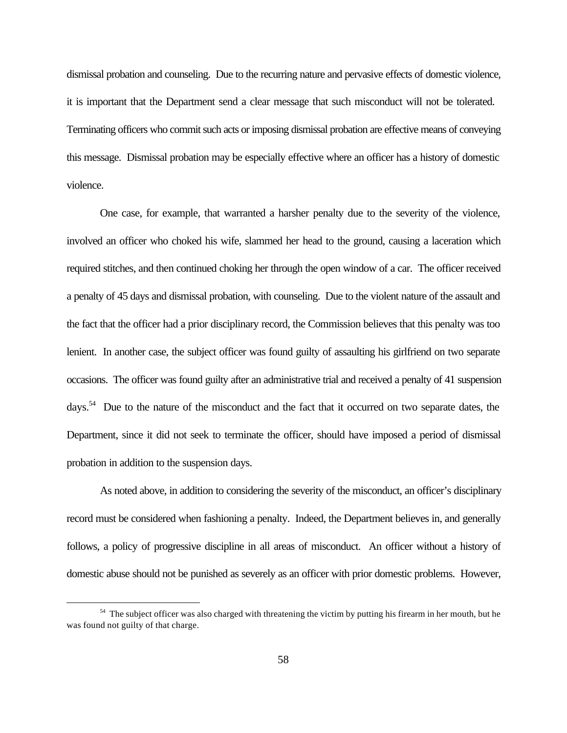dismissal probation and counseling. Due to the recurring nature and pervasive effects of domestic violence, it is important that the Department send a clear message that such misconduct will not be tolerated. Terminating officers who commit such acts or imposing dismissal probation are effective means of conveying this message. Dismissal probation may be especially effective where an officer has a history of domestic violence.

One case, for example, that warranted a harsher penalty due to the severity of the violence, involved an officer who choked his wife, slammed her head to the ground, causing a laceration which required stitches, and then continued choking her through the open window of a car. The officer received a penalty of 45 days and dismissal probation, with counseling. Due to the violent nature of the assault and the fact that the officer had a prior disciplinary record, the Commission believes that this penalty was too lenient. In another case, the subject officer was found guilty of assaulting his girlfriend on two separate occasions. The officer was found guilty after an administrative trial and received a penalty of 41 suspension days.[54] Due to the nature of the misconduct and the fact that it occurred on two separate dates, the Department, since it did not seek to terminate the officer, should have imposed a period of dismissal probation in addition to the suspension days.

As noted above, in addition to considering the severity of the misconduct, an officer's disciplinary record must be considered when fashioning a penalty. Indeed, the Department believes in, and generally follows, a policy of progressive discipline in all areas of misconduct. An officer without a history of domestic abuse should not be punished as severely as an officer with prior domestic problems. However,

[54] The subject officer was also charged with threatening the victim by putting his firearm in her mouth, but he was found not guilty of that charge.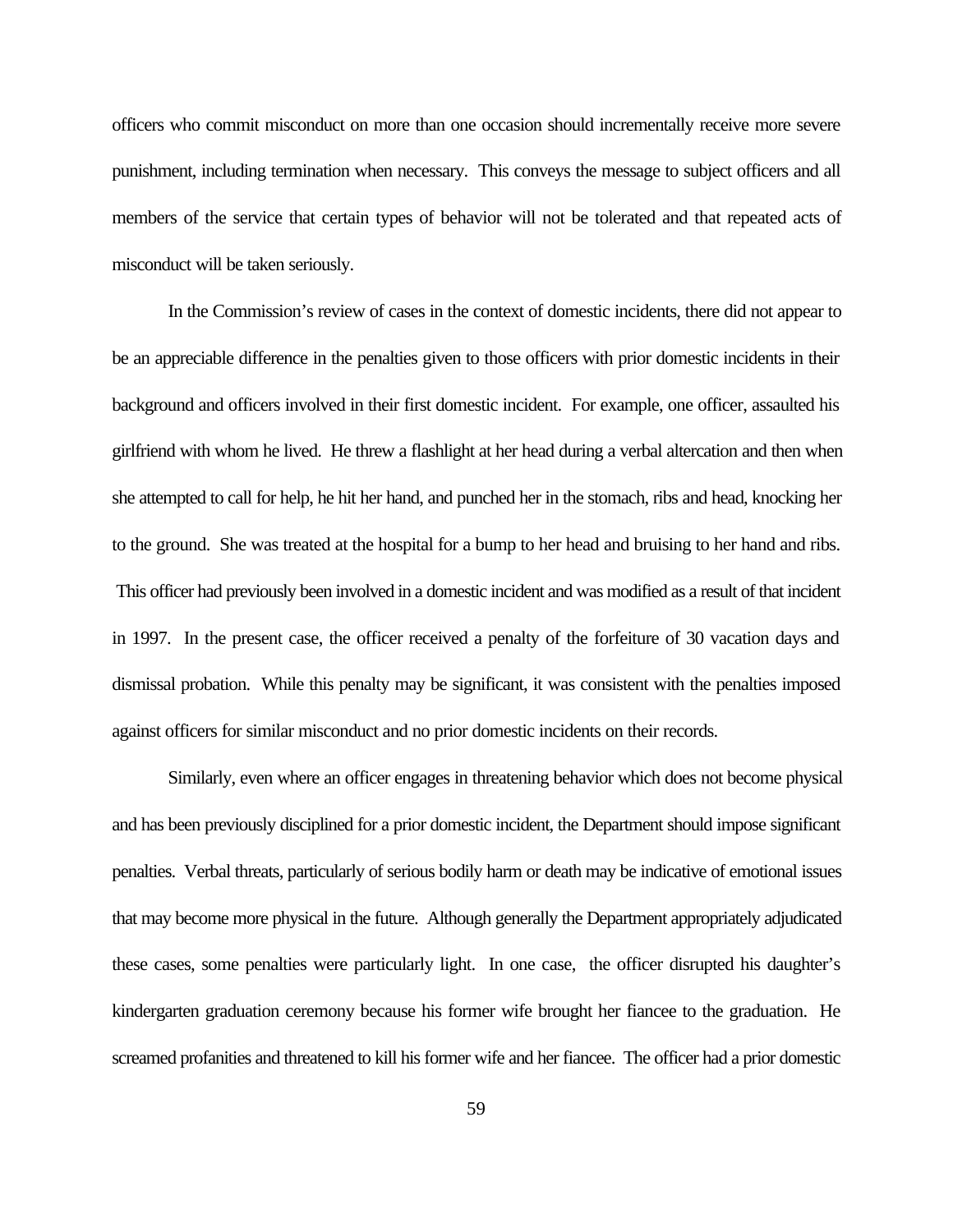officers who commit misconduct on more than one occasion should incrementally receive more severe punishment, including termination when necessary. This conveys the message to subject officers and all members of the service that certain types of behavior will not be tolerated and that repeated acts of misconduct will be taken seriously.

In the Commission's review of cases in the context of domestic incidents, there did not appear to be an appreciable difference in the penalties given to those officers with prior domestic incidents in their background and officers involved in their first domestic incident. For example, one officer, assaulted his girlfriend with whom he lived. He threw a flashlight at her head during a verbal altercation and then when she attempted to call for help, he hit her hand, and punched her in the stomach, ribs and head, knocking her to the ground. She was treated at the hospital for a bump to her head and bruising to her hand and ribs. This officer had previously been involved in a domestic incident and was modified as a result of that incident in 1997. In the present case, the officer received a penalty of the forfeiture of 30 vacation days and dismissal probation. While this penalty may be significant, it was consistent with the penalties imposed against officers for similar misconduct and no prior domestic incidents on their records.

Similarly, even where an officer engages in threatening behavior which does not become physical and has been previously disciplined for a prior domestic incident, the Department should impose significant penalties. Verbal threats, particularly of serious bodily harm or death may be indicative of emotional issues that may become more physical in the future. Although generally the Department appropriately adjudicated these cases, some penalties were particularly light. In one case, the officer disrupted his daughter's kindergarten graduation ceremony because his former wife brought her fiancee to the graduation. He screamed profanities and threatened to kill his former wife and her fiancee. The officer had a prior domestic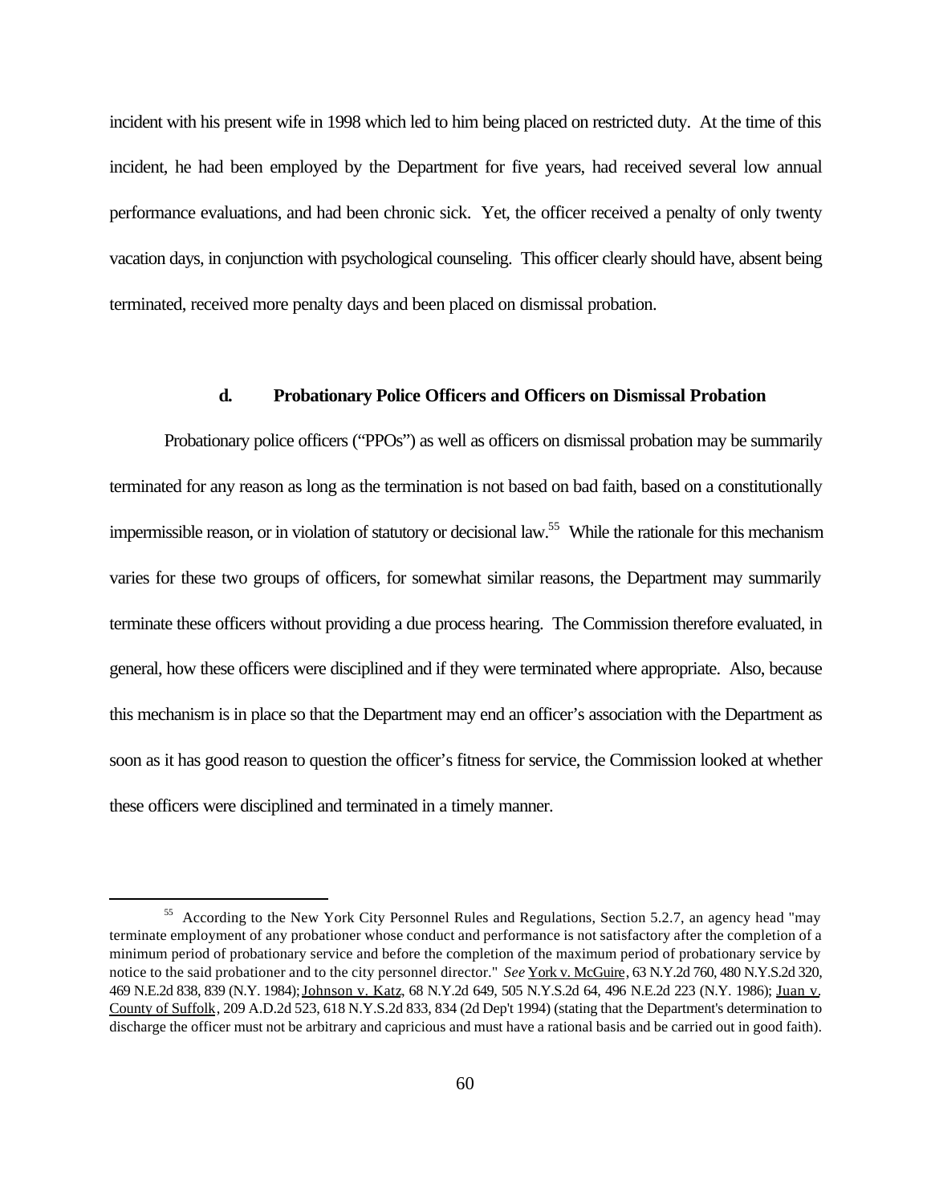incident with his present wife in 1998 which led to him being placed on restricted duty. At the time of this incident, he had been employed by the Department for five years, had received several low annual performance evaluations, and had been chronic sick. Yet, the officer received a penalty of only twenty vacation days, in conjunction with psychological counseling. This officer clearly should have, absent being terminated, received more penalty days and been placed on dismissal probation.

#### d. Probationary Police Officers and Officers on Dismissal Probation

Probationary police officers ("PPOs") as well as officers on dismissal probation may be summarily terminated for any reason as long as the termination is not based on bad faith, based on a constitutionally impermissible reason, or in violation of statutory or decisional law.[55] While the rationale for this mechanism varies for these two groups of officers, for somewhat similar reasons, the Department may summarily terminate these officers without providing a due process hearing. The Commission therefore evaluated, in general, how these officers were disciplined and if they were terminated where appropriate. Also, because this mechanism is in place so that the Department may end an officer's association with the Department as soon as it has good reason to question the officer's fitness for service, the Commission looked at whether these officers were disciplined and terminated in a timely manner.

---

[55] According to the New York City Personnel Rules and Regulations, Section 5.2.7, an agency head "may terminate employment of any probationer whose conduct and performance is not satisfactory after the completion of a minimum period of probationary service and before the completion of the maximum period of probationary service by notice to the said probationer and to the city personnel director." *See* York v. McGuire, 63 N.Y.2d 760, 480 N.Y.S.2d 320, 469 N.E.2d 838, 839 (N.Y. 1984); Johnson v. Katz, 68 N.Y.2d 649, 505 N.Y.S.2d 64, 496 N.E.2d 223 (N.Y. 1986); Juan v. County of Suffolk, 209 A.D.2d 523, 618 N.Y.S.2d 833, 834 (2d Dep't 1994) (stating that the Department's determination to discharge the officer must not be arbitrary and capricious and must have a rational basis and be carried out in good faith).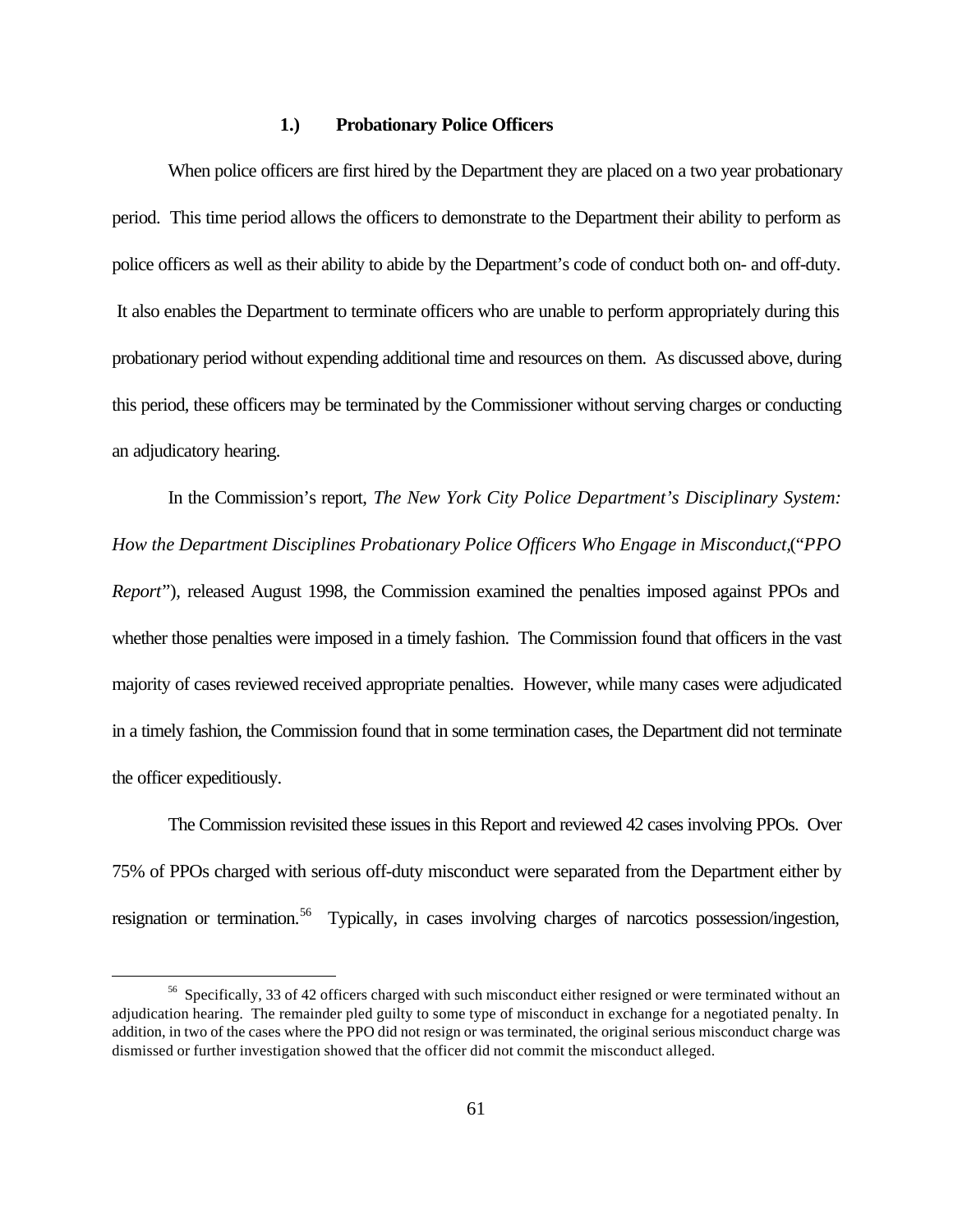### 1.) Probationary Police Officers

When police officers are first hired by the Department they are placed on a two year probationary period. This time period allows the officers to demonstrate to the Department their ability to perform as police officers as well as their ability to abide by the Department's code of conduct both on- and off-duty. It also enables the Department to terminate officers who are unable to perform appropriately during this probationary period without expending additional time and resources on them. As discussed above, during this period, these officers may be terminated by the Commissioner without serving charges or conducting an adjudicatory hearing.

In the Commission's report, *The New York City Police Department's Disciplinary System: How the Department Disciplines Probationary Police Officers Who Engage in Misconduct*,("*PPO Report*"), released August 1998, the Commission examined the penalties imposed against PPOs and whether those penalties were imposed in a timely fashion. The Commission found that officers in the vast majority of cases reviewed received appropriate penalties. However, while many cases were adjudicated in a timely fashion, the Commission found that in some termination cases, the Department did not terminate the officer expeditiously.

The Commission revisited these issues in this Report and reviewed 42 cases involving PPOs. Over 75% of PPOs charged with serious off-duty misconduct were separated from the Department either by resignation or termination.[56] Typically, in cases involving charges of narcotics possession/ingestion,

[56] Specifically, 33 of 42 officers charged with such misconduct either resigned or were terminated without an adjudication hearing. The remainder pled guilty to some type of misconduct in exchange for a negotiated penalty. In addition, in two of the cases where the PPO did not resign or was terminated, the original serious misconduct charge was dismissed or further investigation showed that the officer did not commit the misconduct alleged.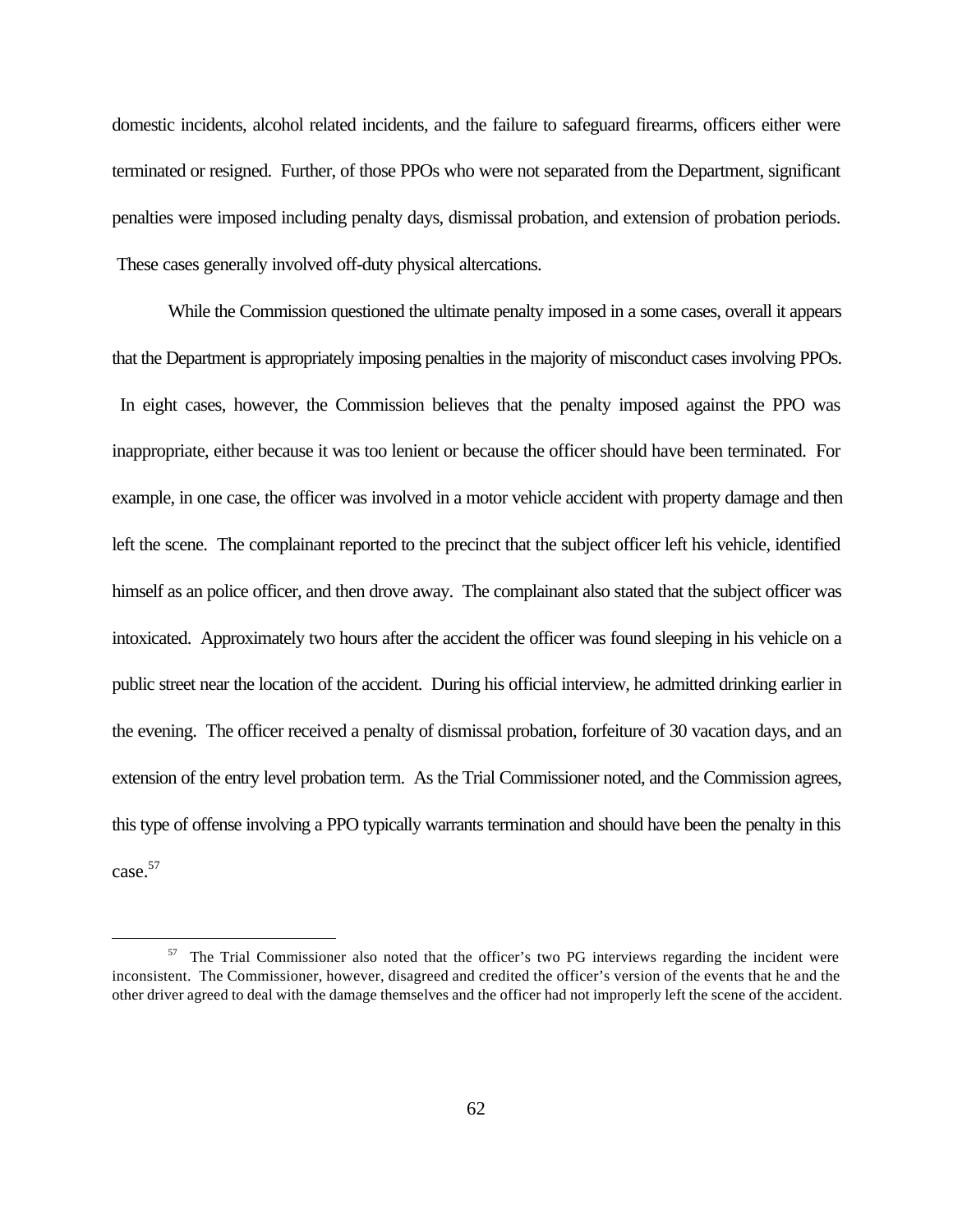domestic incidents, alcohol related incidents, and the failure to safeguard firearms, officers either were terminated or resigned. Further, of those PPOs who were not separated from the Department, significant penalties were imposed including penalty days, dismissal probation, and extension of probation periods. These cases generally involved off-duty physical altercations.

While the Commission questioned the ultimate penalty imposed in a some cases, overall it appears that the Department is appropriately imposing penalties in the majority of misconduct cases involving PPOs. In eight cases, however, the Commission believes that the penalty imposed against the PPO was inappropriate, either because it was too lenient or because the officer should have been terminated. For example, in one case, the officer was involved in a motor vehicle accident with property damage and then left the scene. The complainant reported to the precinct that the subject officer left his vehicle, identified himself as an police officer, and then drove away. The complainant also stated that the subject officer was intoxicated. Approximately two hours after the accident the officer was found sleeping in his vehicle on a public street near the location of the accident. During his official interview, he admitted drinking earlier in the evening. The officer received a penalty of dismissal probation, forfeiture of 30 vacation days, and an extension of the entry level probation term. As the Trial Commissioner noted, and the Commission agrees, this type of offense involving a PPO typically warrants termination and should have been the penalty in this case.[57]

---

[57] The Trial Commissioner also noted that the officer's two PG interviews regarding the incident were inconsistent. The Commissioner, however, disagreed and credited the officer's version of the events that he and the other driver agreed to deal with the damage themselves and the officer had not improperly left the scene of the accident.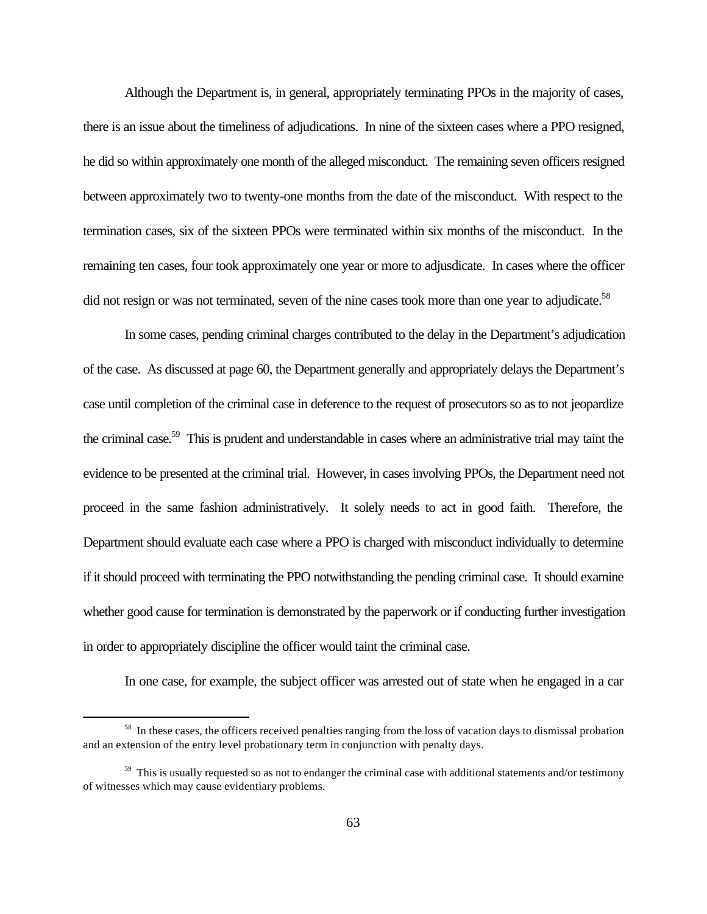Although the Department is, in general, appropriately terminating PPOs in the majority of cases, there is an issue about the timeliness of adjudications. In nine of the sixteen cases where a PPO resigned, he did so within approximately one month of the alleged misconduct. The remaining seven officers resigned between approximately two to twenty-one months from the date of the misconduct. With respect to the termination cases, six of the sixteen PPOs were terminated within six months of the misconduct. In the remaining ten cases, four took approximately one year or more to adjusdicate. In cases where the officer did not resign or was not terminated, seven of the nine cases took more than one year to adjudicate.[58]

In some cases, pending criminal charges contributed to the delay in the Department's adjudication of the case. As discussed at page 60, the Department generally and appropriately delays the Department's case until completion of the criminal case in deference to the request of prosecutors so as to not jeopardize the criminal case.[59] This is prudent and understandable in cases where an administrative trial may taint the evidence to be presented at the criminal trial. However, in cases involving PPOs, the Department need not proceed in the same fashion administratively. It solely needs to act in good faith. Therefore, the Department should evaluate each case where a PPO is charged with misconduct individually to determine if it should proceed with terminating the PPO notwithstanding the pending criminal case. It should examine whether good cause for termination is demonstrated by the paperwork or if conducting further investigation in order to appropriately discipline the officer would taint the criminal case.

In one case, for example, the subject officer was arrested out of state when he engaged in a car

---

[58] In these cases, the officers received penalties ranging from the loss of vacation days to dismissal probation and an extension of the entry level probationary term in conjunction with penalty days.

[59] This is usually requested so as not to endanger the criminal case with additional statements and/or testimony of witnesses which may cause evidentiary problems.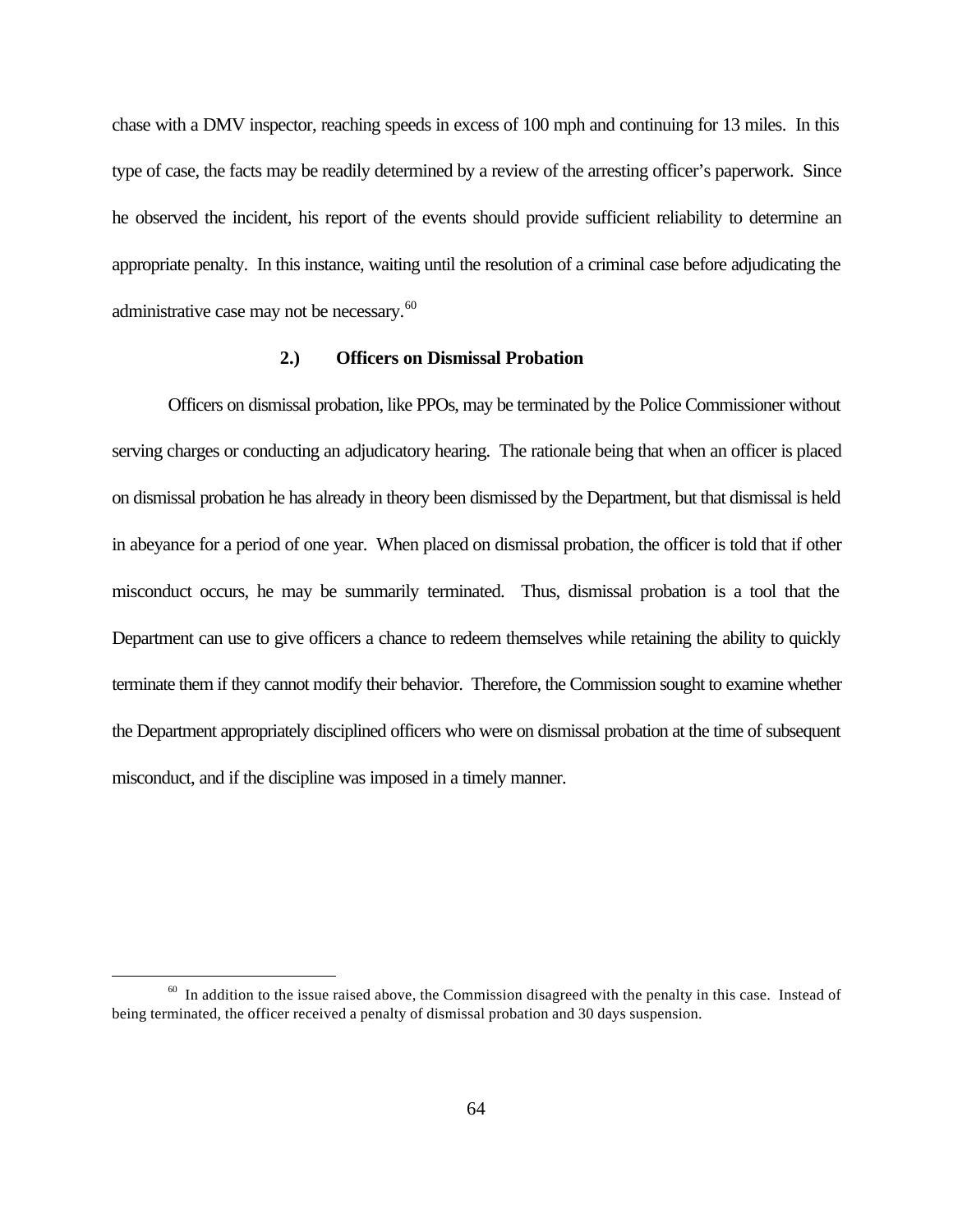chase with a DMV inspector, reaching speeds in excess of 100 mph and continuing for 13 miles. In this type of case, the facts may be readily determined by a review of the arresting officer's paperwork. Since he observed the incident, his report of the events should provide sufficient reliability to determine an appropriate penalty. In this instance, waiting until the resolution of a criminal case before adjudicating the administrative case may not be necessary.[60]

### 2.) Officers on Dismissal Probation

Officers on dismissal probation, like PPOs, may be terminated by the Police Commissioner without serving charges or conducting an adjudicatory hearing. The rationale being that when an officer is placed on dismissal probation he has already in theory been dismissed by the Department, but that dismissal is held in abeyance for a period of one year. When placed on dismissal probation, the officer is told that if other misconduct occurs, he may be summarily terminated. Thus, dismissal probation is a tool that the Department can use to give officers a chance to redeem themselves while retaining the ability to quickly terminate them if they cannot modify their behavior. Therefore, the Commission sought to examine whether the Department appropriately disciplined officers who were on dismissal probation at the time of subsequent misconduct, and if the discipline was imposed in a timely manner.

---

[60] In addition to the issue raised above, the Commission disagreed with the penalty in this case. Instead of being terminated, the officer received a penalty of dismissal probation and 30 days suspension.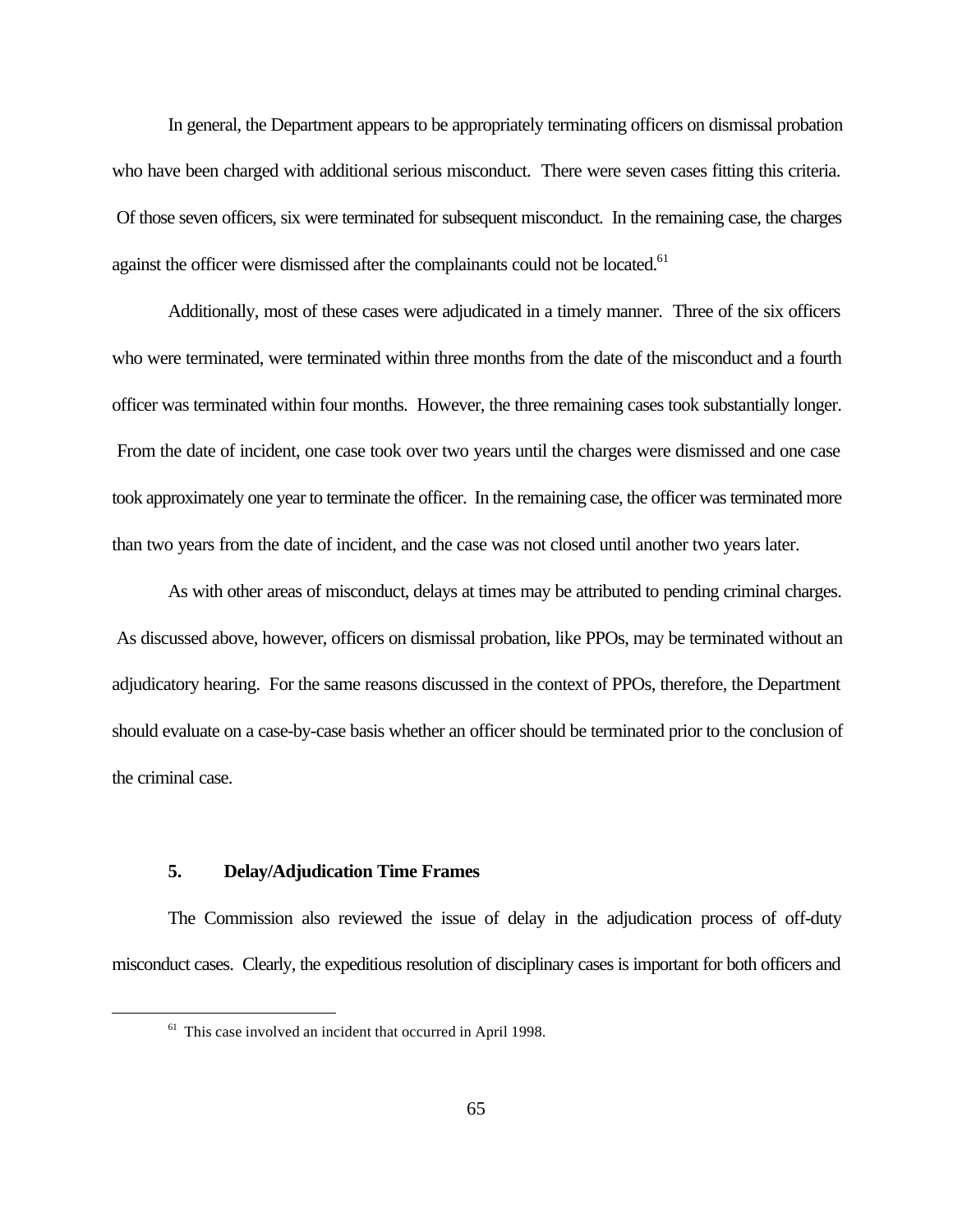In general, the Department appears to be appropriately terminating officers on dismissal probation who have been charged with additional serious misconduct. There were seven cases fitting this criteria. Of those seven officers, six were terminated for subsequent misconduct. In the remaining case, the charges against the officer were dismissed after the complainants could not be located.[61]

Additionally, most of these cases were adjudicated in a timely manner. Three of the six officers who were terminated, were terminated within three months from the date of the misconduct and a fourth officer was terminated within four months. However, the three remaining cases took substantially longer. From the date of incident, one case took over two years until the charges were dismissed and one case took approximately one year to terminate the officer. In the remaining case, the officer was terminated more than two years from the date of incident, and the case was not closed until another two years later.

As with other areas of misconduct, delays at times may be attributed to pending criminal charges. As discussed above, however, officers on dismissal probation, like PPOs, may be terminated without an adjudicatory hearing. For the same reasons discussed in the context of PPOs, therefore, the Department should evaluate on a case-by-case basis whether an officer should be terminated prior to the conclusion of the criminal case.

### 5. Delay/Adjudication Time Frames

The Commission also reviewed the issue of delay in the adjudication process of off-duty misconduct cases. Clearly, the expeditious resolution of disciplinary cases is important for both officers and

[61] This case involved an incident that occurred in April 1998.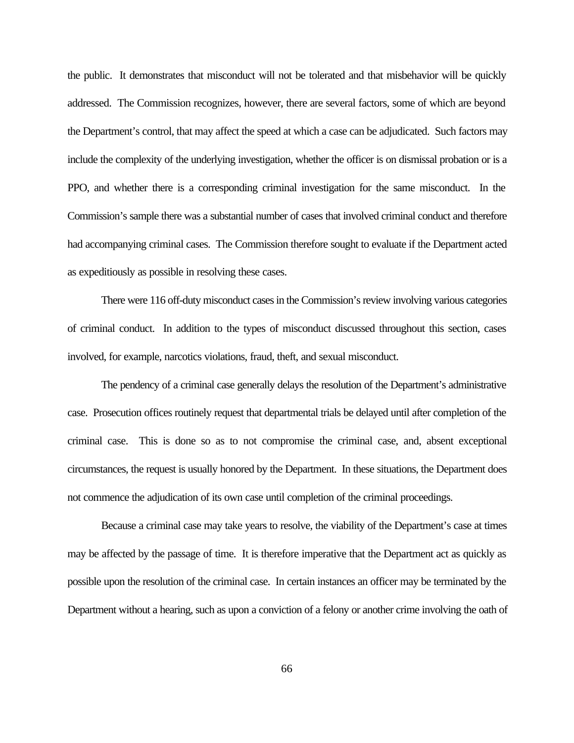the public. It demonstrates that misconduct will not be tolerated and that misbehavior will be quickly addressed. The Commission recognizes, however, there are several factors, some of which are beyond the Department's control, that may affect the speed at which a case can be adjudicated. Such factors may include the complexity of the underlying investigation, whether the officer is on dismissal probation or is a PPO, and whether there is a corresponding criminal investigation for the same misconduct. In the Commission's sample there was a substantial number of cases that involved criminal conduct and therefore had accompanying criminal cases. The Commission therefore sought to evaluate if the Department acted as expeditiously as possible in resolving these cases.

There were 116 off-duty misconduct cases in the Commission's review involving various categories of criminal conduct. In addition to the types of misconduct discussed throughout this section, cases involved, for example, narcotics violations, fraud, theft, and sexual misconduct.

The pendency of a criminal case generally delays the resolution of the Department's administrative case. Prosecution offices routinely request that departmental trials be delayed until after completion of the criminal case. This is done so as to not compromise the criminal case, and, absent exceptional circumstances, the request is usually honored by the Department. In these situations, the Department does not commence the adjudication of its own case until completion of the criminal proceedings.

Because a criminal case may take years to resolve, the viability of the Department's case at times may be affected by the passage of time. It is therefore imperative that the Department act as quickly as possible upon the resolution of the criminal case. In certain instances an officer may be terminated by the Department without a hearing, such as upon a conviction of a felony or another crime involving the oath of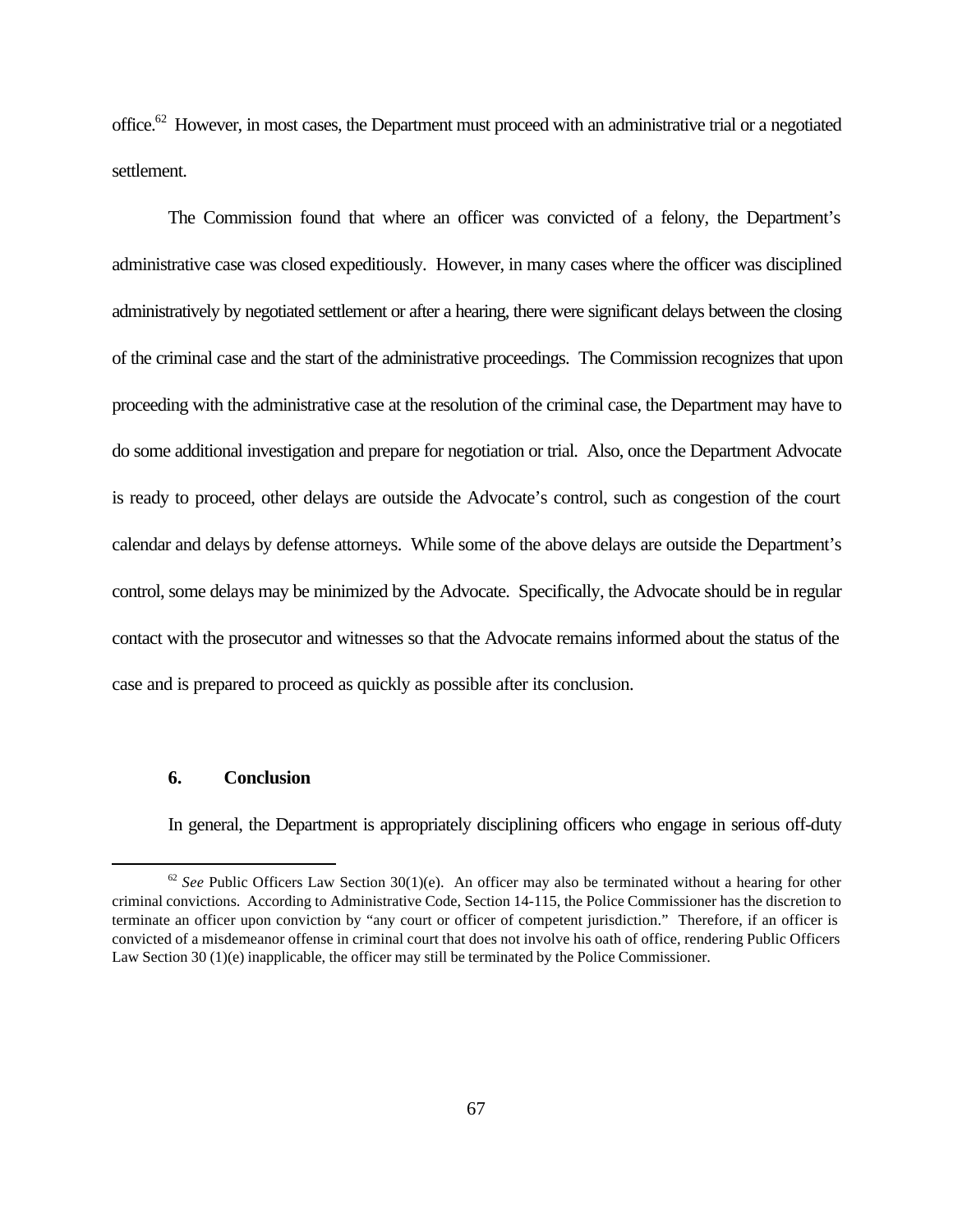office.[62] However, in most cases, the Department must proceed with an administrative trial or a negotiated settlement.

The Commission found that where an officer was convicted of a felony, the Department's administrative case was closed expeditiously. However, in many cases where the officer was disciplined administratively by negotiated settlement or after a hearing, there were significant delays between the closing of the criminal case and the start of the administrative proceedings. The Commission recognizes that upon proceeding with the administrative case at the resolution of the criminal case, the Department may have to do some additional investigation and prepare for negotiation or trial. Also, once the Department Advocate is ready to proceed, other delays are outside the Advocate's control, such as congestion of the court calendar and delays by defense attorneys. While some of the above delays are outside the Department's control, some delays may be minimized by the Advocate. Specifically, the Advocate should be in regular contact with the prosecutor and witnesses so that the Advocate remains informed about the status of the case and is prepared to proceed as quickly as possible after its conclusion.

### 6. Conclusion

In general, the Department is appropriately disciplining officers who engage in serious off-duty

---

[62] *See* Public Officers Law Section 30(1)(e). An officer may also be terminated without a hearing for other criminal convictions. According to Administrative Code, Section 14-115, the Police Commissioner has the discretion to terminate an officer upon conviction by "any court or officer of competent jurisdiction." Therefore, if an officer is convicted of a misdemeanor offense in criminal court that does not involve his oath of office, rendering Public Officers Law Section 30 (1)(e) inapplicable, the officer may still be terminated by the Police Commissioner.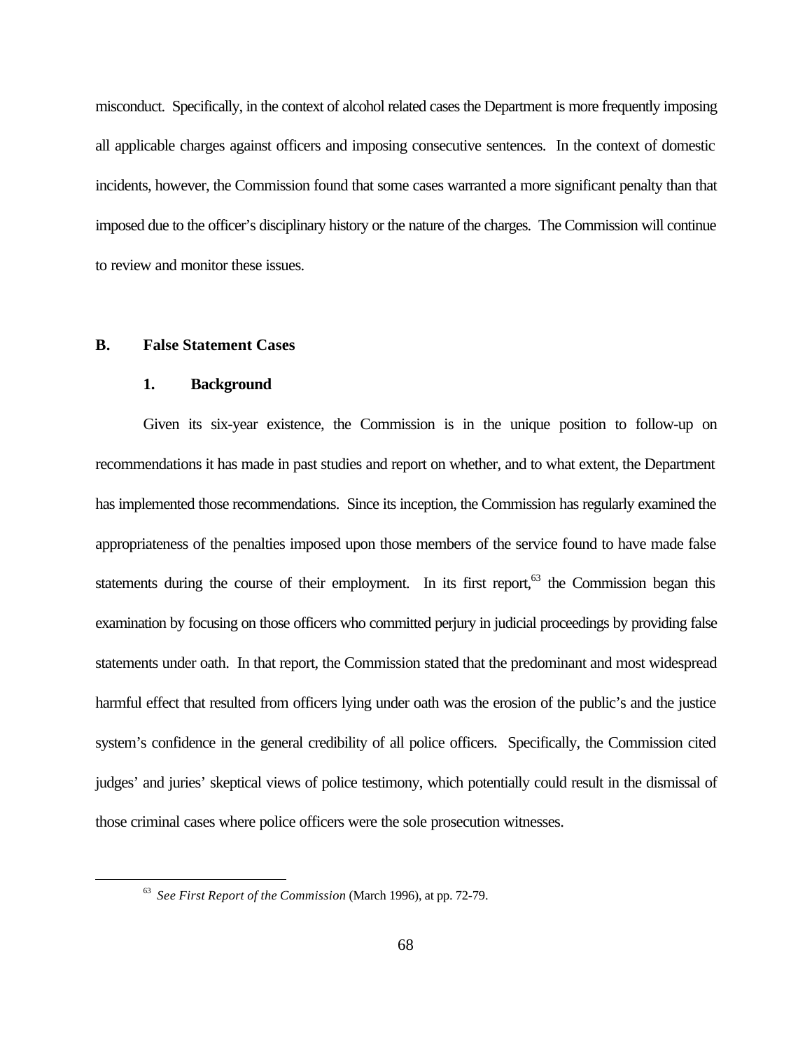misconduct. Specifically, in the context of alcohol related cases the Department is more frequently imposing all applicable charges against officers and imposing consecutive sentences. In the context of domestic incidents, however, the Commission found that some cases warranted a more significant penalty than that imposed due to the officer's disciplinary history or the nature of the charges. The Commission will continue to review and monitor these issues.

## B. False Statement Cases

### 1. Background

Given its six-year existence, the Commission is in the unique position to follow-up on recommendations it has made in past studies and report on whether, and to what extent, the Department has implemented those recommendations. Since its inception, the Commission has regularly examined the appropriateness of the penalties imposed upon those members of the service found to have made false statements during the course of their employment. In its first report,[63] the Commission began this examination by focusing on those officers who committed perjury in judicial proceedings by providing false statements under oath. In that report, the Commission stated that the predominant and most widespread harmful effect that resulted from officers lying under oath was the erosion of the public's and the justice system's confidence in the general credibility of all police officers. Specifically, the Commission cited judges' and juries' skeptical views of police testimony, which potentially could result in the dismissal of those criminal cases where police officers were the sole prosecution witnesses.

---

[63] *See First Report of the Commission* (March 1996), at pp. 72-79.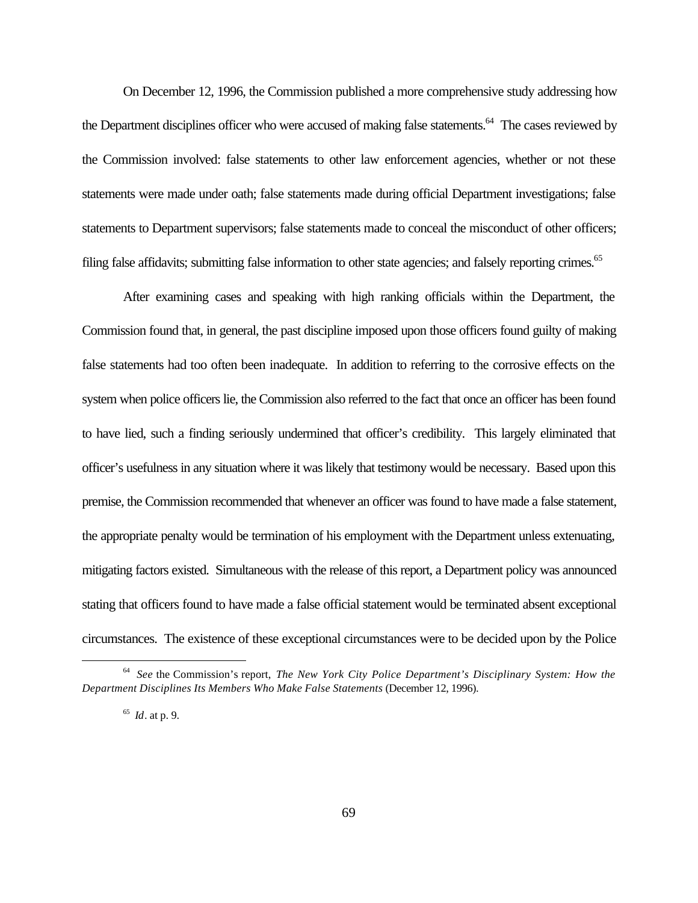On December 12, 1996, the Commission published a more comprehensive study addressing how the Department disciplines officer who were accused of making false statements.[64] The cases reviewed by the Commission involved: false statements to other law enforcement agencies, whether or not these statements were made under oath; false statements made during official Department investigations; false statements to Department supervisors; false statements made to conceal the misconduct of other officers; filing false affidavits; submitting false information to other state agencies; and falsely reporting crimes.[65]

After examining cases and speaking with high ranking officials within the Department, the Commission found that, in general, the past discipline imposed upon those officers found guilty of making false statements had too often been inadequate. In addition to referring to the corrosive effects on the system when police officers lie, the Commission also referred to the fact that once an officer has been found to have lied, such a finding seriously undermined that officer's credibility. This largely eliminated that officer's usefulness in any situation where it was likely that testimony would be necessary. Based upon this premise, the Commission recommended that whenever an officer was found to have made a false statement, the appropriate penalty would be termination of his employment with the Department unless extenuating, mitigating factors existed. Simultaneous with the release of this report, a Department policy was announced stating that officers found to have made a false official statement would be terminated absent exceptional circumstances. The existence of these exceptional circumstances were to be decided upon by the Police

---

[64] *See* the Commission's report, *The New York City Police Department's Disciplinary System: How the Department Disciplines Its Members Who Make False Statements* (December 12, 1996).

[65] *Id*. at p. 9.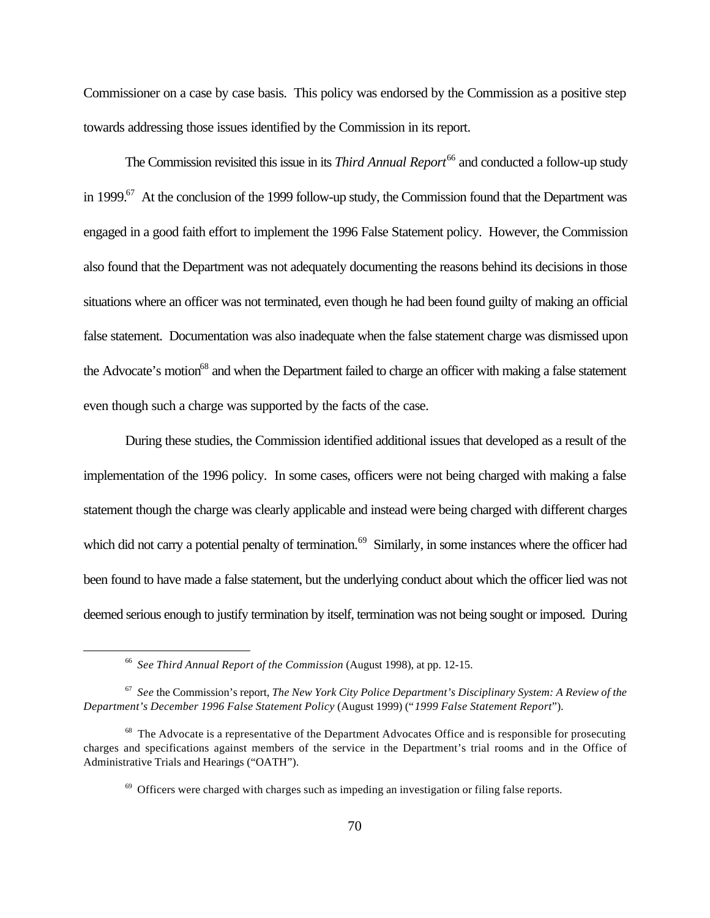Commissioner on a case by case basis. This policy was endorsed by the Commission as a positive step towards addressing those issues identified by the Commission in its report.

The Commission revisited this issue in its *Third Annual Report*[66] and conducted a follow-up study in 1999.[67] At the conclusion of the 1999 follow-up study, the Commission found that the Department was engaged in a good faith effort to implement the 1996 False Statement policy. However, the Commission also found that the Department was not adequately documenting the reasons behind its decisions in those situations where an officer was not terminated, even though he had been found guilty of making an official false statement. Documentation was also inadequate when the false statement charge was dismissed upon the Advocate's motion[68] and when the Department failed to charge an officer with making a false statement even though such a charge was supported by the facts of the case.

During these studies, the Commission identified additional issues that developed as a result of the implementation of the 1996 policy. In some cases, officers were not being charged with making a false statement though the charge was clearly applicable and instead were being charged with different charges which did not carry a potential penalty of termination.[69] Similarly, in some instances where the officer had been found to have made a false statement, but the underlying conduct about which the officer lied was not deemed serious enough to justify termination by itself, termination was not being sought or imposed. During

---

[66] *See Third Annual Report of the Commission* (August 1998), at pp. 12-15.

[67] *See* the Commission's report, *The New York City Police Department's Disciplinary System: A Review of the Department's December 1996 False Statement Policy* (August 1999) ("*1999 False Statement Report*").

[68] The Advocate is a representative of the Department Advocates Office and is responsible for prosecuting charges and specifications against members of the service in the Department's trial rooms and in the Office of Administrative Trials and Hearings ("OATH").

[69] Officers were charged with charges such as impeding an investigation or filing false reports.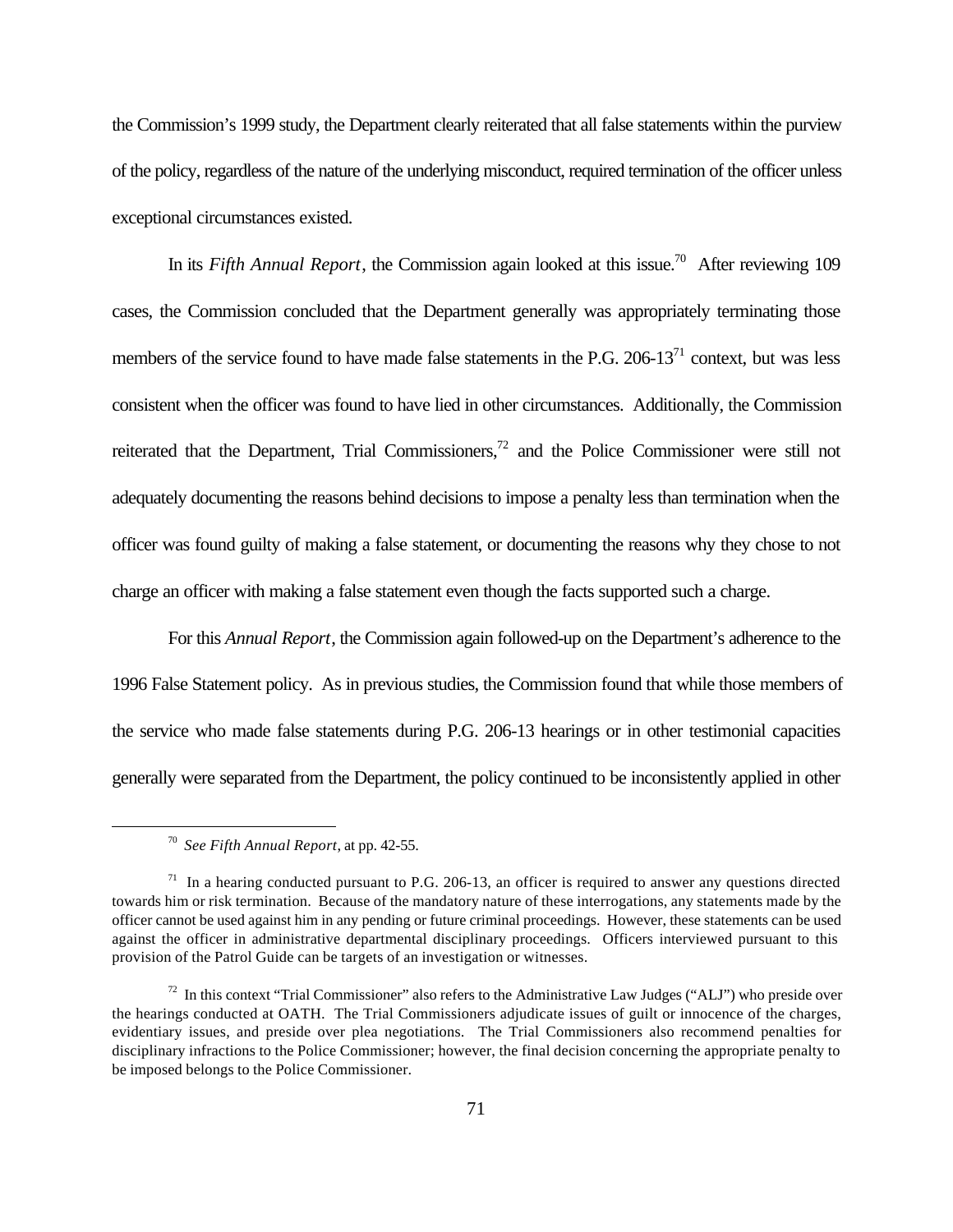the Commission's 1999 study, the Department clearly reiterated that all false statements within the purview of the policy, regardless of the nature of the underlying misconduct, required termination of the officer unless exceptional circumstances existed.

In its *Fifth Annual Report*, the Commission again looked at this issue.[70] After reviewing 109 cases, the Commission concluded that the Department generally was appropriately terminating those members of the service found to have made false statements in the P.G. 206-13[71] context, but was less consistent when the officer was found to have lied in other circumstances. Additionally, the Commission reiterated that the Department, Trial Commissioners,[72] and the Police Commissioner were still not adequately documenting the reasons behind decisions to impose a penalty less than termination when the officer was found guilty of making a false statement, or documenting the reasons why they chose to not charge an officer with making a false statement even though the facts supported such a charge.

For this *Annual Report*, the Commission again followed-up on the Department's adherence to the 1996 False Statement policy. As in previous studies, the Commission found that while those members of the service who made false statements during P.G. 206-13 hearings or in other testimonial capacities generally were separated from the Department, the policy continued to be inconsistently applied in other

---

[70] *See Fifth Annual Report*, at pp. 42-55.

[71] In a hearing conducted pursuant to P.G. 206-13, an officer is required to answer any questions directed towards him or risk termination. Because of the mandatory nature of these interrogations, any statements made by the officer cannot be used against him in any pending or future criminal proceedings. However, these statements can be used against the officer in administrative departmental disciplinary proceedings. Officers interviewed pursuant to this provision of the Patrol Guide can be targets of an investigation or witnesses.

[72] In this context "Trial Commissioner" also refers to the Administrative Law Judges ("ALJ") who preside over the hearings conducted at OATH. The Trial Commissioners adjudicate issues of guilt or innocence of the charges, evidentiary issues, and preside over plea negotiations. The Trial Commissioners also recommend penalties for disciplinary infractions to the Police Commissioner; however, the final decision concerning the appropriate penalty to be imposed belongs to the Police Commissioner.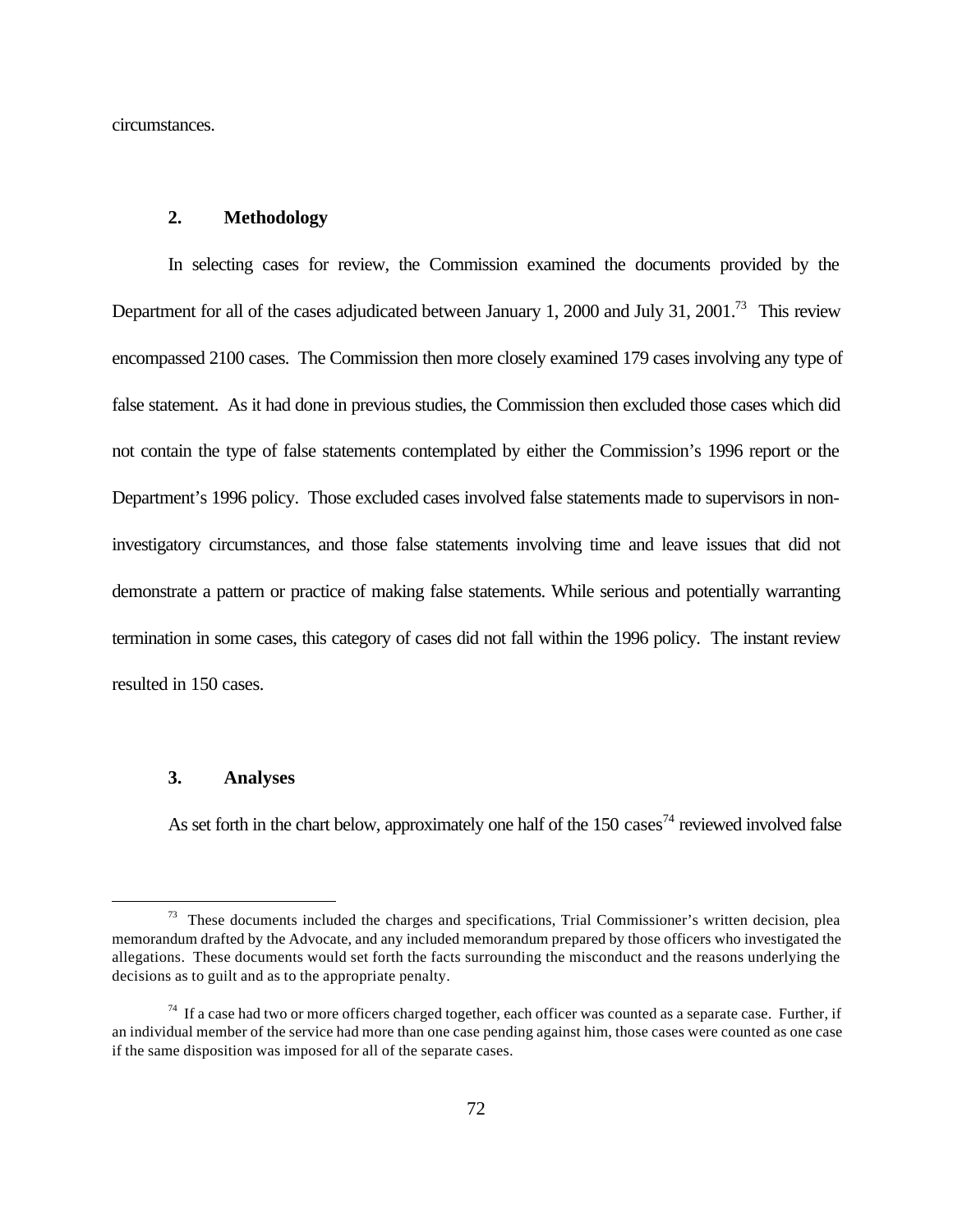circumstances.

### 2. Methodology

In selecting cases for review, the Commission examined the documents provided by the Department for all of the cases adjudicated between January 1, 2000 and July 31, 2001.[73] This review encompassed 2100 cases. The Commission then more closely examined 179 cases involving any type of false statement. As it had done in previous studies, the Commission then excluded those cases which did not contain the type of false statements contemplated by either the Commission's 1996 report or the Department's 1996 policy. Those excluded cases involved false statements made to supervisors in non-investigatory circumstances, and those false statements involving time and leave issues that did not demonstrate a pattern or practice of making false statements. While serious and potentially warranting termination in some cases, this category of cases did not fall within the 1996 policy. The instant review resulted in 150 cases.

### 3. Analyses

As set forth in the chart below, approximately one half of the 150 cases[74] reviewed involved false

---

[73] These documents included the charges and specifications, Trial Commissioner's written decision, plea memorandum drafted by the Advocate, and any included memorandum prepared by those officers who investigated the allegations. These documents would set forth the facts surrounding the misconduct and the reasons underlying the decisions as to guilt and as to the appropriate penalty.

[74] If a case had two or more officers charged together, each officer was counted as a separate case. Further, if an individual member of the service had more than one case pending against him, those cases were counted as one case if the same disposition was imposed for all of the separate cases.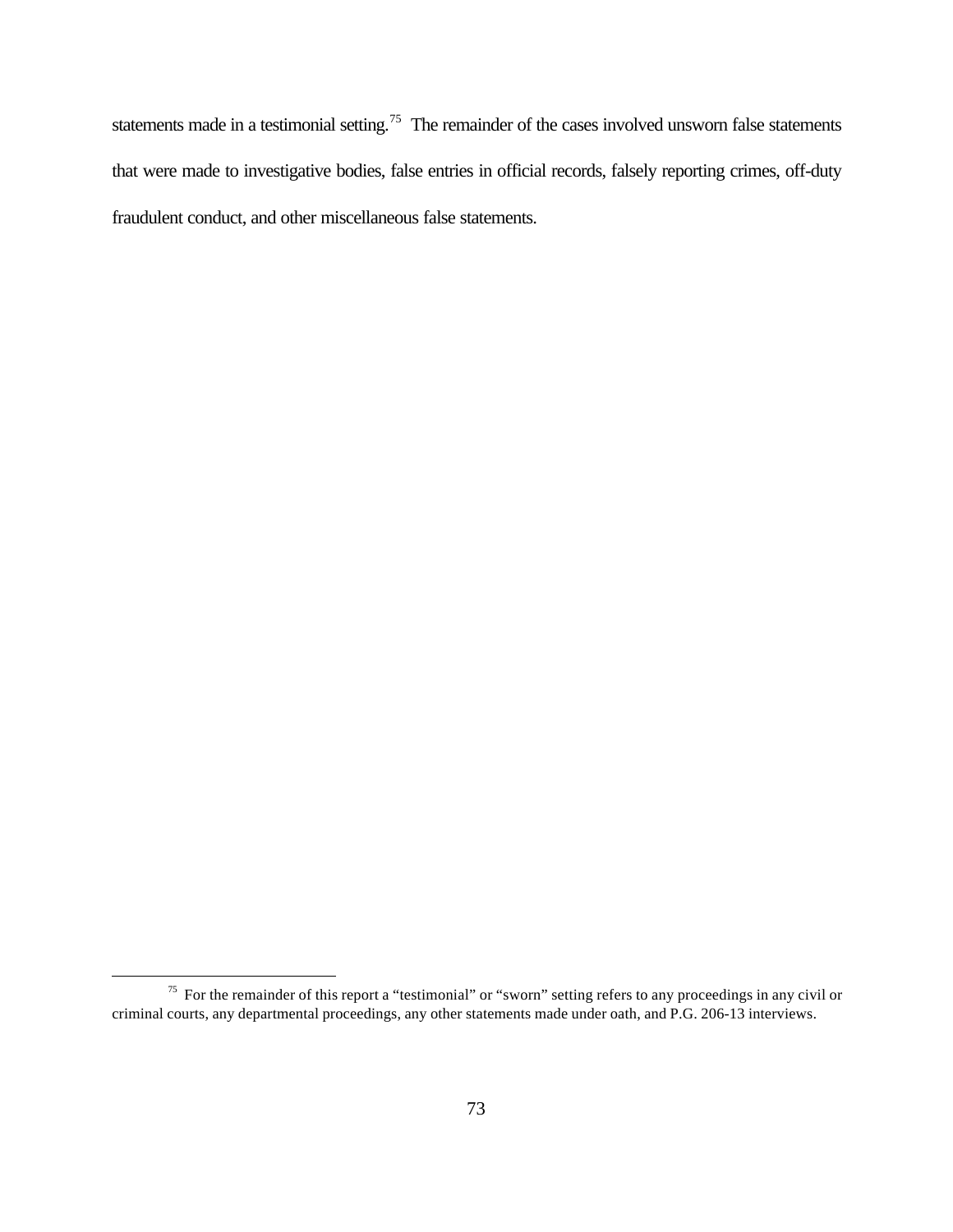statements made in a testimonial setting.[75] The remainder of the cases involved unsworn false statements that were made to investigative bodies, false entries in official records, falsely reporting crimes, off-duty fraudulent conduct, and other miscellaneous false statements.

[75] For the remainder of this report a "testimonial" or "sworn" setting refers to any proceedings in any civil or criminal courts, any departmental proceedings, any other statements made under oath, and P.G. 206-13 interviews.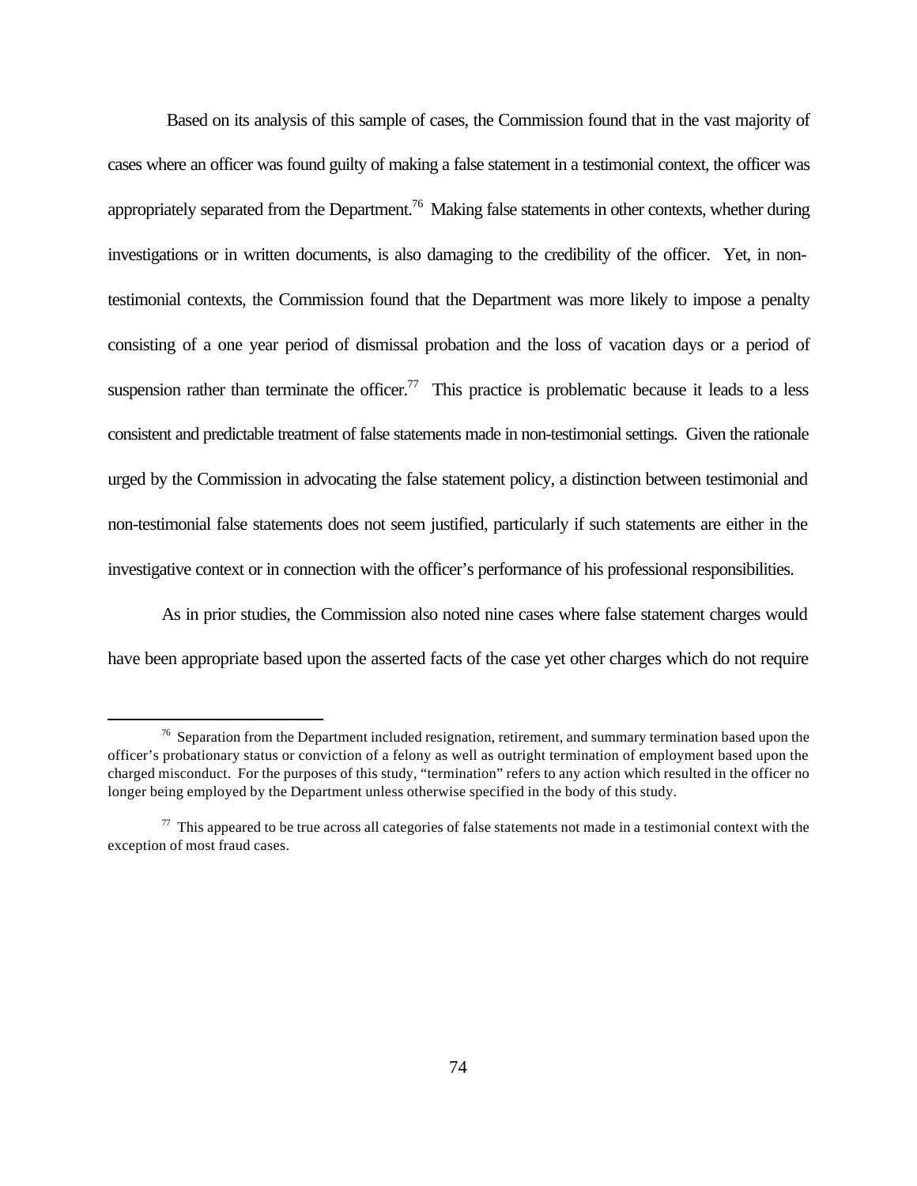Based on its analysis of this sample of cases, the Commission found that in the vast majority of cases where an officer was found guilty of making a false statement in a testimonial context, the officer was appropriately separated from the Department.[76] Making false statements in other contexts, whether during investigations or in written documents, is also damaging to the credibility of the officer. Yet, in non-testimonial contexts, the Commission found that the Department was more likely to impose a penalty consisting of a one year period of dismissal probation and the loss of vacation days or a period of suspension rather than terminate the officer.[77] This practice is problematic because it leads to a less consistent and predictable treatment of false statements made in non-testimonial settings. Given the rationale urged by the Commission in advocating the false statement policy, a distinction between testimonial and non-testimonial false statements does not seem justified, particularly if such statements are either in the investigative context or in connection with the officer's performance of his professional responsibilities.

As in prior studies, the Commission also noted nine cases where false statement charges would have been appropriate based upon the asserted facts of the case yet other charges which do not require

---

[76] Separation from the Department included resignation, retirement, and summary termination based upon the officer's probationary status or conviction of a felony as well as outright termination of employment based upon the charged misconduct. For the purposes of this study, "termination" refers to any action which resulted in the officer no longer being employed by the Department unless otherwise specified in the body of this study.

[77] This appeared to be true across all categories of false statements not made in a testimonial context with the exception of most fraud cases.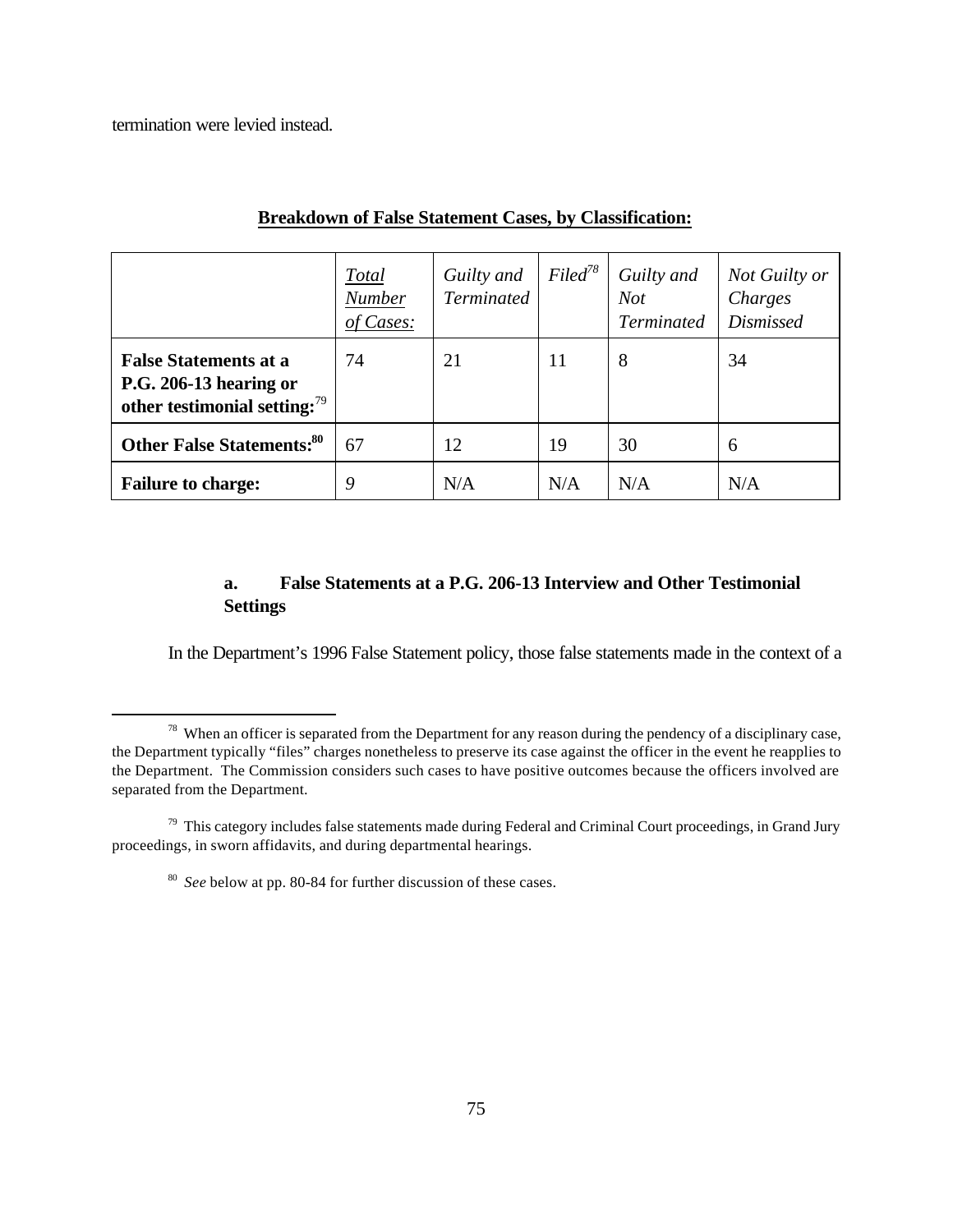termination were levied instead.

**Breakdown of False Statement Cases, by Classification:**

| | *Total Number of Cases:* | *Guilty and Terminated* | *Filed*[78] | *Guilty and Not Terminated* | *Not Guilty or Charges Dismissed* |
|---|---|---|---|---|---|
| **False Statements at a P.G. 206-13 hearing or other testimonial setting:**[79] | 74 | 21 | 11 | 8 | 34 |
| **Other False Statements:**[80] | 67 | 12 | 19 | 30 | 6 |
| **Failure to charge:** | 9 | N/A | N/A | N/A | N/A |

### a. False Statements at a P.G. 206-13 Interview and Other Testimonial Settings

In the Department's 1996 False Statement policy, those false statements made in the context of a

---

[78] When an officer is separated from the Department for any reason during the pendency of a disciplinary case, the Department typically "files" charges nonetheless to preserve its case against the officer in the event he reapplies to the Department. The Commission considers such cases to have positive outcomes because the officers involved are separated from the Department.

[79] This category includes false statements made during Federal and Criminal Court proceedings, in Grand Jury proceedings, in sworn affidavits, and during departmental hearings.

[80] *See* below at pp. 80-84 for further discussion of these cases.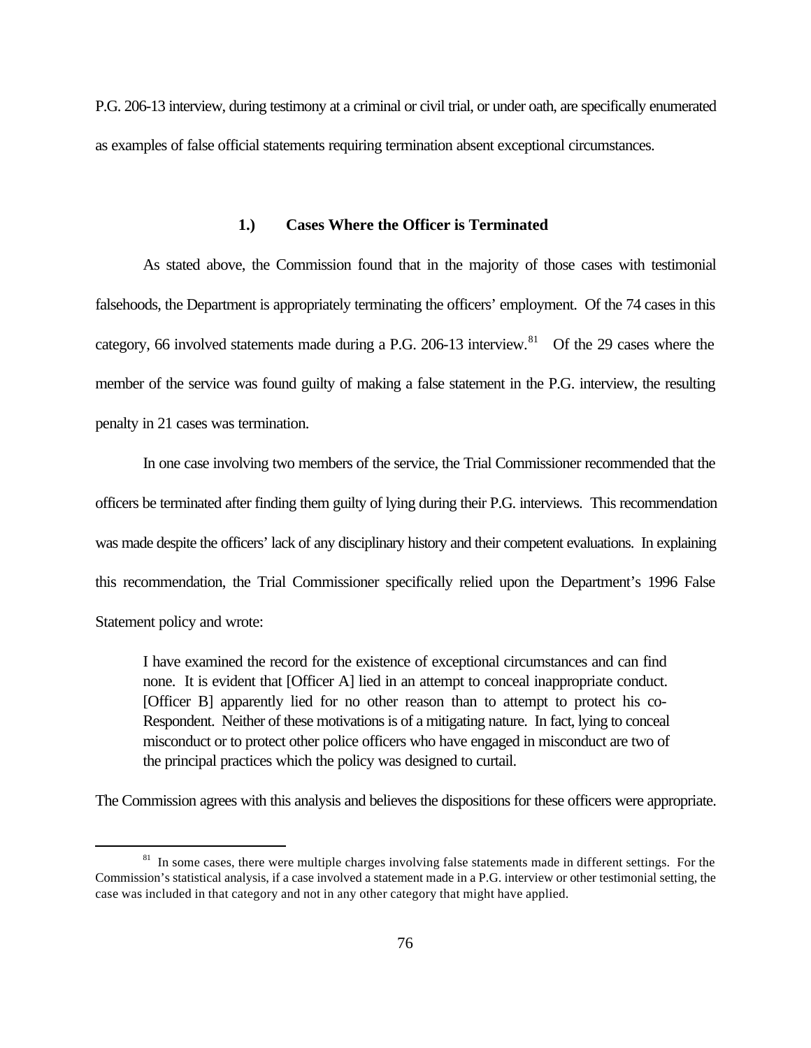P.G. 206-13 interview, during testimony at a criminal or civil trial, or under oath, are specifically enumerated as examples of false official statements requiring termination absent exceptional circumstances.

### 1.) Cases Where the Officer is Terminated

As stated above, the Commission found that in the majority of those cases with testimonial falsehoods, the Department is appropriately terminating the officers' employment. Of the 74 cases in this category, 66 involved statements made during a P.G. 206-13 interview.[81] Of the 29 cases where the member of the service was found guilty of making a false statement in the P.G. interview, the resulting penalty in 21 cases was termination.

In one case involving two members of the service, the Trial Commissioner recommended that the officers be terminated after finding them guilty of lying during their P.G. interviews. This recommendation was made despite the officers' lack of any disciplinary history and their competent evaluations. In explaining this recommendation, the Trial Commissioner specifically relied upon the Department's 1996 False Statement policy and wrote:

> I have examined the record for the existence of exceptional circumstances and can find none. It is evident that [Officer A] lied in an attempt to conceal inappropriate conduct. [Officer B] apparently lied for no other reason than to attempt to protect his co-Respondent. Neither of these motivations is of a mitigating nature. In fact, lying to conceal misconduct or to protect other police officers who have engaged in misconduct are two of the principal practices which the policy was designed to curtail.

The Commission agrees with this analysis and believes the dispositions for these officers were appropriate.

[81] In some cases, there were multiple charges involving false statements made in different settings. For the Commission's statistical analysis, if a case involved a statement made in a P.G. interview or other testimonial setting, the case was included in that category and not in any other category that might have applied.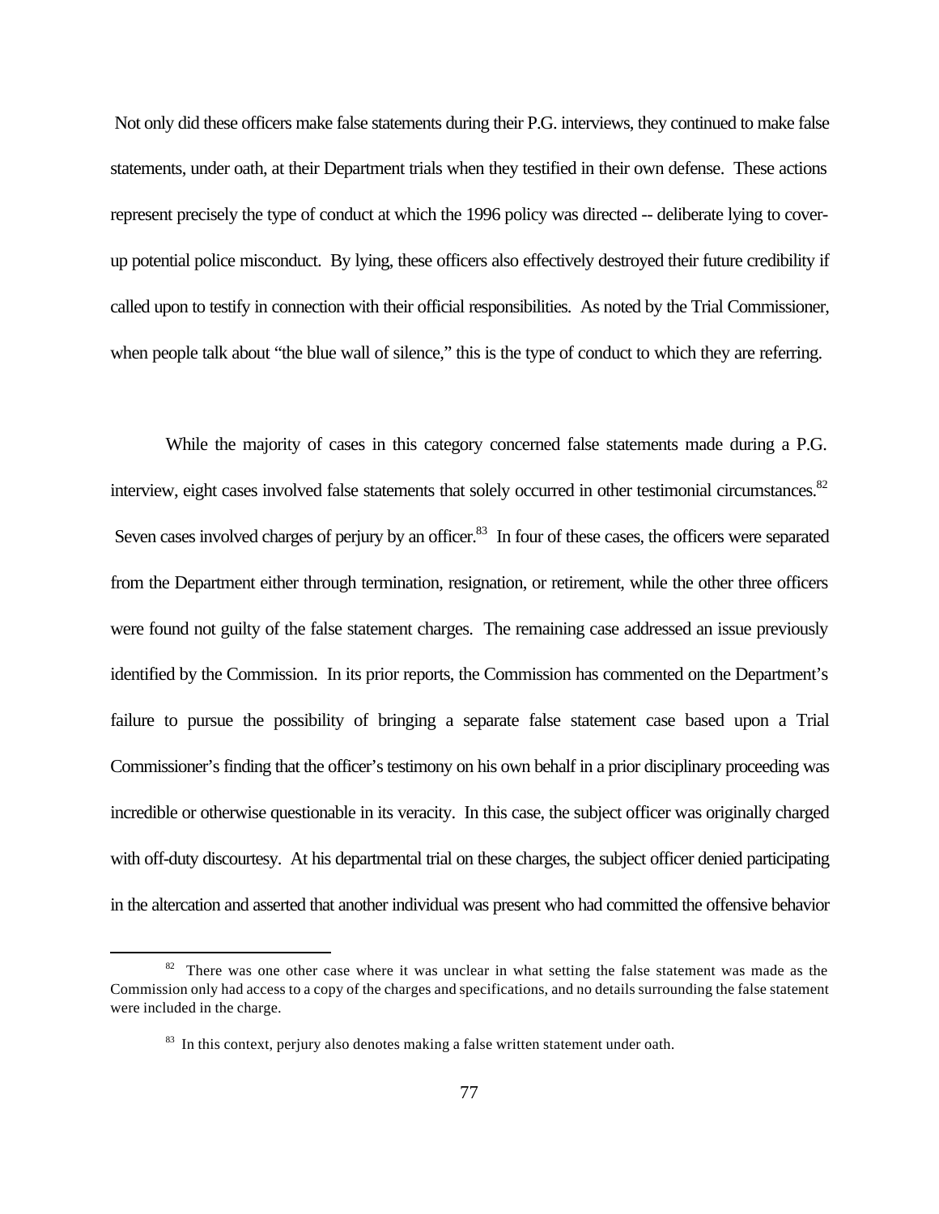Not only did these officers make false statements during their P.G. interviews, they continued to make false statements, under oath, at their Department trials when they testified in their own defense. These actions represent precisely the type of conduct at which the 1996 policy was directed -- deliberate lying to cover-up potential police misconduct. By lying, these officers also effectively destroyed their future credibility if called upon to testify in connection with their official responsibilities. As noted by the Trial Commissioner, when people talk about "the blue wall of silence," this is the type of conduct to which they are referring.

While the majority of cases in this category concerned false statements made during a P.G. interview, eight cases involved false statements that solely occurred in other testimonial circumstances.[82] Seven cases involved charges of perjury by an officer.[83] In four of these cases, the officers were separated from the Department either through termination, resignation, or retirement, while the other three officers were found not guilty of the false statement charges. The remaining case addressed an issue previously identified by the Commission. In its prior reports, the Commission has commented on the Department's failure to pursue the possibility of bringing a separate false statement case based upon a Trial Commissioner's finding that the officer's testimony on his own behalf in a prior disciplinary proceeding was incredible or otherwise questionable in its veracity. In this case, the subject officer was originally charged with off-duty discourtesy. At his departmental trial on these charges, the subject officer denied participating in the altercation and asserted that another individual was present who had committed the offensive behavior

---

[82] There was one other case where it was unclear in what setting the false statement was made as the Commission only had access to a copy of the charges and specifications, and no details surrounding the false statement were included in the charge.

[83] In this context, perjury also denotes making a false written statement under oath.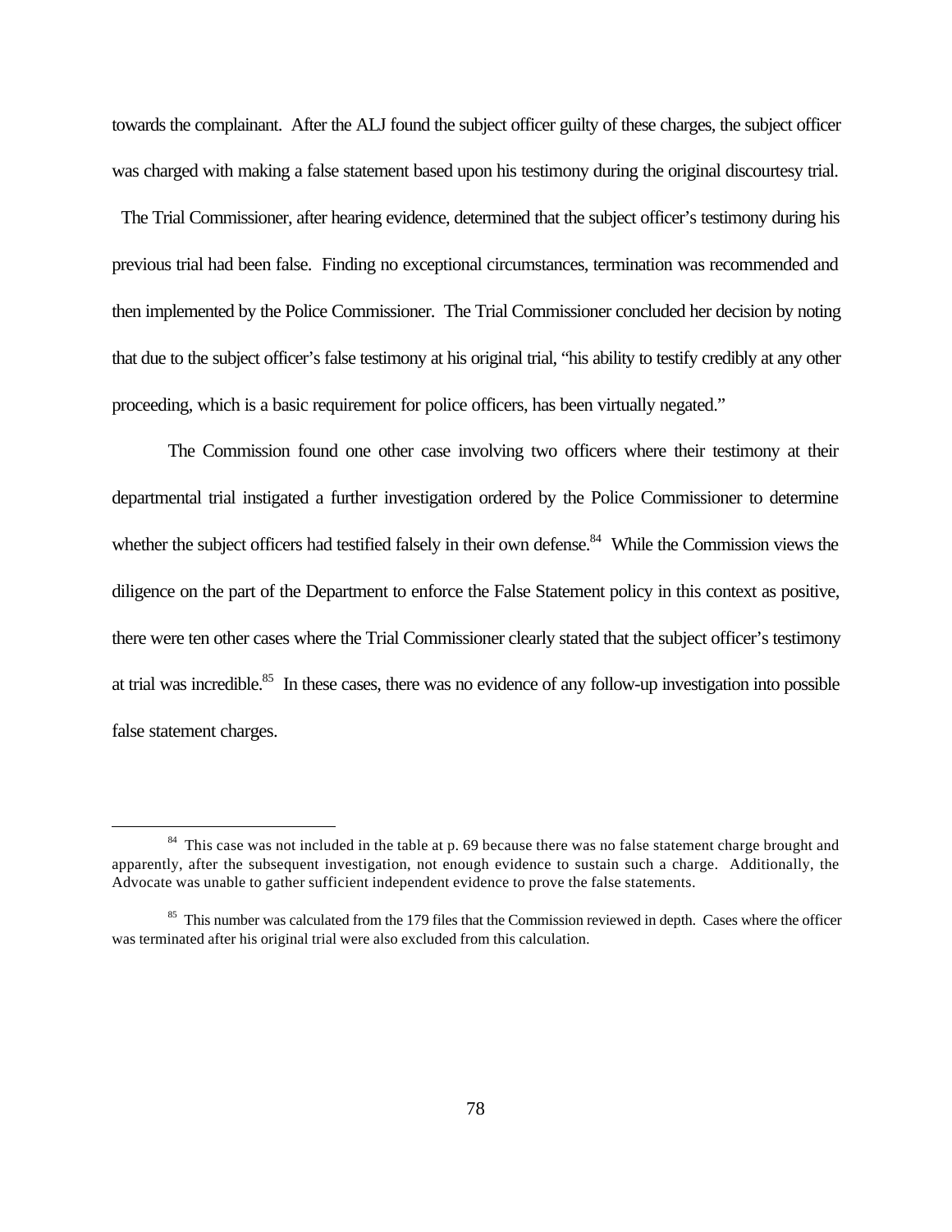towards the complainant. After the ALJ found the subject officer guilty of these charges, the subject officer was charged with making a false statement based upon his testimony during the original discourtesy trial. The Trial Commissioner, after hearing evidence, determined that the subject officer's testimony during his previous trial had been false. Finding no exceptional circumstances, termination was recommended and then implemented by the Police Commissioner. The Trial Commissioner concluded her decision by noting that due to the subject officer's false testimony at his original trial, "his ability to testify credibly at any other proceeding, which is a basic requirement for police officers, has been virtually negated."

The Commission found one other case involving two officers where their testimony at their departmental trial instigated a further investigation ordered by the Police Commissioner to determine whether the subject officers had testified falsely in their own defense.[84] While the Commission views the diligence on the part of the Department to enforce the False Statement policy in this context as positive, there were ten other cases where the Trial Commissioner clearly stated that the subject officer's testimony at trial was incredible.[85] In these cases, there was no evidence of any follow-up investigation into possible false statement charges.

---

[84] This case was not included in the table at p. 69 because there was no false statement charge brought and apparently, after the subsequent investigation, not enough evidence to sustain such a charge. Additionally, the Advocate was unable to gather sufficient independent evidence to prove the false statements.

[85] This number was calculated from the 179 files that the Commission reviewed in depth. Cases where the officer was terminated after his original trial were also excluded from this calculation.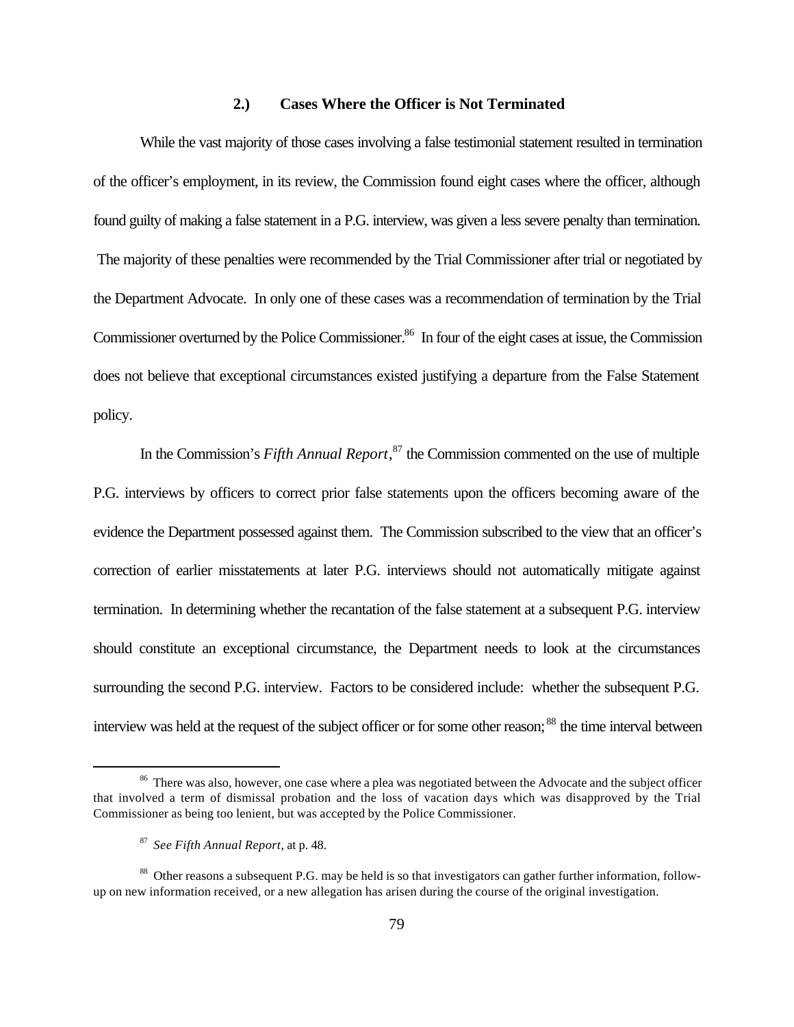### 2.) Cases Where the Officer is Not Terminated

While the vast majority of those cases involving a false testimonial statement resulted in termination of the officer's employment, in its review, the Commission found eight cases where the officer, although found guilty of making a false statement in a P.G. interview, was given a less severe penalty than termination. The majority of these penalties were recommended by the Trial Commissioner after trial or negotiated by the Department Advocate. In only one of these cases was a recommendation of termination by the Trial Commissioner overturned by the Police Commissioner.[86] In four of the eight cases at issue, the Commission does not believe that exceptional circumstances existed justifying a departure from the False Statement policy.

In the Commission's *Fifth Annual Report*,[87] the Commission commented on the use of multiple P.G. interviews by officers to correct prior false statements upon the officers becoming aware of the evidence the Department possessed against them. The Commission subscribed to the view that an officer's correction of earlier misstatements at later P.G. interviews should not automatically mitigate against termination. In determining whether the recantation of the false statement at a subsequent P.G. interview should constitute an exceptional circumstance, the Department needs to look at the circumstances surrounding the second P.G. interview. Factors to be considered include: whether the subsequent P.G. interview was held at the request of the subject officer or for some other reason;[88] the time interval between

---

[86] There was also, however, one case where a plea was negotiated between the Advocate and the subject officer that involved a term of dismissal probation and the loss of vacation days which was disapproved by the Trial Commissioner as being too lenient, but was accepted by the Police Commissioner.

[87] *See Fifth Annual Report*, at p. 48.

[88] Other reasons a subsequent P.G. may be held is so that investigators can gather further information, follow-up on new information received, or a new allegation has arisen during the course of the original investigation.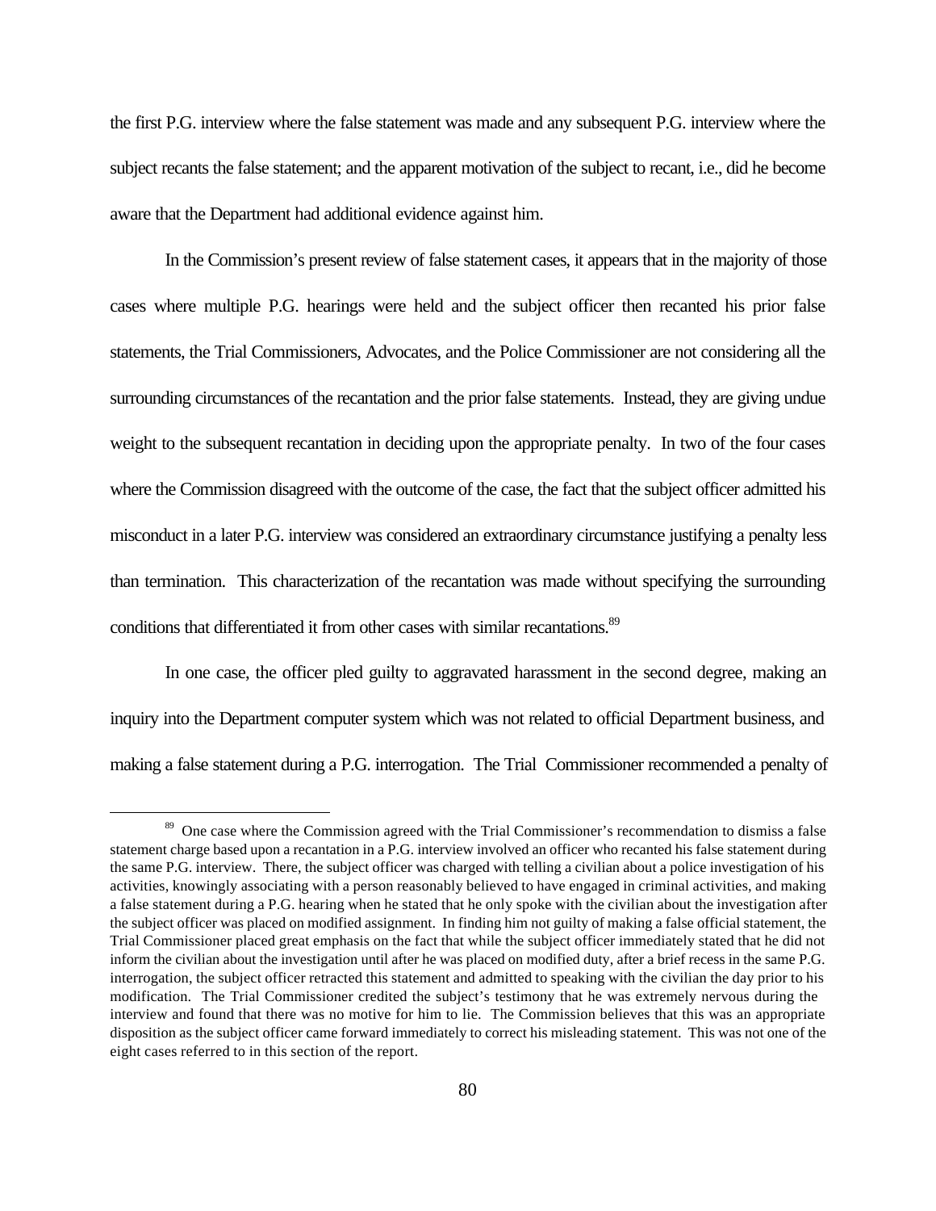the first P.G. interview where the false statement was made and any subsequent P.G. interview where the subject recants the false statement; and the apparent motivation of the subject to recant, i.e., did he become aware that the Department had additional evidence against him.

In the Commission's present review of false statement cases, it appears that in the majority of those cases where multiple P.G. hearings were held and the subject officer then recanted his prior false statements, the Trial Commissioners, Advocates, and the Police Commissioner are not considering all the surrounding circumstances of the recantation and the prior false statements. Instead, they are giving undue weight to the subsequent recantation in deciding upon the appropriate penalty. In two of the four cases where the Commission disagreed with the outcome of the case, the fact that the subject officer admitted his misconduct in a later P.G. interview was considered an extraordinary circumstance justifying a penalty less than termination. This characterization of the recantation was made without specifying the surrounding conditions that differentiated it from other cases with similar recantations.[89]

In one case, the officer pled guilty to aggravated harassment in the second degree, making an inquiry into the Department computer system which was not related to official Department business, and making a false statement during a P.G. interrogation. The Trial Commissioner recommended a penalty of

---

[89] One case where the Commission agreed with the Trial Commissioner's recommendation to dismiss a false statement charge based upon a recantation in a P.G. interview involved an officer who recanted his false statement during the same P.G. interview. There, the subject officer was charged with telling a civilian about a police investigation of his activities, knowingly associating with a person reasonably believed to have engaged in criminal activities, and making a false statement during a P.G. hearing when he stated that he only spoke with the civilian about the investigation after the subject officer was placed on modified assignment. In finding him not guilty of making a false official statement, the Trial Commissioner placed great emphasis on the fact that while the subject officer immediately stated that he did not inform the civilian about the investigation until after he was placed on modified duty, after a brief recess in the same P.G. interrogation, the subject officer retracted this statement and admitted to speaking with the civilian the day prior to his modification. The Trial Commissioner credited the subject's testimony that he was extremely nervous during the interview and found that there was no motive for him to lie. The Commission believes that this was an appropriate disposition as the subject officer came forward immediately to correct his misleading statement. This was not one of the eight cases referred to in this section of the report.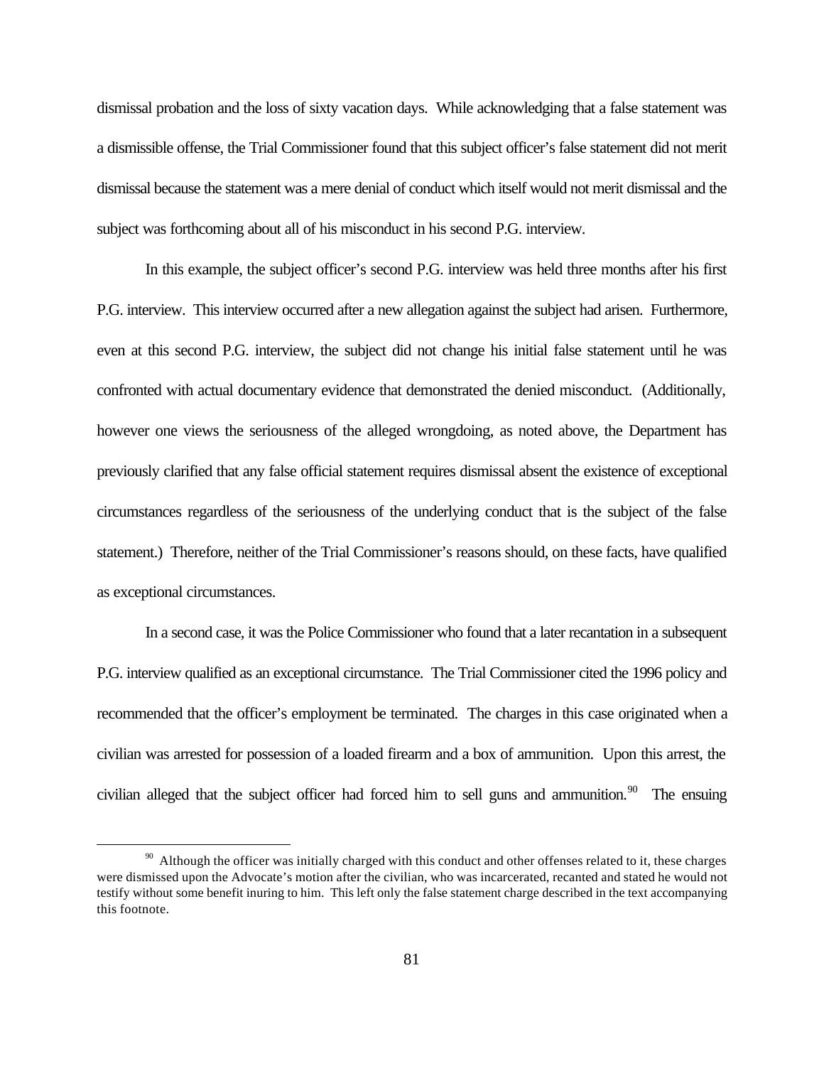dismissal probation and the loss of sixty vacation days. While acknowledging that a false statement was a dismissible offense, the Trial Commissioner found that this subject officer's false statement did not merit dismissal because the statement was a mere denial of conduct which itself would not merit dismissal and the subject was forthcoming about all of his misconduct in his second P.G. interview.

In this example, the subject officer's second P.G. interview was held three months after his first P.G. interview. This interview occurred after a new allegation against the subject had arisen. Furthermore, even at this second P.G. interview, the subject did not change his initial false statement until he was confronted with actual documentary evidence that demonstrated the denied misconduct. (Additionally, however one views the seriousness of the alleged wrongdoing, as noted above, the Department has previously clarified that any false official statement requires dismissal absent the existence of exceptional circumstances regardless of the seriousness of the underlying conduct that is the subject of the false statement.) Therefore, neither of the Trial Commissioner's reasons should, on these facts, have qualified as exceptional circumstances.

In a second case, it was the Police Commissioner who found that a later recantation in a subsequent P.G. interview qualified as an exceptional circumstance. The Trial Commissioner cited the 1996 policy and recommended that the officer's employment be terminated. The charges in this case originated when a civilian was arrested for possession of a loaded firearm and a box of ammunition. Upon this arrest, the civilian alleged that the subject officer had forced him to sell guns and ammunition.[90] The ensuing

[90] Although the officer was initially charged with this conduct and other offenses related to it, these charges were dismissed upon the Advocate's motion after the civilian, who was incarcerated, recanted and stated he would not testify without some benefit inuring to him. This left only the false statement charge described in the text accompanying this footnote.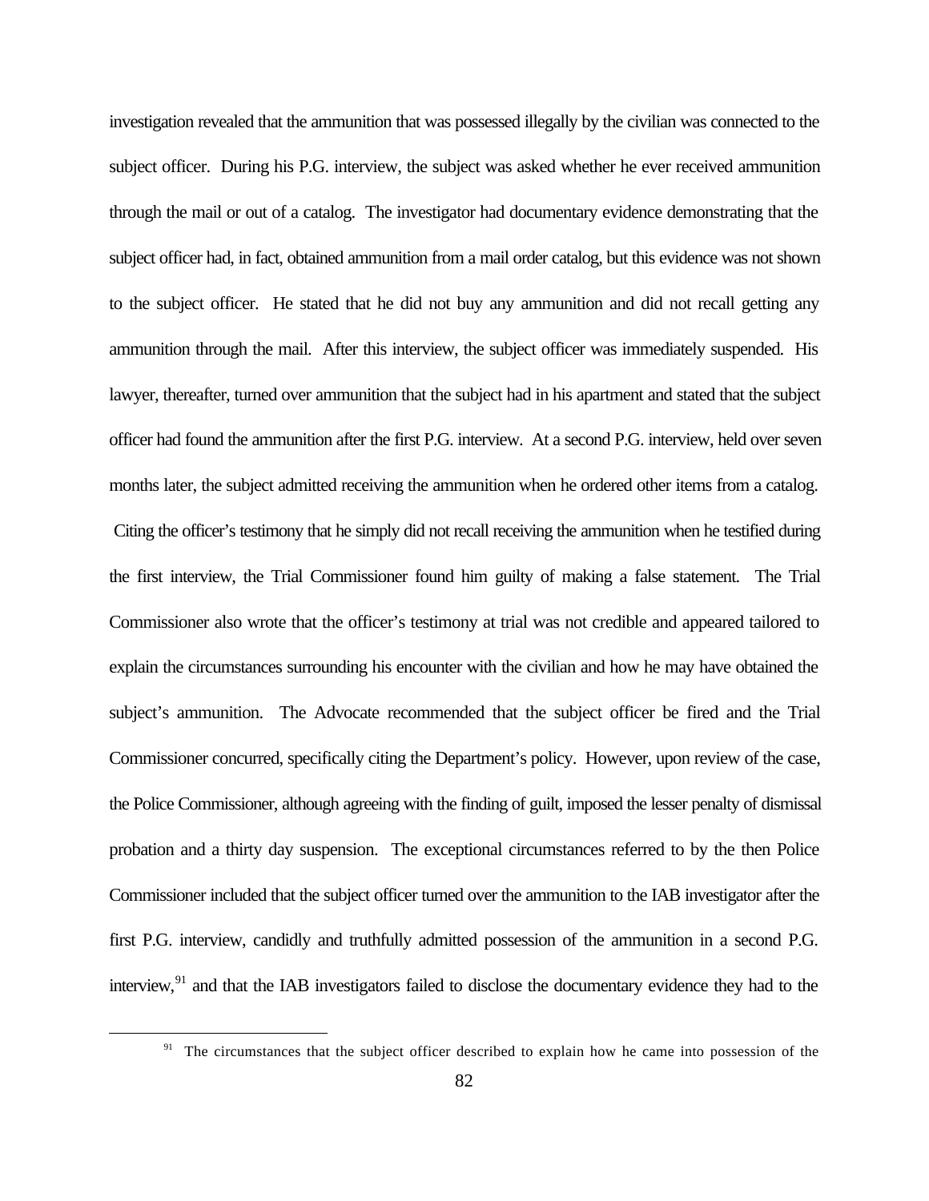investigation revealed that the ammunition that was possessed illegally by the civilian was connected to the subject officer. During his P.G. interview, the subject was asked whether he ever received ammunition through the mail or out of a catalog. The investigator had documentary evidence demonstrating that the subject officer had, in fact, obtained ammunition from a mail order catalog, but this evidence was not shown to the subject officer. He stated that he did not buy any ammunition and did not recall getting any ammunition through the mail. After this interview, the subject officer was immediately suspended. His lawyer, thereafter, turned over ammunition that the subject had in his apartment and stated that the subject officer had found the ammunition after the first P.G. interview. At a second P.G. interview, held over seven months later, the subject admitted receiving the ammunition when he ordered other items from a catalog. Citing the officer's testimony that he simply did not recall receiving the ammunition when he testified during the first interview, the Trial Commissioner found him guilty of making a false statement. The Trial Commissioner also wrote that the officer's testimony at trial was not credible and appeared tailored to explain the circumstances surrounding his encounter with the civilian and how he may have obtained the subject's ammunition. The Advocate recommended that the subject officer be fired and the Trial Commissioner concurred, specifically citing the Department's policy. However, upon review of the case, the Police Commissioner, although agreeing with the finding of guilt, imposed the lesser penalty of dismissal probation and a thirty day suspension. The exceptional circumstances referred to by the then Police Commissioner included that the subject officer turned over the ammunition to the IAB investigator after the first P.G. interview, candidly and truthfully admitted possession of the ammunition in a second P.G. interview,[91] and that the IAB investigators failed to disclose the documentary evidence they had to the

[91] The circumstances that the subject officer described to explain how he came into possession of the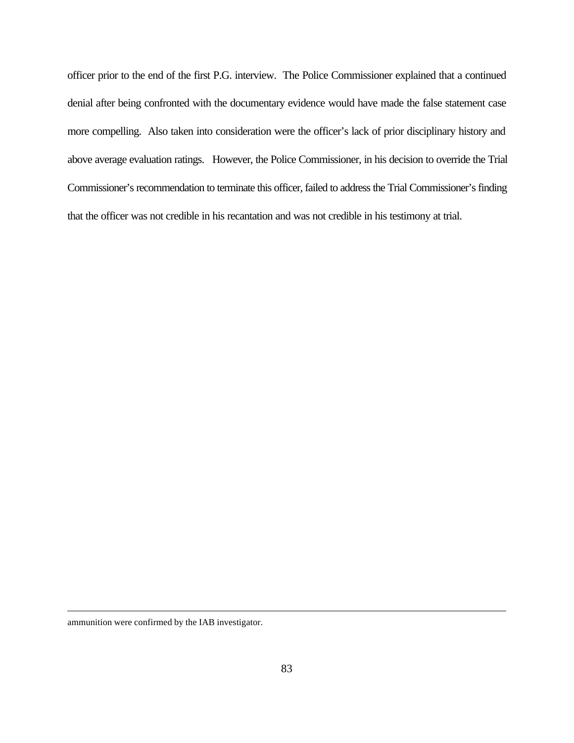officer prior to the end of the first P.G. interview. The Police Commissioner explained that a continued denial after being confronted with the documentary evidence would have made the false statement case more compelling. Also taken into consideration were the officer's lack of prior disciplinary history and above average evaluation ratings. However, the Police Commissioner, in his decision to override the Trial Commissioner's recommendation to terminate this officer, failed to address the Trial Commissioner's finding that the officer was not credible in his recantation and was not credible in his testimony at trial.

---

ammunition were confirmed by the IAB investigator.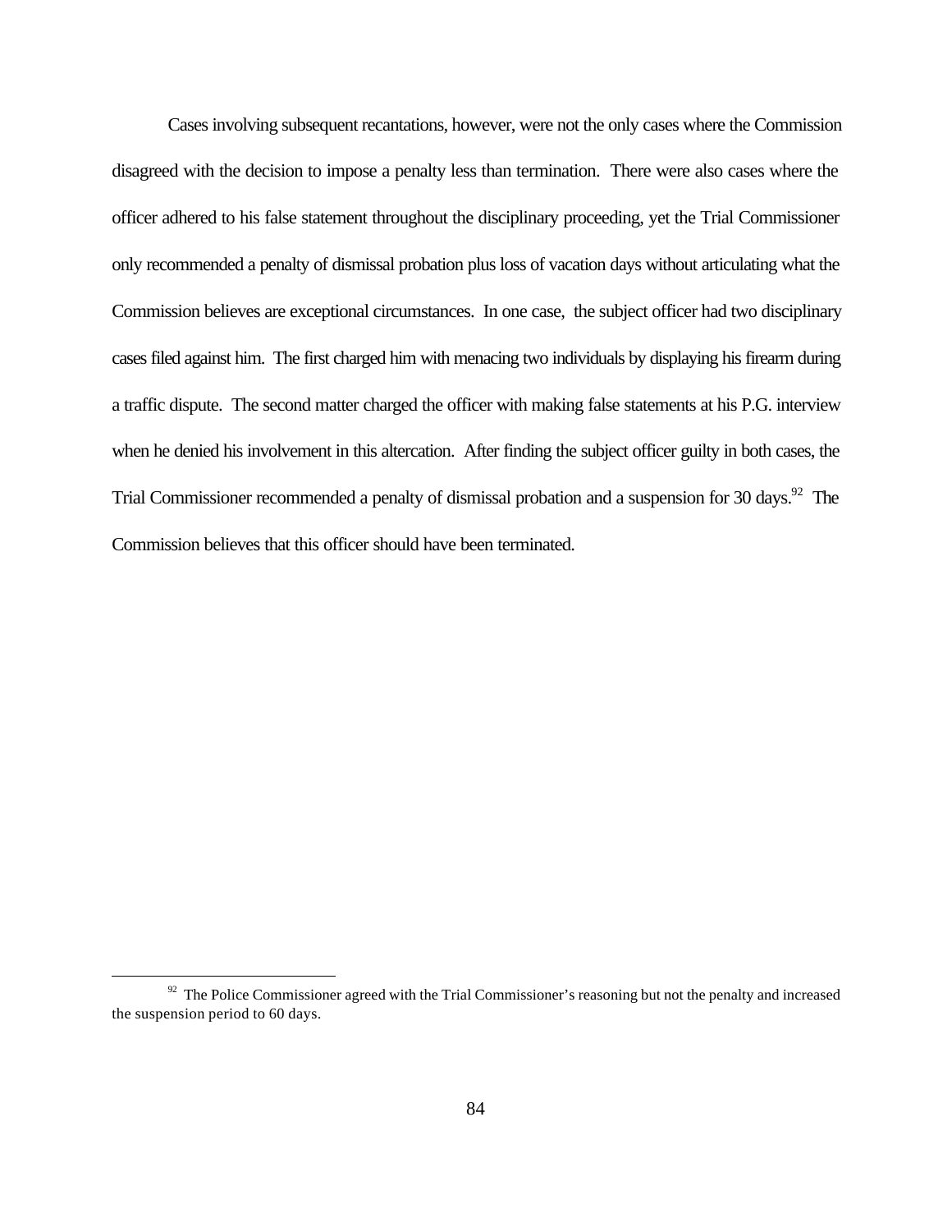Cases involving subsequent recantations, however, were not the only cases where the Commission disagreed with the decision to impose a penalty less than termination. There were also cases where the officer adhered to his false statement throughout the disciplinary proceeding, yet the Trial Commissioner only recommended a penalty of dismissal probation plus loss of vacation days without articulating what the Commission believes are exceptional circumstances. In one case, the subject officer had two disciplinary cases filed against him. The first charged him with menacing two individuals by displaying his firearm during a traffic dispute. The second matter charged the officer with making false statements at his P.G. interview when he denied his involvement in this altercation. After finding the subject officer guilty in both cases, the Trial Commissioner recommended a penalty of dismissal probation and a suspension for 30 days.[92] The Commission believes that this officer should have been terminated.

---

[92] The Police Commissioner agreed with the Trial Commissioner's reasoning but not the penalty and increased the suspension period to 60 days.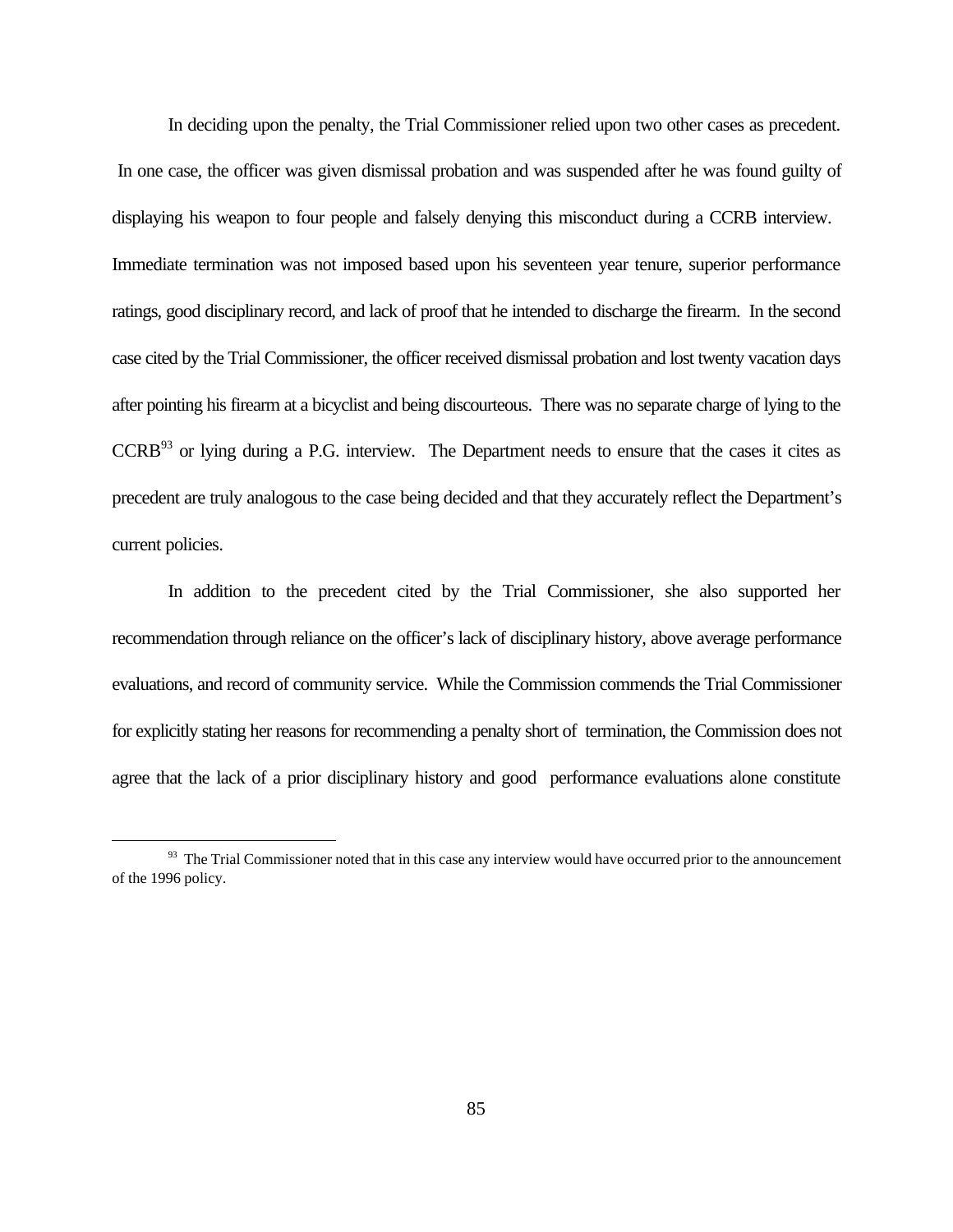In deciding upon the penalty, the Trial Commissioner relied upon two other cases as precedent. In one case, the officer was given dismissal probation and was suspended after he was found guilty of displaying his weapon to four people and falsely denying this misconduct during a CCRB interview. Immediate termination was not imposed based upon his seventeen year tenure, superior performance ratings, good disciplinary record, and lack of proof that he intended to discharge the firearm. In the second case cited by the Trial Commissioner, the officer received dismissal probation and lost twenty vacation days after pointing his firearm at a bicyclist and being discourteous. There was no separate charge of lying to the CCRB[93] or lying during a P.G. interview. The Department needs to ensure that the cases it cites as precedent are truly analogous to the case being decided and that they accurately reflect the Department's current policies.

In addition to the precedent cited by the Trial Commissioner, she also supported her recommendation through reliance on the officer's lack of disciplinary history, above average performance evaluations, and record of community service. While the Commission commends the Trial Commissioner for explicitly stating her reasons for recommending a penalty short of termination, the Commission does not agree that the lack of a prior disciplinary history and good performance evaluations alone constitute

---

[93] The Trial Commissioner noted that in this case any interview would have occurred prior to the announcement of the 1996 policy.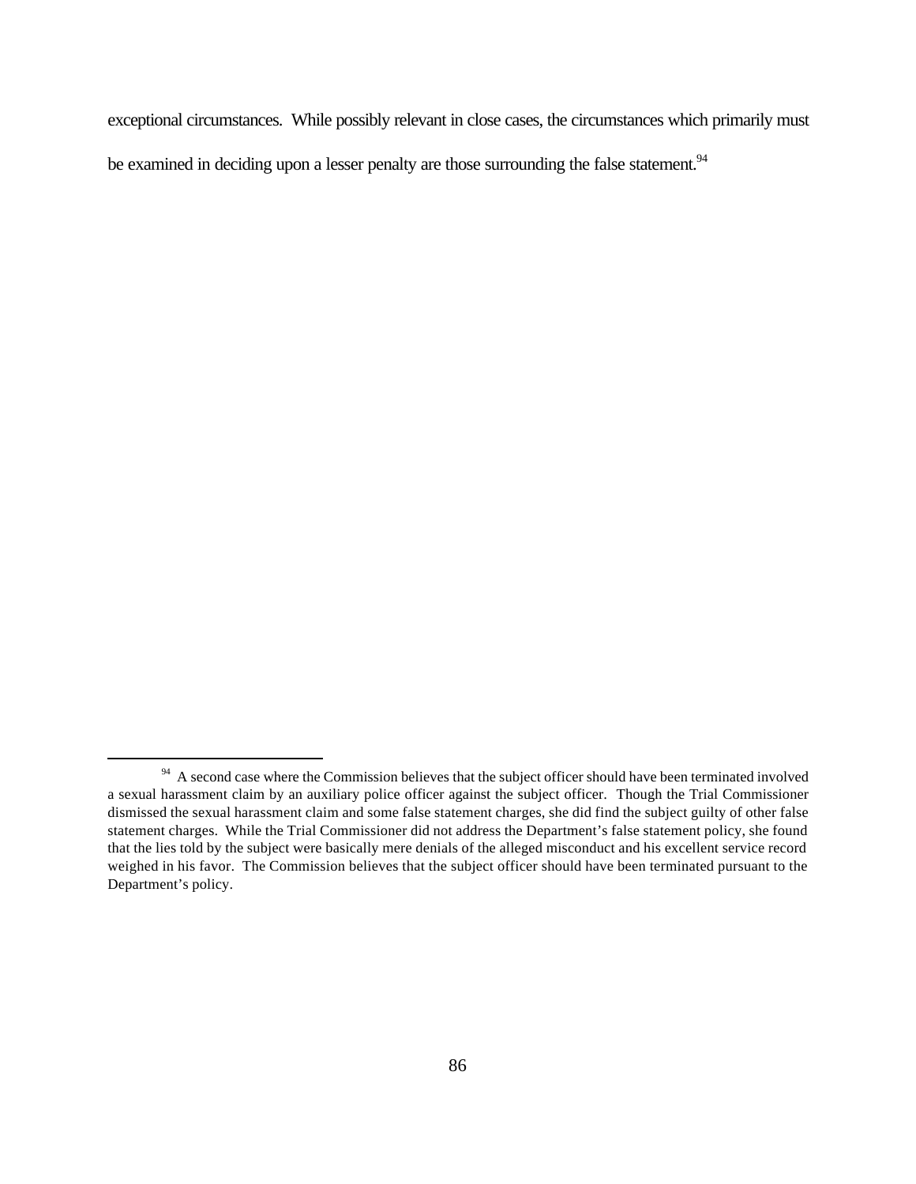exceptional circumstances. While possibly relevant in close cases, the circumstances which primarily must be examined in deciding upon a lesser penalty are those surrounding the false statement.[94]

---

[94] A second case where the Commission believes that the subject officer should have been terminated involved a sexual harassment claim by an auxiliary police officer against the subject officer. Though the Trial Commissioner dismissed the sexual harassment claim and some false statement charges, she did find the subject guilty of other false statement charges. While the Trial Commissioner did not address the Department's false statement policy, she found that the lies told by the subject were basically mere denials of the alleged misconduct and his excellent service record weighed in his favor. The Commission believes that the subject officer should have been terminated pursuant to the Department's policy.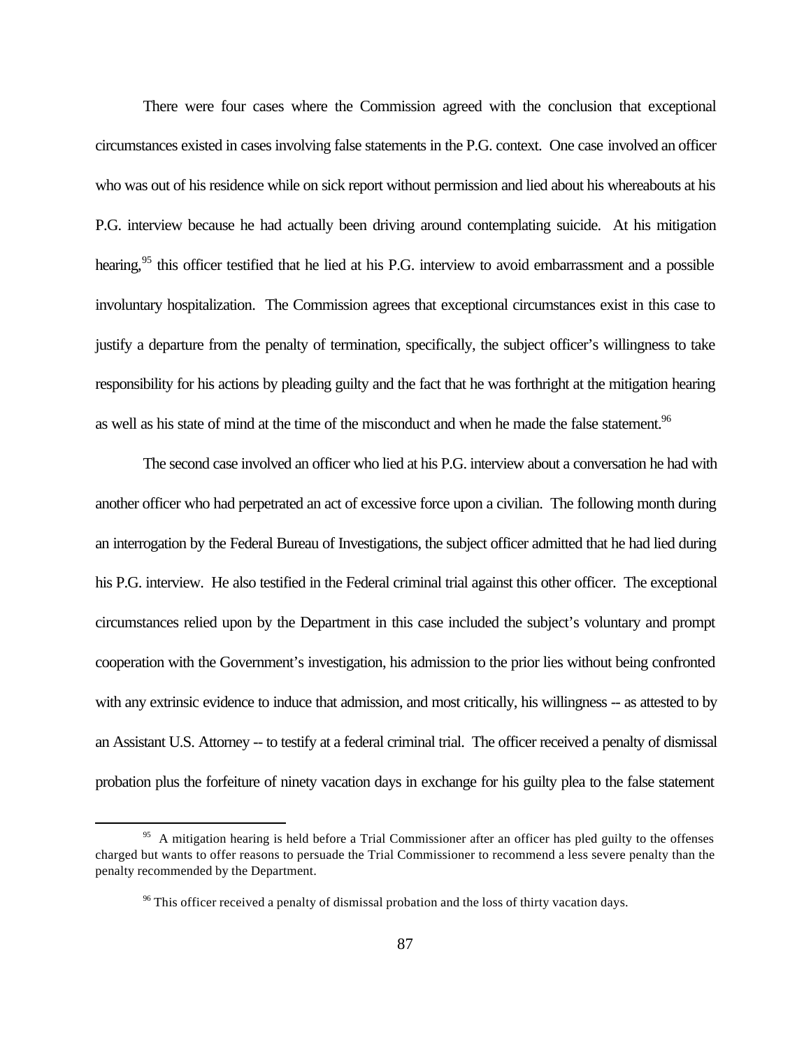There were four cases where the Commission agreed with the conclusion that exceptional circumstances existed in cases involving false statements in the P.G. context. One case involved an officer who was out of his residence while on sick report without permission and lied about his whereabouts at his P.G. interview because he had actually been driving around contemplating suicide. At his mitigation hearing,[95] this officer testified that he lied at his P.G. interview to avoid embarrassment and a possible involuntary hospitalization. The Commission agrees that exceptional circumstances exist in this case to justify a departure from the penalty of termination, specifically, the subject officer's willingness to take responsibility for his actions by pleading guilty and the fact that he was forthright at the mitigation hearing as well as his state of mind at the time of the misconduct and when he made the false statement.[96]

The second case involved an officer who lied at his P.G. interview about a conversation he had with another officer who had perpetrated an act of excessive force upon a civilian. The following month during an interrogation by the Federal Bureau of Investigations, the subject officer admitted that he had lied during his P.G. interview. He also testified in the Federal criminal trial against this other officer. The exceptional circumstances relied upon by the Department in this case included the subject's voluntary and prompt cooperation with the Government's investigation, his admission to the prior lies without being confronted with any extrinsic evidence to induce that admission, and most critically, his willingness -- as attested to by an Assistant U.S. Attorney -- to testify at a federal criminal trial. The officer received a penalty of dismissal probation plus the forfeiture of ninety vacation days in exchange for his guilty plea to the false statement

---

[95] A mitigation hearing is held before a Trial Commissioner after an officer has pled guilty to the offenses charged but wants to offer reasons to persuade the Trial Commissioner to recommend a less severe penalty than the penalty recommended by the Department.

[96] This officer received a penalty of dismissal probation and the loss of thirty vacation days.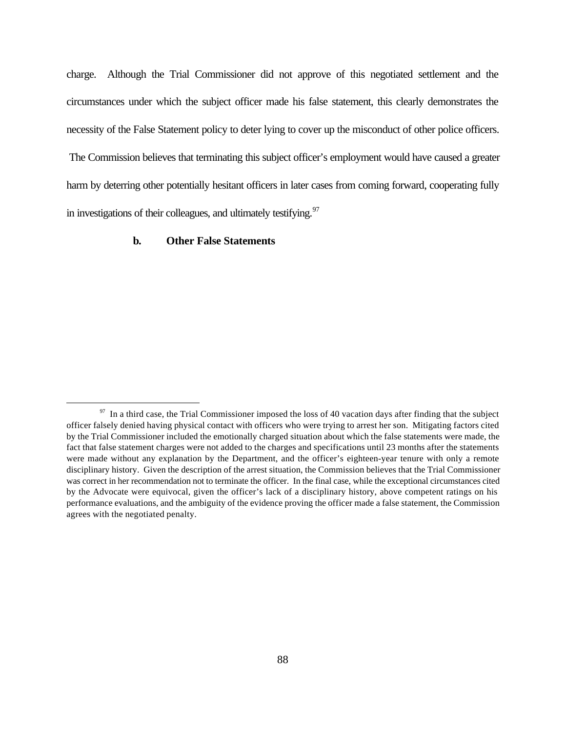charge. Although the Trial Commissioner did not approve of this negotiated settlement and the circumstances under which the subject officer made his false statement, this clearly demonstrates the necessity of the False Statement policy to deter lying to cover up the misconduct of other police officers. The Commission believes that terminating this subject officer's employment would have caused a greater harm by deterring other potentially hesitant officers in later cases from coming forward, cooperating fully in investigations of their colleagues, and ultimately testifying.[97]

**b. Other False Statements**

[97] In a third case, the Trial Commissioner imposed the loss of 40 vacation days after finding that the subject officer falsely denied having physical contact with officers who were trying to arrest her son. Mitigating factors cited by the Trial Commissioner included the emotionally charged situation about which the false statements were made, the fact that false statement charges were not added to the charges and specifications until 23 months after the statements were made without any explanation by the Department, and the officer's eighteen-year tenure with only a remote disciplinary history. Given the description of the arrest situation, the Commission believes that the Trial Commissioner was correct in her recommendation not to terminate the officer. In the final case, while the exceptional circumstances cited by the Advocate were equivocal, given the officer's lack of a disciplinary history, above competent ratings on his performance evaluations, and the ambiguity of the evidence proving the officer made a false statement, the Commission agrees with the negotiated penalty.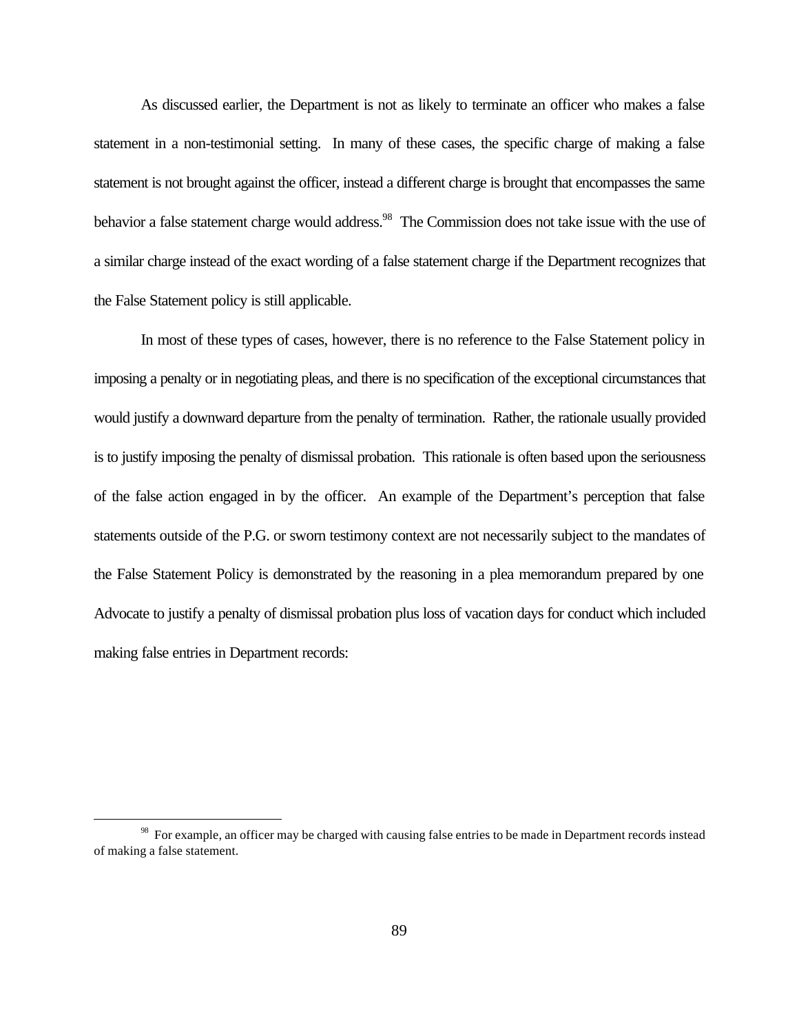As discussed earlier, the Department is not as likely to terminate an officer who makes a false statement in a non-testimonial setting. In many of these cases, the specific charge of making a false statement is not brought against the officer, instead a different charge is brought that encompasses the same behavior a false statement charge would address.[98] The Commission does not take issue with the use of a similar charge instead of the exact wording of a false statement charge if the Department recognizes that the False Statement policy is still applicable.

In most of these types of cases, however, there is no reference to the False Statement policy in imposing a penalty or in negotiating pleas, and there is no specification of the exceptional circumstances that would justify a downward departure from the penalty of termination. Rather, the rationale usually provided is to justify imposing the penalty of dismissal probation. This rationale is often based upon the seriousness of the false action engaged in by the officer. An example of the Department's perception that false statements outside of the P.G. or sworn testimony context are not necessarily subject to the mandates of the False Statement Policy is demonstrated by the reasoning in a plea memorandum prepared by one Advocate to justify a penalty of dismissal probation plus loss of vacation days for conduct which included making false entries in Department records:

[98] For example, an officer may be charged with causing false entries to be made in Department records instead of making a false statement.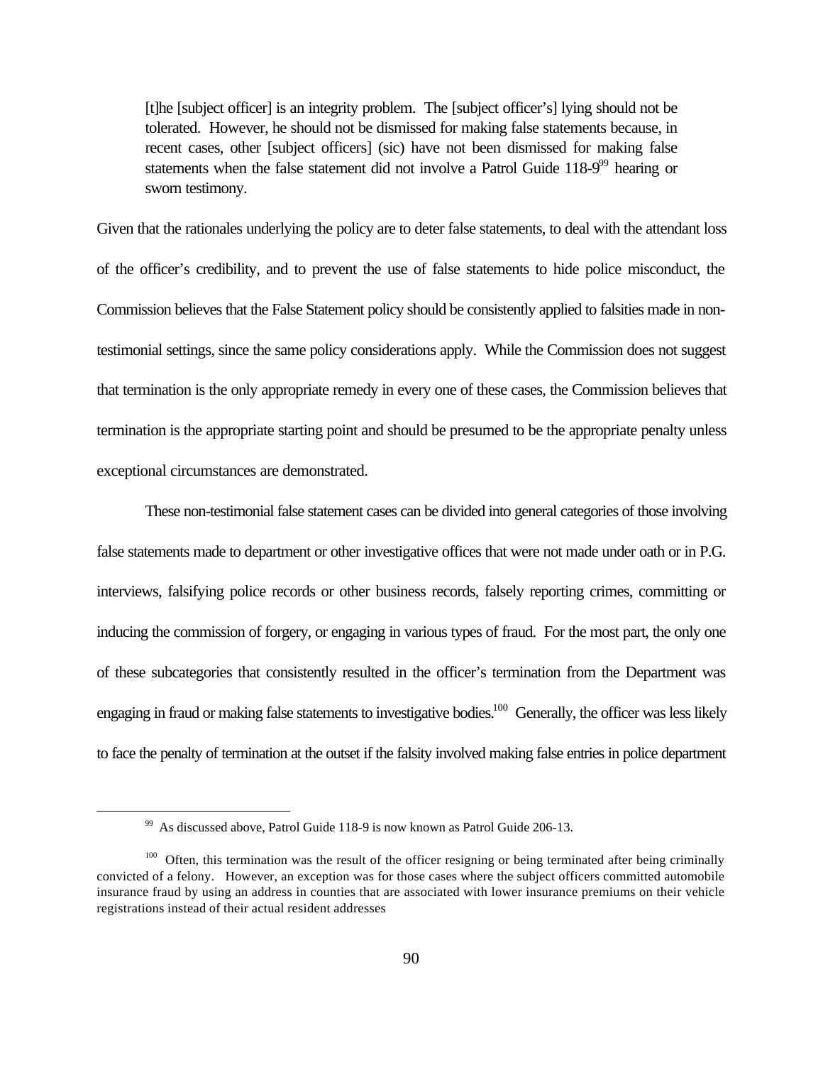> [t]he [subject officer] is an integrity problem. The [subject officer's] lying should not be tolerated. However, he should not be dismissed for making false statements because, in recent cases, other [subject officers] (sic) have not been dismissed for making false statements when the false statement did not involve a Patrol Guide 118-9[99] hearing or sworn testimony.

Given that the rationales underlying the policy are to deter false statements, to deal with the attendant loss of the officer's credibility, and to prevent the use of false statements to hide police misconduct, the Commission believes that the False Statement policy should be consistently applied to falsities made in non-testimonial settings, since the same policy considerations apply. While the Commission does not suggest that termination is the only appropriate remedy in every one of these cases, the Commission believes that termination is the appropriate starting point and should be presumed to be the appropriate penalty unless exceptional circumstances are demonstrated.

These non-testimonial false statement cases can be divided into general categories of those involving false statements made to department or other investigative offices that were not made under oath or in P.G. interviews, falsifying police records or other business records, falsely reporting crimes, committing or inducing the commission of forgery, or engaging in various types of fraud. For the most part, the only one of these subcategories that consistently resulted in the officer's termination from the Department was engaging in fraud or making false statements to investigative bodies.[100] Generally, the officer was less likely to face the penalty of termination at the outset if the falsity involved making false entries in police department

---

[99] As discussed above, Patrol Guide 118-9 is now known as Patrol Guide 206-13.

[100] Often, this termination was the result of the officer resigning or being terminated after being criminally convicted of a felony. However, an exception was for those cases where the subject officers committed automobile insurance fraud by using an address in counties that are associated with lower insurance premiums on their vehicle registrations instead of their actual resident addresses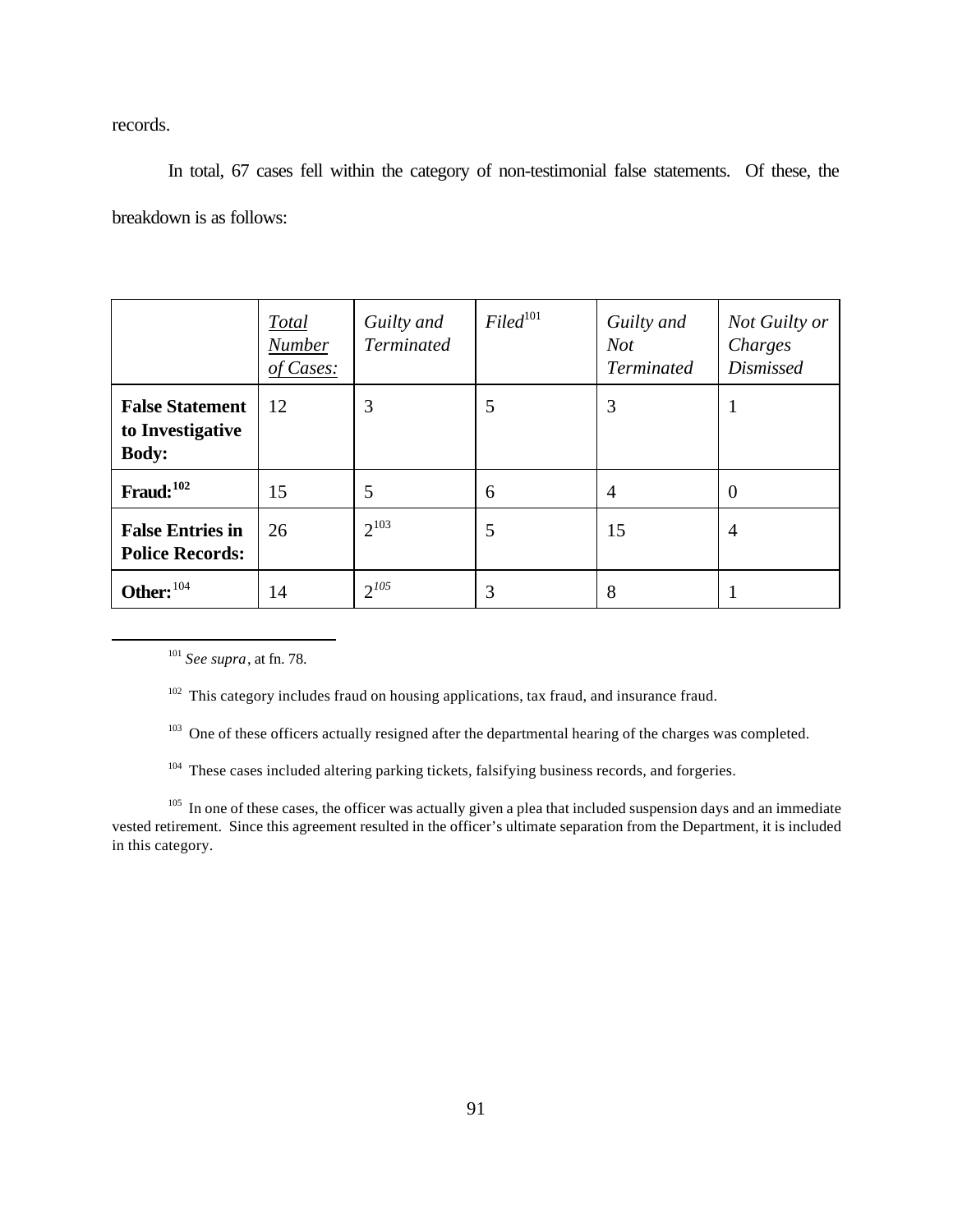records.

In total, 67 cases fell within the category of non-testimonial false statements. Of these, the breakdown is as follows:

| | *Total Number of Cases:* | *Guilty and Terminated* | *Filed*[101] | *Guilty and Not Terminated* | *Not Guilty or Charges Dismissed* |
|---|---|---|---|---|---|
| **False Statement to Investigative Body:** | 12 | 3 | 5 | 3 | 1 |
| **Fraud:**[102] | 15 | 5 | 6 | 4 | 0 |
| **False Entries in Police Records:** | 26 | 2[103] | 5 | 15 | 4 |
| **Other:**[104] | 14 | 2[105] | 3 | 8 | 1 |

[101] *See supra*, at fn. 78.

[102] This category includes fraud on housing applications, tax fraud, and insurance fraud.

[103] One of these officers actually resigned after the departmental hearing of the charges was completed.

[104] These cases included altering parking tickets, falsifying business records, and forgeries.

[105] In one of these cases, the officer was actually given a plea that included suspension days and an immediate vested retirement. Since this agreement resulted in the officer's ultimate separation from the Department, it is included in this category.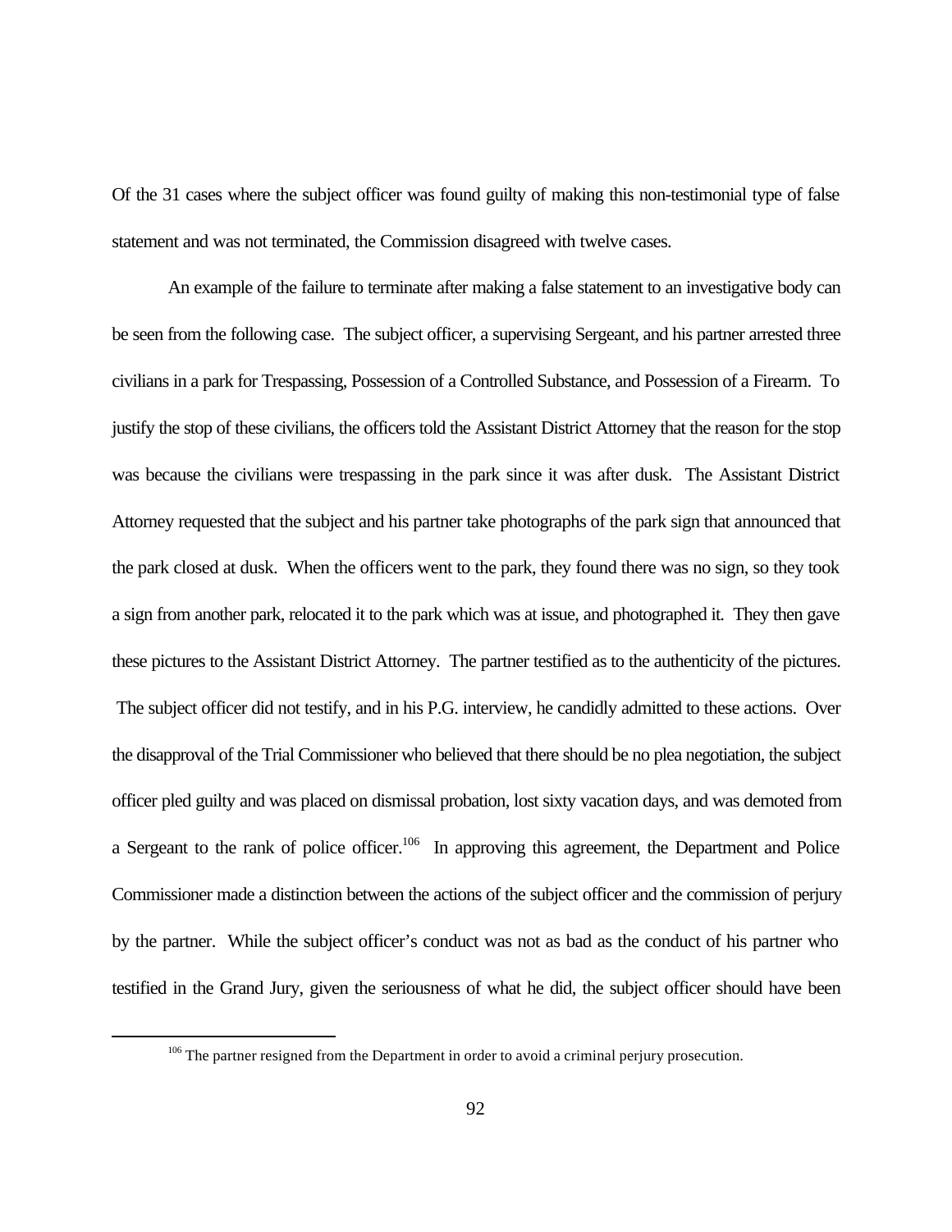Of the 31 cases where the subject officer was found guilty of making this non-testimonial type of false statement and was not terminated, the Commission disagreed with twelve cases.

An example of the failure to terminate after making a false statement to an investigative body can be seen from the following case. The subject officer, a supervising Sergeant, and his partner arrested three civilians in a park for Trespassing, Possession of a Controlled Substance, and Possession of a Firearm. To justify the stop of these civilians, the officers told the Assistant District Attorney that the reason for the stop was because the civilians were trespassing in the park since it was after dusk. The Assistant District Attorney requested that the subject and his partner take photographs of the park sign that announced that the park closed at dusk. When the officers went to the park, they found there was no sign, so they took a sign from another park, relocated it to the park which was at issue, and photographed it. They then gave these pictures to the Assistant District Attorney. The partner testified as to the authenticity of the pictures. The subject officer did not testify, and in his P.G. interview, he candidly admitted to these actions. Over the disapproval of the Trial Commissioner who believed that there should be no plea negotiation, the subject officer pled guilty and was placed on dismissal probation, lost sixty vacation days, and was demoted from a Sergeant to the rank of police officer.[106] In approving this agreement, the Department and Police Commissioner made a distinction between the actions of the subject officer and the commission of perjury by the partner. While the subject officer's conduct was not as bad as the conduct of his partner who testified in the Grand Jury, given the seriousness of what he did, the subject officer should have been

[106] The partner resigned from the Department in order to avoid a criminal perjury prosecution.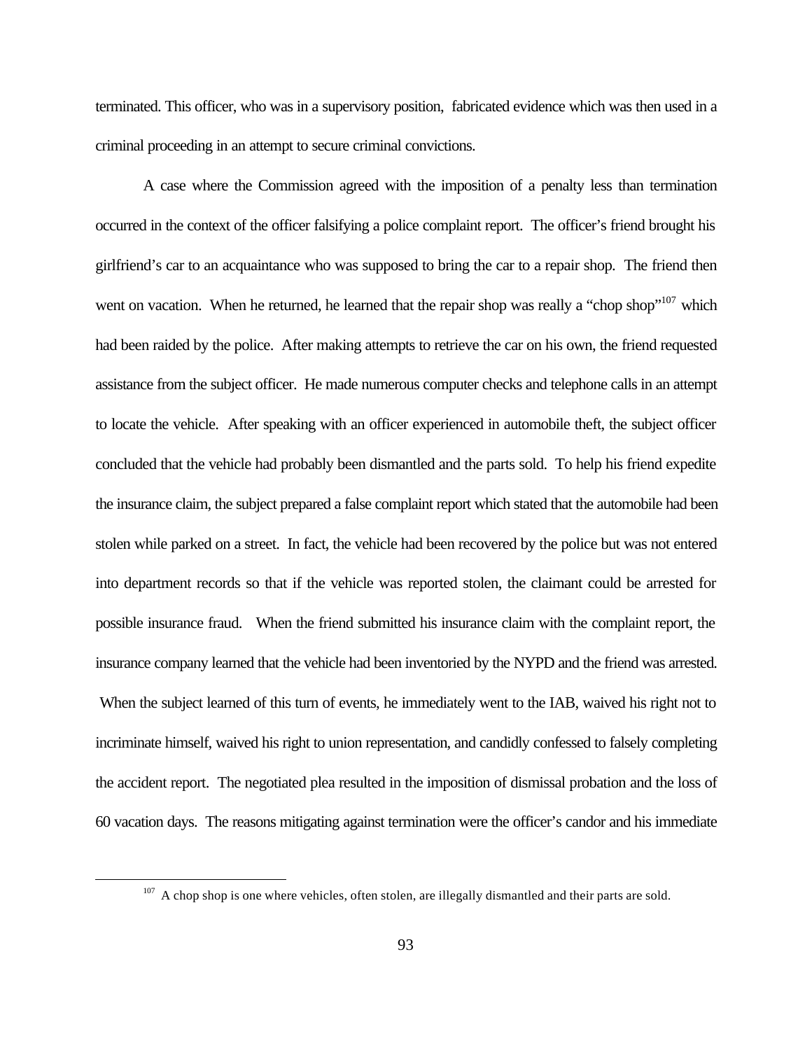terminated. This officer, who was in a supervisory position, fabricated evidence which was then used in a criminal proceeding in an attempt to secure criminal convictions.

A case where the Commission agreed with the imposition of a penalty less than termination occurred in the context of the officer falsifying a police complaint report. The officer's friend brought his girlfriend's car to an acquaintance who was supposed to bring the car to a repair shop. The friend then went on vacation. When he returned, he learned that the repair shop was really a "chop shop"[107] which had been raided by the police. After making attempts to retrieve the car on his own, the friend requested assistance from the subject officer. He made numerous computer checks and telephone calls in an attempt to locate the vehicle. After speaking with an officer experienced in automobile theft, the subject officer concluded that the vehicle had probably been dismantled and the parts sold. To help his friend expedite the insurance claim, the subject prepared a false complaint report which stated that the automobile had been stolen while parked on a street. In fact, the vehicle had been recovered by the police but was not entered into department records so that if the vehicle was reported stolen, the claimant could be arrested for possible insurance fraud. When the friend submitted his insurance claim with the complaint report, the insurance company learned that the vehicle had been inventoried by the NYPD and the friend was arrested. When the subject learned of this turn of events, he immediately went to the IAB, waived his right not to incriminate himself, waived his right to union representation, and candidly confessed to falsely completing the accident report. The negotiated plea resulted in the imposition of dismissal probation and the loss of 60 vacation days. The reasons mitigating against termination were the officer's candor and his immediate

[107] A chop shop is one where vehicles, often stolen, are illegally dismantled and their parts are sold.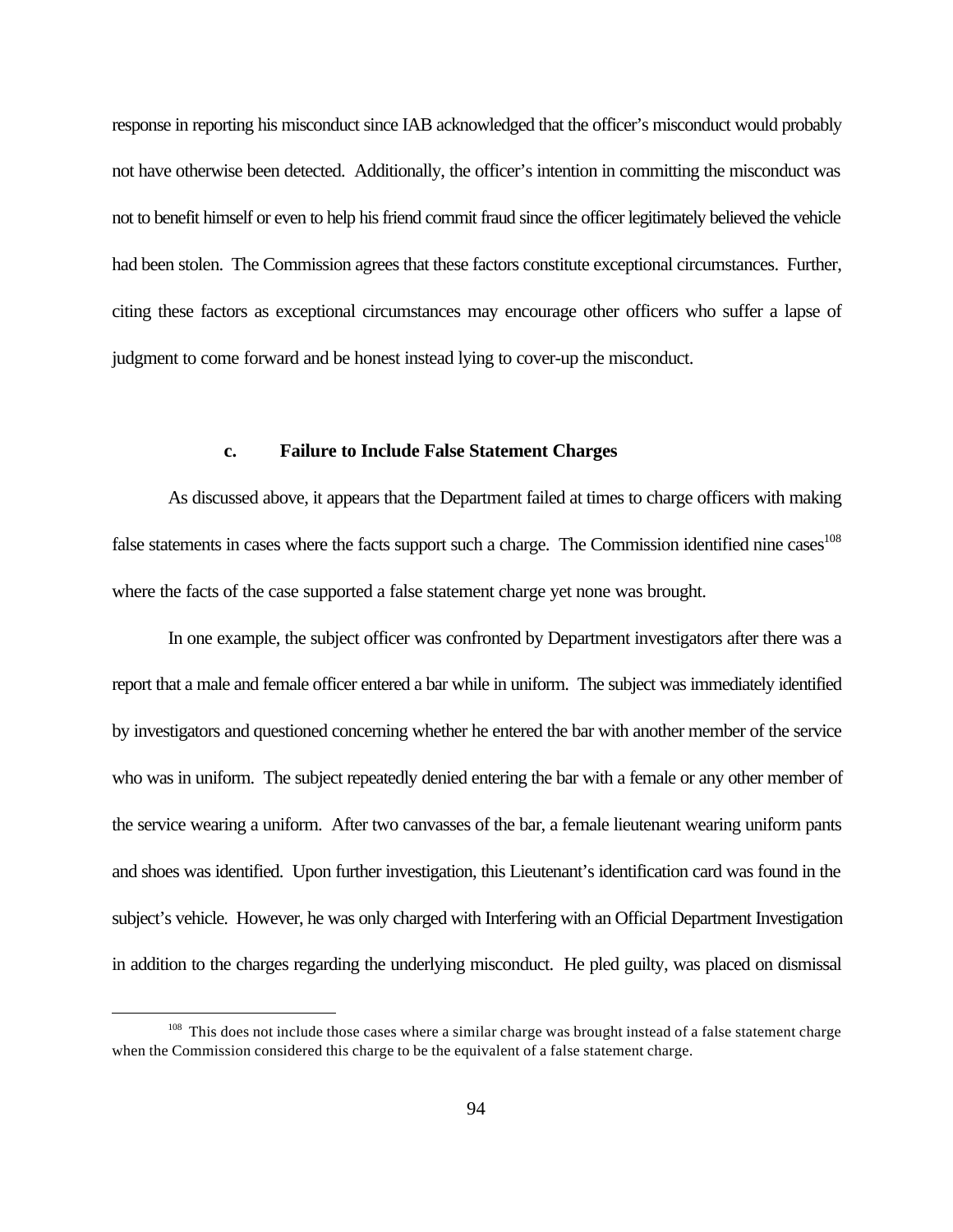response in reporting his misconduct since IAB acknowledged that the officer's misconduct would probably not have otherwise been detected. Additionally, the officer's intention in committing the misconduct was not to benefit himself or even to help his friend commit fraud since the officer legitimately believed the vehicle had been stolen. The Commission agrees that these factors constitute exceptional circumstances. Further, citing these factors as exceptional circumstances may encourage other officers who suffer a lapse of judgment to come forward and be honest instead lying to cover-up the misconduct.

#### c. Failure to Include False Statement Charges

As discussed above, it appears that the Department failed at times to charge officers with making false statements in cases where the facts support such a charge. The Commission identified nine cases[108] where the facts of the case supported a false statement charge yet none was brought.

In one example, the subject officer was confronted by Department investigators after there was a report that a male and female officer entered a bar while in uniform. The subject was immediately identified by investigators and questioned concerning whether he entered the bar with another member of the service who was in uniform. The subject repeatedly denied entering the bar with a female or any other member of the service wearing a uniform. After two canvasses of the bar, a female lieutenant wearing uniform pants and shoes was identified. Upon further investigation, this Lieutenant's identification card was found in the subject's vehicle. However, he was only charged with Interfering with an Official Department Investigation in addition to the charges regarding the underlying misconduct. He pled guilty, was placed on dismissal

---

[108] This does not include those cases where a similar charge was brought instead of a false statement charge when the Commission considered this charge to be the equivalent of a false statement charge.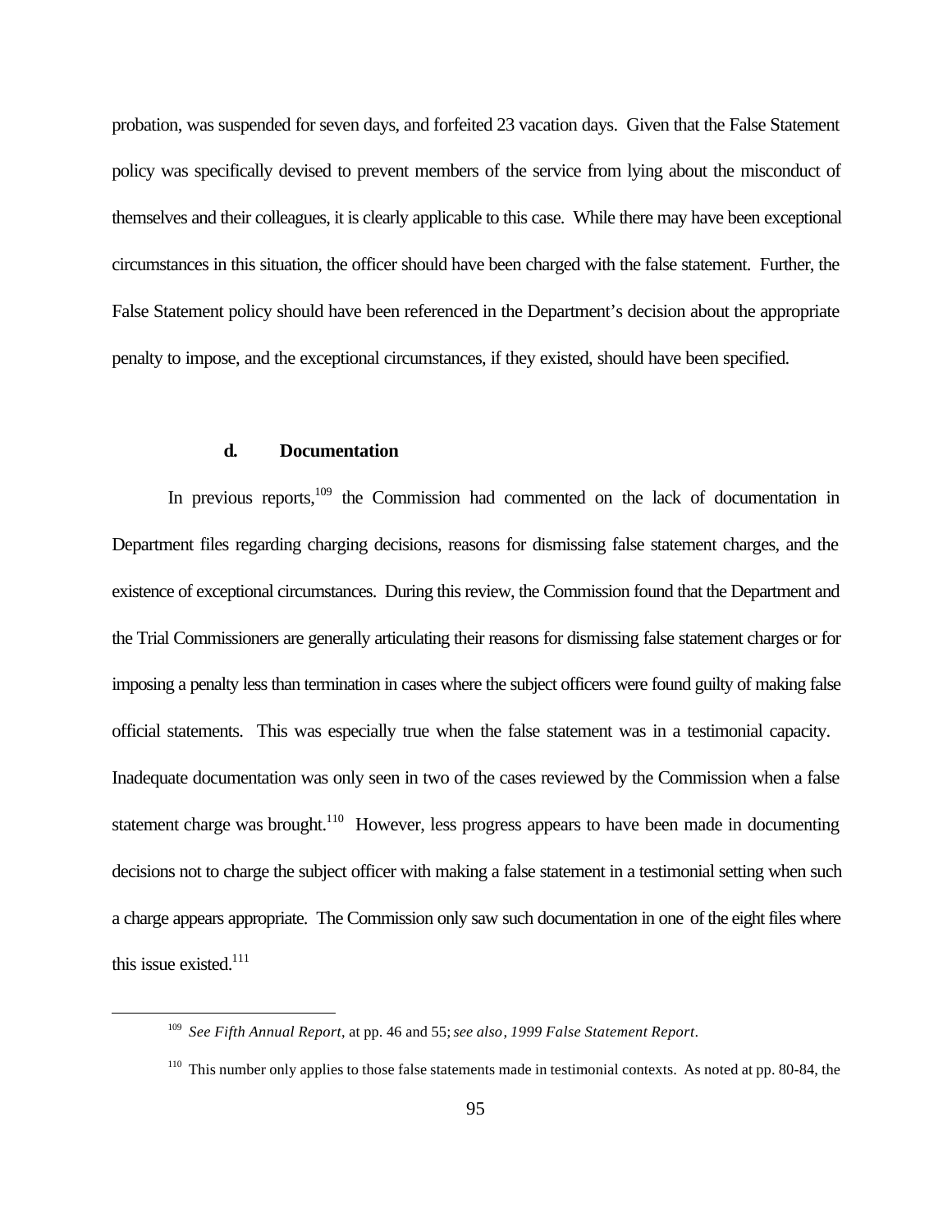probation, was suspended for seven days, and forfeited 23 vacation days. Given that the False Statement policy was specifically devised to prevent members of the service from lying about the misconduct of themselves and their colleagues, it is clearly applicable to this case. While there may have been exceptional circumstances in this situation, the officer should have been charged with the false statement. Further, the False Statement policy should have been referenced in the Department's decision about the appropriate penalty to impose, and the exceptional circumstances, if they existed, should have been specified.

#### d. Documentation

In previous reports,[109] the Commission had commented on the lack of documentation in Department files regarding charging decisions, reasons for dismissing false statement charges, and the existence of exceptional circumstances. During this review, the Commission found that the Department and the Trial Commissioners are generally articulating their reasons for dismissing false statement charges or for imposing a penalty less than termination in cases where the subject officers were found guilty of making false official statements. This was especially true when the false statement was in a testimonial capacity. Inadequate documentation was only seen in two of the cases reviewed by the Commission when a false statement charge was brought.[110] However, less progress appears to have been made in documenting decisions not to charge the subject officer with making a false statement in a testimonial setting when such a charge appears appropriate. The Commission only saw such documentation in one of the eight files where this issue existed.[111]

---

[109] *See Fifth Annual Report*, at pp. 46 and 55; *see also*, *1999 False Statement Report*.

[110] This number only applies to those false statements made in testimonial contexts. As noted at pp. 80-84, the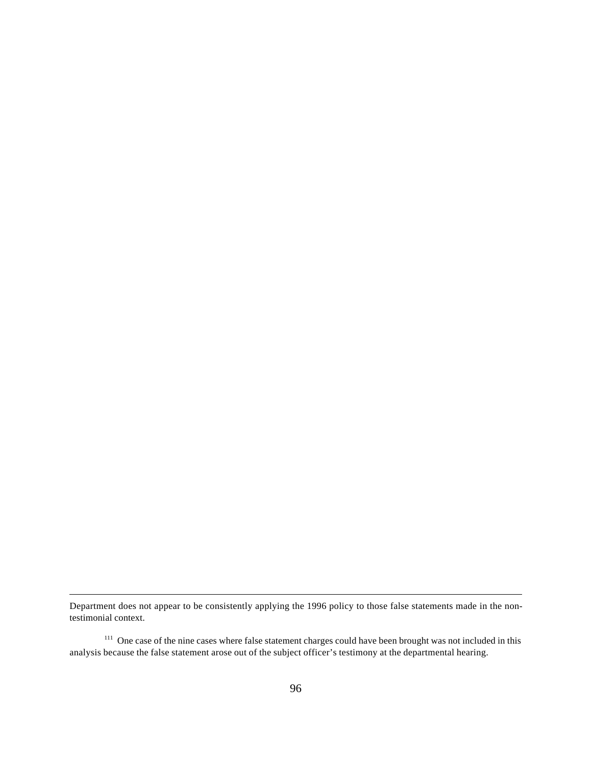Department does not appear to be consistently applying the 1996 policy to those false statements made in the non-testimonial context.

[111] One case of the nine cases where false statement charges could have been brought was not included in this analysis because the false statement arose out of the subject officer's testimony at the departmental hearing.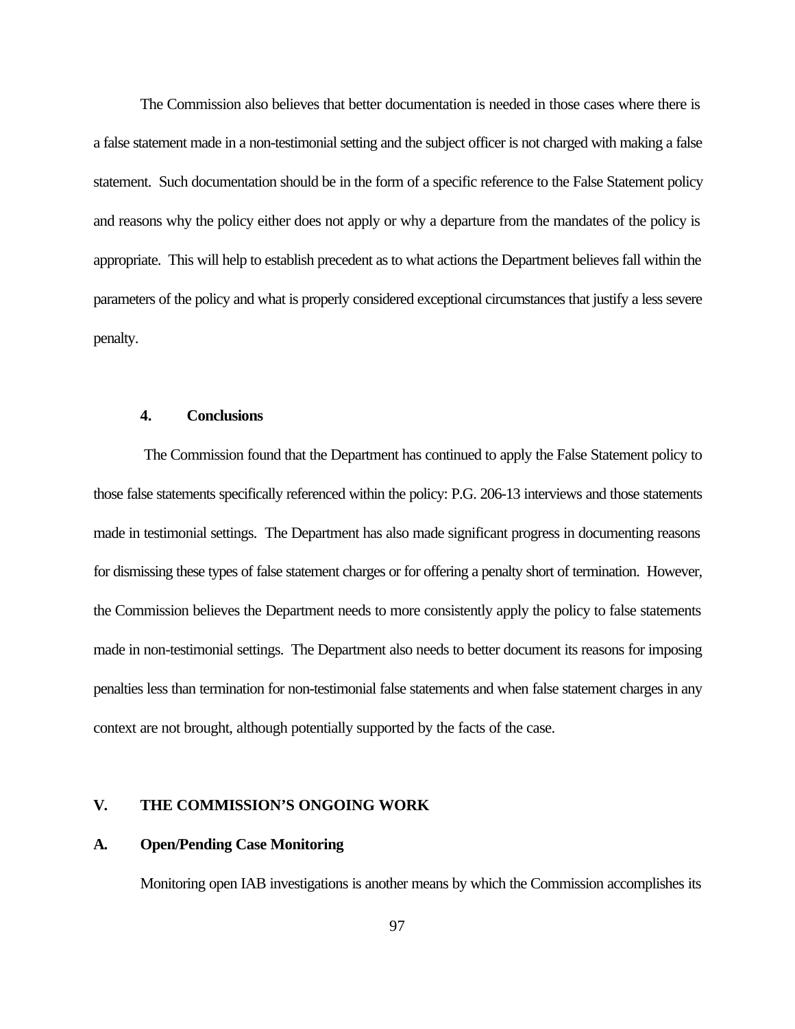The Commission also believes that better documentation is needed in those cases where there is a false statement made in a non-testimonial setting and the subject officer is not charged with making a false statement. Such documentation should be in the form of a specific reference to the False Statement policy and reasons why the policy either does not apply or why a departure from the mandates of the policy is appropriate. This will help to establish precedent as to what actions the Department believes fall within the parameters of the policy and what is properly considered exceptional circumstances that justify a less severe penalty.

#### 4. Conclusions

The Commission found that the Department has continued to apply the False Statement policy to those false statements specifically referenced within the policy: P.G. 206-13 interviews and those statements made in testimonial settings. The Department has also made significant progress in documenting reasons for dismissing these types of false statement charges or for offering a penalty short of termination. However, the Commission believes the Department needs to more consistently apply the policy to false statements made in non-testimonial settings. The Department also needs to better document its reasons for imposing penalties less than termination for non-testimonial false statements and when false statement charges in any context are not brought, although potentially supported by the facts of the case.

## V. THE COMMISSION'S ONGOING WORK

### A. Open/Pending Case Monitoring

Monitoring open IAB investigations is another means by which the Commission accomplishes its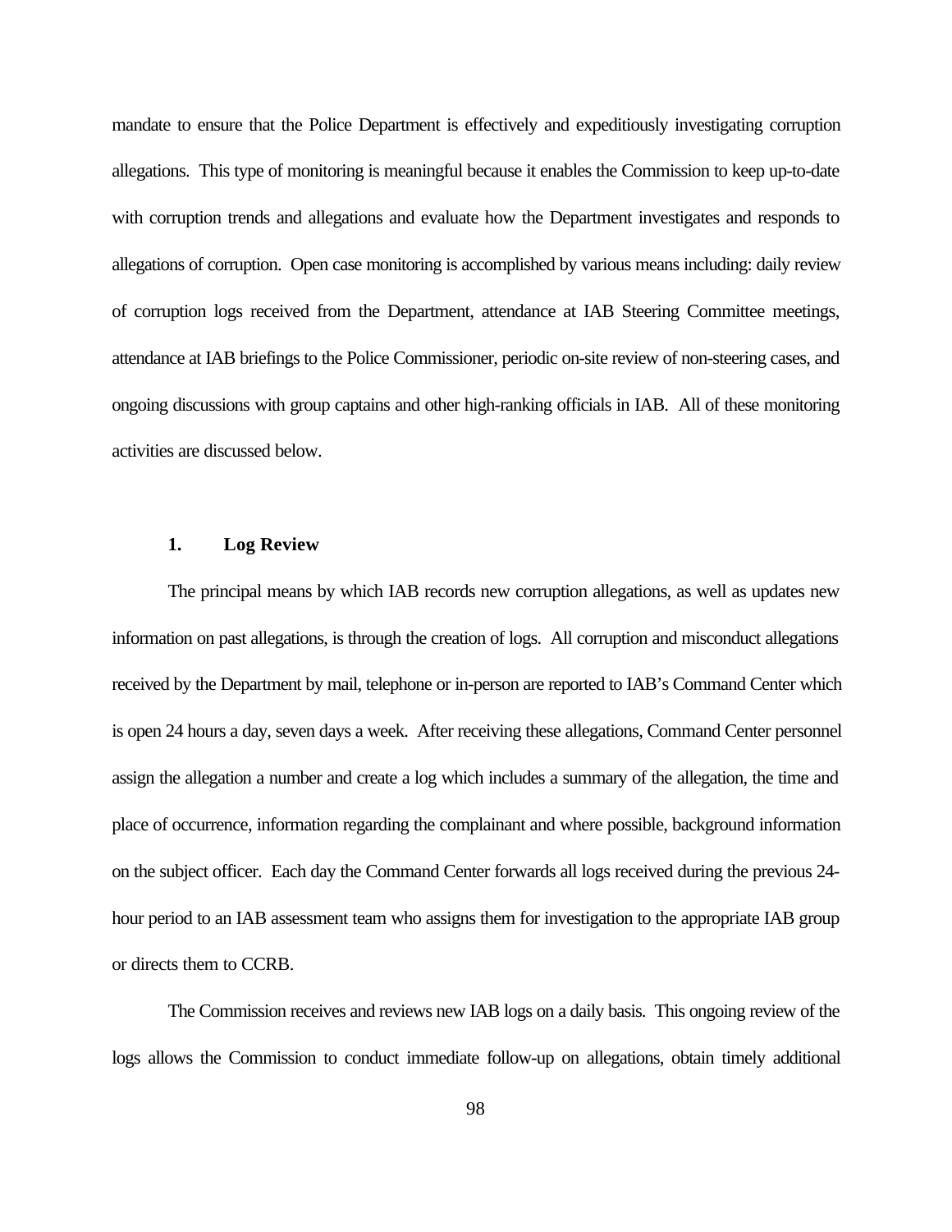mandate to ensure that the Police Department is effectively and expeditiously investigating corruption allegations. This type of monitoring is meaningful because it enables the Commission to keep up-to-date with corruption trends and allegations and evaluate how the Department investigates and responds to allegations of corruption. Open case monitoring is accomplished by various means including: daily review of corruption logs received from the Department, attendance at IAB Steering Committee meetings, attendance at IAB briefings to the Police Commissioner, periodic on-site review of non-steering cases, and ongoing discussions with group captains and other high-ranking officials in IAB. All of these monitoring activities are discussed below.

### 1. Log Review

The principal means by which IAB records new corruption allegations, as well as updates new information on past allegations, is through the creation of logs. All corruption and misconduct allegations received by the Department by mail, telephone or in-person are reported to IAB's Command Center which is open 24 hours a day, seven days a week. After receiving these allegations, Command Center personnel assign the allegation a number and create a log which includes a summary of the allegation, the time and place of occurrence, information regarding the complainant and where possible, background information on the subject officer. Each day the Command Center forwards all logs received during the previous 24-hour period to an IAB assessment team who assigns them for investigation to the appropriate IAB group or directs them to CCRB.

The Commission receives and reviews new IAB logs on a daily basis. This ongoing review of the logs allows the Commission to conduct immediate follow-up on allegations, obtain timely additional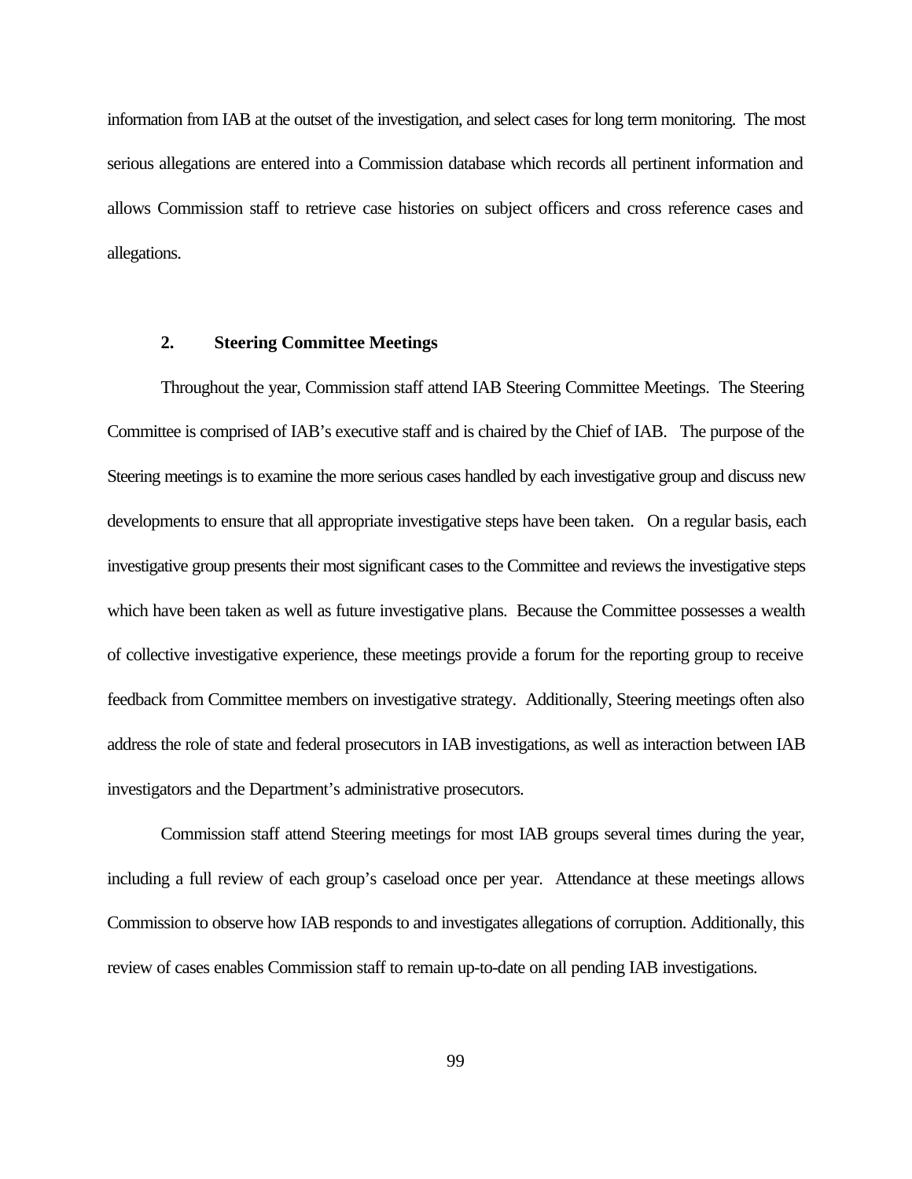information from IAB at the outset of the investigation, and select cases for long term monitoring. The most serious allegations are entered into a Commission database which records all pertinent information and allows Commission staff to retrieve case histories on subject officers and cross reference cases and allegations.

### 2. Steering Committee Meetings

Throughout the year, Commission staff attend IAB Steering Committee Meetings. The Steering Committee is comprised of IAB's executive staff and is chaired by the Chief of IAB. The purpose of the Steering meetings is to examine the more serious cases handled by each investigative group and discuss new developments to ensure that all appropriate investigative steps have been taken. On a regular basis, each investigative group presents their most significant cases to the Committee and reviews the investigative steps which have been taken as well as future investigative plans. Because the Committee possesses a wealth of collective investigative experience, these meetings provide a forum for the reporting group to receive feedback from Committee members on investigative strategy. Additionally, Steering meetings often also address the role of state and federal prosecutors in IAB investigations, as well as interaction between IAB investigators and the Department's administrative prosecutors.

Commission staff attend Steering meetings for most IAB groups several times during the year, including a full review of each group's caseload once per year. Attendance at these meetings allows Commission to observe how IAB responds to and investigates allegations of corruption. Additionally, this review of cases enables Commission staff to remain up-to-date on all pending IAB investigations.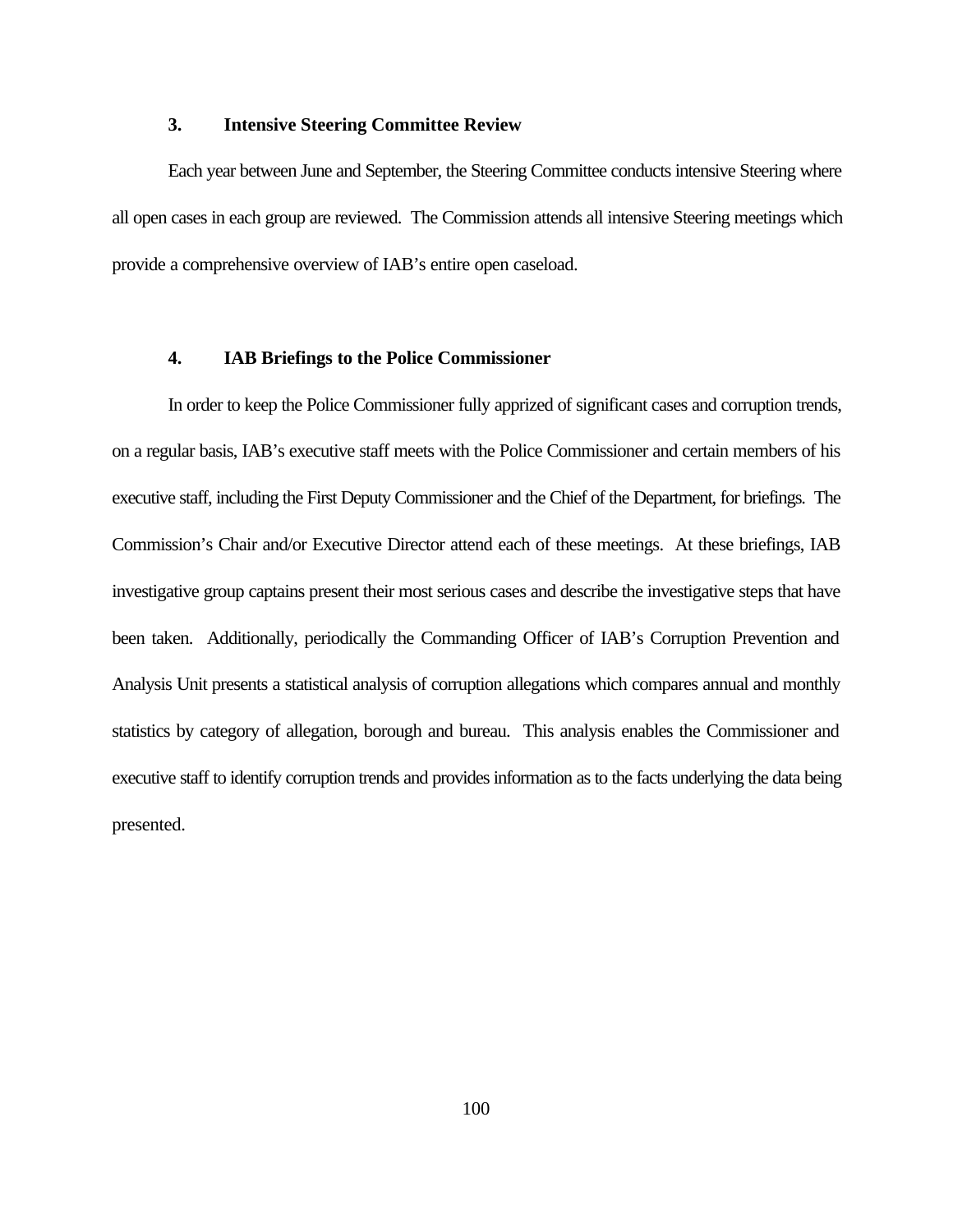### 3. Intensive Steering Committee Review

Each year between June and September, the Steering Committee conducts intensive Steering where all open cases in each group are reviewed. The Commission attends all intensive Steering meetings which provide a comprehensive overview of IAB's entire open caseload.

### 4. IAB Briefings to the Police Commissioner

In order to keep the Police Commissioner fully apprized of significant cases and corruption trends, on a regular basis, IAB's executive staff meets with the Police Commissioner and certain members of his executive staff, including the First Deputy Commissioner and the Chief of the Department, for briefings. The Commission's Chair and/or Executive Director attend each of these meetings. At these briefings, IAB investigative group captains present their most serious cases and describe the investigative steps that have been taken. Additionally, periodically the Commanding Officer of IAB's Corruption Prevention and Analysis Unit presents a statistical analysis of corruption allegations which compares annual and monthly statistics by category of allegation, borough and bureau. This analysis enables the Commissioner and executive staff to identify corruption trends and provides information as to the facts underlying the data being presented.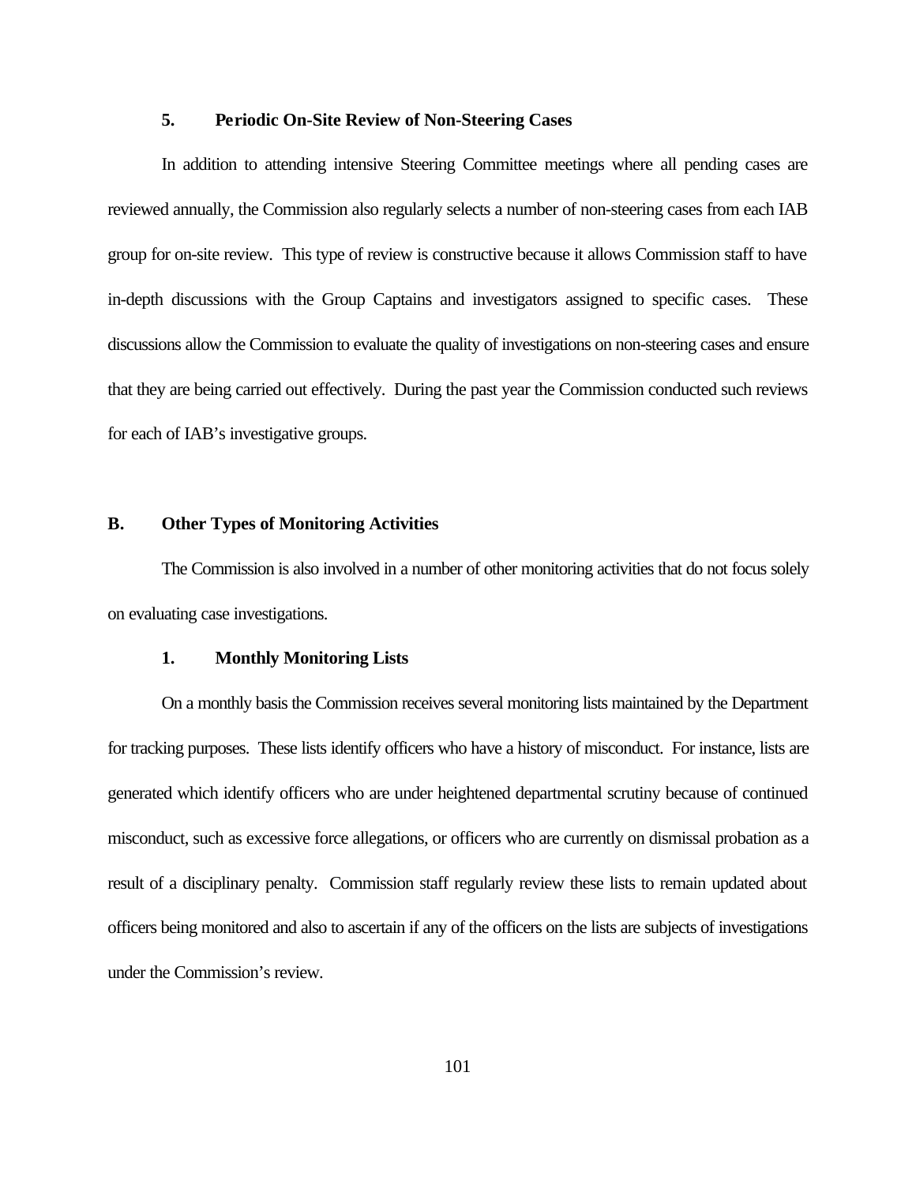### 5. Periodic On-Site Review of Non-Steering Cases

In addition to attending intensive Steering Committee meetings where all pending cases are reviewed annually, the Commission also regularly selects a number of non-steering cases from each IAB group for on-site review. This type of review is constructive because it allows Commission staff to have in-depth discussions with the Group Captains and investigators assigned to specific cases. These discussions allow the Commission to evaluate the quality of investigations on non-steering cases and ensure that they are being carried out effectively. During the past year the Commission conducted such reviews for each of IAB's investigative groups.

## B. Other Types of Monitoring Activities

The Commission is also involved in a number of other monitoring activities that do not focus solely on evaluating case investigations.

### 1. Monthly Monitoring Lists

On a monthly basis the Commission receives several monitoring lists maintained by the Department for tracking purposes. These lists identify officers who have a history of misconduct. For instance, lists are generated which identify officers who are under heightened departmental scrutiny because of continued misconduct, such as excessive force allegations, or officers who are currently on dismissal probation as a result of a disciplinary penalty. Commission staff regularly review these lists to remain updated about officers being monitored and also to ascertain if any of the officers on the lists are subjects of investigations under the Commission's review.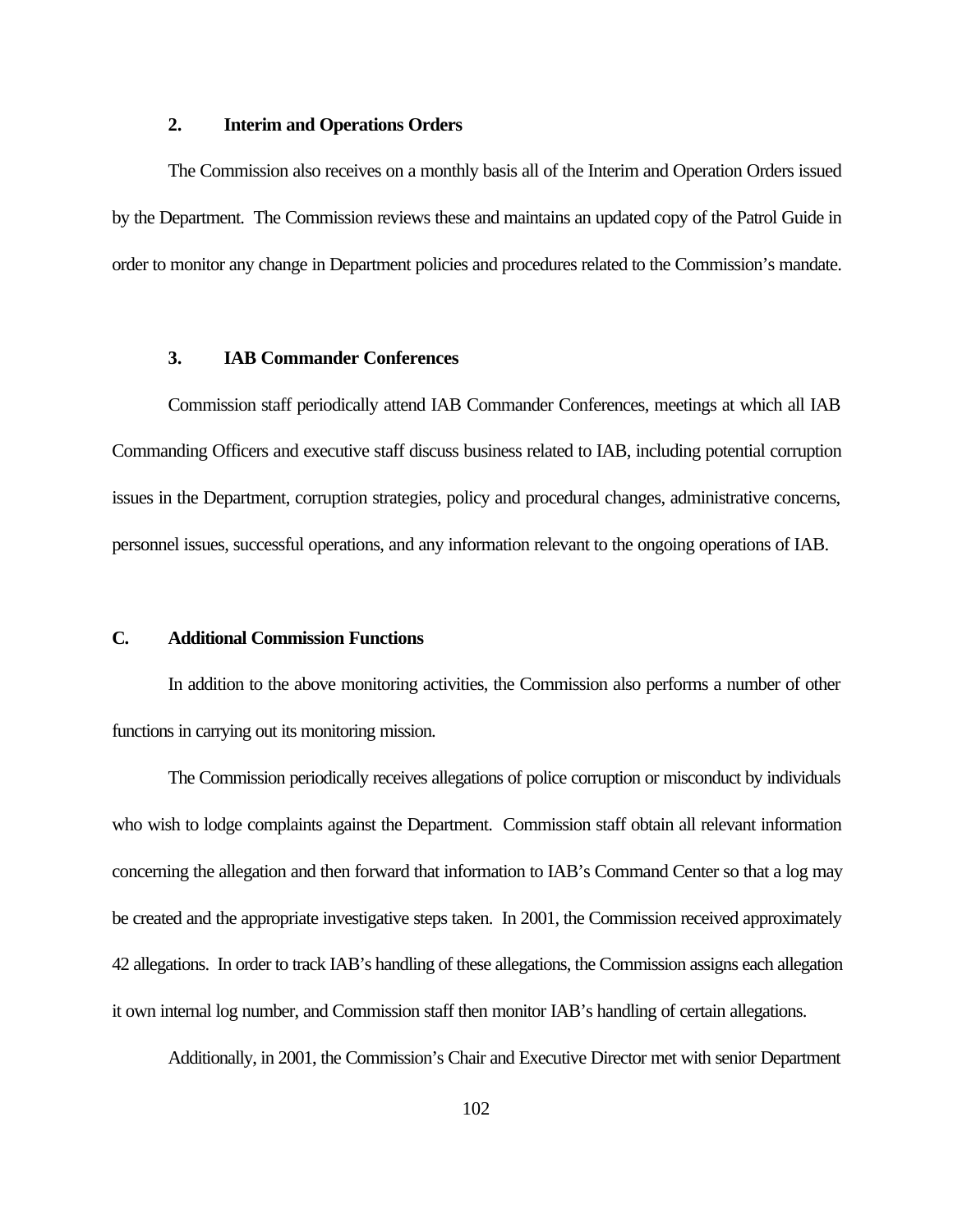### 2. Interim and Operations Orders

The Commission also receives on a monthly basis all of the Interim and Operation Orders issued by the Department. The Commission reviews these and maintains an updated copy of the Patrol Guide in order to monitor any change in Department policies and procedures related to the Commission's mandate.

### 3. IAB Commander Conferences

Commission staff periodically attend IAB Commander Conferences, meetings at which all IAB Commanding Officers and executive staff discuss business related to IAB, including potential corruption issues in the Department, corruption strategies, policy and procedural changes, administrative concerns, personnel issues, successful operations, and any information relevant to the ongoing operations of IAB.

## C. Additional Commission Functions

In addition to the above monitoring activities, the Commission also performs a number of other functions in carrying out its monitoring mission.

The Commission periodically receives allegations of police corruption or misconduct by individuals who wish to lodge complaints against the Department. Commission staff obtain all relevant information concerning the allegation and then forward that information to IAB's Command Center so that a log may be created and the appropriate investigative steps taken. In 2001, the Commission received approximately 42 allegations. In order to track IAB's handling of these allegations, the Commission assigns each allegation it own internal log number, and Commission staff then monitor IAB's handling of certain allegations.

Additionally, in 2001, the Commission's Chair and Executive Director met with senior Department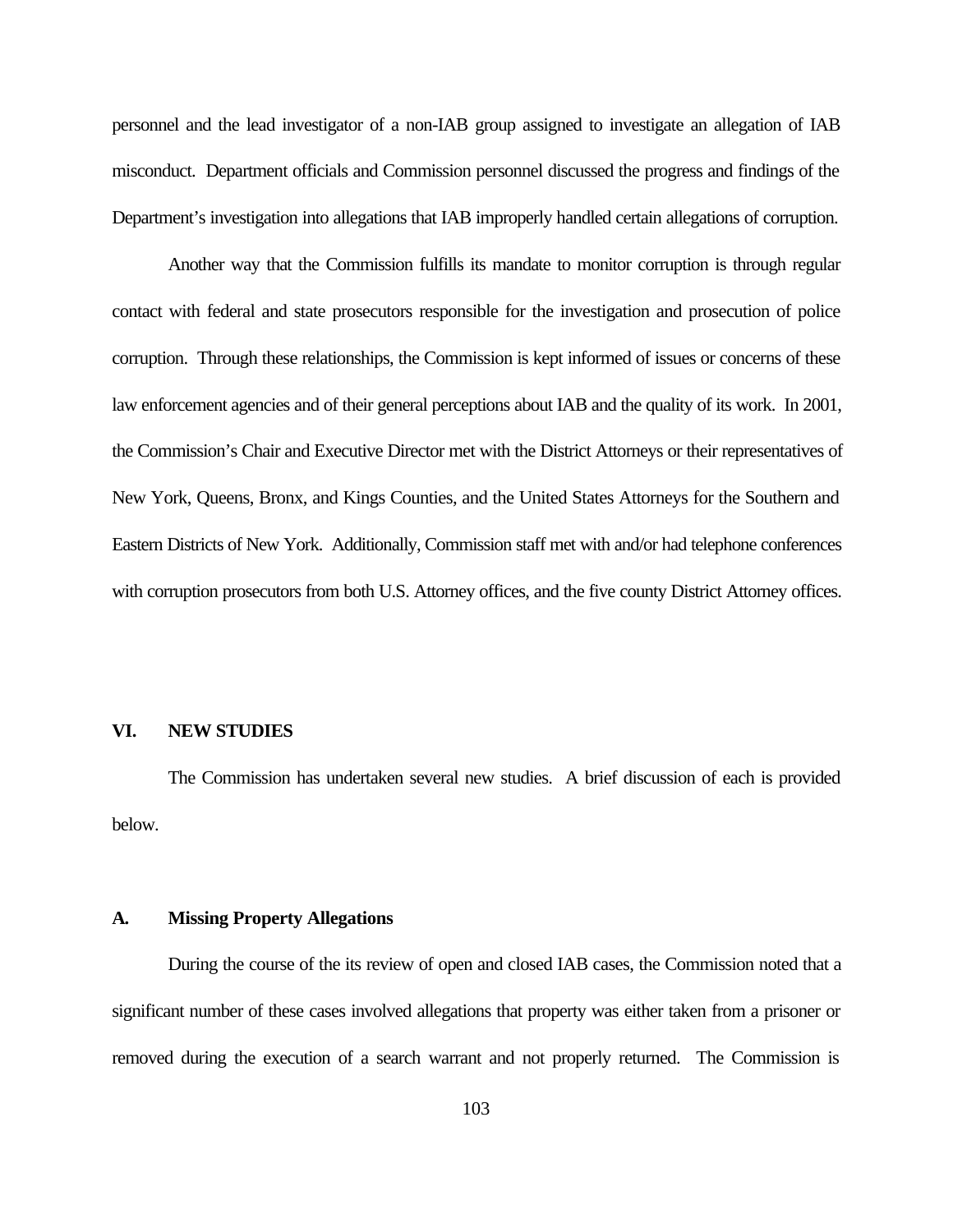personnel and the lead investigator of a non-IAB group assigned to investigate an allegation of IAB misconduct. Department officials and Commission personnel discussed the progress and findings of the Department's investigation into allegations that IAB improperly handled certain allegations of corruption.

Another way that the Commission fulfills its mandate to monitor corruption is through regular contact with federal and state prosecutors responsible for the investigation and prosecution of police corruption. Through these relationships, the Commission is kept informed of issues or concerns of these law enforcement agencies and of their general perceptions about IAB and the quality of its work. In 2001, the Commission's Chair and Executive Director met with the District Attorneys or their representatives of New York, Queens, Bronx, and Kings Counties, and the United States Attorneys for the Southern and Eastern Districts of New York. Additionally, Commission staff met with and/or had telephone conferences with corruption prosecutors from both U.S. Attorney offices, and the five county District Attorney offices.

## VI. NEW STUDIES

The Commission has undertaken several new studies. A brief discussion of each is provided below.

### A. Missing Property Allegations

During the course of the its review of open and closed IAB cases, the Commission noted that a significant number of these cases involved allegations that property was either taken from a prisoner or removed during the execution of a search warrant and not properly returned. The Commission is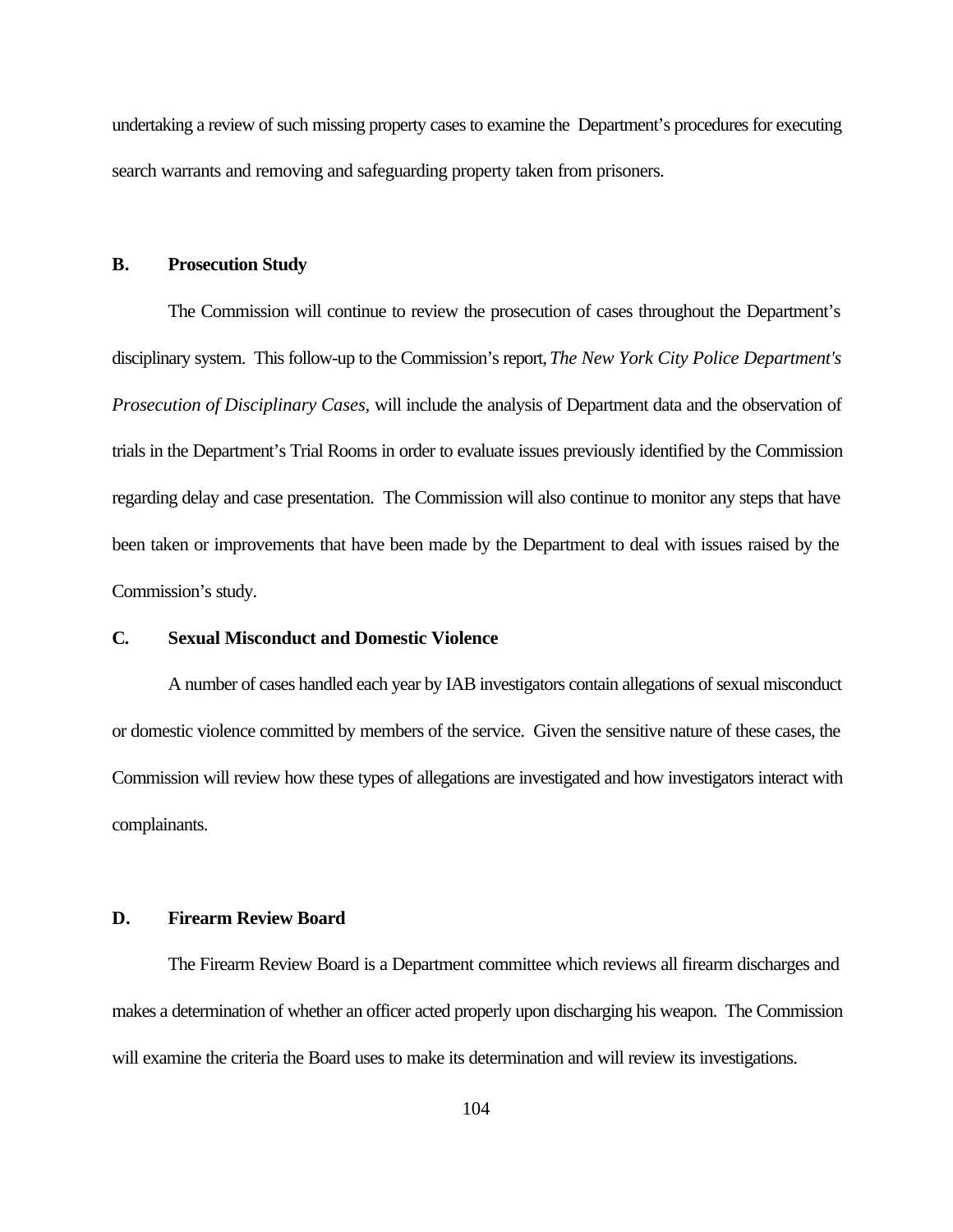undertaking a review of such missing property cases to examine the Department's procedures for executing search warrants and removing and safeguarding property taken from prisoners.

### B. Prosecution Study

The Commission will continue to review the prosecution of cases throughout the Department's disciplinary system. This follow-up to the Commission's report, *The New York City Police Department's Prosecution of Disciplinary Cases,* will include the analysis of Department data and the observation of trials in the Department's Trial Rooms in order to evaluate issues previously identified by the Commission regarding delay and case presentation. The Commission will also continue to monitor any steps that have been taken or improvements that have been made by the Department to deal with issues raised by the Commission's study.

### C. Sexual Misconduct and Domestic Violence

A number of cases handled each year by IAB investigators contain allegations of sexual misconduct or domestic violence committed by members of the service. Given the sensitive nature of these cases, the Commission will review how these types of allegations are investigated and how investigators interact with complainants.

### D. Firearm Review Board

The Firearm Review Board is a Department committee which reviews all firearm discharges and makes a determination of whether an officer acted properly upon discharging his weapon. The Commission will examine the criteria the Board uses to make its determination and will review its investigations.